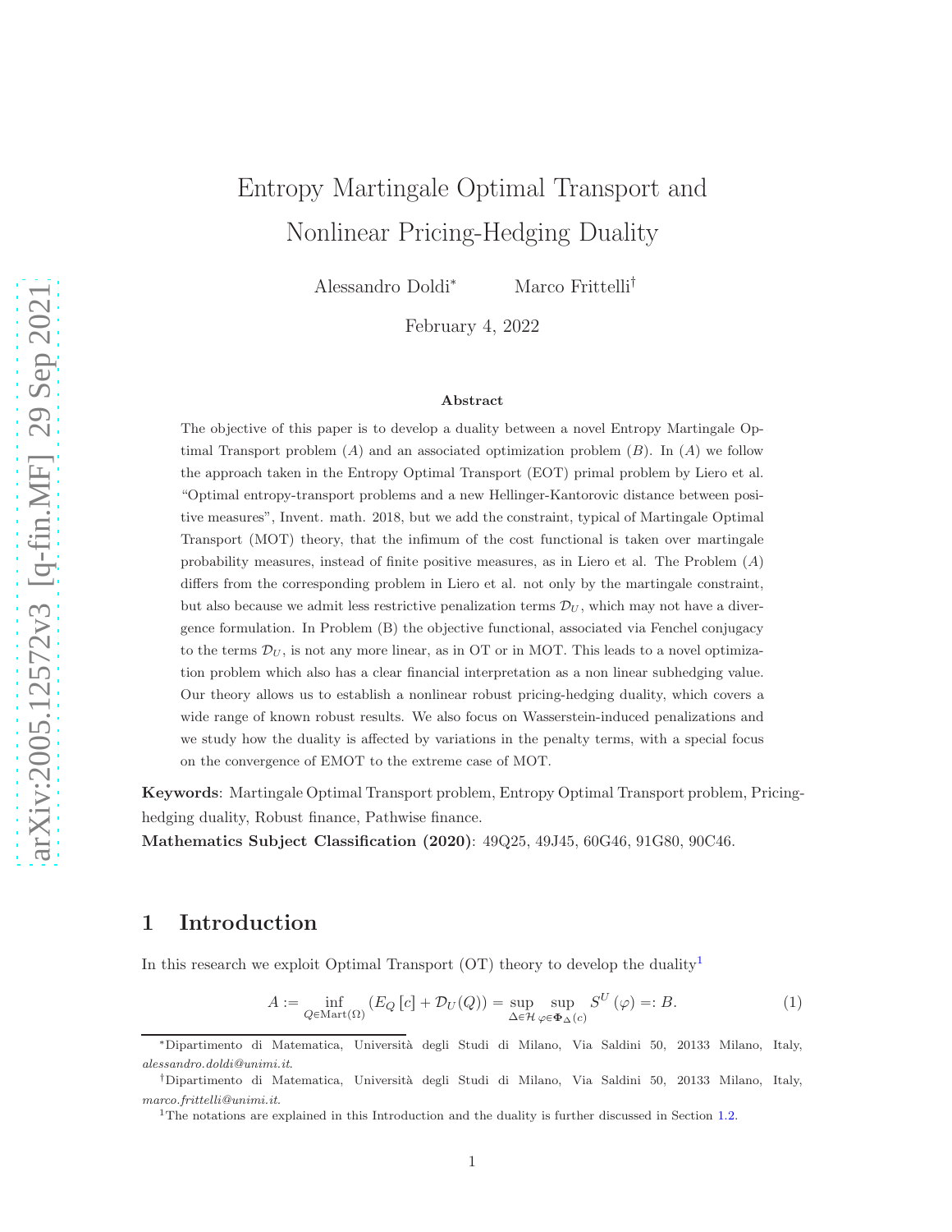# Entropy Martingale Optimal Transport and Nonlinear Pricing-Hedging Duality

Alessandro Doldi[*]   Marco Frittelli[†]

February 4, 2022

**Abstract**

The objective of this paper is to develop a duality between a novel Entropy Martingale Optimal Transport problem $(A)$ and an associated optimization problem $(B)$. In $(A)$ we follow the approach taken in the Entropy Optimal Transport (EOT) primal problem by Liero et al. "Optimal entropy-transport problems and a new Hellinger-Kantorovic distance between positive measures", Invent. math. 2018, but we add the constraint, typical of Martingale Optimal Transport (MOT) theory, that the infimum of the cost functional is taken over martingale probability measures, instead of finite positive measures, as in Liero et al. The Problem $(A)$ differs from the corresponding problem in Liero et al. not only by the martingale constraint, but also because we admit less restrictive penalization terms $\mathcal{D}_U$, which may not have a divergence formulation. In Problem (B) the objective functional, associated via Fenchel conjugacy to the terms $\mathcal{D}_U$, is not any more linear, as in OT or in MOT. This leads to a novel optimization problem which also has a clear financial interpretation as a non linear subhedging value. Our theory allows us to establish a nonlinear robust pricing-hedging duality, which covers a wide range of known robust results. We also focus on Wasserstein-induced penalizations and we study how the duality is affected by variations in the penalty terms, with a special focus on the convergence of EMOT to the extreme case of MOT.

**Keywords**: Martingale Optimal Transport problem, Entropy Optimal Transport problem, Pricing-hedging duality, Robust finance, Pathwise finance.

**Mathematics Subject Classification (2020)**: 49Q25, 49J45, 60G46, 91G80, 90C46.

## 1 Introduction

In this research we exploit Optimal Transport (OT) theory to develop the duality[1]

$$A := \inf_{Q \in \mathrm{Mart}(\Omega)} \left( E_Q[c] + \mathcal{D}_U(Q) \right) = \sup_{\Delta \in \mathcal{H}} \sup_{\varphi \in \Phi_\Delta(c)} S^U(\varphi) =: B. \tag{1}$$

[*] Dipartimento di Matematica, Università degli Studi di Milano, Via Saldini 50, 20133 Milano, Italy, *alessandro.doldi@unimi.it*.

[†] Dipartimento di Matematica, Università degli Studi di Milano, Via Saldini 50, 20133 Milano, Italy, *marco.frittelli@unimi.it*.

[1] The notations are explained in this Introduction and the duality is further discussed in Section 1.2.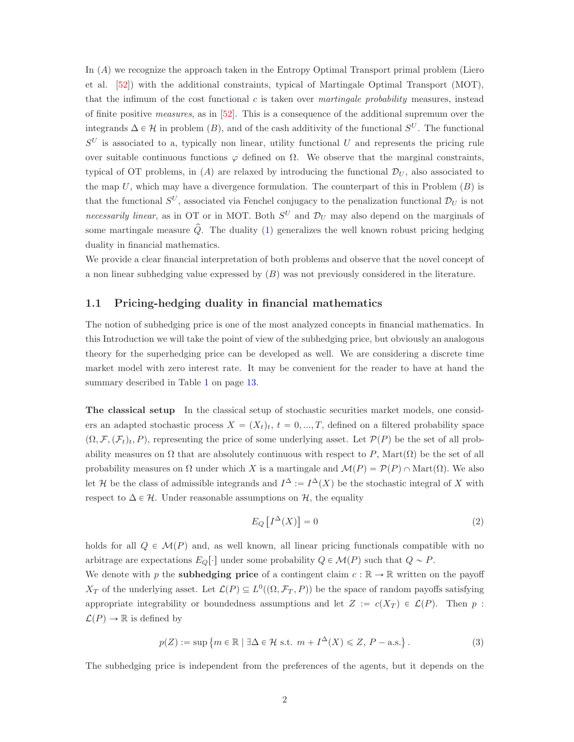In $(A)$ we recognize the approach taken in the Entropy Optimal Transport primal problem (Liero et al. [52]) with the additional constraints, typical of Martingale Optimal Transport (MOT), that the infimum of the cost functional $c$ is taken over *martingale probability* measures, instead of finite positive *measures*, as in [52]. This is a consequence of the additional supremum over the integrands $\Delta \in \mathcal{H}$ in problem $(B)$, and of the cash additivity of the functional $S^U$. The functional $S^U$ is associated to a, typically non linear, utility functional $U$ and represents the pricing rule over suitable continuous functions $\varphi$ defined on $\Omega$. We observe that the marginal constraints, typical of OT problems, in $(A)$ are relaxed by introducing the functional $\mathcal{D}_U$, also associated to the map $U$, which may have a divergence formulation. The counterpart of this in Problem $(B)$ is that the functional $S^U$, associated via Fenchel conjugacy to the penalization functional $\mathcal{D}_U$ is not *necessarily linear*, as in OT or in MOT. Both $S^U$ and $\mathcal{D}_U$ may also depend on the marginals of some martingale measure $\widehat{Q}$. The duality (1) generalizes the well known robust pricing hedging duality in financial mathematics.

We provide a clear financial interpretation of both problems and observe that the novel concept of a non linear subhedging value expressed by $(B)$ was not previously considered in the literature.

## 1.1 Pricing-hedging duality in financial mathematics

The notion of subhedging price is one of the most analyzed concepts in financial mathematics. In this Introduction we will take the point of view of the subhedging price, but obviously an analogous theory for the superhedging price can be developed as well. We are considering a discrete time market model with zero interest rate. It may be convenient for the reader to have at hand the summary described in Table 1 on page 13.

**The classical setup** In the classical setup of stochastic securities market models, one considers an adapted stochastic process $X = (X_t)_t$, $t = 0, ..., T$, defined on a filtered probability space $(\Omega, \mathcal{F}, (\mathcal{F}_t)_t, P)$, representing the price of some underlying asset. Let $\mathcal{P}(P)$ be the set of all probability measures on $\Omega$ that are absolutely continuous with respect to $P$, $\mathrm{Mart}(\Omega)$ be the set of all probability measures on $\Omega$ under which $X$ is a martingale and $\mathcal{M}(P) = \mathcal{P}(P) \cap \mathrm{Mart}(\Omega)$. We also let $\mathcal{H}$ be the class of admissible integrands and $I^\Delta := I^\Delta(X)$ be the stochastic integral of $X$ with respect to $\Delta \in \mathcal{H}$. Under reasonable assumptions on $\mathcal{H}$, the equality

$$E_Q \left[ I^\Delta(X) \right] = 0 \tag{2}$$

holds for all $Q \in \mathcal{M}(P)$ and, as well known, all linear pricing functionals compatible with no arbitrage are expectations $E_Q[\cdot]$ under some probability $Q \in \mathcal{M}(P)$ such that $Q \sim P$.

We denote with $p$ the **subhedging price** of a contingent claim $c : \mathbb{R} \to \mathbb{R}$ written on the payoff $X_T$ of the underlying asset. Let $\mathcal{L}(P) \subseteq L^0((\Omega, \mathcal{F}_T, P))$ be the space of random payoffs satisfying appropriate integrability or boundedness assumptions and let $Z := c(X_T) \in \mathcal{L}(P)$. Then $p : \mathcal{L}(P) \to \mathbb{R}$ is defined by

$$p(Z) := \sup \left\{ m \in \mathbb{R} \mid \exists \Delta \in \mathcal{H} \text{ s.t. } m + I^\Delta(X) \leqslant Z,\ P-\text{a.s.} \right\}. \tag{3}$$

The subhedging price is independent from the preferences of the agents, but it depends on the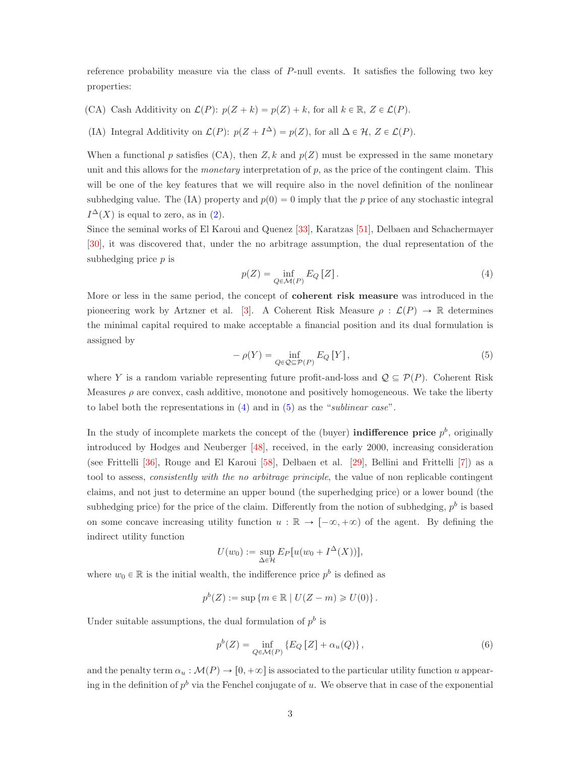reference probability measure via the class of $P$-null events. It satisfies the following two key properties:

(CA) Cash Additivity on $\mathcal{L}(P)$: $p(Z+k) = p(Z) + k$, for all $k \in \mathbb{R}$, $Z \in \mathcal{L}(P)$.

(IA) Integral Additivity on $\mathcal{L}(P)$: $p(Z + I^{\Delta}) = p(Z)$, for all $\Delta \in \mathcal{H}$, $Z \in \mathcal{L}(P)$.

When a functional $p$ satisfies (CA), then $Z, k$ and $p(Z)$ must be expressed in the same monetary unit and this allows for the *monetary* interpretation of $p$, as the price of the contingent claim. This will be one of the key features that we will require also in the novel definition of the nonlinear subhedging value. The (IA) property and $p(0) = 0$ imply that the $p$ price of any stochastic integral $I^{\Delta}(X)$ is equal to zero, as in (2).

Since the seminal works of El Karoui and Quenez [33], Karatzas [51], Delbaen and Schachermayer [30], it was discovered that, under the no arbitrage assumption, the dual representation of the subhedging price $p$ is

$$p(Z) = \inf_{Q \in \mathcal{M}(P)} E_Q[Z]. \tag{4}$$

More or less in the same period, the concept of **coherent risk measure** was introduced in the pioneering work by Artzner et al. [3]. A Coherent Risk Measure $\rho : \mathcal{L}(P) \to \mathbb{R}$ determines the minimal capital required to make acceptable a financial position and its dual formulation is assigned by

$$-\rho(Y) = \inf_{Q \in \mathcal{Q} \subseteq \mathcal{P}(P)} E_Q[Y], \tag{5}$$

where $Y$ is a random variable representing future profit-and-loss and $\mathcal{Q} \subseteq \mathcal{P}(P)$. Coherent Risk Measures $\rho$ are convex, cash additive, monotone and positively homogeneous. We take the liberty to label both the representations in (4) and in (5) as the "*sublinear case*".

In the study of incomplete markets the concept of the (buyer) **indifference price** $p^b$, originally introduced by Hodges and Neuberger [48], received, in the early 2000, increasing consideration (see Frittelli [36], Rouge and El Karoui [58], Delbaen et al. [29], Bellini and Frittelli [7]) as a tool to assess, *consistently with the no arbitrage principle*, the value of non replicable contingent claims, and not just to determine an upper bound (the superhedging price) or a lower bound (the subhedging price) for the price of the claim. Differently from the notion of subhedging, $p^b$ is based on some concave increasing utility function $u : \mathbb{R} \to [-\infty, +\infty)$ of the agent. By defining the indirect utility function

$$U(w_0) := \sup_{\Delta \in \mathcal{H}} E_P[u(w_0 + I^{\Delta}(X))],$$

where $w_0 \in \mathbb{R}$ is the initial wealth, the indifference price $p^b$ is defined as

$$p^b(Z) := \sup \{m \in \mathbb{R} \mid U(Z - m) \geqslant U(0)\}.$$

Under suitable assumptions, the dual formulation of $p^b$ is

$$p^b(Z) = \inf_{Q \in \mathcal{M}(P)} \{E_Q[Z] + \alpha_u(Q)\}, \tag{6}$$

and the penalty term $\alpha_u : \mathcal{M}(P) \to [0, +\infty]$ is associated to the particular utility function $u$ appearing in the definition of $p^b$ via the Fenchel conjugate of $u$. We observe that in case of the exponential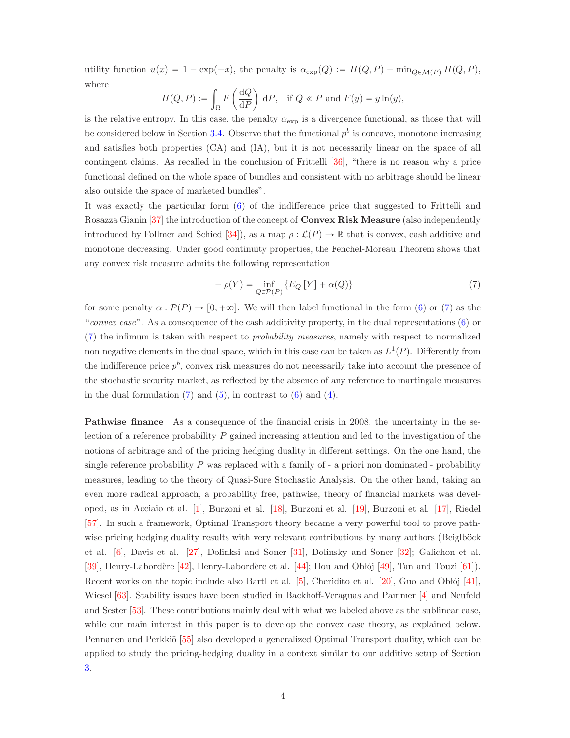utility function $u(x) = 1 - \exp(-x)$, the penalty is $\alpha_{\exp}(Q) := H(Q,P) - \min_{Q \in \mathcal{M}(P)} H(Q,P)$, where

$$H(Q,P) := \int_\Omega F\left(\frac{\mathrm{d}Q}{\mathrm{d}P}\right) \mathrm{d}P, \quad \text{if } Q \ll P \text{ and } F(y) = y\ln(y),$$

is the relative entropy. In this case, the penalty $\alpha_{\exp}$ is a divergence functional, as those that will be considered below in Section 3.4. Observe that the functional $p^b$ is concave, monotone increasing and satisfies both properties (CA) and (IA), but it is not necessarily linear on the space of all contingent claims. As recalled in the conclusion of Frittelli [36], "there is no reason why a price functional defined on the whole space of bundles and consistent with no arbitrage should be linear also outside the space of marketed bundles".

It was exactly the particular form (6) of the indifference price that suggested to Frittelli and Rosazza Gianin [37] the introduction of the concept of **Convex Risk Measure** (also independently introduced by Follmer and Schied [34]), as a map $\rho : \mathcal{L}(P) \to \mathbb{R}$ that is convex, cash additive and monotone decreasing. Under good continuity properties, the Fenchel-Moreau Theorem shows that any convex risk measure admits the following representation

$$-\rho(Y) = \inf_{Q \in \mathcal{P}(P)} \{E_Q[Y] + \alpha(Q)\} \tag{7}$$

for some penalty $\alpha : \mathcal{P}(P) \to [0, +\infty]$. We will then label functional in the form (6) or (7) as the "*convex case*". As a consequence of the cash additivity property, in the dual representations (6) or (7) the infimum is taken with respect to *probability measures*, namely with respect to normalized non negative elements in the dual space, which in this case can be taken as $L^1(P)$. Differently from the indifference price $p^b$, convex risk measures do not necessarily take into account the presence of the stochastic security market, as reflected by the absence of any reference to martingale measures in the dual formulation (7) and (5), in contrast to (6) and (4).

**Pathwise finance** As a consequence of the financial crisis in 2008, the uncertainty in the selection of a reference probability $P$ gained increasing attention and led to the investigation of the notions of arbitrage and of the pricing hedging duality in different settings. On the one hand, the single reference probability $P$ was replaced with a family of - a priori non dominated - probability measures, leading to the theory of Quasi-Sure Stochastic Analysis. On the other hand, taking an even more radical approach, a probability free, pathwise, theory of financial markets was developed, as in Acciaio et al. [1], Burzoni et al. [18], Burzoni et al. [19], Burzoni et al. [17], Riedel [57]. In such a framework, Optimal Transport theory became a very powerful tool to prove pathwise pricing hedging duality results with very relevant contributions by many authors (Beiglböck et al. [6], Davis et al. [27], Dolinksi and Soner [31], Dolinsky and Soner [32]; Galichon et al. [39], Henry-Labordère [42], Henry-Labordère et al. [44]; Hou and Obłój [49], Tan and Touzi [61]). Recent works on the topic include also Bartl et al. [5], Cheridito et al. [20], Guo and Obłój [41], Wiesel [63]. Stability issues have been studied in Backhoff-Veraguas and Pammer [4] and Neufeld and Sester [53]. These contributions mainly deal with what we labeled above as the sublinear case, while our main interest in this paper is to develop the convex case theory, as explained below. Pennanen and Perkkiö [55] also developed a generalized Optimal Transport duality, which can be applied to study the pricing-hedging duality in a context similar to our additive setup of Section 3.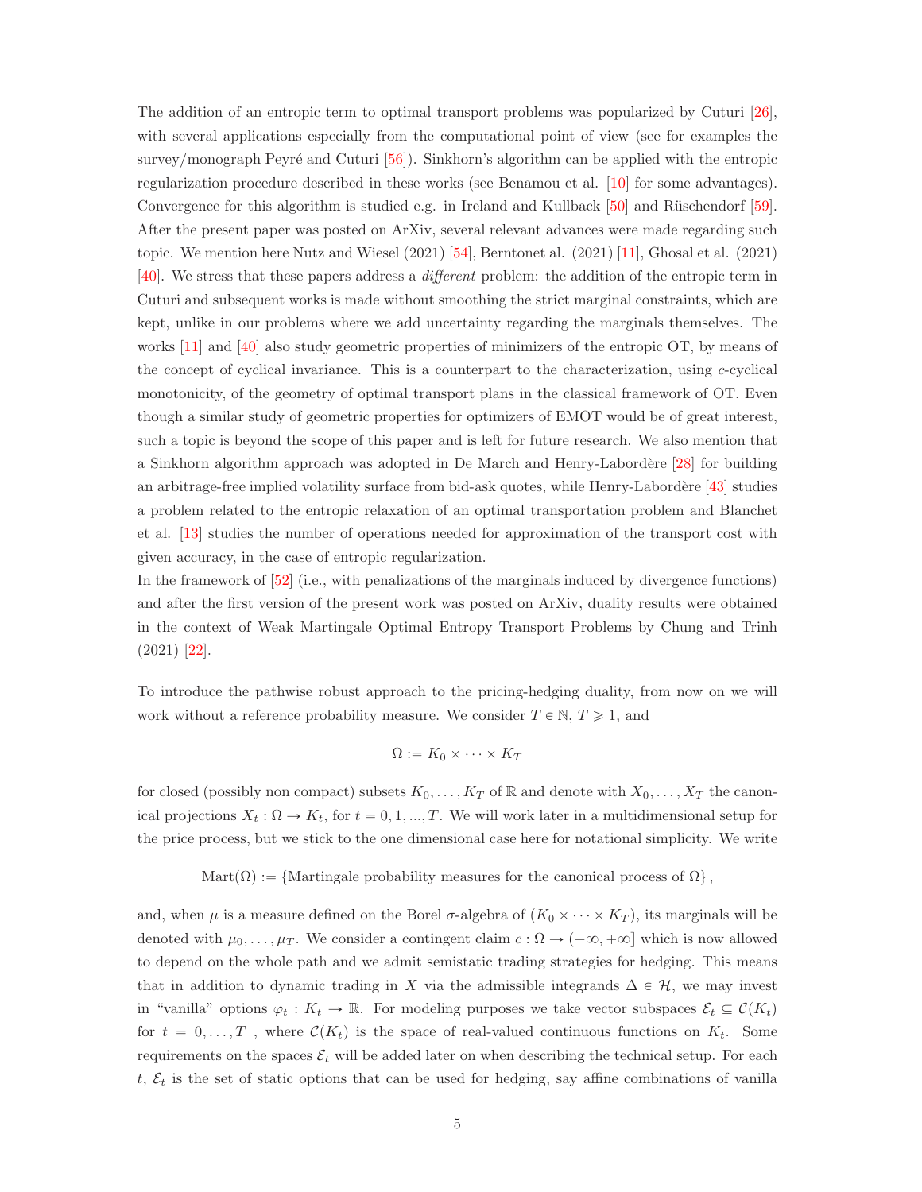The addition of an entropic term to optimal transport problems was popularized by Cuturi [26], with several applications especially from the computational point of view (see for examples the survey/monograph Peyré and Cuturi [56]). Sinkhorn's algorithm can be applied with the entropic regularization procedure described in these works (see Benamou et al. [10] for some advantages). Convergence for this algorithm is studied e.g. in Ireland and Kullback [50] and Rüschendorf [59]. After the present paper was posted on ArXiv, several relevant advances were made regarding such topic. We mention here Nutz and Wiesel (2021) [54], Berntonet al. (2021) [11], Ghosal et al. (2021) [40]. We stress that these papers address a *different* problem: the addition of the entropic term in Cuturi and subsequent works is made without smoothing the strict marginal constraints, which are kept, unlike in our problems where we add uncertainty regarding the marginals themselves. The works [11] and [40] also study geometric properties of minimizers of the entropic OT, by means of the concept of cyclical invariance. This is a counterpart to the characterization, using $c$-cyclical monotonicity, of the geometry of optimal transport plans in the classical framework of OT. Even though a similar study of geometric properties for optimizers of EMOT would be of great interest, such a topic is beyond the scope of this paper and is left for future research. We also mention that a Sinkhorn algorithm approach was adopted in De March and Henry-Labordère [28] for building an arbitrage-free implied volatility surface from bid-ask quotes, while Henry-Labordère [43] studies a problem related to the entropic relaxation of an optimal transportation problem and Blanchet et al. [13] studies the number of operations needed for approximation of the transport cost with given accuracy, in the case of entropic regularization.
In the framework of [52] (i.e., with penalizations of the marginals induced by divergence functions) and after the first version of the present work was posted on ArXiv, duality results were obtained in the context of Weak Martingale Optimal Entropy Transport Problems by Chung and Trinh (2021) [22].

To introduce the pathwise robust approach to the pricing-hedging duality, from now on we will work without a reference probability measure. We consider $T \in \mathbb{N}$, $T \geqslant 1$, and

$$\Omega := K_0 \times \cdots \times K_T$$

for closed (possibly non compact) subsets $K_0, \ldots, K_T$ of $\mathbb{R}$ and denote with $X_0, \ldots, X_T$ the canonical projections $X_t : \Omega \to K_t$, for $t = 0, 1, ..., T$. We will work later in a multidimensional setup for the price process, but we stick to the one dimensional case here for notational simplicity. We write

$$\mathrm{Mart}(\Omega) := \{\text{Martingale probability measures for the canonical process of } \Omega\},$$

and, when $\mu$ is a measure defined on the Borel $\sigma$-algebra of $(K_0 \times \cdots \times K_T)$, its marginals will be denoted with $\mu_0, \ldots, \mu_T$. We consider a contingent claim $c : \Omega \to (-\infty, +\infty]$ which is now allowed to depend on the whole path and we admit semistatic trading strategies for hedging. This means that in addition to dynamic trading in $X$ via the admissible integrands $\Delta \in \mathcal{H}$, we may invest in "vanilla" options $\varphi_t : K_t \to \mathbb{R}$. For modeling purposes we take vector subspaces $\mathcal{E}_t \subseteq \mathcal{C}(K_t)$ for $t = 0, \ldots, T$ , where $\mathcal{C}(K_t)$ is the space of real-valued continuous functions on $K_t$. Some requirements on the spaces $\mathcal{E}_t$ will be added later on when describing the technical setup. For each $t$, $\mathcal{E}_t$ is the set of static options that can be used for hedging, say affine combinations of vanilla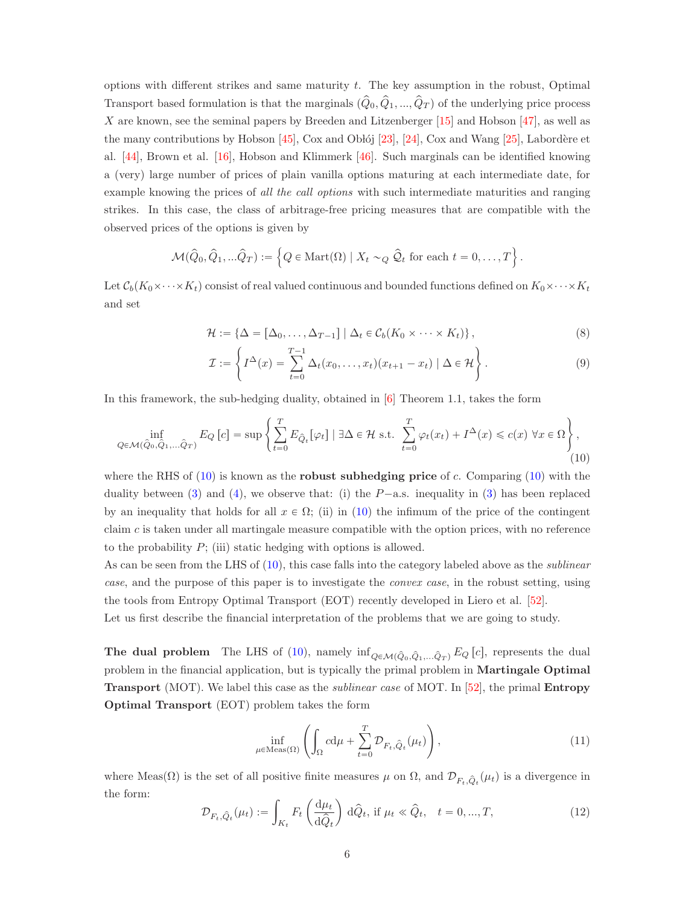options with different strikes and same maturity $t$. The key assumption in the robust, Optimal Transport based formulation is that the marginals $(\widehat{Q}_0, \widehat{Q}_1, ..., \widehat{Q}_T)$ of the underlying price process $X$ are known, see the seminal papers by Breeden and Litzenberger [15] and Hobson [47], as well as the many contributions by Hobson [45], Cox and Obłój [23], [24], Cox and Wang [25], Labordère et al. [44], Brown et al. [16], Hobson and Klimmerk [46]. Such marginals can be identified knowing a (very) large number of prices of plain vanilla options maturing at each intermediate date, for example knowing the prices of *all the call options* with such intermediate maturities and ranging strikes. In this case, the class of arbitrage-free pricing measures that are compatible with the observed prices of the options is given by

$$\mathcal{M}(\widehat{Q}_0, \widehat{Q}_1, ...\widehat{Q}_T) := \left\{ Q \in \mathrm{Mart}(\Omega) \mid X_t \sim_Q \widehat{\mathcal{Q}}_t \text{ for each } t = 0, \ldots, T \right\}.$$

Let $\mathcal{C}_b(K_0 \times \cdots \times K_t)$ consist of real valued continuous and bounded functions defined on $K_0 \times \cdots \times K_t$ and set

$$\mathcal{H} := \{\Delta = [\Delta_0, \ldots, \Delta_{T-1}] \mid \Delta_t \in \mathcal{C}_b(K_0 \times \cdots \times K_t)\}, \tag{8}$$

$$\mathcal{I} := \left\{ I^\Delta(x) = \sum_{t=0}^{T-1} \Delta_t(x_0, \ldots, x_t)(x_{t+1} - x_t) \mid \Delta \in \mathcal{H} \right\}. \tag{9}$$

In this framework, the sub-hedging duality, obtained in [6] Theorem 1.1, takes the form

$$\inf_{Q \in \mathcal{M}(\widehat{Q}_0, \widehat{Q}_1, ...\widehat{Q}_T)} E_Q[c] = \sup \left\{ \sum_{t=0}^{T} E_{\widehat{Q}_t}[\varphi_t] \mid \exists \Delta \in \mathcal{H} \text{ s.t. } \sum_{t=0}^{T} \varphi_t(x_t) + I^\Delta(x) \leqslant c(x) \ \forall x \in \Omega \right\}, \tag{10}$$

where the RHS of (10) is known as the **robust subhedging price** of $c$. Comparing (10) with the duality between (3) and (4), we observe that: (i) the $P-$a.s. inequality in (3) has been replaced by an inequality that holds for all $x \in \Omega$; (ii) in (10) the infimum of the price of the contingent claim $c$ is taken under all martingale measure compatible with the option prices, with no reference to the probability $P$; (iii) static hedging with options is allowed.

As can be seen from the LHS of (10), this case falls into the category labeled above as the *sublinear case*, and the purpose of this paper is to investigate the *convex case*, in the robust setting, using the tools from Entropy Optimal Transport (EOT) recently developed in Liero et al. [52].

Let us first describe the financial interpretation of the problems that we are going to study.

**The dual problem** The LHS of (10), namely $\inf_{Q \in \mathcal{M}(\widehat{Q}_0, \widehat{Q}_1, ...\widehat{Q}_T)} E_Q[c]$, represents the dual problem in the financial application, but is typically the primal problem in **Martingale Optimal Transport** (MOT). We label this case as the *sublinear case* of MOT. In [52], the primal **Entropy Optimal Transport** (EOT) problem takes the form

$$\inf_{\mu \in \mathrm{Meas}(\Omega)} \left( \int_\Omega c \mathrm{d}\mu + \sum_{t=0}^{T} \mathcal{D}_{F_t, \widehat{Q}_t}(\mu_t) \right), \tag{11}$$

where $\mathrm{Meas}(\Omega)$ is the set of all positive finite measures $\mu$ on $\Omega$, and $\mathcal{D}_{F_t, \widehat{Q}_t}(\mu_t)$ is a divergence in the form:

$$\mathcal{D}_{F_t, \widehat{Q}_t}(\mu_t) := \int_{K_t} F_t \left( \frac{\mathrm{d}\mu_t}{\mathrm{d}\widehat{Q}_t} \right) \mathrm{d}\widehat{Q}_t, \text{ if } \mu_t \ll \widehat{Q}_t, \quad t = 0, ..., T, \tag{12}$$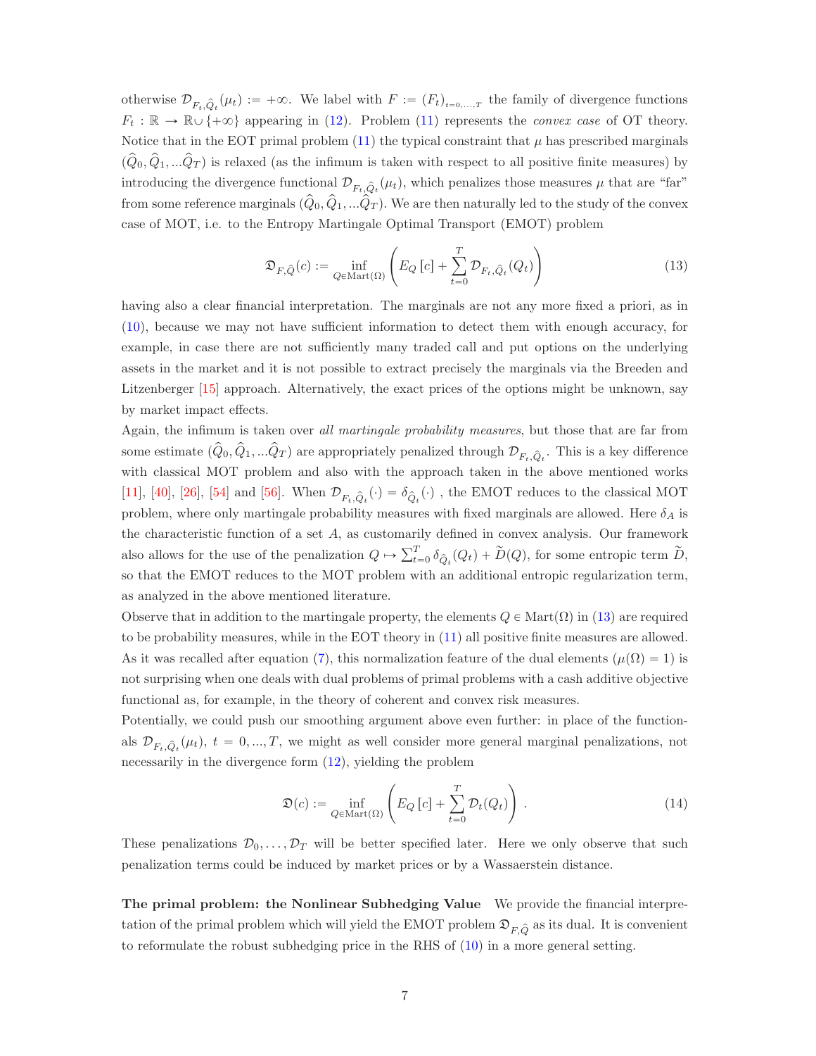otherwise $\mathcal{D}_{F_t,\widehat{Q}_t}(\mu_t) := +\infty$. We label with $F := (F_t)_{t=0,\dots,T}$ the family of divergence functions $F_t : \mathbb{R} \to \mathbb{R} \cup \{+\infty\}$ appearing in (12). Problem (11) represents the *convex case* of OT theory. Notice that in the EOT primal problem (11) the typical constraint that $\mu$ has prescribed marginals $(\widehat{Q}_0, \widehat{Q}_1, ...\widehat{Q}_T)$ is relaxed (as the infimum is taken with respect to all positive finite measures) by introducing the divergence functional $\mathcal{D}_{F_t,\widehat{Q}_t}(\mu_t)$, which penalizes those measures $\mu$ that are "far" from some reference marginals $(\widehat{Q}_0, \widehat{Q}_1, ...\widehat{Q}_T)$. We are then naturally led to the study of the convex case of MOT, i.e. to the Entropy Martingale Optimal Transport (EMOT) problem

$$\mathfrak{D}_{F,\widehat{Q}}(c) := \inf_{Q \in \mathrm{Mart}(\Omega)} \left( E_Q[c] + \sum_{t=0}^{T} \mathcal{D}_{F_t,\widehat{Q}_t}(Q_t) \right) \tag{13}$$

having also a clear financial interpretation. The marginals are not any more fixed a priori, as in (10), because we may not have sufficient information to detect them with enough accuracy, for example, in case there are not sufficiently many traded call and put options on the underlying assets in the market and it is not possible to extract precisely the marginals via the Breeden and Litzenberger [15] approach. Alternatively, the exact prices of the options might be unknown, say by market impact effects.

Again, the infimum is taken over *all martingale probability measures*, but those that are far from some estimate $(\widehat{Q}_0, \widehat{Q}_1, ...\widehat{Q}_T)$ are appropriately penalized through $\mathcal{D}_{F_t,\widehat{Q}_t}$. This is a key difference with classical MOT problem and also with the approach taken in the above mentioned works [11], [40], [26], [54] and [56]. When $\mathcal{D}_{F_t,\widehat{Q}_t}(\cdot) = \delta_{\widehat{Q}_t}(\cdot)$ , the EMOT reduces to the classical MOT problem, where only martingale probability measures with fixed marginals are allowed. Here $\delta_A$ is the characteristic function of a set $A$, as customarily defined in convex analysis. Our framework also allows for the use of the penalization $Q \mapsto \sum_{t=0}^{T} \delta_{\widehat{Q}_t}(Q_t) + \widetilde{D}(Q)$, for some entropic term $\widetilde{D}$, so that the EMOT reduces to the MOT problem with an additional entropic regularization term, as analyzed in the above mentioned literature.

Observe that in addition to the martingale property, the elements $Q \in \mathrm{Mart}(\Omega)$ in (13) are required to be probability measures, while in the EOT theory in (11) all positive finite measures are allowed. As it was recalled after equation (7), this normalization feature of the dual elements ($\mu(\Omega) = 1$) is not surprising when one deals with dual problems of primal problems with a cash additive objective functional as, for example, in the theory of coherent and convex risk measures.

Potentially, we could push our smoothing argument above even further: in place of the functionals $\mathcal{D}_{F_t,\widehat{Q}_t}(\mu_t)$, $t = 0, ..., T$, we might as well consider more general marginal penalizations, not necessarily in the divergence form (12), yielding the problem

$$\mathfrak{D}(c) := \inf_{Q \in \mathrm{Mart}(\Omega)} \left( E_Q[c] + \sum_{t=0}^{T} \mathcal{D}_t(Q_t) \right) . \tag{14}$$

These penalizations $\mathcal{D}_0, \dots, \mathcal{D}_T$ will be better specified later. Here we only observe that such penalization terms could be induced by market prices or by a Wassaerstein distance.

**The primal problem: the Nonlinear Subhedging Value** We provide the financial interpretation of the primal problem which will yield the EMOT problem $\mathfrak{D}_{F,\widehat{Q}}$ as its dual. It is convenient to reformulate the robust subhedging price in the RHS of (10) in a more general setting.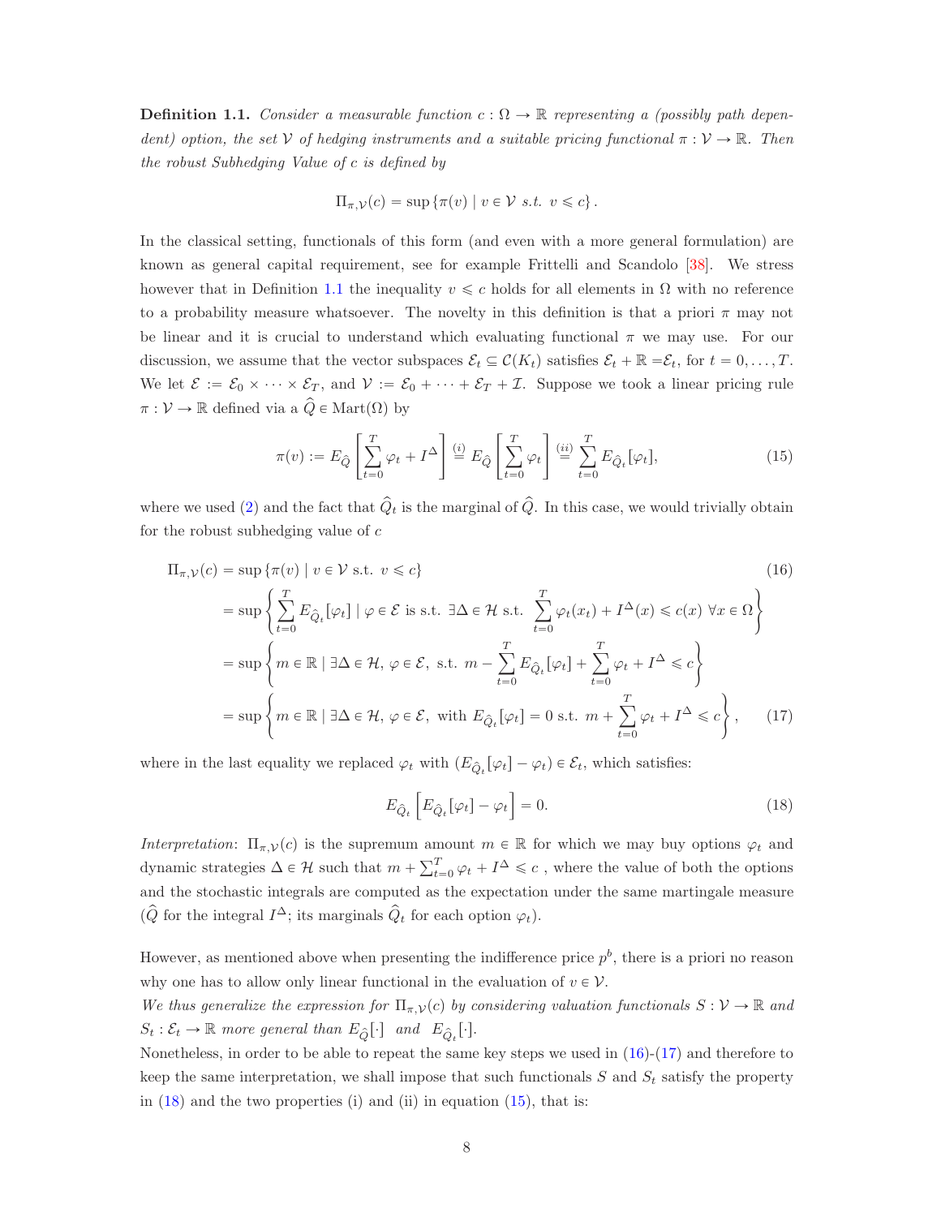**Definition 1.1.** *Consider a measurable function $c : \Omega \to \mathbb{R}$ representing a (possibly path dependent) option, the set $\mathcal{V}$ of hedging instruments and a suitable pricing functional $\pi : \mathcal{V} \to \mathbb{R}$. Then the robust Subhedging Value of $c$ is defined by*

$$\Pi_{\pi,\mathcal{V}}(c) = \sup \{\pi(v) \mid v \in \mathcal{V} \text{ s.t. } v \leqslant c\}.$$

In the classical setting, functionals of this form (and even with a more general formulation) are known as general capital requirement, see for example Frittelli and Scandolo [38]. We stress however that in Definition 1.1 the inequality $v \leqslant c$ holds for all elements in $\Omega$ with no reference to a probability measure whatsoever. The novelty in this definition is that a priori $\pi$ may not be linear and it is crucial to understand which evaluating functional $\pi$ we may use. For our discussion, we assume that the vector subspaces $\mathcal{E}_t \subseteq \mathcal{C}(K_t)$ satisfies $\mathcal{E}_t + \mathbb{R} = \mathcal{E}_t$, for $t = 0, \ldots, T$. We let $\mathcal{E} := \mathcal{E}_0 \times \cdots \times \mathcal{E}_T$, and $\mathcal{V} := \mathcal{E}_0 + \cdots + \mathcal{E}_T + \mathcal{I}$. Suppose we took a linear pricing rule $\pi : \mathcal{V} \to \mathbb{R}$ defined via a $\widehat{Q} \in \mathrm{Mart}(\Omega)$ by

$$\pi(v) := E_{\widehat{Q}}\left[\sum_{t=0}^{T} \varphi_t + I^{\Delta}\right] \overset{(i)}{=} E_{\widehat{Q}}\left[\sum_{t=0}^{T} \varphi_t\right] \overset{(ii)}{=} \sum_{t=0}^{T} E_{\widehat{Q}_t}[\varphi_t], \tag{15}$$

where we used (2) and the fact that $\widehat{Q}_t$ is the marginal of $\widehat{Q}$. In this case, we would trivially obtain for the robust subhedging value of $c$

$$\begin{aligned}
\Pi_{\pi,\mathcal{V}}(c) &= \sup \{\pi(v) \mid v \in \mathcal{V} \text{ s.t. } v \leqslant c\} \qquad (16)\\
&= \sup \left\{ \sum_{t=0}^{T} E_{\widehat{Q}_t}[\varphi_t] \mid \varphi \in \mathcal{E} \text{ is s.t. } \exists \Delta \in \mathcal{H} \text{ s.t. } \sum_{t=0}^{T} \varphi_t(x_t) + I^{\Delta}(x) \leqslant c(x)\ \forall x \in \Omega \right\}\\
&= \sup \left\{ m \in \mathbb{R} \mid \exists \Delta \in \mathcal{H},\, \varphi \in \mathcal{E},\ \text{s.t. } m - \sum_{t=0}^{T} E_{\widehat{Q}_t}[\varphi_t] + \sum_{t=0}^{T} \varphi_t + I^{\Delta} \leqslant c \right\}\\
&= \sup \left\{ m \in \mathbb{R} \mid \exists \Delta \in \mathcal{H},\, \varphi \in \mathcal{E},\ \text{with } E_{\widehat{Q}_t}[\varphi_t] = 0 \text{ s.t. } m + \sum_{t=0}^{T} \varphi_t + I^{\Delta} \leqslant c \right\}, \qquad (17)
\end{aligned}$$

where in the last equality we replaced $\varphi_t$ with $(E_{\widehat{Q}_t}[\varphi_t] - \varphi_t) \in \mathcal{E}_t$, which satisfies:

$$E_{\widehat{Q}_t}\left[E_{\widehat{Q}_t}[\varphi_t] - \varphi_t\right] = 0. \tag{18}$$

*Interpretation*: $\Pi_{\pi,\mathcal{V}}(c)$ is the supremum amount $m \in \mathbb{R}$ for which we may buy options $\varphi_t$ and dynamic strategies $\Delta \in \mathcal{H}$ such that $m + \sum_{t=0}^{T} \varphi_t + I^{\Delta} \leqslant c$ , where the value of both the options and the stochastic integrals are computed as the expectation under the same martingale measure ($\widehat{Q}$ for the integral $I^{\Delta}$; its marginals $\widehat{Q}_t$ for each option $\varphi_t$).

However, as mentioned above when presenting the indifference price $p^b$, there is a priori no reason why one has to allow only linear functional in the evaluation of $v \in \mathcal{V}$.
*We thus generalize the expression for $\Pi_{\pi,\mathcal{V}}(c)$ by considering valuation functionals $S : \mathcal{V} \to \mathbb{R}$ and $S_t : \mathcal{E}_t \to \mathbb{R}$ more general than $E_{\widehat{Q}}[\cdot]$ and $E_{\widehat{Q}_t}[\cdot]$.*
Nonetheless, in order to be able to repeat the same key steps we used in (16)-(17) and therefore to keep the same interpretation, we shall impose that such functionals $S$ and $S_t$ satisfy the property in (18) and the two properties (i) and (ii) in equation (15), that is: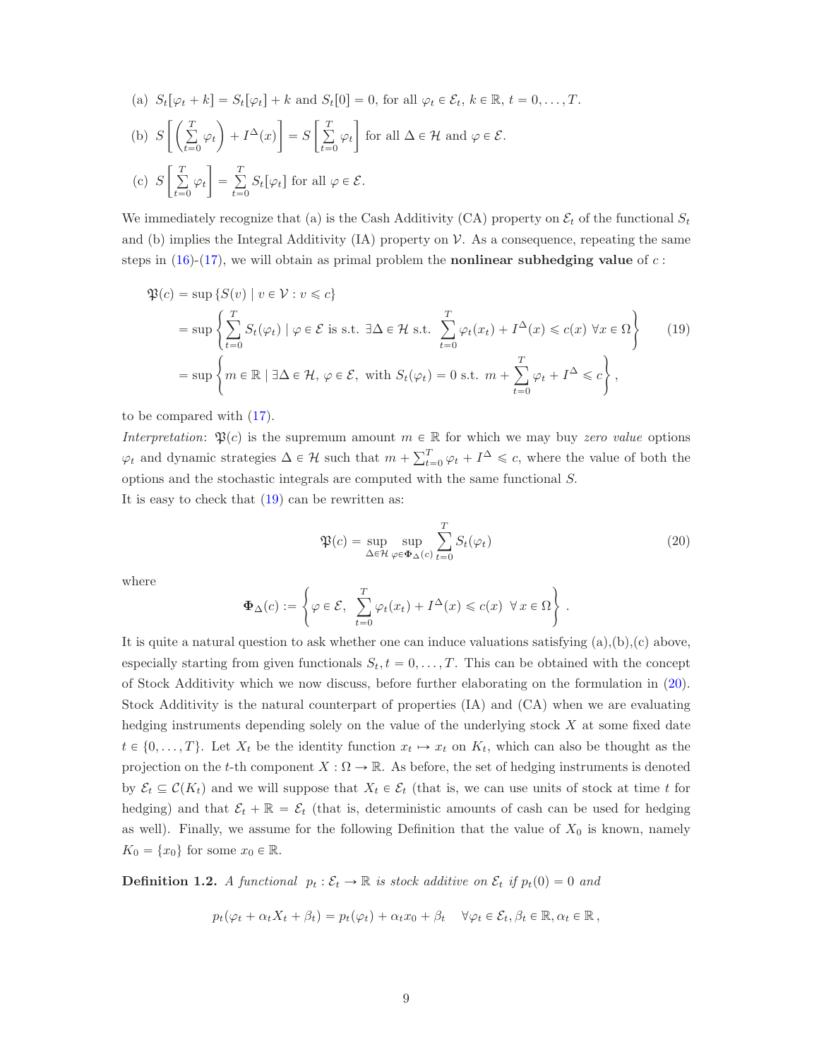(a) $S_t[\varphi_t + k] = S_t[\varphi_t] + k$ and $S_t[0] = 0$, for all $\varphi_t \in \mathcal{E}_t$, $k \in \mathbb{R}$, $t = 0, \ldots, T$.

(b) $S\left[\left(\sum_{t=0}^{T} \varphi_t\right) + I^{\Delta}(x)\right] = S\left[\sum_{t=0}^{T} \varphi_t\right]$ for all $\Delta \in \mathcal{H}$ and $\varphi \in \mathcal{E}$.

(c) $S\left[\sum_{t=0}^{T} \varphi_t\right] = \sum_{t=0}^{T} S_t[\varphi_t]$ for all $\varphi \in \mathcal{E}$.

We immediately recognize that (a) is the Cash Additivity (CA) property on $\mathcal{E}_t$ of the functional $S_t$ and (b) implies the Integral Additivity (IA) property on $\mathcal{V}$. As a consequence, repeating the same steps in (16)-(17), we will obtain as primal problem the **nonlinear subhedging value** of $c$ :

$$
\begin{aligned}
\mathfrak{P}(c) &= \sup \{S(v) \mid v \in \mathcal{V} : v \leqslant c\} \\
&= \sup \left\{ \sum_{t=0}^{T} S_t(\varphi_t) \mid \varphi \in \mathcal{E} \text{ is s.t. } \exists \Delta \in \mathcal{H} \text{ s.t. } \sum_{t=0}^{T} \varphi_t(x_t) + I^{\Delta}(x) \leqslant c(x) \ \forall x \in \Omega \right\} \qquad (19) \\
&= \sup \left\{ m \in \mathbb{R} \mid \exists \Delta \in \mathcal{H}, \, \varphi \in \mathcal{E}, \text{ with } S_t(\varphi_t) = 0 \text{ s.t. } m + \sum_{t=0}^{T} \varphi_t + I^{\Delta} \leqslant c \right\},
\end{aligned}
$$

to be compared with (17).

*Interpretation*: $\mathfrak{P}(c)$ is the supremum amount $m \in \mathbb{R}$ for which we may buy *zero value* options $\varphi_t$ and dynamic strategies $\Delta \in \mathcal{H}$ such that $m + \sum_{t=0}^{T} \varphi_t + I^{\Delta} \leqslant c$, where the value of both the options and the stochastic integrals are computed with the same functional $S$.

It is easy to check that (19) can be rewritten as:

$$
\mathfrak{P}(c) = \sup_{\Delta \in \mathcal{H}} \sup_{\varphi \in \mathbf{\Phi}_{\Delta}(c)} \sum_{t=0}^{T} S_t(\varphi_t) \qquad (20)
$$

where

$$
\mathbf{\Phi}_{\Delta}(c) := \left\{ \varphi \in \mathcal{E}, \ \sum_{t=0}^{T} \varphi_t(x_t) + I^{\Delta}(x) \leqslant c(x) \ \ \forall \, x \in \Omega \right\}.
$$

It is quite a natural question to ask whether one can induce valuations satisfying (a),(b),(c) above, especially starting from given functionals $S_t, t = 0, \ldots, T$. This can be obtained with the concept of Stock Additivity which we now discuss, before further elaborating on the formulation in (20). Stock Additivity is the natural counterpart of properties (IA) and (CA) when we are evaluating hedging instruments depending solely on the value of the underlying stock $X$ at some fixed date $t \in \{0, \ldots, T\}$. Let $X_t$ be the identity function $x_t \mapsto x_t$ on $K_t$, which can also be thought as the projection on the $t$-th component $X : \Omega \to \mathbb{R}$. As before, the set of hedging instruments is denoted by $\mathcal{E}_t \subseteq \mathcal{C}(K_t)$ and we will suppose that $X_t \in \mathcal{E}_t$ (that is, we can use units of stock at time $t$ for hedging) and that $\mathcal{E}_t + \mathbb{R} = \mathcal{E}_t$ (that is, deterministic amounts of cash can be used for hedging as well). Finally, we assume for the following Definition that the value of $X_0$ is known, namely $K_0 = \{x_0\}$ for some $x_0 \in \mathbb{R}$.

**Definition 1.2.** *A functional* $p_t : \mathcal{E}_t \to \mathbb{R}$ *is stock additive on* $\mathcal{E}_t$ *if* $p_t(0) = 0$ *and*

$$
p_t(\varphi_t + \alpha_t X_t + \beta_t) = p_t(\varphi_t) + \alpha_t x_0 + \beta_t \quad \forall \varphi_t \in \mathcal{E}_t, \beta_t \in \mathbb{R}, \alpha_t \in \mathbb{R},
$$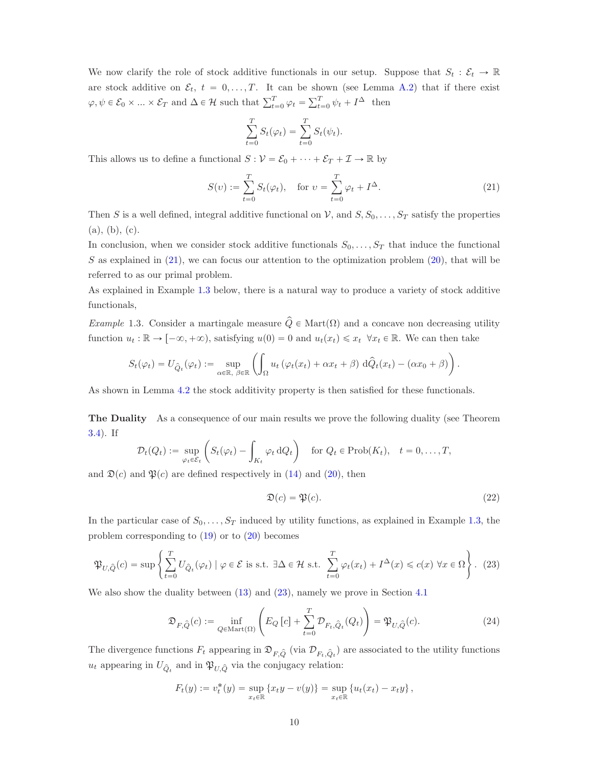We now clarify the role of stock additive functionals in our setup. Suppose that $S_t : \mathcal{E}_t \to \mathbb{R}$ are stock additive on $\mathcal{E}_t$, $t = 0, \dots, T$. It can be shown (see Lemma A.2) that if there exist $\varphi, \psi \in \mathcal{E}_0 \times \dots \times \mathcal{E}_T$ and $\Delta \in \mathcal{H}$ such that $\sum_{t=0}^{T} \varphi_t = \sum_{t=0}^{T} \psi_t + I^{\Delta}$ then

$$\sum_{t=0}^{T} S_t(\varphi_t) = \sum_{t=0}^{T} S_t(\psi_t).$$

This allows us to define a functional $S : \mathcal{V} = \mathcal{E}_0 + \dots + \mathcal{E}_T + \mathcal{I} \to \mathbb{R}$ by

$$S(v) := \sum_{t=0}^{T} S_t(\varphi_t), \quad \text{for } v = \sum_{t=0}^{T} \varphi_t + I^{\Delta}. \tag{21}$$

Then $S$ is a well defined, integral additive functional on $\mathcal{V}$, and $S, S_0, \dots, S_T$ satisfy the properties (a), (b), (c).

In conclusion, when we consider stock additive functionals $S_0, \dots, S_T$ that induce the functional $S$ as explained in (21), we can focus our attention to the optimization problem (20), that will be referred to as our primal problem.

As explained in Example 1.3 below, there is a natural way to produce a variety of stock additive functionals,

*Example* 1.3. Consider a martingale measure $\widehat{Q} \in \text{Mart}(\Omega)$ and a concave non decreasing utility function $u_t : \mathbb{R} \to [-\infty, +\infty)$, satisfying $u(0) = 0$ and $u_t(x_t) \leqslant x_t \ \ \forall x_t \in \mathbb{R}$. We can then take

$$S_t(\varphi_t) = U_{\widehat{Q}_t}(\varphi_t) := \sup_{\alpha \in \mathbb{R},\ \beta \in \mathbb{R}} \left( \int_{\Omega} u_t\left(\varphi_t(x_t) + \alpha x_t + \beta\right) \mathrm{d}\widehat{Q}_t(x_t) - (\alpha x_0 + \beta) \right).$$

As shown in Lemma 4.2 the stock additivity property is then satisfied for these functionals.

**The Duality** As a consequence of our main results we prove the following duality (see Theorem 3.4). If

$$\mathcal{D}_t(Q_t) := \sup_{\varphi_t \in \mathcal{E}_t} \left( S_t(\varphi_t) - \int_{K_t} \varphi_t \, \mathrm{d}Q_t \right) \quad \text{for } Q_t \in \text{Prob}(K_t), \quad t = 0, \dots, T,$$

and $\mathfrak{D}(c)$ and $\mathfrak{P}(c)$ are defined respectively in (14) and (20), then

$$\mathfrak{D}(c) = \mathfrak{P}(c). \tag{22}$$

In the particular case of $S_0, \dots, S_T$ induced by utility functions, as explained in Example 1.3, the problem corresponding to (19) or to (20) becomes

$$\mathfrak{P}_{U,\widehat{Q}}(c) = \sup \left\{ \sum_{t=0}^{T} U_{\widehat{Q}_t}(\varphi_t) \mid \varphi \in \mathcal{E} \text{ is s.t. } \exists \Delta \in \mathcal{H} \text{ s.t. } \sum_{t=0}^{T} \varphi_t(x_t) + I^{\Delta}(x) \leqslant c(x) \ \forall x \in \Omega \right\}. \tag{23}$$

We also show the duality between (13) and (23), namely we prove in Section 4.1

$$\mathfrak{D}_{F,\widehat{Q}}(c) := \inf_{Q \in \text{Mart}(\Omega)} \left( E_Q\left[c\right] + \sum_{t=0}^{T} \mathcal{D}_{F_t,\widehat{Q}_t}(Q_t) \right) = \mathfrak{P}_{U,\widehat{Q}}(c). \tag{24}$$

The divergence functions $F_t$ appearing in $\mathfrak{D}_{F,\widehat{Q}}$ (via $\mathcal{D}_{F_t,\widehat{Q}_t}$) are associated to the utility functions $u_t$ appearing in $U_{\widehat{Q}_t}$ and in $\mathfrak{P}_{U,\widehat{Q}}$ via the conjugacy relation:

$$F_t(y) := v_t^*(y) = \sup_{x_t \in \mathbb{R}} \left\{ x_t y - v(y) \right\} = \sup_{x_t \in \mathbb{R}} \left\{ u_t(x_t) - x_t y \right\},$$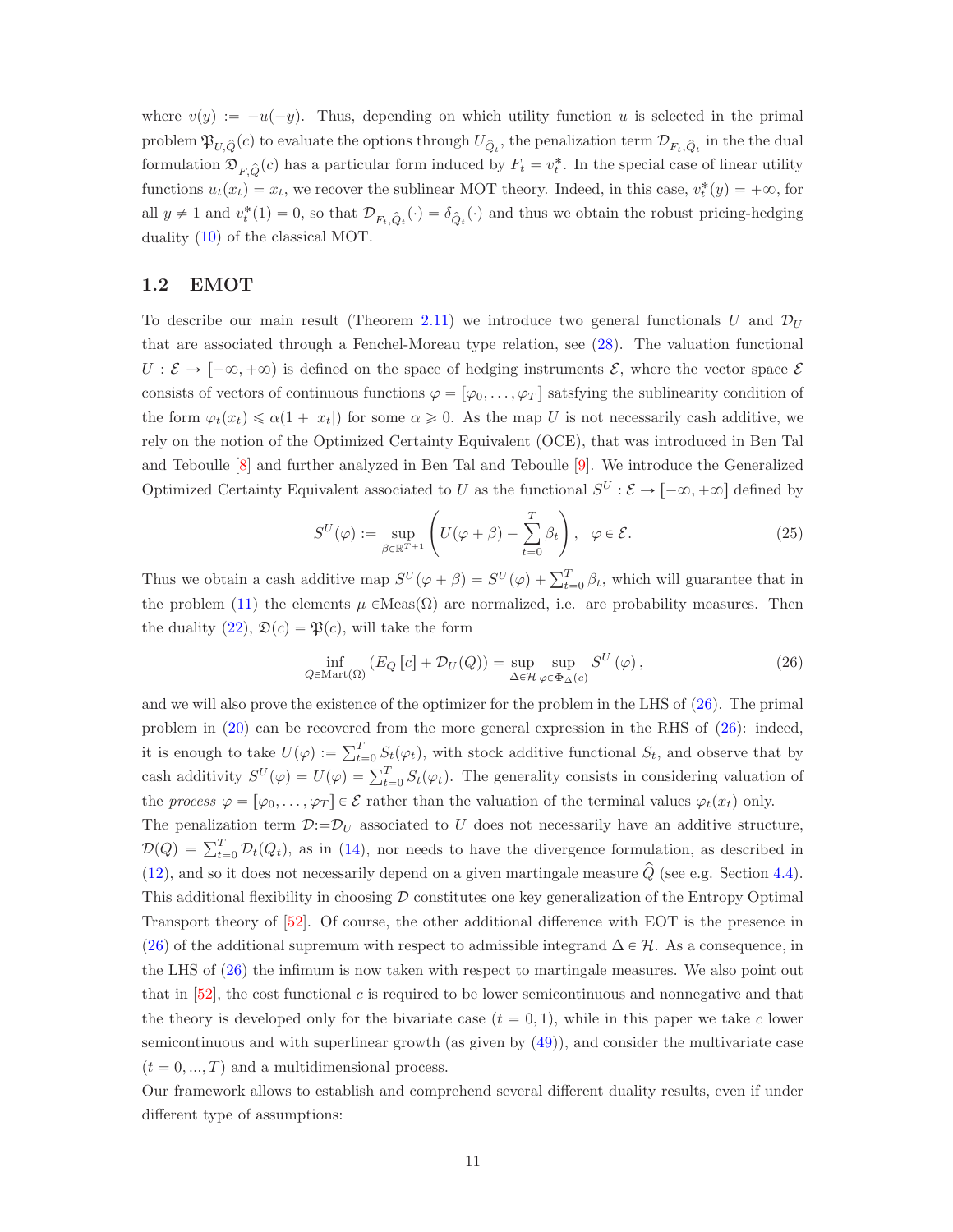where $v(y) := -u(-y)$. Thus, depending on which utility function $u$ is selected in the primal problem $\mathfrak{P}_{U,\widehat{Q}}(c)$ to evaluate the options through $U_{\widehat{Q}_t}$, the penalization term $\mathcal{D}_{F_t,\widehat{Q}_t}$ in the the dual formulation $\mathfrak{D}_{F,\widehat{Q}}(c)$ has a particular form induced by $F_t = v_t^*$. In the special case of linear utility functions $u_t(x_t) = x_t$, we recover the sublinear MOT theory. Indeed, in this case, $v_t^*(y) = +\infty$, for all $y \neq 1$ and $v_t^*(1) = 0$, so that $\mathcal{D}_{F_t,\widehat{Q}_t}(\cdot) = \delta_{\widehat{Q}_t}(\cdot)$ and thus we obtain the robust pricing-hedging duality (10) of the classical MOT.

## 1.2 EMOT

To describe our main result (Theorem 2.11) we introduce two general functionals $U$ and $\mathcal{D}_U$ that are associated through a Fenchel-Moreau type relation, see (28). The valuation functional $U : \mathcal{E} \to [-\infty, +\infty)$ is defined on the space of hedging instruments $\mathcal{E}$, where the vector space $\mathcal{E}$ consists of vectors of continuous functions $\varphi = [\varphi_0, \ldots, \varphi_T]$ satsfying the sublinearity condition of the form $\varphi_t(x_t) \leqslant \alpha(1 + |x_t|)$ for some $\alpha \geqslant 0$. As the map $U$ is not necessarily cash additive, we rely on the notion of the Optimized Certainty Equivalent (OCE), that was introduced in Ben Tal and Teboulle [8] and further analyzed in Ben Tal and Teboulle [9]. We introduce the Generalized Optimized Certainty Equivalent associated to $U$ as the functional $S^U : \mathcal{E} \to [-\infty, +\infty]$ defined by

$$S^U(\varphi) := \sup_{\beta \in \mathbb{R}^{T+1}} \left( U(\varphi + \beta) - \sum_{t=0}^{T} \beta_t \right), \quad \varphi \in \mathcal{E}. \tag{25}$$

Thus we obtain a cash additive map $S^U(\varphi + \beta) = S^U(\varphi) + \sum_{t=0}^{T} \beta_t$, which will guarantee that in the problem (11) the elements $\mu \in$Meas$(\Omega)$ are normalized, i.e. are probability measures. Then the duality (22), $\mathfrak{D}(c) = \mathfrak{P}(c)$, will take the form

$$\inf_{Q \in \text{Mart}(\Omega)} \left( E_Q\left[c\right] + \mathcal{D}_U(Q) \right) = \sup_{\Delta \in \mathcal{H}} \sup_{\varphi \in \Phi_\Delta(c)} S^U\left(\varphi\right), \tag{26}$$

and we will also prove the existence of the optimizer for the problem in the LHS of (26). The primal problem in (20) can be recovered from the more general expression in the RHS of (26): indeed, it is enough to take $U(\varphi) := \sum_{t=0}^{T} S_t(\varphi_t)$, with stock additive functional $S_t$, and observe that by cash additivity $S^U(\varphi) = U(\varphi) = \sum_{t=0}^{T} S_t(\varphi_t)$. The generality consists in considering valuation of the *process* $\varphi = [\varphi_0, \ldots, \varphi_T] \in \mathcal{E}$ rather than the valuation of the terminal values $\varphi_t(x_t)$ only.

The penalization term $\mathcal{D}:=\mathcal{D}_U$ associated to $U$ does not necessarily have an additive structure, $\mathcal{D}(Q) = \sum_{t=0}^{T} \mathcal{D}_t(Q_t)$, as in (14), nor needs to have the divergence formulation, as described in (12), and so it does not necessarily depend on a given martingale measure $\widehat{Q}$ (see e.g. Section 4.4). This additional flexibility in choosing $\mathcal{D}$ constitutes one key generalization of the Entropy Optimal Transport theory of [52]. Of course, the other additional difference with EOT is the presence in (26) of the additional supremum with respect to admissible integrand $\Delta \in \mathcal{H}$. As a consequence, in the LHS of (26) the infimum is now taken with respect to martingale measures. We also point out that in [52], the cost functional $c$ is required to be lower semicontinuous and nonnegative and that the theory is developed only for the bivariate case ($t = 0, 1$), while in this paper we take $c$ lower semicontinuous and with superlinear growth (as given by (49)), and consider the multivariate case ($t = 0, ..., T$) and a multidimensional process.

Our framework allows to establish and comprehend several different duality results, even if under different type of assumptions: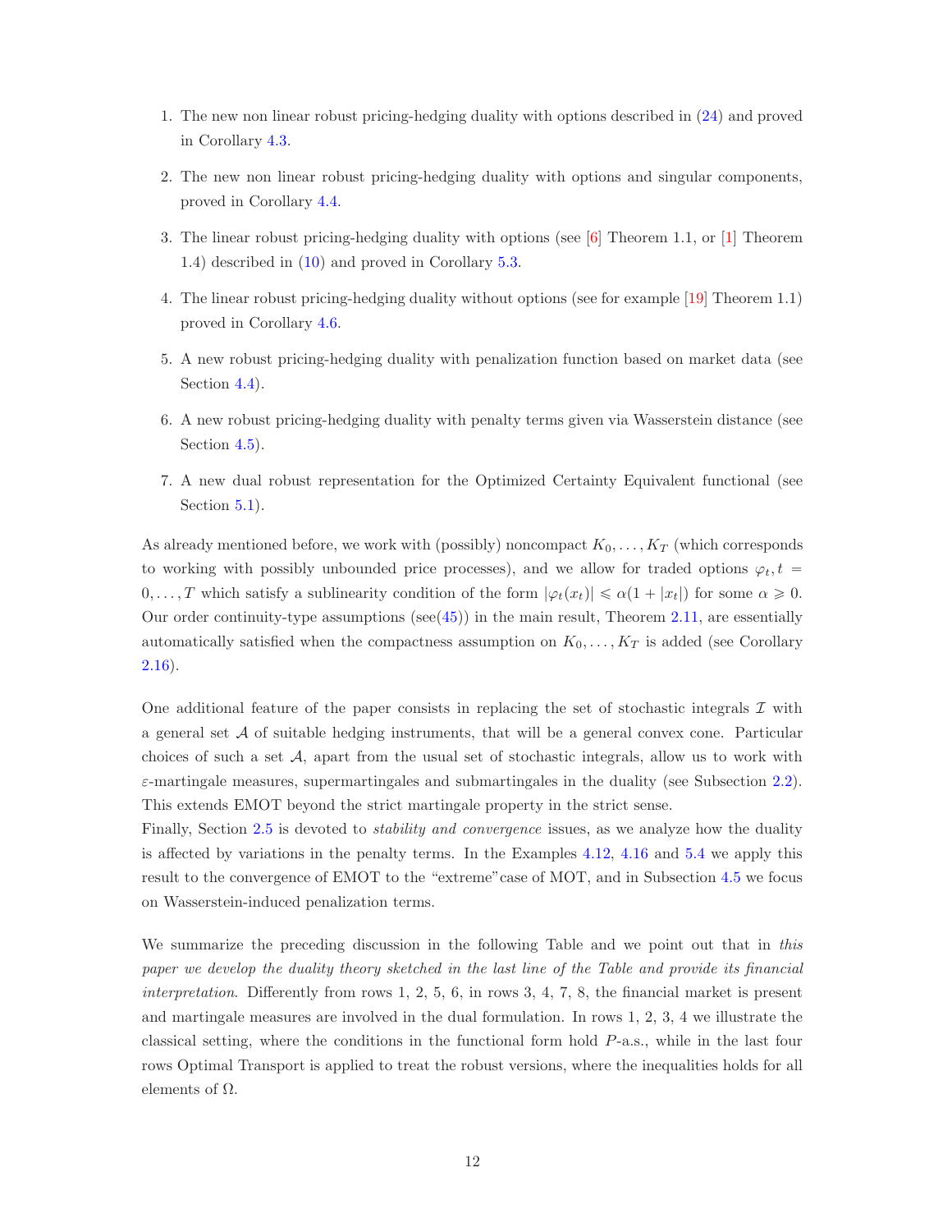1. The new non linear robust pricing-hedging duality with options described in (24) and proved in Corollary 4.3.
2. The new non linear robust pricing-hedging duality with options and singular components, proved in Corollary 4.4.
3. The linear robust pricing-hedging duality with options (see [6] Theorem 1.1, or [1] Theorem 1.4) described in (10) and proved in Corollary 5.3.
4. The linear robust pricing-hedging duality without options (see for example [19] Theorem 1.1) proved in Corollary 4.6.
5. A new robust pricing-hedging duality with penalization function based on market data (see Section 4.4).
6. A new robust pricing-hedging duality with penalty terms given via Wasserstein distance (see Section 4.5).
7. A new dual robust representation for the Optimized Certainty Equivalent functional (see Section 5.1).

As already mentioned before, we work with (possibly) noncompact $K_0, \ldots, K_T$ (which corresponds to working with possibly unbounded price processes), and we allow for traded options $\varphi_t, t = 0, \ldots, T$ which satisfy a sublinearity condition of the form $|\varphi_t(x_t)| \leqslant \alpha(1 + |x_t|)$ for some $\alpha \geqslant 0$. Our order continuity-type assumptions (see(45)) in the main result, Theorem 2.11, are essentially automatically satisfied when the compactness assumption on $K_0, \ldots, K_T$ is added (see Corollary 2.16).

One additional feature of the paper consists in replacing the set of stochastic integrals $\mathcal{I}$ with a general set $\mathcal{A}$ of suitable hedging instruments, that will be a general convex cone. Particular choices of such a set $\mathcal{A}$, apart from the usual set of stochastic integrals, allow us to work with $\varepsilon$-martingale measures, supermartingales and submartingales in the duality (see Subsection 2.2). This extends EMOT beyond the strict martingale property in the strict sense.
Finally, Section 2.5 is devoted to *stability and convergence* issues, as we analyze how the duality is affected by variations in the penalty terms. In the Examples 4.12, 4.16 and 5.4 we apply this result to the convergence of EMOT to the "extreme"case of MOT, and in Subsection 4.5 we focus on Wasserstein-induced penalization terms.

We summarize the preceding discussion in the following Table and we point out that in *this paper we develop the duality theory sketched in the last line of the Table and provide its financial interpretation*. Differently from rows 1, 2, 5, 6, in rows 3, 4, 7, 8, the financial market is present and martingale measures are involved in the dual formulation. In rows 1, 2, 3, 4 we illustrate the classical setting, where the conditions in the functional form hold $P$-a.s., while in the last four rows Optimal Transport is applied to treat the robust versions, where the inequalities holds for all elements of $\Omega$.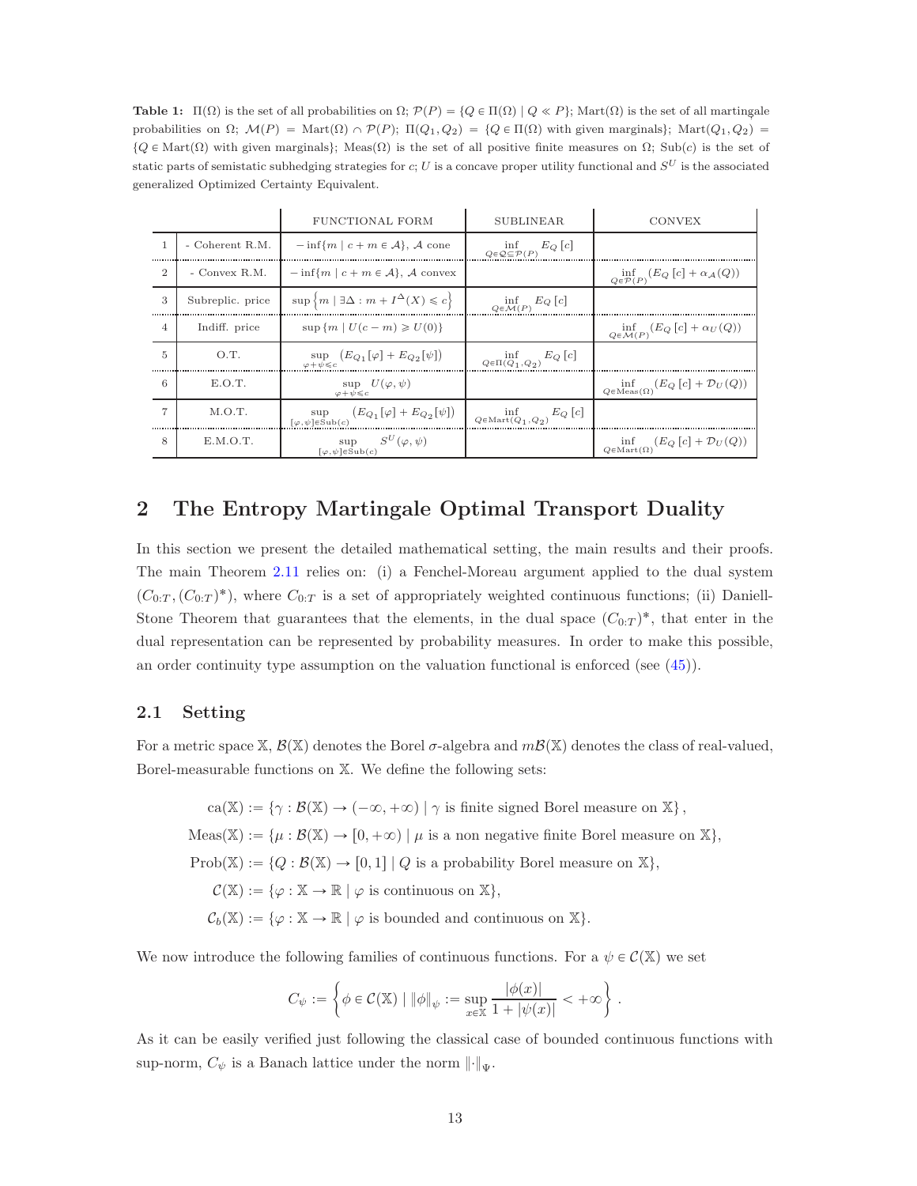**Table 1:** $\Pi(\Omega)$ is the set of all probabilities on $\Omega$; $\mathcal{P}(P) = \{Q \in \Pi(\Omega) \mid Q \ll P\}$; $\mathrm{Mart}(\Omega)$ is the set of all martingale probabilities on $\Omega$; $\mathcal{M}(P) = \mathrm{Mart}(\Omega) \cap \mathcal{P}(P)$; $\Pi(Q_1, Q_2) = \{Q \in \Pi(\Omega)$ with given marginals$\}$; $\mathrm{Mart}(Q_1, Q_2) = \{Q \in \mathrm{Mart}(\Omega)$ with given marginals$\}$; $\mathrm{Meas}(\Omega)$ is the set of all positive finite measures on $\Omega$; $\mathrm{Sub}(c)$ is the set of static parts of semistatic subhedging strategies for $c$; $U$ is a concave proper utility functional and $S^U$ is the associated generalized Optimized Certainty Equivalent.

| | | FUNCTIONAL FORM | SUBLINEAR | CONVEX |
|---|---|---|---|---|
| 1 | - Coherent R.M. | $-\inf\{m \mid c + m \in \mathcal{A}\}$, $\mathcal{A}$ cone | $\inf_{Q \in \mathcal{Q} \subseteq \mathcal{P}(P)} E_Q[c]$ | |
| 2 | - Convex R.M. | $-\inf\{m \mid c + m \in \mathcal{A}\}$, $\mathcal{A}$ convex | | $\inf_{Q \in \mathcal{P}(P)} (E_Q[c] + \alpha_{\mathcal{A}}(Q))$ |
| 3 | Subreplic. price | $\sup\left\{m \mid \exists \Delta : m + I^{\Delta}(X) \leqslant c\right\}$ | $\inf_{Q \in \mathcal{M}(P)} E_Q[c]$ | |
| 4 | Indiff. price | $\sup\{m \mid U(c - m) \geqslant U(0)\}$ | | $\inf_{Q \in \mathcal{M}(P)} (E_Q[c] + \alpha_U(Q))$ |
| 5 | O.T. | $\sup_{\varphi + \psi \leqslant c} (E_{Q_1}[\varphi] + E_{Q_2}[\psi])$ | $\inf_{Q \in \Pi(Q_1, Q_2)} E_Q[c]$ | |
| 6 | E.O.T. | $\sup_{\varphi + \psi \leqslant c} U(\varphi, \psi)$ | | $\inf_{Q \in \mathrm{Meas}(\Omega)} (E_Q[c] + \mathcal{D}_U(Q))$ |
| 7 | M.O.T. | $\sup_{[\varphi, \psi] \in \mathrm{Sub}(c)} (E_{Q_1}[\varphi] + E_{Q_2}[\psi])$ | $\inf_{Q \in \mathrm{Mart}(Q_1, Q_2)} E_Q[c]$ | |
| 8 | E.M.O.T. | $\sup_{[\varphi, \psi] \in \mathrm{Sub}(c)} S^U(\varphi, \psi)$ | | $\inf_{Q \in \mathrm{Mart}(\Omega)} (E_Q[c] + \mathcal{D}_U(Q))$ |

## 2 The Entropy Martingale Optimal Transport Duality

In this section we present the detailed mathematical setting, the main results and their proofs. The main Theorem 2.11 relies on: (i) a Fenchel-Moreau argument applied to the dual system $(C_{0:T}, (C_{0:T})^*)$, where $C_{0:T}$ is a set of appropriately weighted continuous functions; (ii) Daniell-Stone Theorem that guarantees that the elements, in the dual space $(C_{0:T})^*$, that enter in the dual representation can be represented by probability measures. In order to make this possible, an order continuity type assumption on the valuation functional is enforced (see (45)).

### 2.1 Setting

For a metric space $\mathbb{X}$, $\mathcal{B}(\mathbb{X})$ denotes the Borel $\sigma$-algebra and $m\mathcal{B}(\mathbb{X})$ denotes the class of real-valued, Borel-measurable functions on $\mathbb{X}$. We define the following sets:

$$
\begin{aligned}
\mathrm{ca}(\mathbb{X}) &:= \{\gamma : \mathcal{B}(\mathbb{X}) \to (-\infty, +\infty) \mid \gamma \text{ is finite signed Borel measure on } \mathbb{X}\}, \\
\mathrm{Meas}(\mathbb{X}) &:= \{\mu : \mathcal{B}(\mathbb{X}) \to [0, +\infty) \mid \mu \text{ is a non negative finite Borel measure on } \mathbb{X}\}, \\
\mathrm{Prob}(\mathbb{X}) &:= \{Q : \mathcal{B}(\mathbb{X}) \to [0, 1] \mid Q \text{ is a probability Borel measure on } \mathbb{X}\}, \\
\mathcal{C}(\mathbb{X}) &:= \{\varphi : \mathbb{X} \to \mathbb{R} \mid \varphi \text{ is continuous on } \mathbb{X}\}, \\
\mathcal{C}_b(\mathbb{X}) &:= \{\varphi : \mathbb{X} \to \mathbb{R} \mid \varphi \text{ is bounded and continuous on } \mathbb{X}\}.
\end{aligned}
$$

We now introduce the following families of continuous functions. For a $\psi \in \mathcal{C}(\mathbb{X})$ we set

$$
C_\psi := \left\{ \phi \in \mathcal{C}(\mathbb{X}) \mid \|\phi\|_\psi := \sup_{x \in \mathbb{X}} \frac{|\phi(x)|}{1 + |\psi(x)|} < +\infty \right\}.
$$

As it can be easily verified just following the classical case of bounded continuous functions with sup-norm, $C_\psi$ is a Banach lattice under the norm $\|\cdot\|_\Psi$.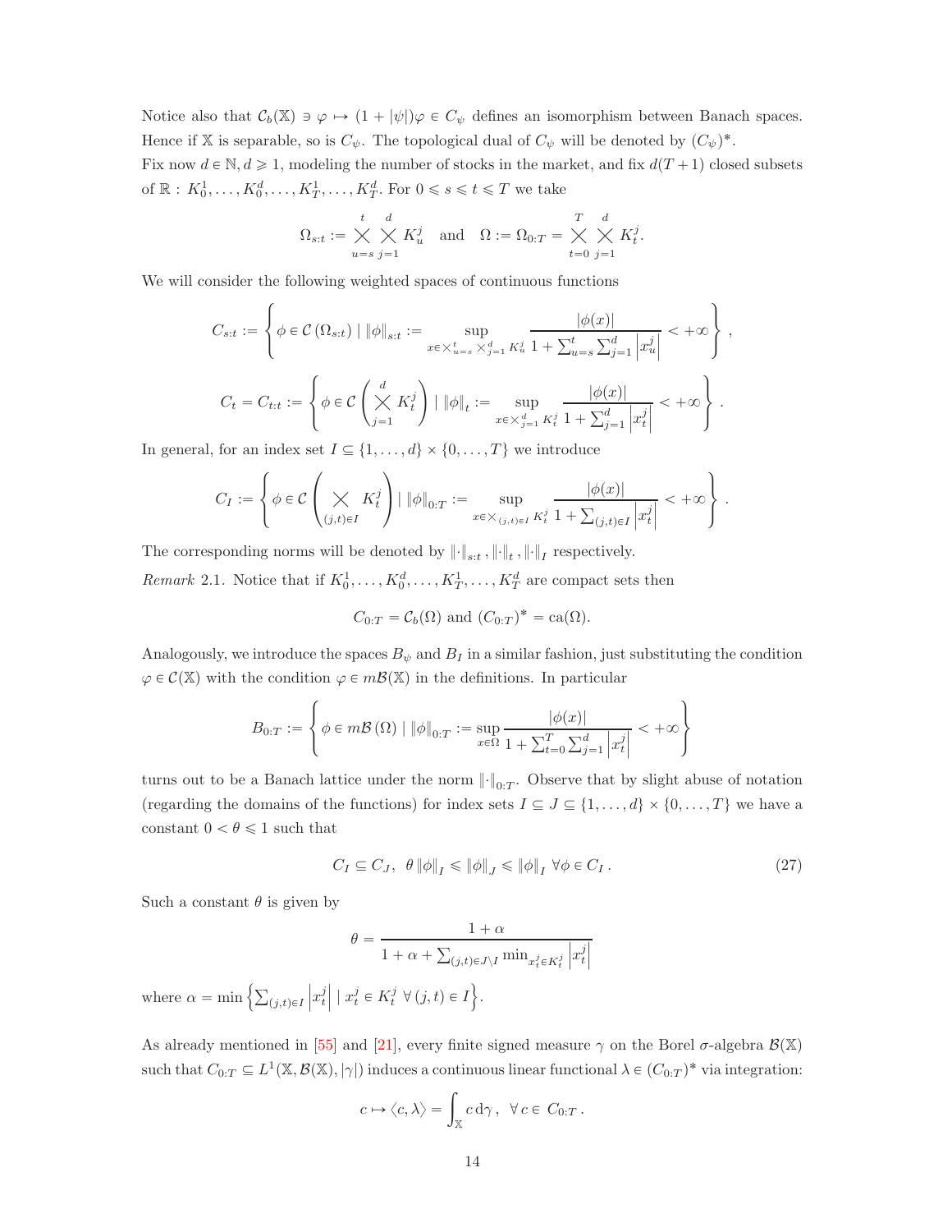Notice also that $\mathcal{C}_b(\mathbb{X}) \ni \varphi \mapsto (1+|\psi|)\varphi \in C_\psi$ defines an isomorphism between Banach spaces. Hence if $\mathbb{X}$ is separable, so is $C_\psi$. The topological dual of $C_\psi$ will be denoted by $(C_\psi)^*$.

Fix now $d \in \mathbb{N}, d \geqslant 1$, modeling the number of stocks in the market, and fix $d(T+1)$ closed subsets of $\mathbb{R}$ : $K_0^1, \dots, K_0^d, \dots, K_T^1, \dots, K_T^d$. For $0 \leqslant s \leqslant t \leqslant T$ we take

$$\Omega_{s:t} := \bigtimes_{u=s}^{t} \bigtimes_{j=1}^{d} K_u^j \quad \text{and} \quad \Omega := \Omega_{0:T} = \bigtimes_{t=0}^{T} \bigtimes_{j=1}^{d} K_t^j.$$

We will consider the following weighted spaces of continuous functions

$$C_{s:t} := \left\{ \phi \in \mathcal{C}\left(\Omega_{s:t}\right) \mid \|\phi\|_{s:t} := \sup_{x \in \bigtimes_{u=s}^{t} \bigtimes_{j=1}^{d} K_u^j} \frac{|\phi(x)|}{1 + \sum_{u=s}^{t} \sum_{j=1}^{d} \left|x_u^j\right|} < +\infty \right\},$$

$$C_t = C_{t:t} := \left\{ \phi \in \mathcal{C}\left(\bigtimes_{j=1}^{d} K_t^j\right) \mid \|\phi\|_t := \sup_{x \in \bigtimes_{j=1}^{d} K_t^j} \frac{|\phi(x)|}{1 + \sum_{j=1}^{d} \left|x_t^j\right|} < +\infty \right\}.$$

In general, for an index set $I \subseteq \{1, \dots, d\} \times \{0, \dots, T\}$ we introduce

$$C_I := \left\{ \phi \in \mathcal{C}\left(\bigtimes_{(j,t) \in I} K_t^j\right) \mid \|\phi\|_{0:T} := \sup_{x \in \bigtimes_{(j,t) \in I} K_t^j} \frac{|\phi(x)|}{1 + \sum_{(j,t) \in I} \left|x_t^j\right|} < +\infty \right\}.$$

The corresponding norms will be denoted by $\|\cdot\|_{s:t}, \|\cdot\|_t, \|\cdot\|_I$ respectively.

*Remark* 2.1. Notice that if $K_0^1, \dots, K_0^d, \dots, K_T^1, \dots, K_T^d$ are compact sets then

$$C_{0:T} = \mathcal{C}_b(\Omega) \text{ and } (C_{0:T})^* = \text{ca}(\Omega).$$

Analogously, we introduce the spaces $B_\psi$ and $B_I$ in a similar fashion, just substituting the condition $\varphi \in \mathcal{C}(\mathbb{X})$ with the condition $\varphi \in m\mathcal{B}(\mathbb{X})$ in the definitions. In particular

$$B_{0:T} := \left\{ \phi \in m\mathcal{B}\left(\Omega\right) \mid \|\phi\|_{0:T} := \sup_{x \in \Omega} \frac{|\phi(x)|}{1 + \sum_{t=0}^{T} \sum_{j=1}^{d} \left|x_t^j\right|} < +\infty \right\}$$

turns out to be a Banach lattice under the norm $\|\cdot\|_{0:T}$. Observe that by slight abuse of notation (regarding the domains of the functions) for index sets $I \subseteq J \subseteq \{1, \dots, d\} \times \{0, \dots, T\}$ we have a constant $0 < \theta \leqslant 1$ such that

$$C_I \subseteq C_J, \;\; \theta \|\phi\|_I \leqslant \|\phi\|_J \leqslant \|\phi\|_I \;\; \forall \phi \in C_I\,. \tag{27}$$

Such a constant $\theta$ is given by

$$\theta = \frac{1+\alpha}{1 + \alpha + \sum_{(j,t) \in J \setminus I} \min_{x_t^j \in K_t^j} \left|x_t^j\right|}$$

where $\alpha = \min \left\{ \sum_{(j,t) \in I} \left|x_t^j\right| \mid x_t^j \in K_t^j \; \forall (j,t) \in I \right\}$.

As already mentioned in [55] and [21], every finite signed measure $\gamma$ on the Borel $\sigma$-algebra $\mathcal{B}(\mathbb{X})$ such that $C_{0:T} \subseteq L^1(\mathbb{X}, \mathcal{B}(\mathbb{X}), |\gamma|)$ induces a continuous linear functional $\lambda \in (C_{0:T})^*$ via integration:

$$c \mapsto \langle c, \lambda \rangle = \int_{\mathbb{X}} c \, \mathrm{d}\gamma\,, \;\; \forall\, c \in C_{0:T}\,.$$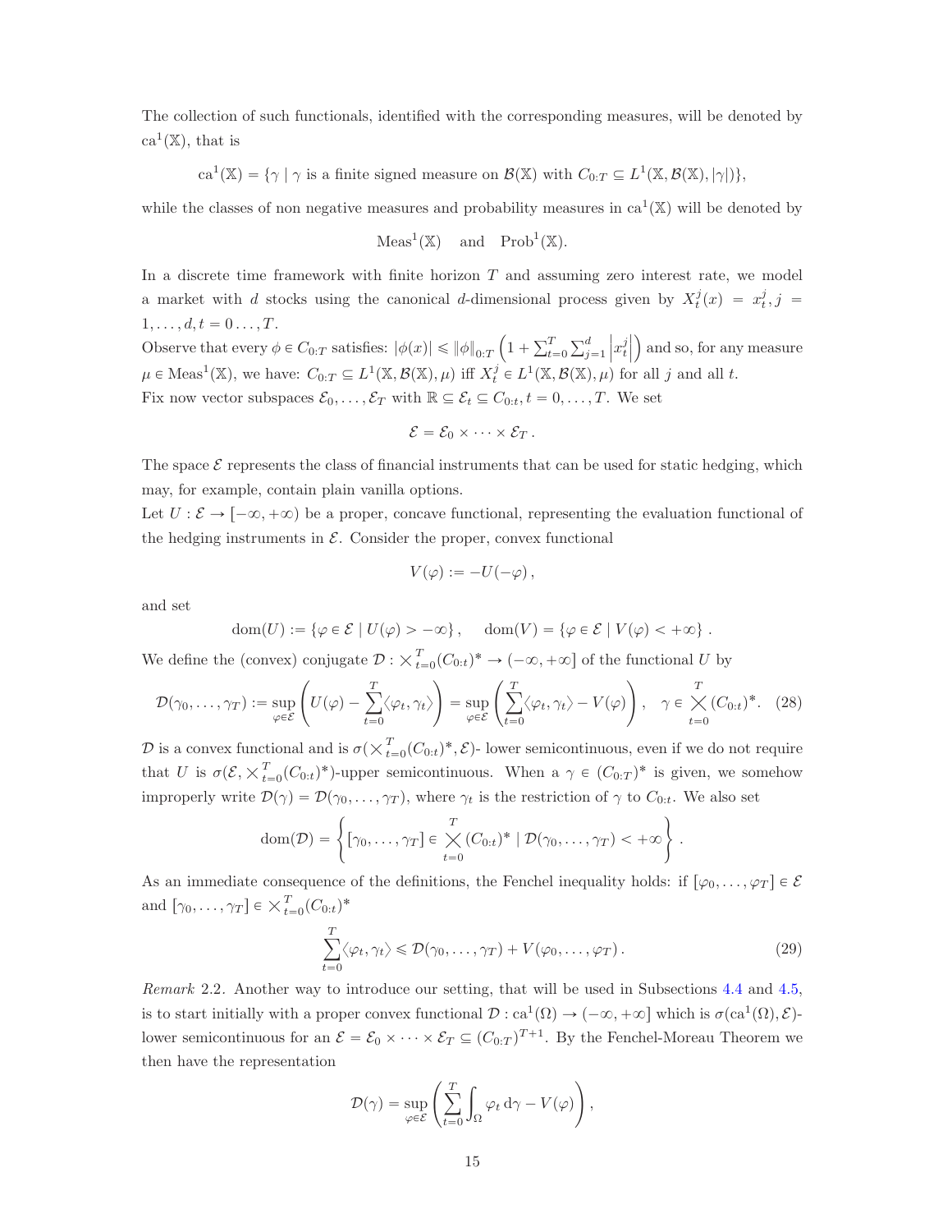The collection of such functionals, identified with the corresponding measures, will be denoted by $\mathrm{ca}^1(\mathbb{X})$, that is

$$\mathrm{ca}^1(\mathbb{X}) = \{\gamma \mid \gamma \text{ is a finite signed measure on } \mathcal{B}(\mathbb{X}) \text{ with } C_{0:T} \subseteq L^1(\mathbb{X}, \mathcal{B}(\mathbb{X}), |\gamma|)\},$$

while the classes of non negative measures and probability measures in $\mathrm{ca}^1(\mathbb{X})$ will be denoted by

$$\mathrm{Meas}^1(\mathbb{X}) \quad \text{and} \quad \mathrm{Prob}^1(\mathbb{X}).$$

In a discrete time framework with finite horizon $T$ and assuming zero interest rate, we model a market with $d$ stocks using the canonical $d$-dimensional process given by $X_t^j(x) = x_t^j, j = 1, \dots, d, t = 0 \dots, T$.

Observe that every $\phi \in C_{0:T}$ satisfies: $|\phi(x)| \leqslant \|\phi\|_{0:T} \left(1 + \sum_{t=0}^T \sum_{j=1}^d \left|x_t^j\right|\right)$ and so, for any measure $\mu \in \mathrm{Meas}^1(\mathbb{X})$, we have: $C_{0:T} \subseteq L^1(\mathbb{X}, \mathcal{B}(\mathbb{X}), \mu)$ iff $X_t^j \in L^1(\mathbb{X}, \mathcal{B}(\mathbb{X}), \mu)$ for all $j$ and all $t$.

Fix now vector subspaces $\mathcal{E}_0, \dots, \mathcal{E}_T$ with $\mathbb{R} \subseteq \mathcal{E}_t \subseteq C_{0:t}, t = 0, \dots, T$. We set

$$\mathcal{E} = \mathcal{E}_0 \times \cdots \times \mathcal{E}_T \,.$$

The space $\mathcal{E}$ represents the class of financial instruments that can be used for static hedging, which may, for example, contain plain vanilla options.

Let $U : \mathcal{E} \to [-\infty, +\infty)$ be a proper, concave functional, representing the evaluation functional of the hedging instruments in $\mathcal{E}$. Consider the proper, convex functional

$$V(\varphi) := -U(-\varphi)\,,$$

and set

$$\mathrm{dom}(U) := \{\varphi \in \mathcal{E} \mid U(\varphi) > -\infty\}\,, \qquad \mathrm{dom}(V) = \{\varphi \in \mathcal{E} \mid V(\varphi) < +\infty\}\,.$$

We define the (convex) conjugate $\mathcal{D} : \times_{t=0}^T (C_{0:t})^* \to (-\infty, +\infty]$ of the functional $U$ by

$$\mathcal{D}(\gamma_0, \dots, \gamma_T) := \sup_{\varphi \in \mathcal{E}} \left( U(\varphi) - \sum_{t=0}^T \langle \varphi_t, \gamma_t \rangle \right) = \sup_{\varphi \in \mathcal{E}} \left( \sum_{t=0}^T \langle \varphi_t, \gamma_t \rangle - V(\varphi) \right), \quad \gamma \in \bigtimes_{t=0}^T (C_{0:t})^*. \quad (28)$$

$\mathcal{D}$ is a convex functional and is $\sigma(\times_{t=0}^T (C_{0:t})^*, \mathcal{E})$- lower semicontinuous, even if we do not require that $U$ is $\sigma(\mathcal{E}, \times_{t=0}^T (C_{0:t})^*)$-upper semicontinuous. When a $\gamma \in (C_{0:T})^*$ is given, we somehow improperly write $\mathcal{D}(\gamma) = \mathcal{D}(\gamma_0, \dots, \gamma_T)$, where $\gamma_t$ is the restriction of $\gamma$ to $C_{0:t}$. We also set

$$\mathrm{dom}(\mathcal{D}) = \left\{ [\gamma_0, \dots, \gamma_T] \in \bigtimes_{t=0}^T (C_{0:t})^* \mid \mathcal{D}(\gamma_0, \dots, \gamma_T) < +\infty \right\}.$$

As an immediate consequence of the definitions, the Fenchel inequality holds: if $[\varphi_0, \dots, \varphi_T] \in \mathcal{E}$ and $[\gamma_0, \dots, \gamma_T] \in \times_{t=0}^T (C_{0:t})^*$

$$\sum_{t=0}^T \langle \varphi_t, \gamma_t \rangle \leqslant \mathcal{D}(\gamma_0, \dots, \gamma_T) + V(\varphi_0, \dots, \varphi_T)\,. \quad (29)$$

*Remark* 2.2. Another way to introduce our setting, that will be used in Subsections 4.4 and 4.5, is to start initially with a proper convex functional $\mathcal{D} : \mathrm{ca}^1(\Omega) \to (-\infty, +\infty]$ which is $\sigma(\mathrm{ca}^1(\Omega), \mathcal{E})$-lower semicontinuous for an $\mathcal{E} = \mathcal{E}_0 \times \cdots \times \mathcal{E}_T \subseteq (C_{0:T})^{T+1}$. By the Fenchel-Moreau Theorem we then have the representation

$$\mathcal{D}(\gamma) = \sup_{\varphi \in \mathcal{E}} \left( \sum_{t=0}^T \int_\Omega \varphi_t \, \mathrm{d}\gamma - V(\varphi) \right),$$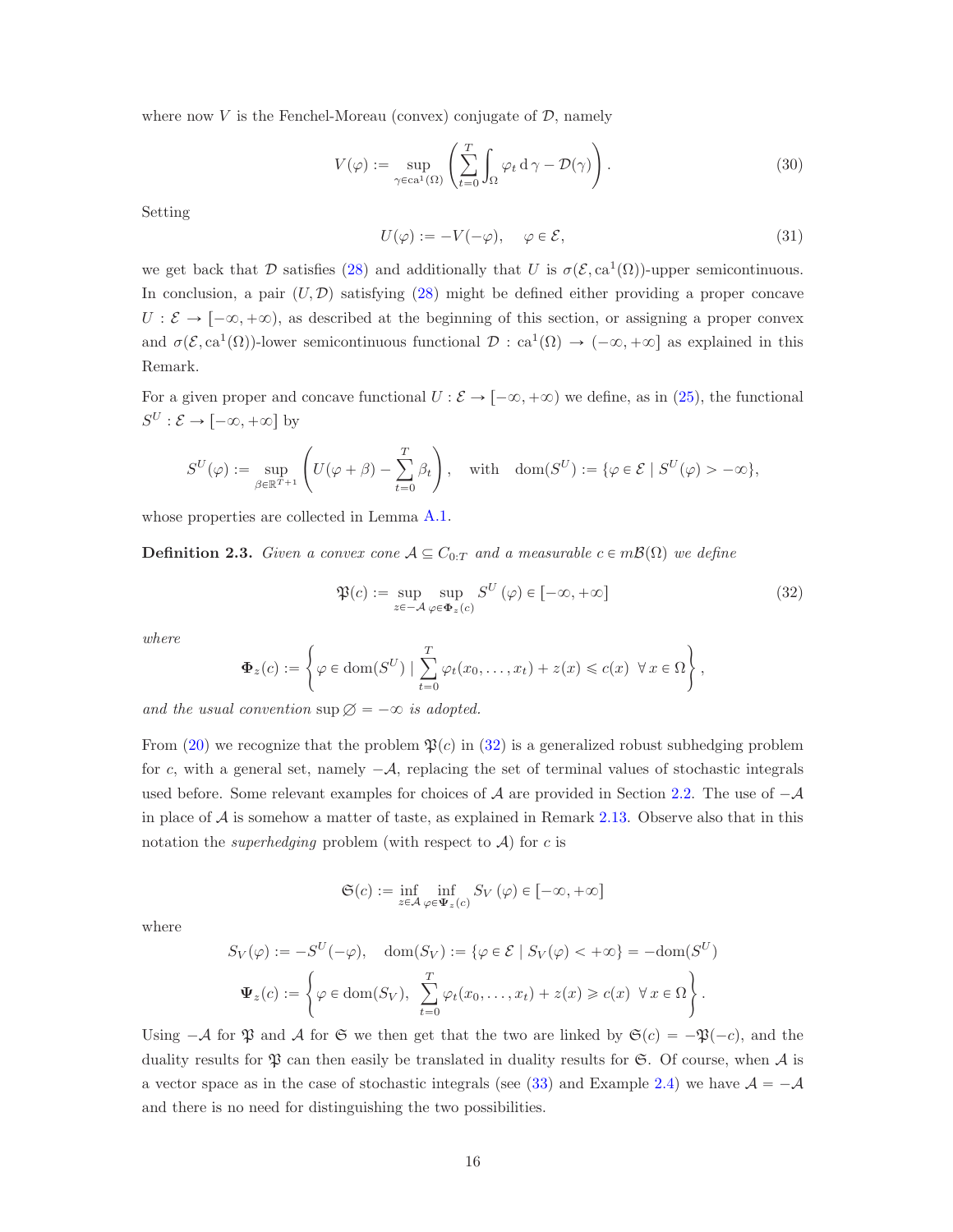where now $V$ is the Fenchel-Moreau (convex) conjugate of $\mathcal{D}$, namely

$$V(\varphi) := \sup_{\gamma \in \mathrm{ca}^1(\Omega)} \left( \sum_{t=0}^{T} \int_\Omega \varphi_t \,\mathrm{d}\,\gamma - \mathcal{D}(\gamma) \right). \tag{30}$$

Setting

$$U(\varphi) := -V(-\varphi), \quad \varphi \in \mathcal{E}, \tag{31}$$

we get back that $\mathcal{D}$ satisfies (28) and additionally that $U$ is $\sigma(\mathcal{E}, \mathrm{ca}^1(\Omega))$-upper semicontinuous. In conclusion, a pair $(U, \mathcal{D})$ satisfying (28) might be defined either providing a proper concave $U : \mathcal{E} \to [-\infty, +\infty)$, as described at the beginning of this section, or assigning a proper convex and $\sigma(\mathcal{E}, \mathrm{ca}^1(\Omega))$-lower semicontinuous functional $\mathcal{D} : \mathrm{ca}^1(\Omega) \to (-\infty, +\infty]$ as explained in this Remark.

For a given proper and concave functional $U : \mathcal{E} \to [-\infty, +\infty)$ we define, as in (25), the functional $S^U : \mathcal{E} \to [-\infty, +\infty]$ by

$$S^U(\varphi) := \sup_{\beta \in \mathbb{R}^{T+1}} \left( U(\varphi + \beta) - \sum_{t=0}^{T} \beta_t \right), \quad \text{with} \quad \mathrm{dom}(S^U) := \{\varphi \in \mathcal{E} \mid S^U(\varphi) > -\infty\},$$

whose properties are collected in Lemma A.1.

**Definition 2.3.** *Given a convex cone $\mathcal{A} \subseteq C_{0:T}$ and a measurable $c \in m\mathcal{B}(\Omega)$ we define*

$$\mathfrak{P}(c) := \sup_{z \in -\mathcal{A}} \sup_{\varphi \in \mathbf{\Phi}_z(c)} S^U(\varphi) \in [-\infty, +\infty] \tag{32}$$

*where*

$$\mathbf{\Phi}_z(c) := \left\{ \varphi \in \mathrm{dom}(S^U) \mid \sum_{t=0}^{T} \varphi_t(x_0, \dots, x_t) + z(x) \leqslant c(x) \;\; \forall\, x \in \Omega \right\},$$

*and the usual convention* $\sup \varnothing = -\infty$ *is adopted.*

From (20) we recognize that the problem $\mathfrak{P}(c)$ in (32) is a generalized robust subhedging problem for $c$, with a general set, namely $-\mathcal{A}$, replacing the set of terminal values of stochastic integrals used before. Some relevant examples for choices of $\mathcal{A}$ are provided in Section 2.2. The use of $-\mathcal{A}$ in place of $\mathcal{A}$ is somehow a matter of taste, as explained in Remark 2.13. Observe also that in this notation the *superhedging* problem (with respect to $\mathcal{A}$) for $c$ is

$$\mathfrak{S}(c) := \inf_{z \in \mathcal{A}} \inf_{\varphi \in \mathbf{\Psi}_z(c)} S_V(\varphi) \in [-\infty, +\infty]$$

where

$$S_V(\varphi) := -S^U(-\varphi), \quad \mathrm{dom}(S_V) := \{\varphi \in \mathcal{E} \mid S_V(\varphi) < +\infty\} = -\mathrm{dom}(S^U)$$

$$\mathbf{\Psi}_z(c) := \left\{ \varphi \in \mathrm{dom}(S_V), \;\; \sum_{t=0}^{T} \varphi_t(x_0, \dots, x_t) + z(x) \geqslant c(x) \;\; \forall\, x \in \Omega \right\}.$$

Using $-\mathcal{A}$ for $\mathfrak{P}$ and $\mathcal{A}$ for $\mathfrak{S}$ we then get that the two are linked by $\mathfrak{S}(c) = -\mathfrak{P}(-c)$, and the duality results for $\mathfrak{P}$ can then easily be translated in duality results for $\mathfrak{S}$. Of course, when $\mathcal{A}$ is a vector space as in the case of stochastic integrals (see (33) and Example 2.4) we have $\mathcal{A} = -\mathcal{A}$ and there is no need for distinguishing the two possibilities.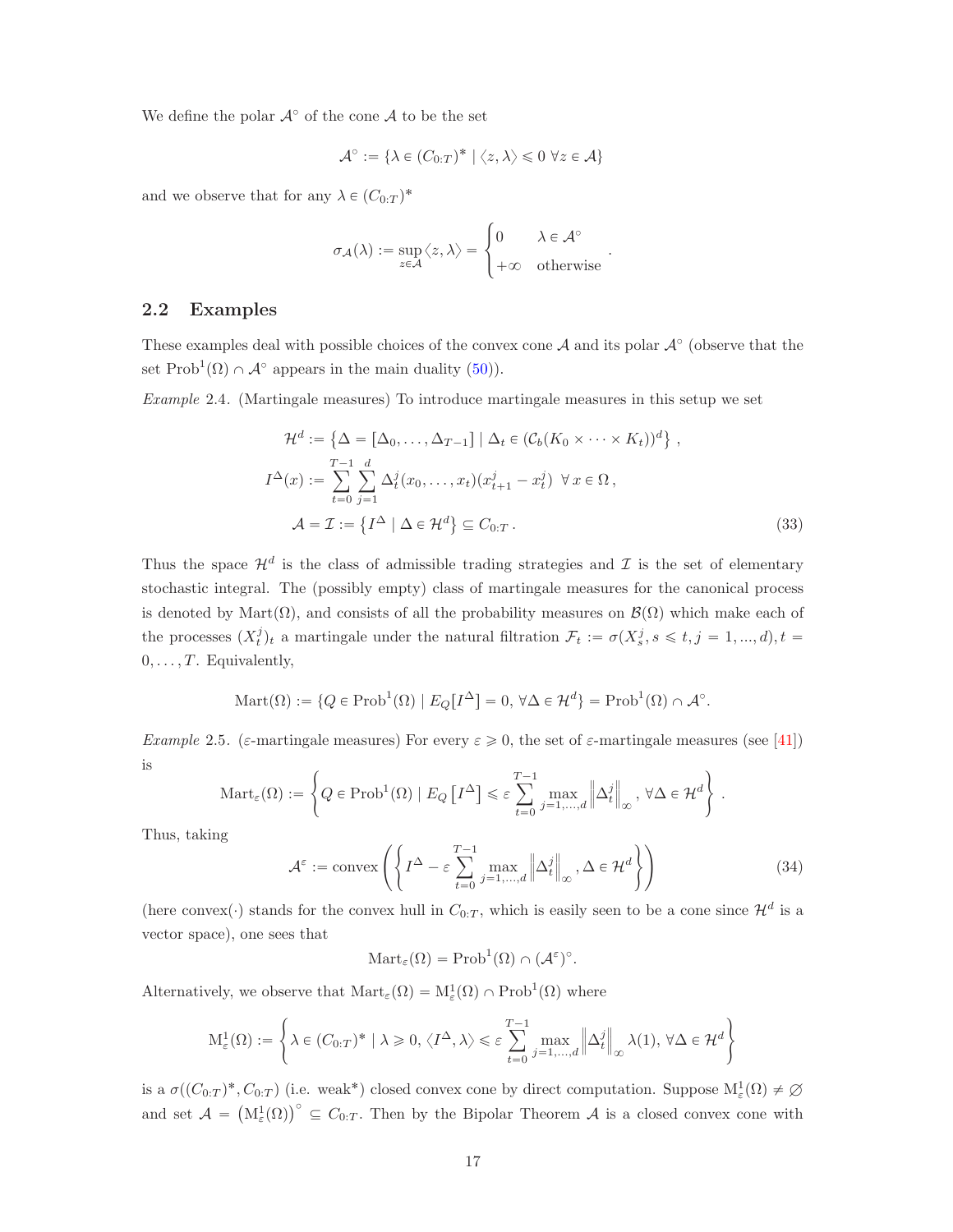We define the polar $\mathcal{A}^\circ$ of the cone $\mathcal{A}$ to be the set

$$\mathcal{A}^\circ := \{\lambda \in (C_{0:T})^* \mid \langle z, \lambda \rangle \leqslant 0 \ \forall z \in \mathcal{A}\}$$

and we observe that for any $\lambda \in (C_{0:T})^*$

$$\sigma_{\mathcal{A}}(\lambda) := \sup_{z \in \mathcal{A}} \langle z, \lambda \rangle = \begin{cases} 0 & \lambda \in \mathcal{A}^\circ \\ +\infty & \text{otherwise} \end{cases} .$$

## 2.2 Examples

These examples deal with possible choices of the convex cone $\mathcal{A}$ and its polar $\mathcal{A}^\circ$ (observe that the set $\mathrm{Prob}^1(\Omega) \cap \mathcal{A}^\circ$ appears in the main duality (50)).

*Example* 2.4. (Martingale measures) To introduce martingale measures in this setup we set

$$\begin{aligned} \mathcal{H}^d &:= \left\{\Delta = [\Delta_0, \ldots, \Delta_{T-1}] \mid \Delta_t \in (\mathcal{C}_b(K_0 \times \cdots \times K_t))^d\right\} , \\ I^\Delta(x) &:= \sum_{t=0}^{T-1} \sum_{j=1}^{d} \Delta_t^j(x_0, \ldots, x_t)(x_{t+1}^j - x_t^j) \ \ \forall\, x \in \Omega\, , \\ \mathcal{A} = \mathcal{I} &:= \left\{I^\Delta \mid \Delta \in \mathcal{H}^d\right\} \subseteq C_{0:T}\, . \end{aligned} \tag{33}$$

Thus the space $\mathcal{H}^d$ is the class of admissible trading strategies and $\mathcal{I}$ is the set of elementary stochastic integral. The (possibly empty) class of martingale measures for the canonical process is denoted by $\mathrm{Mart}(\Omega)$, and consists of all the probability measures on $\mathcal{B}(\Omega)$ which make each of the processes $(X_t^j)_t$ a martingale under the natural filtration $\mathcal{F}_t := \sigma(X_s^j, s \leqslant t, j = 1, ..., d), t = 0, \ldots, T$. Equivalently,

$$\mathrm{Mart}(\Omega) := \{Q \in \mathrm{Prob}^1(\Omega) \mid E_Q[I^\Delta] = 0,\ \forall \Delta \in \mathcal{H}^d\} = \mathrm{Prob}^1(\Omega) \cap \mathcal{A}^\circ.$$

*Example* 2.5. ($\varepsilon$-martingale measures) For every $\varepsilon \geqslant 0$, the set of $\varepsilon$-martingale measures (see [41]) is

$$\mathrm{Mart}_\varepsilon(\Omega) := \left\{Q \in \mathrm{Prob}^1(\Omega) \mid E_Q\left[I^\Delta\right] \leqslant \varepsilon \sum_{t=0}^{T-1} \max_{j=1,\ldots,d} \left\|\Delta_t^j\right\|_\infty,\ \forall \Delta \in \mathcal{H}^d\right\} .$$

Thus, taking

$$\mathcal{A}^\varepsilon := \mathrm{convex}\left(\left\{I^\Delta - \varepsilon \sum_{t=0}^{T-1} \max_{j=1,\ldots,d} \left\|\Delta_t^j\right\|_\infty, \Delta \in \mathcal{H}^d\right\}\right) \tag{34}$$

(here convex($\cdot$) stands for the convex hull in $C_{0:T}$, which is easily seen to be a cone since $\mathcal{H}^d$ is a vector space), one sees that

$$\mathrm{Mart}_\varepsilon(\Omega) = \mathrm{Prob}^1(\Omega) \cap (\mathcal{A}^\varepsilon)^\circ.$$

Alternatively, we observe that $\mathrm{Mart}_\varepsilon(\Omega) = \mathrm{M}^1_\varepsilon(\Omega) \cap \mathrm{Prob}^1(\Omega)$ where

$$\mathrm{M}^1_\varepsilon(\Omega) := \left\{\lambda \in (C_{0:T})^* \mid \lambda \geqslant 0,\ \langle I^\Delta, \lambda \rangle \leqslant \varepsilon \sum_{t=0}^{T-1} \max_{j=1,\ldots,d} \left\|\Delta_t^j\right\|_\infty \lambda(1),\ \forall \Delta \in \mathcal{H}^d\right\}$$

is a $\sigma((C_{0:T})^*, C_{0:T})$ (i.e. weak*) closed convex cone by direct computation. Suppose $\mathrm{M}^1_\varepsilon(\Omega) \neq \varnothing$ and set $\mathcal{A} = \left(\mathrm{M}^1_\varepsilon(\Omega)\right)^\circ \subseteq C_{0:T}$. Then by the Bipolar Theorem $\mathcal{A}$ is a closed convex cone with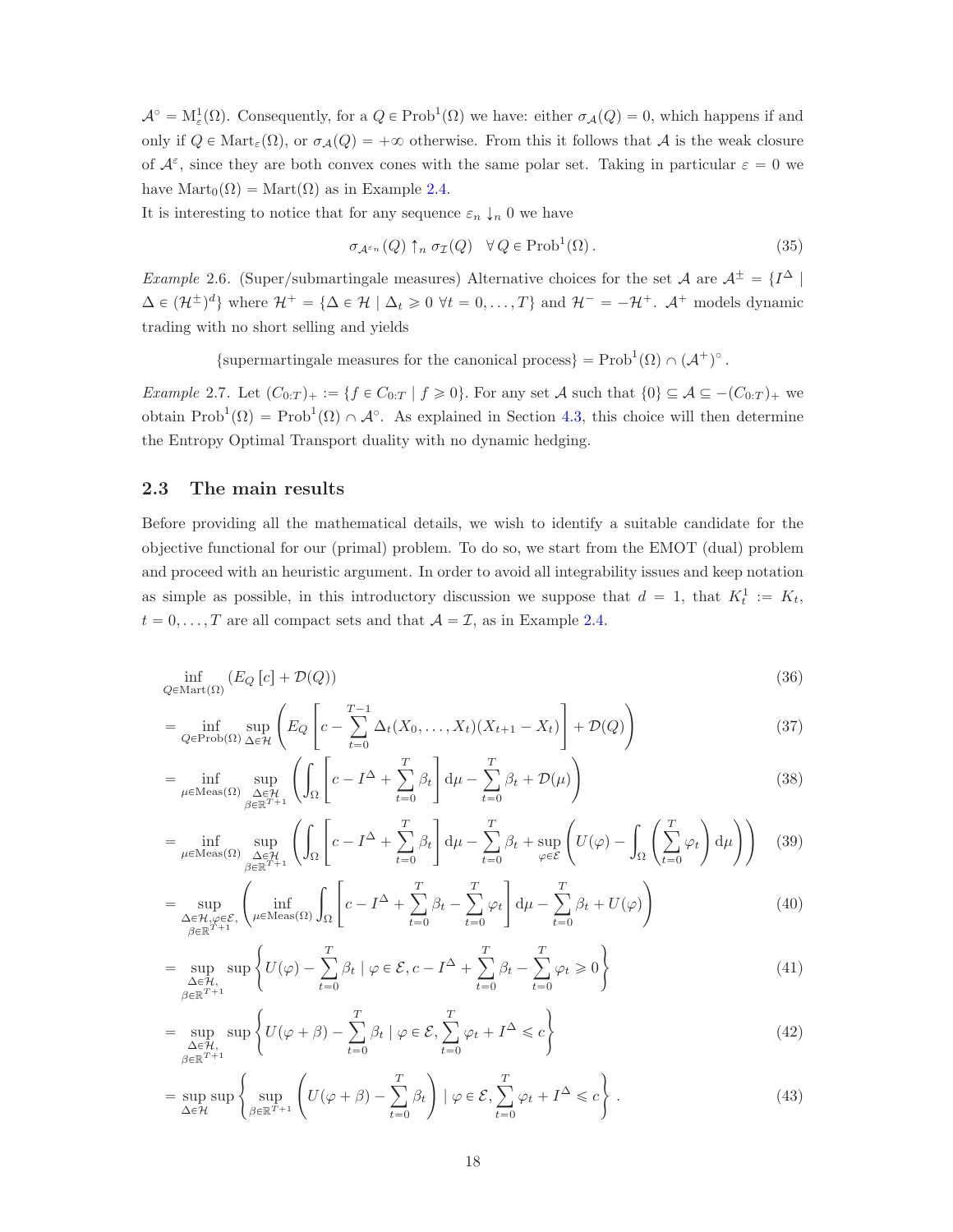$\mathcal{A}^\circ = \mathrm{M}^1_\varepsilon(\Omega)$. Consequently, for a $Q \in \mathrm{Prob}^1(\Omega)$ we have: either $\sigma_{\mathcal{A}}(Q) = 0$, which happens if and only if $Q \in \mathrm{Mart}_\varepsilon(\Omega)$, or $\sigma_{\mathcal{A}}(Q) = +\infty$ otherwise. From this it follows that $\mathcal{A}$ is the weak closure of $\mathcal{A}^\varepsilon$, since they are both convex cones with the same polar set. Taking in particular $\varepsilon = 0$ we have $\mathrm{Mart}_0(\Omega) = \mathrm{Mart}(\Omega)$ as in Example 2.4.

It is interesting to notice that for any sequence $\varepsilon_n \downarrow_n 0$ we have

$$\sigma_{\mathcal{A}^{\varepsilon_n}}(Q) \uparrow_n \sigma_{\mathcal{I}}(Q) \quad \forall\, Q \in \mathrm{Prob}^1(\Omega)\,. \tag{35}$$

*Example* 2.6. (Super/submartingale measures) Alternative choices for the set $\mathcal{A}$ are $\mathcal{A}^\pm = \{I^\Delta \mid \Delta \in (\mathcal{H}^\pm)^d\}$ where $\mathcal{H}^+ = \{\Delta \in \mathcal{H} \mid \Delta_t \geqslant 0\ \forall t = 0,\dots,T\}$ and $\mathcal{H}^- = -\mathcal{H}^+$. $\mathcal{A}^+$ models dynamic trading with no short selling and yields

$$\{\text{supermartingale measures for the canonical process}\} = \mathrm{Prob}^1(\Omega) \cap (\mathcal{A}^+)^\circ\,.$$

*Example* 2.7. Let $(C_{0:T})_+ := \{f \in C_{0:T} \mid f \geqslant 0\}$. For any set $\mathcal{A}$ such that $\{0\} \subseteq \mathcal{A} \subseteq -(C_{0:T})_+$ we obtain $\mathrm{Prob}^1(\Omega) = \mathrm{Prob}^1(\Omega) \cap \mathcal{A}^\circ$. As explained in Section 4.3, this choice will then determine the Entropy Optimal Transport duality with no dynamic hedging.

### 2.3 The main results

Before providing all the mathematical details, we wish to identify a suitable candidate for the objective functional for our (primal) problem. To do so, we start from the EMOT (dual) problem and proceed with an heuristic argument. In order to avoid all integrability issues and keep notation as simple as possible, in this introductory discussion we suppose that $d = 1$, that $K^1_t := K_t$, $t = 0,\dots,T$ are all compact sets and that $\mathcal{A} = \mathcal{I}$, as in Example 2.4.

$$\inf_{Q \in \mathrm{Mart}(\Omega)} \left(E_Q\left[c\right] + \mathcal{D}(Q)\right) \tag{36}$$

$$= \inf_{Q \in \mathrm{Prob}(\Omega)} \sup_{\Delta \in \mathcal{H}} \left( E_Q\left[ c - \sum_{t=0}^{T-1} \Delta_t(X_0,\dots,X_t)(X_{t+1} - X_t)\right] + \mathcal{D}(Q)\right) \tag{37}$$

$$= \inf_{\mu \in \mathrm{Meas}(\Omega)} \sup_{\substack{\Delta \in \mathcal{H} \\ \beta \in \mathbb{R}^{T+1}}} \left( \int_\Omega \left[ c - I^\Delta + \sum_{t=0}^T \beta_t \right] \mathrm{d}\mu - \sum_{t=0}^T \beta_t + \mathcal{D}(\mu)\right) \tag{38}$$

$$= \inf_{\mu \in \mathrm{Meas}(\Omega)} \sup_{\substack{\Delta \in \mathcal{H} \\ \beta \in \mathbb{R}^{T+1}}} \left( \int_\Omega \left[ c - I^\Delta + \sum_{t=0}^T \beta_t \right] \mathrm{d}\mu - \sum_{t=0}^T \beta_t + \sup_{\varphi \in \mathcal{E}} \left( U(\varphi) - \int_\Omega \left( \sum_{t=0}^T \varphi_t \right) \mathrm{d}\mu \right)\right) \tag{39}$$

$$= \sup_{\substack{\Delta \in \mathcal{H}, \varphi \in \mathcal{E}, \\ \beta \in \mathbb{R}^{T+1}}} \left( \inf_{\mu \in \mathrm{Meas}(\Omega)} \int_\Omega \left[ c - I^\Delta + \sum_{t=0}^T \beta_t - \sum_{t=0}^T \varphi_t \right] \mathrm{d}\mu - \sum_{t=0}^T \beta_t + U(\varphi)\right) \tag{40}$$

$$= \sup_{\substack{\Delta \in \mathcal{H}, \\ \beta \in \mathbb{R}^{T+1}}} \sup \left\{ U(\varphi) - \sum_{t=0}^T \beta_t \mid \varphi \in \mathcal{E}, c - I^\Delta + \sum_{t=0}^T \beta_t - \sum_{t=0}^T \varphi_t \geqslant 0 \right\} \tag{41}$$

$$= \sup_{\substack{\Delta \in \mathcal{H}, \\ \beta \in \mathbb{R}^{T+1}}} \sup \left\{ U(\varphi + \beta) - \sum_{t=0}^T \beta_t \mid \varphi \in \mathcal{E}, \sum_{t=0}^T \varphi_t + I^\Delta \leqslant c \right\} \tag{42}$$

$$= \sup_{\Delta \in \mathcal{H}} \sup \left\{ \sup_{\beta \in \mathbb{R}^{T+1}} \left( U(\varphi + \beta) - \sum_{t=0}^T \beta_t \right) \mid \varphi \in \mathcal{E}, \sum_{t=0}^T \varphi_t + I^\Delta \leqslant c \right\}. \tag{43}$$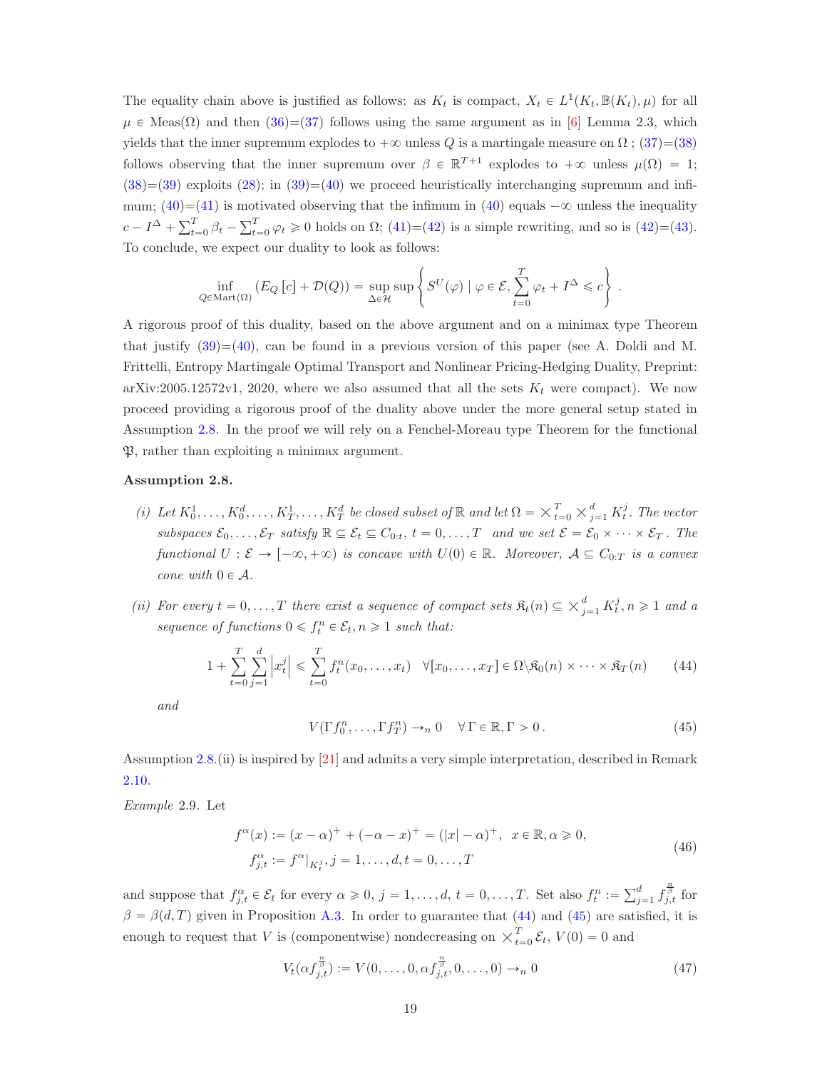The equality chain above is justified as follows: as $K_t$ is compact, $X_t \in L^1(K_t, \mathbb{B}(K_t), \mu)$ for all $\mu \in \text{Meas}(\Omega)$ and then (36)=(37) follows using the same argument as in [6] Lemma 2.3, which yields that the inner supremum explodes to $+\infty$ unless $Q$ is a martingale measure on $\Omega$ ; (37)=(38) follows observing that the inner supremum over $\beta \in \mathbb{R}^{T+1}$ explodes to $+\infty$ unless $\mu(\Omega) = 1$; (38)=(39) exploits (28); in (39)=(40) we proceed heuristically interchanging supremum and infimum; (40)=(41) is motivated observing that the infimum in (40) equals $-\infty$ unless the inequality $c - I^\Delta + \sum_{t=0}^T \beta_t - \sum_{t=0}^T \varphi_t \geqslant 0$ holds on $\Omega$; (41)=(42) is a simple rewriting, and so is (42)=(43). To conclude, we expect our duality to look as follows:

$$\inf_{Q \in \text{Mart}(\Omega)} \left( E_Q\left[c\right] + \mathcal{D}(Q) \right) = \sup_{\Delta \in \mathcal{H}} \sup \left\{ S^U(\varphi) \mid \varphi \in \mathcal{E}, \sum_{t=0}^T \varphi_t + I^\Delta \leqslant c \right\}.$$

A rigorous proof of this duality, based on the above argument and on a minimax type Theorem that justify (39)=(40), can be found in a previous version of this paper (see A. Doldi and M. Frittelli, Entropy Martingale Optimal Transport and Nonlinear Pricing-Hedging Duality, Preprint: arXiv:2005.12572v1, 2020, where we also assumed that all the sets $K_t$ were compact). We now proceed providing a rigorous proof of the duality above under the more general setup stated in Assumption 2.8. In the proof we will rely on a Fenchel-Moreau type Theorem for the functional $\mathfrak{P}$, rather than exploiting a minimax argument.

**Assumption 2.8.**

*(i) Let $K_0^1, \dots, K_0^d, \dots, K_T^1, \dots, K_T^d$ be closed subset of $\mathbb{R}$ and let $\Omega = \times_{t=0}^T \times_{j=1}^d K_t^j$. The vector subspaces $\mathcal{E}_0, \dots, \mathcal{E}_T$ satisfy $\mathbb{R} \subseteq \mathcal{E}_t \subseteq C_{0:t}$, $t = 0, \dots, T$ and we set $\mathcal{E} = \mathcal{E}_0 \times \cdots \times \mathcal{E}_T$. The functional $U : \mathcal{E} \to [-\infty, +\infty)$ is concave with $U(0) \in \mathbb{R}$. Moreover, $\mathcal{A} \subseteq C_{0:T}$ is a convex cone with $0 \in \mathcal{A}$.*

*(ii) For every $t = 0, \dots, T$ there exist a sequence of compact sets $\mathfrak{K}_t(n) \subseteq \times_{j=1}^d K_t^j, n \geqslant 1$ and a sequence of functions $0 \leqslant f_t^n \in \mathcal{E}_t, n \geqslant 1$ such that:*

$$1 + \sum_{t=0}^T \sum_{j=1}^d \left| x_t^j \right| \leqslant \sum_{t=0}^T f_t^n(x_0, \dots, x_t) \quad \forall [x_0, \dots, x_T] \in \Omega \backslash \mathfrak{K}_0(n) \times \cdots \times \mathfrak{K}_T(n) \tag{44}$$

*and*

$$V(\Gamma f_0^n, \dots, \Gamma f_T^n) \to_n 0 \quad \forall \Gamma \in \mathbb{R}, \Gamma > 0\,. \tag{45}$$

Assumption 2.8.(ii) is inspired by [21] and admits a very simple interpretation, described in Remark 2.10.

*Example* 2.9. Let

$$\begin{aligned} f^\alpha(x) &:= (x - \alpha)^+ + (-\alpha - x)^+ = (|x| - \alpha)^+, \;\; x \in \mathbb{R}, \alpha \geqslant 0, \\ f_{j,t}^\alpha &:= f^\alpha|_{K_t^j}, j = 1, \dots, d, t = 0, \dots, T \end{aligned} \tag{46}$$

and suppose that $f_{j,t}^\alpha \in \mathcal{E}_t$ for every $\alpha \geqslant 0$, $j = 1, \dots, d$, $t = 0, \dots, T$. Set also $f_t^n := \sum_{j=1}^d f_{j,t}^{\frac{n}{\beta}}$ for $\beta = \beta(d, T)$ given in Proposition A.3. In order to guarantee that (44) and (45) are satisfied, it is enough to request that $V$ is (componentwise) nondecreasing on $\times_{t=0}^T \mathcal{E}_t$, $V(0) = 0$ and

$$V_t(\alpha f_{j,t}^{\frac{n}{\beta}}) := V(0, \dots, 0, \alpha f_{j,t}^{\frac{n}{\beta}}, 0, \dots, 0) \to_n 0 \tag{47}$$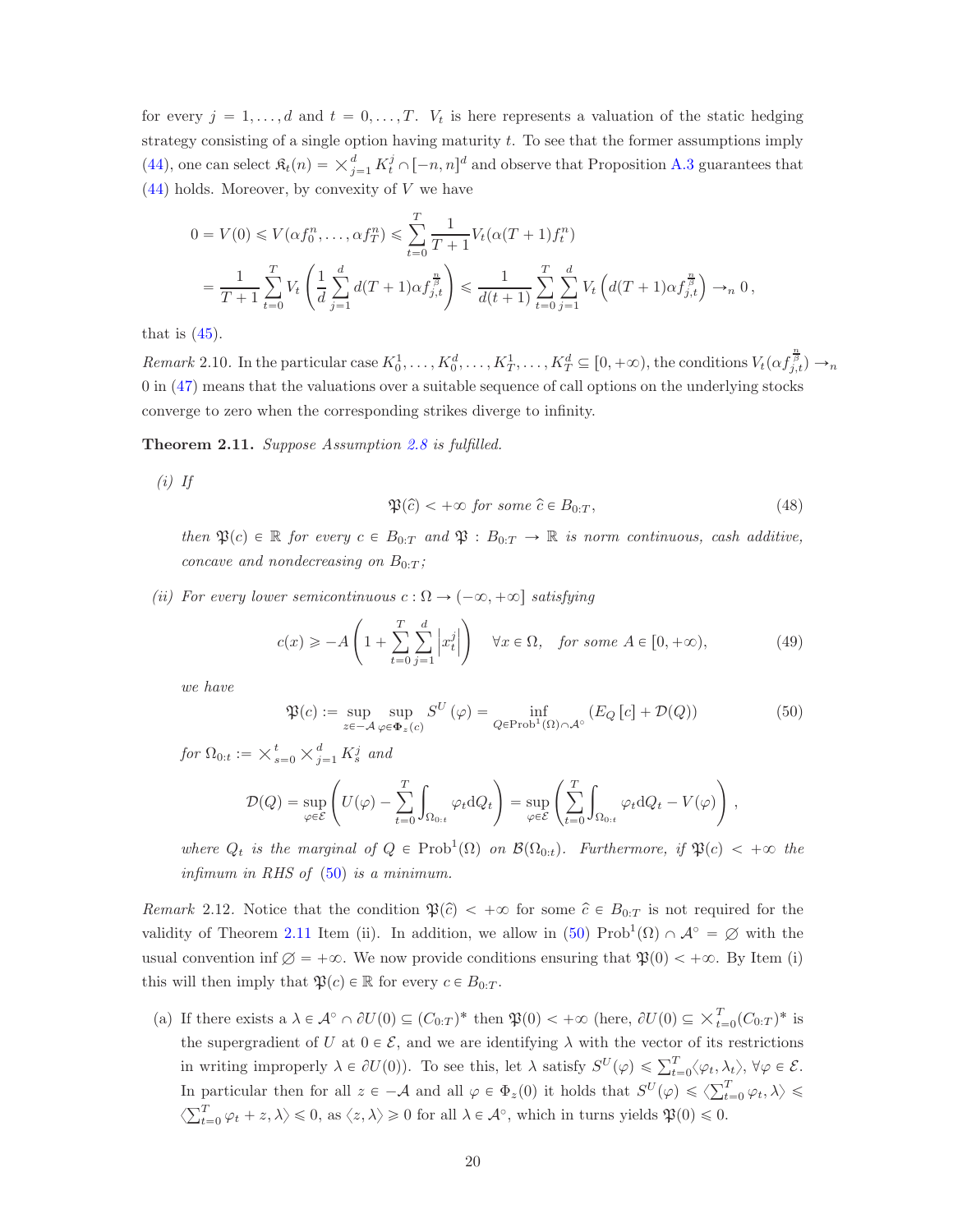for every $j = 1, \dots, d$ and $t = 0, \dots, T$. $V_t$ is here represents a valuation of the static hedging strategy consisting of a single option having maturity $t$. To see that the former assumptions imply (44), one can select $\mathfrak{K}_t(n) = \times_{j=1}^d K_t^j \cap [-n, n]^d$ and observe that Proposition A.3 guarantees that (44) holds. Moreover, by convexity of $V$ we have

$$
\begin{aligned}
0 = V(0) &\leqslant V(\alpha f_0^n, \dots, \alpha f_T^n) \leqslant \sum_{t=0}^{T} \frac{1}{T+1} V_t(\alpha(T+1) f_t^n) \\
&= \frac{1}{T+1} \sum_{t=0}^{T} V_t\left( \frac{1}{d} \sum_{j=1}^{d} d(T+1) \alpha f_{j,t}^{\frac{n}{\beta}} \right) \leqslant \frac{1}{d(t+1)} \sum_{t=0}^{T} \sum_{j=1}^{d} V_t\left( d(T+1) \alpha f_{j,t}^{\frac{n}{\beta}} \right) \to_n 0 \,,
\end{aligned}
$$

that is (45).

*Remark* 2.10. In the particular case $K_0^1, \dots, K_0^d, \dots, K_T^1, \dots, K_T^d \subseteq [0, +\infty)$, the conditions $V_t(\alpha f_{j,t}^{\frac{n}{\beta}}) \to_n 0$ in (47) means that the valuations over a suitable sequence of call options on the underlying stocks converge to zero when the corresponding strikes diverge to infinity.

**Theorem 2.11.** *Suppose Assumption 2.8 is fulfilled.*

*(i) If*

$$
\mathfrak{P}(\widehat{c}) < +\infty \text{ for some } \widehat{c} \in B_{0:T}, \tag{48}
$$

*then $\mathfrak{P}(c) \in \mathbb{R}$ for every $c \in B_{0:T}$ and $\mathfrak{P} : B_{0:T} \to \mathbb{R}$ is norm continuous, cash additive, concave and nondecreasing on $B_{0:T}$;*

*(ii) For every lower semicontinuous $c : \Omega \to (-\infty, +\infty]$ satisfying*

$$
c(x) \geqslant -A \left( 1 + \sum_{t=0}^{T} \sum_{j=1}^{d} \left| x_t^j \right| \right) \quad \forall x \in \Omega, \quad \text{for some } A \in [0, +\infty), \tag{49}
$$

*we have*

$$
\mathfrak{P}(c) := \sup_{z \in -\mathcal{A}} \sup_{\varphi \in \Phi_z(c)} S^U(\varphi) = \inf_{Q \in \mathrm{Prob}^1(\Omega) \cap \mathcal{A}^\circ} \left( E_Q[c] + \mathcal{D}(Q) \right) \tag{50}
$$

*for $\Omega_{0:t} := \times_{s=0}^t \times_{j=1}^d K_s^j$ and*

$$
\mathcal{D}(Q) = \sup_{\varphi \in \mathcal{E}} \left( U(\varphi) - \sum_{t=0}^{T} \int_{\Omega_{0:t}} \varphi_t \mathrm{d}Q_t \right) = \sup_{\varphi \in \mathcal{E}} \left( \sum_{t=0}^{T} \int_{\Omega_{0:t}} \varphi_t \mathrm{d}Q_t - V(\varphi) \right),
$$

*where $Q_t$ is the marginal of $Q \in \mathrm{Prob}^1(\Omega)$ on $\mathcal{B}(\Omega_{0:t})$. Furthermore, if $\mathfrak{P}(c) < +\infty$ the infimum in RHS of (50) is a minimum.*

*Remark* 2.12. Notice that the condition $\mathfrak{P}(\widehat{c}) < +\infty$ for some $\widehat{c} \in B_{0:T}$ is not required for the validity of Theorem 2.11 Item (ii). In addition, we allow in (50) $\mathrm{Prob}^1(\Omega) \cap \mathcal{A}^\circ = \varnothing$ with the usual convention $\inf \varnothing = +\infty$. We now provide conditions ensuring that $\mathfrak{P}(0) < +\infty$. By Item (i) this will then imply that $\mathfrak{P}(c) \in \mathbb{R}$ for every $c \in B_{0:T}$.

(a) If there exists a $\lambda \in \mathcal{A}^\circ \cap \partial U(0) \subseteq (C_{0:T})^*$ then $\mathfrak{P}(0) < +\infty$ (here, $\partial U(0) \subseteq \times_{t=0}^T (C_{0:T})^*$ is the supergradient of $U$ at $0 \in \mathcal{E}$, and we are identifying $\lambda$ with the vector of its restrictions in writing improperly $\lambda \in \partial U(0)$). To see this, let $\lambda$ satisfy $S^U(\varphi) \leqslant \sum_{t=0}^T \langle \varphi_t, \lambda_t \rangle$, $\forall \varphi \in \mathcal{E}$. In particular then for all $z \in -\mathcal{A}$ and all $\varphi \in \Phi_z(0)$ it holds that $S^U(\varphi) \leqslant \langle \sum_{t=0}^T \varphi_t, \lambda \rangle \leqslant \langle \sum_{t=0}^T \varphi_t + z, \lambda \rangle \leqslant 0$, as $\langle z, \lambda \rangle \geqslant 0$ for all $\lambda \in \mathcal{A}^\circ$, which in turns yields $\mathfrak{P}(0) \leqslant 0$.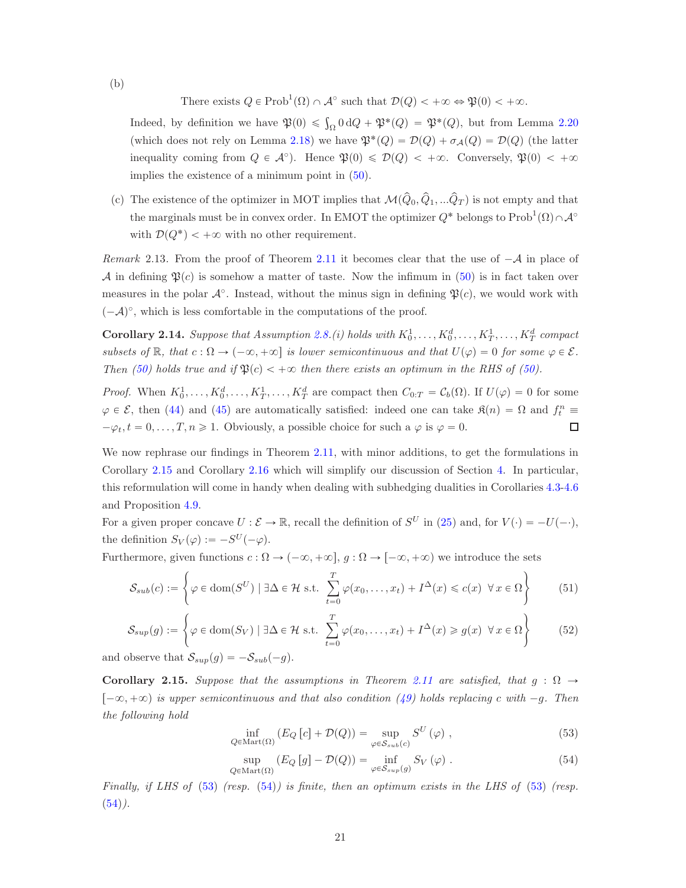(b)

$$\text{There exists } Q \in \mathrm{Prob}^1(\Omega) \cap \mathcal{A}^\circ \text{ such that } \mathcal{D}(Q) < +\infty \Leftrightarrow \mathfrak{P}(0) < +\infty.$$

Indeed, by definition we have $\mathfrak{P}(0) \leqslant \int_\Omega 0 \, \mathrm{d}Q + \mathfrak{P}^*(Q) = \mathfrak{P}^*(Q)$, but from Lemma 2.20 (which does not rely on Lemma 2.18) we have $\mathfrak{P}^*(Q) = \mathcal{D}(Q) + \sigma_{\mathcal{A}}(Q) = \mathcal{D}(Q)$ (the latter inequality coming from $Q \in \mathcal{A}^\circ$). Hence $\mathfrak{P}(0) \leqslant \mathcal{D}(Q) < +\infty$. Conversely, $\mathfrak{P}(0) < +\infty$ implies the existence of a minimum point in (50).

(c) The existence of the optimizer in MOT implies that $\mathcal{M}(\widehat{Q}_0, \widehat{Q}_1, ...\widehat{Q}_T)$ is not empty and that the marginals must be in convex order. In EMOT the optimizer $Q^*$ belongs to $\mathrm{Prob}^1(\Omega) \cap \mathcal{A}^\circ$ with $\mathcal{D}(Q^*) < +\infty$ with no other requirement.

*Remark* 2.13. From the proof of Theorem 2.11 it becomes clear that the use of $-\mathcal{A}$ in place of $\mathcal{A}$ in defining $\mathfrak{P}(c)$ is somehow a matter of taste. Now the infimum in (50) is in fact taken over measures in the polar $\mathcal{A}^\circ$. Instead, without the minus sign in defining $\mathfrak{P}(c)$, we would work with $(-\mathcal{A})^\circ$, which is less comfortable in the computations of the proof.

**Corollary 2.14.** *Suppose that Assumption 2.8.(i) holds with $K_0^1, \dots, K_0^d, \dots, K_T^1, \dots, K_T^d$ compact subsets of $\mathbb{R}$, that $c : \Omega \to (-\infty, +\infty]$ is lower semicontinuous and that $U(\varphi) = 0$ for some $\varphi \in \mathcal{E}$. Then (50) holds true and if $\mathfrak{P}(c) < +\infty$ then there exists an optimum in the RHS of (50).*

*Proof.* When $K_0^1, \dots, K_0^d, \dots, K_T^1, \dots, K_T^d$ are compact then $C_{0:T} = \mathcal{C}_b(\Omega)$. If $U(\varphi) = 0$ for some $\varphi \in \mathcal{E}$, then (44) and (45) are automatically satisfied: indeed one can take $\mathfrak{K}(n) = \Omega$ and $f_t^n \equiv -\varphi_t, t = 0, \dots, T, n \geqslant 1$. Obviously, a possible choice for such a $\varphi$ is $\varphi = 0$. □

We now rephrase our findings in Theorem 2.11, with minor additions, to get the formulations in Corollary 2.15 and Corollary 2.16 which will simplify our discussion of Section 4. In particular, this reformulation will come in handy when dealing with subhedging dualities in Corollaries 4.3-4.6 and Proposition 4.9.

For a given proper concave $U : \mathcal{E} \to \mathbb{R}$, recall the definition of $S^U$ in (25) and, for $V(\cdot) = -U(-\cdot)$, the definition $S_V(\varphi) := -S^U(-\varphi)$.

Furthermore, given functions $c : \Omega \to (-\infty, +\infty]$, $g : \Omega \to [-\infty, +\infty)$ we introduce the sets

$$\mathcal{S}_{sub}(c) := \left\{ \varphi \in \mathrm{dom}(S^U) \mid \exists \Delta \in \mathcal{H} \text{ s.t. } \sum_{t=0}^{T} \varphi(x_0, \dots, x_t) + I^\Delta(x) \leqslant c(x) \ \ \forall \, x \in \Omega \right\} \tag{51}$$

$$\mathcal{S}_{sup}(g) := \left\{ \varphi \in \mathrm{dom}(S_V) \mid \exists \Delta \in \mathcal{H} \text{ s.t. } \sum_{t=0}^{T} \varphi(x_0, \dots, x_t) + I^\Delta(x) \geqslant g(x) \ \ \forall \, x \in \Omega \right\} \tag{52}$$

and observe that $\mathcal{S}_{sup}(g) = -\mathcal{S}_{sub}(-g)$.

**Corollary 2.15.** *Suppose that the assumptions in Theorem 2.11 are satisfied, that $g : \Omega \to [-\infty, +\infty)$ is upper semicontinuous and that also condition (49) holds replacing $c$ with $-g$. Then the following hold*

$$\inf_{Q \in \mathrm{Mart}(\Omega)} \left( E_Q[c] + \mathcal{D}(Q) \right) = \sup_{\varphi \in \mathcal{S}_{sub}(c)} S^U(\varphi) \ , \tag{53}$$

$$\sup_{Q \in \mathrm{Mart}(\Omega)} \left( E_Q[g] - \mathcal{D}(Q) \right) = \inf_{\varphi \in \mathcal{S}_{sup}(g)} S_V(\varphi) \ . \tag{54}$$

*Finally, if LHS of (53) (resp. (54)) is finite, then an optimum exists in the LHS of (53) (resp. (54)).*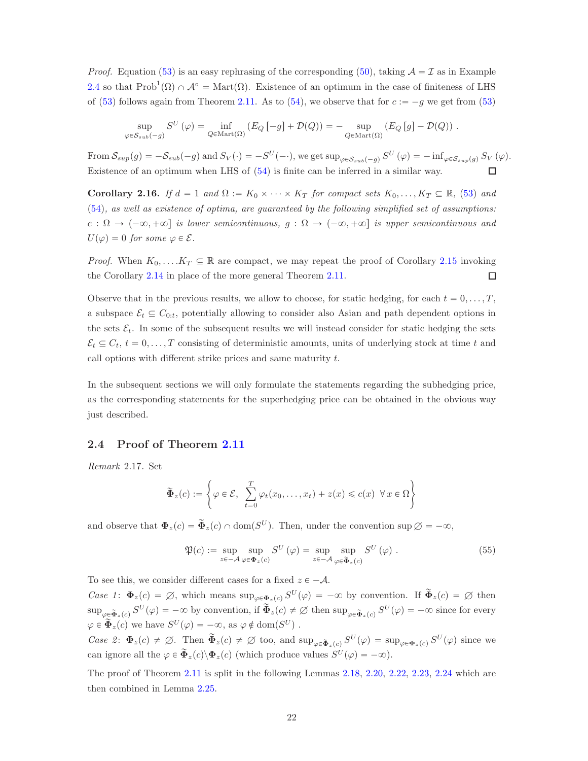*Proof.* Equation (53) is an easy rephrasing of the corresponding (50), taking $\mathcal{A} = \mathcal{I}$ as in Example 2.4 so that $\text{Prob}^1(\Omega) \cap \mathcal{A}^\circ = \text{Mart}(\Omega)$. Existence of an optimum in the case of finiteness of LHS of (53) follows again from Theorem 2.11. As to (54), we observe that for $c := -g$ we get from (53)

$$\sup_{\varphi \in \mathcal{S}_{sub}(-g)} S^U(\varphi) = \inf_{Q \in \text{Mart}(\Omega)} \left( E_Q[-g] + \mathcal{D}(Q) \right) = - \sup_{Q \in \text{Mart}(\Omega)} \left( E_Q[g] - \mathcal{D}(Q) \right).$$

From $\mathcal{S}_{sup}(g) = -\mathcal{S}_{sub}(-g)$ and $S_V(\cdot) = -S^U(-\cdot)$, we get $\sup_{\varphi \in \mathcal{S}_{sub}(-g)} S^U(\varphi) = -\inf_{\varphi \in \mathcal{S}_{sup}(g)} S_V(\varphi)$. Existence of an optimum when LHS of (54) is finite can be inferred in a similar way. ◻

**Corollary 2.16.** *If $d = 1$ and $\Omega := K_0 \times \cdots \times K_T$ for compact sets $K_0, \ldots, K_T \subseteq \mathbb{R}$, (53) and (54), as well as existence of optima, are guaranteed by the following simplified set of assumptions: $c : \Omega \to (-\infty, +\infty]$ is lower semicontinuous, $g : \Omega \to (-\infty, +\infty]$ is upper semicontinuous and $U(\varphi) = 0$ for some $\varphi \in \mathcal{E}$.*

*Proof.* When $K_0, \ldots K_T \subseteq \mathbb{R}$ are compact, we may repeat the proof of Corollary 2.15 invoking the Corollary 2.14 in place of the more general Theorem 2.11. ◻

Observe that in the previous results, we allow to choose, for static hedging, for each $t = 0, \ldots, T$, a subspace $\mathcal{E}_t \subseteq C_{0:t}$, potentially allowing to consider also Asian and path dependent options in the sets $\mathcal{E}_t$. In some of the subsequent results we will instead consider for static hedging the sets $\mathcal{E}_t \subseteq C_t$, $t = 0, \ldots, T$ consisting of deterministic amounts, units of underlying stock at time $t$ and call options with different strike prices and same maturity $t$.

In the subsequent sections we will only formulate the statements regarding the subhedging price, as the corresponding statements for the superhedging price can be obtained in the obvious way just described.

## 2.4 Proof of Theorem 2.11

*Remark* 2.17. Set

$$\widetilde{\mathbf{\Phi}}_z(c) := \left\{ \varphi \in \mathcal{E}, \ \sum_{t=0}^{T} \varphi_t(x_0, \ldots, x_t) + z(x) \leqslant c(x) \ \ \forall\, x \in \Omega \right\}$$

and observe that $\mathbf{\Phi}_z(c) = \widetilde{\mathbf{\Phi}}_z(c) \cap \text{dom}(S^U)$. Then, under the convention $\sup \varnothing = -\infty$,

$$\mathfrak{P}(c) := \sup_{z \in -\mathcal{A}} \sup_{\varphi \in \mathbf{\Phi}_z(c)} S^U(\varphi) = \sup_{z \in -\mathcal{A}} \sup_{\varphi \in \widetilde{\mathbf{\Phi}}_z(c)} S^U(\varphi). \tag{55}$$

To see this, we consider different cases for a fixed $z \in -\mathcal{A}$.

*Case 1*: $\mathbf{\Phi}_z(c) = \varnothing$, which means $\sup_{\varphi \in \mathbf{\Phi}_z(c)} S^U(\varphi) = -\infty$ by convention. If $\widetilde{\mathbf{\Phi}}_z(c) = \varnothing$ then $\sup_{\varphi \in \widetilde{\mathbf{\Phi}}_z(c)} S^U(\varphi) = -\infty$ by convention, if $\widetilde{\mathbf{\Phi}}_z(c) \neq \varnothing$ then $\sup_{\varphi \in \widetilde{\mathbf{\Phi}}_z(c)} S^U(\varphi) = -\infty$ since for every $\varphi \in \widetilde{\mathbf{\Phi}}_z(c)$ we have $S^U(\varphi) = -\infty$, as $\varphi \notin \text{dom}(S^U)$.

*Case 2*: $\mathbf{\Phi}_z(c) \neq \varnothing$. Then $\widetilde{\mathbf{\Phi}}_z(c) \neq \varnothing$ too, and $\sup_{\varphi \in \widetilde{\mathbf{\Phi}}_z(c)} S^U(\varphi) = \sup_{\varphi \in \mathbf{\Phi}_z(c)} S^U(\varphi)$ since we can ignore all the $\varphi \in \widetilde{\mathbf{\Phi}}_z(c) \setminus \mathbf{\Phi}_z(c)$ (which produce values $S^U(\varphi) = -\infty$).

The proof of Theorem 2.11 is split in the following Lemmas 2.18, 2.20, 2.22, 2.23, 2.24 which are then combined in Lemma 2.25.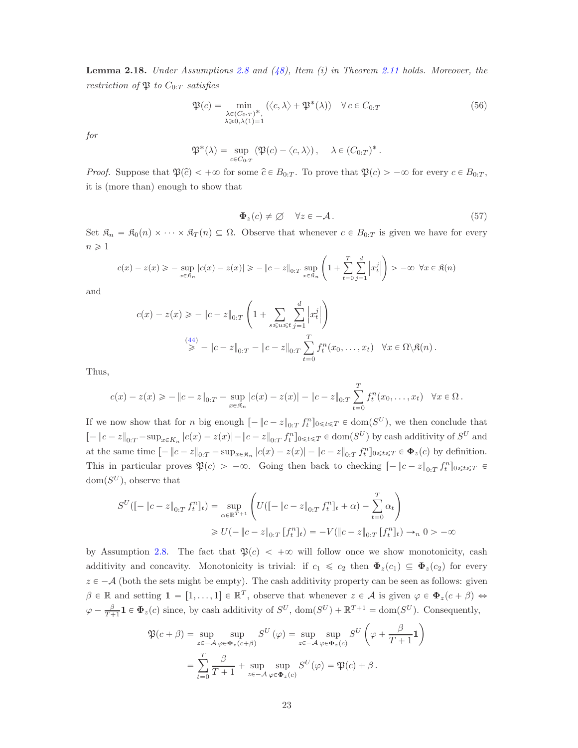**Lemma 2.18.** *Under Assumptions 2.8 and (48), Item (i) in Theorem 2.11 holds. Moreover, the restriction of $\mathfrak{P}$ to $C_{0:T}$ satisfies*

$$\mathfrak{P}(c) = \min_{\substack{\lambda \in (C_{0:T})^*, \\ \lambda \geqslant 0, \lambda(1)=1}} \left( \langle c, \lambda \rangle + \mathfrak{P}^*(\lambda) \right) \quad \forall\, c \in C_{0:T} \tag{56}$$

*for*

$$\mathfrak{P}^*(\lambda) = \sup_{c \in C_{0:T}} \left( \mathfrak{P}(c) - \langle c, \lambda \rangle \right), \quad \lambda \in (C_{0:T})^*.$$

*Proof.* Suppose that $\mathfrak{P}(\widehat{c}) < +\infty$ for some $\widehat{c} \in B_{0:T}$. To prove that $\mathfrak{P}(c) > -\infty$ for every $c \in B_{0:T}$, it is (more than) enough to show that

$$\mathbf{\Phi}_z(c) \neq \varnothing \quad \forall z \in -\mathcal{A}. \tag{57}$$

Set $\mathfrak{K}_n = \mathfrak{K}_0(n) \times \cdots \times \mathfrak{K}_T(n) \subseteq \Omega$. Observe that whenever $c \in B_{0:T}$ is given we have for every $n \geqslant 1$

$$c(x) - z(x) \geqslant - \sup_{x \in \mathfrak{K}_n} |c(x) - z(x)| \geqslant - \|c - z\|_{0:T} \sup_{x \in \mathfrak{K}_n} \left( 1 + \sum_{t=0}^{T} \sum_{j=1}^{d} \left| x_t^j \right| \right) > -\infty \;\; \forall x \in \mathfrak{K}(n)$$

and

$$\begin{aligned}
c(x) - z(x) &\geqslant - \|c - z\|_{0:T} \left( 1 + \sum_{s \leqslant u \leqslant t} \sum_{j=1}^{d} \left| x_t^j \right| \right) \\
&\overset{(44)}{\geqslant} - \|c - z\|_{0:T} - \|c - z\|_{0:T} \sum_{t=0}^{T} f_t^n(x_0, \ldots, x_t) \quad \forall x \in \Omega \backslash \mathfrak{K}(n).
\end{aligned}$$

Thus,

$$c(x) - z(x) \geqslant - \|c - z\|_{0:T} - \sup_{x \in \mathfrak{K}_n} |c(x) - z(x)| - \|c - z\|_{0:T} \sum_{t=0}^{T} f_t^n(x_0, \ldots, x_t) \quad \forall x \in \Omega.$$

If we now show that for $n$ big enough $[- \|c - z\|_{0:T} f_t^n]_{0 \leqslant t \leqslant T} \in \mathrm{dom}(S^U)$, we then conclude that $[- \|c - z\|_{0:T} - \sup_{x \in K_n} |c(x) - z(x)| - \|c - z\|_{0:T} f_t^n]_{0 \leqslant t \leqslant T} \in \mathrm{dom}(S^U)$ by cash additivity of $S^U$ and at the same time $[- \|c - z\|_{0:T} - \sup_{x \in \mathfrak{K}_n} |c(x) - z(x)| - \|c - z\|_{0:T} f_t^n]_{0 \leqslant t \leqslant T} \in \mathbf{\Phi}_z(c)$ by definition. This in particular proves $\mathfrak{P}(c) > -\infty$. Going then back to checking $[- \|c - z\|_{0:T} f_t^n]_{0 \leqslant t \leqslant T} \in \mathrm{dom}(S^U)$, observe that

$$\begin{aligned}
S^U([- \|c - z\|_{0:T} f_t^n]_t) &= \sup_{\alpha \in \mathbb{R}^{T+1}} \left( U([- \|c - z\|_{0:T} f_t^n]_t + \alpha) - \sum_{t=0}^{T} \alpha_t \right) \\
&\geqslant U(- \|c - z\|_{0:T} [f_t^n]_t) = -V(\|c - z\|_{0:T} [f_t^n]_t) \to_n 0 > -\infty
\end{aligned}$$

by Assumption 2.8. The fact that $\mathfrak{P}(c) < +\infty$ will follow once we show monotonicity, cash additivity and concavity. Monotonicity is trivial: if $c_1 \leqslant c_2$ then $\mathbf{\Phi}_z(c_1) \subseteq \mathbf{\Phi}_z(c_2)$ for every $z \in -\mathcal{A}$ (both the sets might be empty). The cash additivity property can be seen as follows: given $\beta \in \mathbb{R}$ and setting $\mathbf{1} = [1, \ldots, 1] \in \mathbb{R}^T$, observe that whenever $z \in \mathcal{A}$ is given $\varphi \in \mathbf{\Phi}_z(c + \beta) \Leftrightarrow \varphi - \frac{\beta}{T+1}\mathbf{1} \in \mathbf{\Phi}_z(c)$ since, by cash additivity of $S^U$, $\mathrm{dom}(S^U) + \mathbb{R}^{T+1} = \mathrm{dom}(S^U)$. Consequently,

$$\begin{aligned}
\mathfrak{P}(c + \beta) &= \sup_{z \in -\mathcal{A}} \sup_{\varphi \in \mathbf{\Phi}_z(c+\beta)} S^U(\varphi) = \sup_{z \in -\mathcal{A}} \sup_{\varphi \in \mathbf{\Phi}_z(c)} S^U\left( \varphi + \frac{\beta}{T+1}\mathbf{1} \right) \\
&= \sum_{t=0}^{T} \frac{\beta}{T+1} + \sup_{z \in -\mathcal{A}} \sup_{\varphi \in \mathbf{\Phi}_z(c)} S^U(\varphi) = \mathfrak{P}(c) + \beta.
\end{aligned}$$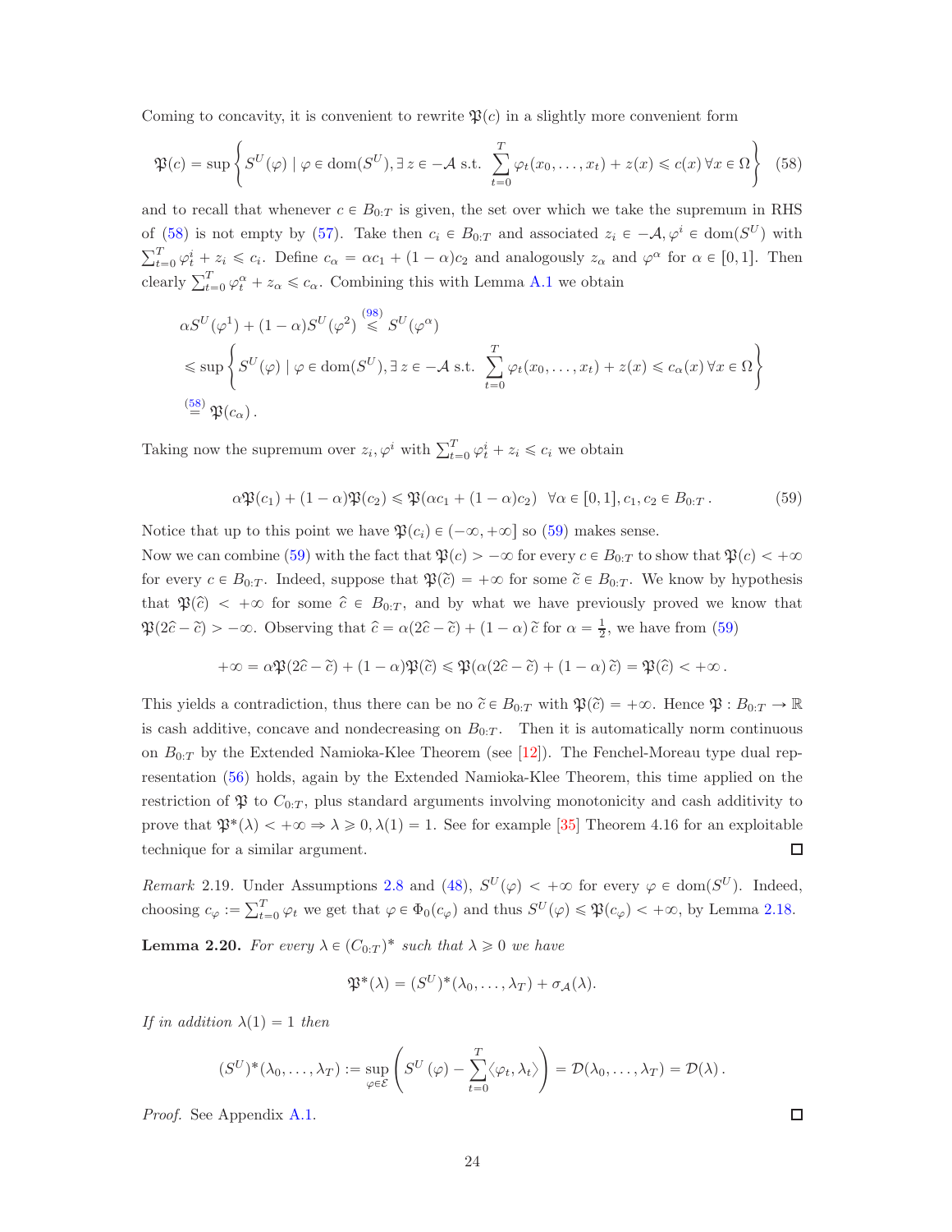Coming to concavity, it is convenient to rewrite $\mathfrak{P}(c)$ in a slightly more convenient form

$$\mathfrak{P}(c) = \sup\left\{ S^U(\varphi) \mid \varphi \in \mathrm{dom}(S^U), \exists\, z \in -\mathcal{A} \text{ s.t. } \sum_{t=0}^{T} \varphi_t(x_0, \ldots, x_t) + z(x) \leqslant c(x)\, \forall x \in \Omega \right\} \quad (58)$$

and to recall that whenever $c \in B_{0:T}$ is given, the set over which we take the supremum in RHS of (58) is not empty by (57). Take then $c_i \in B_{0:T}$ and associated $z_i \in -\mathcal{A}, \varphi^i \in \mathrm{dom}(S^U)$ with $\sum_{t=0}^T \varphi_t^i + z_i \leqslant c_i$. Define $c_\alpha = \alpha c_1 + (1-\alpha)c_2$ and analogously $z_\alpha$ and $\varphi^\alpha$ for $\alpha \in [0,1]$. Then clearly $\sum_{t=0}^T \varphi_t^\alpha + z_\alpha \leqslant c_\alpha$. Combining this with Lemma A.1 we obtain

$$\begin{aligned}
&\alpha S^U(\varphi^1) + (1-\alpha) S^U(\varphi^2) \overset{(98)}{\leqslant} S^U(\varphi^\alpha) \\
&\leqslant \sup\left\{ S^U(\varphi) \mid \varphi \in \mathrm{dom}(S^U), \exists\, z \in -\mathcal{A} \text{ s.t. } \sum_{t=0}^{T} \varphi_t(x_0, \ldots, x_t) + z(x) \leqslant c_\alpha(x)\, \forall x \in \Omega \right\} \\
&\overset{(58)}{=} \mathfrak{P}(c_\alpha)\,.
\end{aligned}$$

Taking now the supremum over $z_i, \varphi^i$ with $\sum_{t=0}^T \varphi_t^i + z_i \leqslant c_i$ we obtain

$$\alpha \mathfrak{P}(c_1) + (1-\alpha)\mathfrak{P}(c_2) \leqslant \mathfrak{P}(\alpha c_1 + (1-\alpha)c_2) \quad \forall \alpha \in [0,1], c_1, c_2 \in B_{0:T}\,. \quad (59)$$

Notice that up to this point we have $\mathfrak{P}(c_i) \in (-\infty, +\infty]$ so (59) makes sense.

Now we can combine (59) with the fact that $\mathfrak{P}(c) > -\infty$ for every $c \in B_{0:T}$ to show that $\mathfrak{P}(c) < +\infty$ for every $c \in B_{0:T}$. Indeed, suppose that $\mathfrak{P}(\widetilde{c}) = +\infty$ for some $\widetilde{c} \in B_{0:T}$. We know by hypothesis that $\mathfrak{P}(\widehat{c}) < +\infty$ for some $\widehat{c} \in B_{0:T}$, and by what we have previously proved we know that $\mathfrak{P}(2\widehat{c} - \widetilde{c}) > -\infty$. Observing that $\widehat{c} = \alpha(2\widehat{c} - \widetilde{c}) + (1-\alpha)\,\widetilde{c}$ for $\alpha = \frac{1}{2}$, we have from (59)

$$+\infty = \alpha\mathfrak{P}(2\widehat{c} - \widetilde{c}) + (1-\alpha)\mathfrak{P}(\widetilde{c}) \leqslant \mathfrak{P}(\alpha(2\widehat{c} - \widetilde{c}) + (1-\alpha)\,\widetilde{c}) = \mathfrak{P}(\widehat{c}) < +\infty\,.$$

This yields a contradiction, thus there can be no $\widetilde{c} \in B_{0:T}$ with $\mathfrak{P}(\widetilde{c}) = +\infty$. Hence $\mathfrak{P} : B_{0:T} \to \mathbb{R}$ is cash additive, concave and nondecreasing on $B_{0:T}$. Then it is automatically norm continuous on $B_{0:T}$ by the Extended Namioka-Klee Theorem (see [12]). The Fenchel-Moreau type dual representation (56) holds, again by the Extended Namioka-Klee Theorem, this time applied on the restriction of $\mathfrak{P}$ to $C_{0:T}$, plus standard arguments involving monotonicity and cash additivity to prove that $\mathfrak{P}^*(\lambda) < +\infty \Rightarrow \lambda \geqslant 0, \lambda(1) = 1$. See for example [35] Theorem 4.16 for an exploitable technique for a similar argument. ☐

*Remark* 2.19. Under Assumptions 2.8 and (48), $S^U(\varphi) < +\infty$ for every $\varphi \in \mathrm{dom}(S^U)$. Indeed, choosing $c_\varphi := \sum_{t=0}^T \varphi_t$ we get that $\varphi \in \Phi_0(c_\varphi)$ and thus $S^U(\varphi) \leqslant \mathfrak{P}(c_\varphi) < +\infty$, by Lemma 2.18.

**Lemma 2.20.** *For every $\lambda \in (C_{0:T})^*$ such that $\lambda \geqslant 0$ we have*

$$\mathfrak{P}^*(\lambda) = (S^U)^*(\lambda_0, \ldots, \lambda_T) + \sigma_{\mathcal{A}}(\lambda).$$

*If in addition $\lambda(1) = 1$ then*

$$(S^U)^*(\lambda_0, \ldots, \lambda_T) := \sup_{\varphi \in \mathcal{E}} \left( S^U(\varphi) - \sum_{t=0}^T \langle \varphi_t, \lambda_t \rangle \right) = \mathcal{D}(\lambda_0, \ldots, \lambda_T) = \mathcal{D}(\lambda)\,.$$

*Proof.* See Appendix A.1. ☐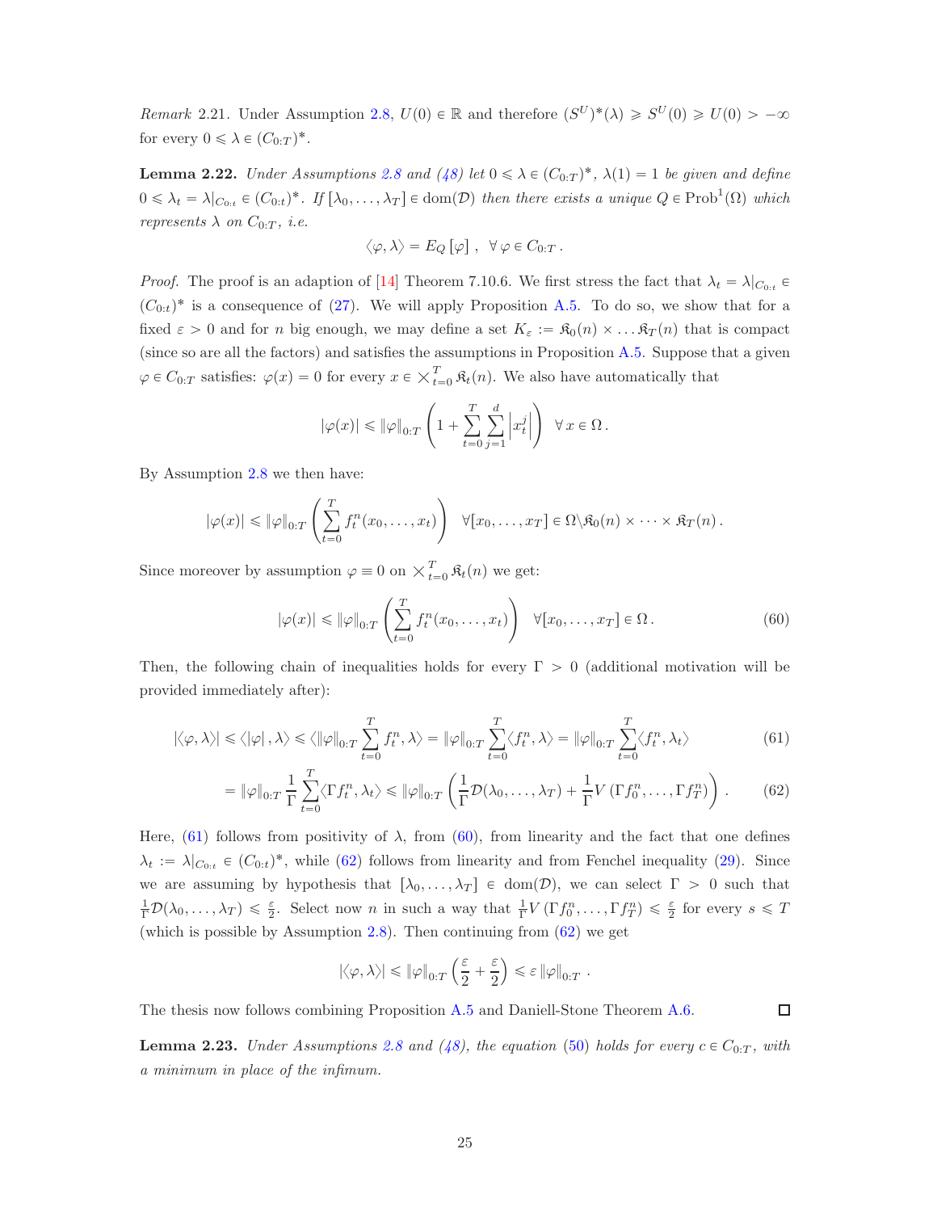*Remark* 2.21. Under Assumption 2.8, $U(0) \in \mathbb{R}$ and therefore $(S^U)^*(\lambda) \geqslant S^U(0) \geqslant U(0) > -\infty$ for every $0 \leqslant \lambda \in (C_{0:T})^*$.

**Lemma 2.22.** *Under Assumptions 2.8 and (48) let $0 \leqslant \lambda \in (C_{0:T})^*$, $\lambda(1) = 1$ be given and define $0 \leqslant \lambda_t = \lambda|_{C_{0:t}} \in (C_{0:t})^*$. If $[\lambda_0, \dots, \lambda_T] \in \mathrm{dom}(\mathcal{D})$ then there exists a unique $Q \in \mathrm{Prob}^1(\Omega)$ which represents $\lambda$ on $C_{0:T}$, i.e.*

$$\langle \varphi, \lambda \rangle = E_Q[\varphi] \,, \quad \forall\, \varphi \in C_{0:T} \,.$$

*Proof.* The proof is an adaption of [14] Theorem 7.10.6. We first stress the fact that $\lambda_t = \lambda|_{C_{0:t}} \in (C_{0:t})^*$ is a consequence of (27). We will apply Proposition A.5. To do so, we show that for a fixed $\varepsilon > 0$ and for $n$ big enough, we may define a set $K_\varepsilon := \mathfrak{K}_0(n) \times \dots \mathfrak{K}_T(n)$ that is compact (since so are all the factors) and satisfies the assumptions in Proposition A.5. Suppose that a given $\varphi \in C_{0:T}$ satisfies: $\varphi(x) = 0$ for every $x \in \times_{t=0}^T \mathfrak{K}_t(n)$. We also have automatically that

$$|\varphi(x)| \leqslant \|\varphi\|_{0:T} \left(1 + \sum_{t=0}^{T} \sum_{j=1}^{d} \left|x_t^j\right|\right) \quad \forall\, x \in \Omega \,.$$

By Assumption 2.8 we then have:

$$|\varphi(x)| \leqslant \|\varphi\|_{0:T} \left(\sum_{t=0}^{T} f_t^n(x_0, \dots, x_t)\right) \quad \forall [x_0, \dots, x_T] \in \Omega \backslash \mathfrak{K}_0(n) \times \dots \times \mathfrak{K}_T(n) \,.$$

Since moreover by assumption $\varphi \equiv 0$ on $\times_{t=0}^T \mathfrak{K}_t(n)$ we get:

$$|\varphi(x)| \leqslant \|\varphi\|_{0:T} \left(\sum_{t=0}^{T} f_t^n(x_0, \dots, x_t)\right) \quad \forall [x_0, \dots, x_T] \in \Omega \,. \tag{60}$$

Then, the following chain of inequalities holds for every $\Gamma > 0$ (additional motivation will be provided immediately after):

$$|\langle \varphi, \lambda \rangle| \leqslant \langle |\varphi|\,, \lambda \rangle \leqslant \langle \|\varphi\|_{0:T} \sum_{t=0}^{T} f_t^n, \lambda \rangle = \|\varphi\|_{0:T} \sum_{t=0}^{T} \langle f_t^n, \lambda \rangle = \|\varphi\|_{0:T} \sum_{t=0}^{T} \langle f_t^n, \lambda_t \rangle \tag{61}$$

$$= \|\varphi\|_{0:T} \frac{1}{\Gamma} \sum_{t=0}^{T} \langle \Gamma f_t^n, \lambda_t \rangle \leqslant \|\varphi\|_{0:T} \left(\frac{1}{\Gamma} \mathcal{D}(\lambda_0, \dots, \lambda_T) + \frac{1}{\Gamma} V\left(\Gamma f_0^n, \dots, \Gamma f_T^n\right)\right) . \tag{62}$$

Here, (61) follows from positivity of $\lambda$, from (60), from linearity and the fact that one defines $\lambda_t := \lambda|_{C_{0:t}} \in (C_{0:t})^*$, while (62) follows from linearity and from Fenchel inequality (29). Since we are assuming by hypothesis that $[\lambda_0, \dots, \lambda_T] \in \mathrm{dom}(\mathcal{D})$, we can select $\Gamma > 0$ such that $\frac{1}{\Gamma}\mathcal{D}(\lambda_0, \dots, \lambda_T) \leqslant \frac{\varepsilon}{2}$. Select now $n$ in such a way that $\frac{1}{\Gamma} V\left(\Gamma f_0^n, \dots, \Gamma f_T^n\right) \leqslant \frac{\varepsilon}{2}$ for every $s \leqslant T$ (which is possible by Assumption 2.8). Then continuing from (62) we get

$$|\langle \varphi, \lambda \rangle| \leqslant \|\varphi\|_{0:T} \left(\frac{\varepsilon}{2} + \frac{\varepsilon}{2}\right) \leqslant \varepsilon \|\varphi\|_{0:T} \,.$$

The thesis now follows combining Proposition A.5 and Daniell-Stone Theorem A.6. ∎

**Lemma 2.23.** *Under Assumptions 2.8 and (48), the equation (50) holds for every $c \in C_{0:T}$, with a minimum in place of the infimum.*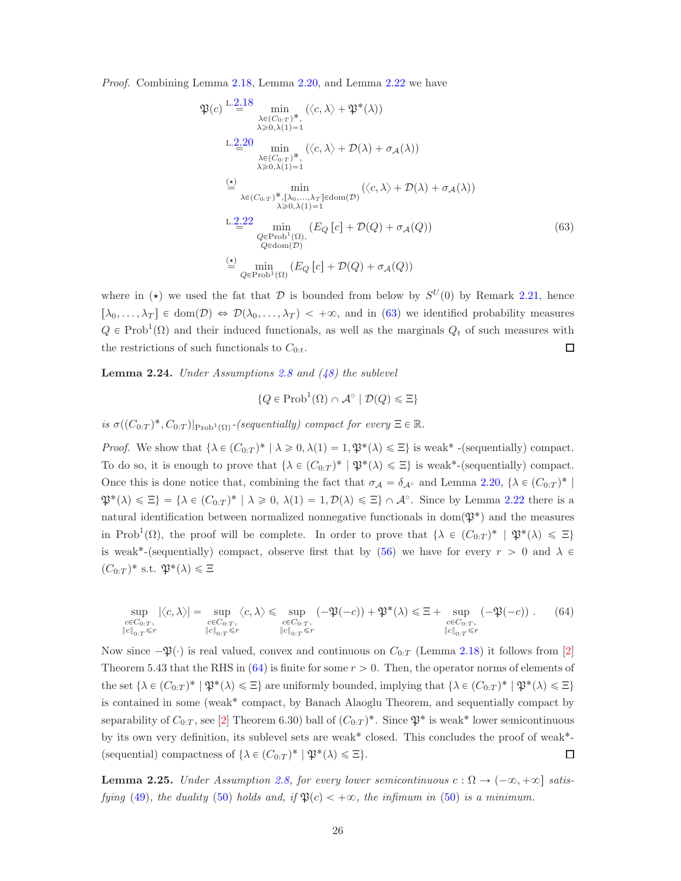*Proof.* Combining Lemma 2.18, Lemma 2.20, and Lemma 2.22 we have

$$
\begin{aligned}
\mathfrak{P}(c) &\overset{\text{L.2.18}}{=} \min_{\substack{\lambda\in(C_{0:T})^*,\\ \lambda\geqslant 0,\lambda(1)=1}} \left(\langle c,\lambda\rangle + \mathfrak{P}^*(\lambda)\right)\\
&\overset{\text{L.2.20}}{=} \min_{\substack{\lambda\in(C_{0:T})^*,\\ \lambda\geqslant 0,\lambda(1)=1}} \left(\langle c,\lambda\rangle + \mathcal{D}(\lambda) + \sigma_{\mathcal{A}}(\lambda)\right)\\
&\overset{(\star)}{=} \min_{\substack{\lambda\in(C_{0:T})^*,[\lambda_0,\dots,\lambda_T]\in\mathrm{dom}(\mathcal{D})\\ \lambda\geqslant 0,\lambda(1)=1}} \left(\langle c,\lambda\rangle + \mathcal{D}(\lambda) + \sigma_{\mathcal{A}}(\lambda)\right)\\
&\overset{\text{L.2.22}}{=} \min_{\substack{Q\in\mathrm{Prob}^1(\Omega),\\ Q\in\mathrm{dom}(\mathcal{D})}} \left(E_Q\left[c\right] + \mathcal{D}(Q) + \sigma_{\mathcal{A}}(Q)\right)\\
&\overset{(\star)}{=} \min_{Q\in\mathrm{Prob}^1(\Omega)} \left(E_Q\left[c\right] + \mathcal{D}(Q) + \sigma_{\mathcal{A}}(Q)\right)
\end{aligned}
\tag{63}
$$

where in $(\star)$ we used the fat that $\mathcal{D}$ is bounded from below by $S^U(0)$ by Remark 2.21, hence $[\lambda_0,\dots,\lambda_T]\in\mathrm{dom}(\mathcal{D}) \Leftrightarrow \mathcal{D}(\lambda_0,\dots,\lambda_T) < +\infty$, and in (63) we identified probability measures $Q\in\mathrm{Prob}^1(\Omega)$ and their induced functionals, as well as the marginals $Q_t$ of such measures with the restrictions of such functionals to $C_{0:t}$. ◻

**Lemma 2.24.** *Under Assumptions 2.8 and (48) the sublevel*

$$\{Q\in\mathrm{Prob}^1(\Omega)\cap\mathcal{A}^\circ \mid \mathcal{D}(Q)\leqslant\Xi\}$$

*is $\sigma((C_{0:T})^*,C_{0:T})|_{\mathrm{Prob}^1(\Omega)}$-(sequentially) compact for every $\Xi\in\mathbb{R}$.*

*Proof.* We show that $\{\lambda\in(C_{0:T})^* \mid \lambda\geqslant 0,\lambda(1)=1,\mathfrak{P}^*(\lambda)\leqslant\Xi\}$ is weak\* -(sequentially) compact. To do so, it is enough to prove that $\{\lambda\in(C_{0:T})^* \mid \mathfrak{P}^*(\lambda)\leqslant\Xi\}$ is weak\*-(sequentially) compact. Once this is done notice that, combining the fact that $\sigma_{\mathcal{A}}=\delta_{\mathcal{A}^\circ}$ and Lemma 2.20, $\{\lambda\in(C_{0:T})^* \mid \mathfrak{P}^*(\lambda)\leqslant\Xi\} = \{\lambda\in(C_{0:T})^* \mid \lambda\geqslant 0,\ \lambda(1)=1,\mathcal{D}(\lambda)\leqslant\Xi\}\cap\mathcal{A}^\circ$. Since by Lemma 2.22 there is a natural identification between normalized nonnegative functionals in $\mathrm{dom}(\mathfrak{P}^*)$ and the measures in $\mathrm{Prob}^1(\Omega)$, the proof will be complete. In order to prove that $\{\lambda\in(C_{0:T})^* \mid \mathfrak{P}^*(\lambda)\leqslant\Xi\}$ is weak\*-(sequentially) compact, observe first that by (56) we have for every $r>0$ and $\lambda\in(C_{0:T})^*$ s.t. $\mathfrak{P}^*(\lambda)\leqslant\Xi$

$$
\sup_{\substack{c\in C_{0:T},\\ \|c\|_{0:T}\leqslant r}} |\langle c,\lambda\rangle| = \sup_{\substack{c\in C_{0:T},\\ \|c\|_{0:T}\leqslant r}} \langle c,\lambda\rangle \leqslant \sup_{\substack{c\in C_{0:T},\\ \|c\|_{0:T}\leqslant r}} (-\mathfrak{P}(-c)) + \mathfrak{P}^*(\lambda) \leqslant \Xi + \sup_{\substack{c\in C_{0:T},\\ \|c\|_{0:T}\leqslant r}} (-\mathfrak{P}(-c))\,. \tag{64}
$$

Now since $-\mathfrak{P}(\cdot)$ is real valued, convex and continuous on $C_{0:T}$ (Lemma 2.18) it follows from [2] Theorem 5.43 that the RHS in (64) is finite for some $r>0$. Then, the operator norms of elements of the set $\{\lambda\in(C_{0:T})^* \mid \mathfrak{P}^*(\lambda)\leqslant\Xi\}$ are uniformly bounded, implying that $\{\lambda\in(C_{0:T})^* \mid \mathfrak{P}^*(\lambda)\leqslant\Xi\}$ is contained in some (weak\* compact, by Banach Alaoglu Theorem, and sequentially compact by separability of $C_{0:T}$, see [2] Theorem 6.30) ball of $(C_{0:T})^*$. Since $\mathfrak{P}^*$ is weak\* lower semicontinuous by its own very definition, its sublevel sets are weak\* closed. This concludes the proof of weak\*-(sequential) compactness of $\{\lambda\in(C_{0:T})^* \mid \mathfrak{P}^*(\lambda)\leqslant\Xi\}$. ◻

**Lemma 2.25.** *Under Assumption 2.8, for every lower semicontinuous $c:\Omega\to(-\infty,+\infty]$ satisfying (49), the duality (50) holds and, if $\mathfrak{P}(c)<+\infty$, the infimum in (50) is a minimum.*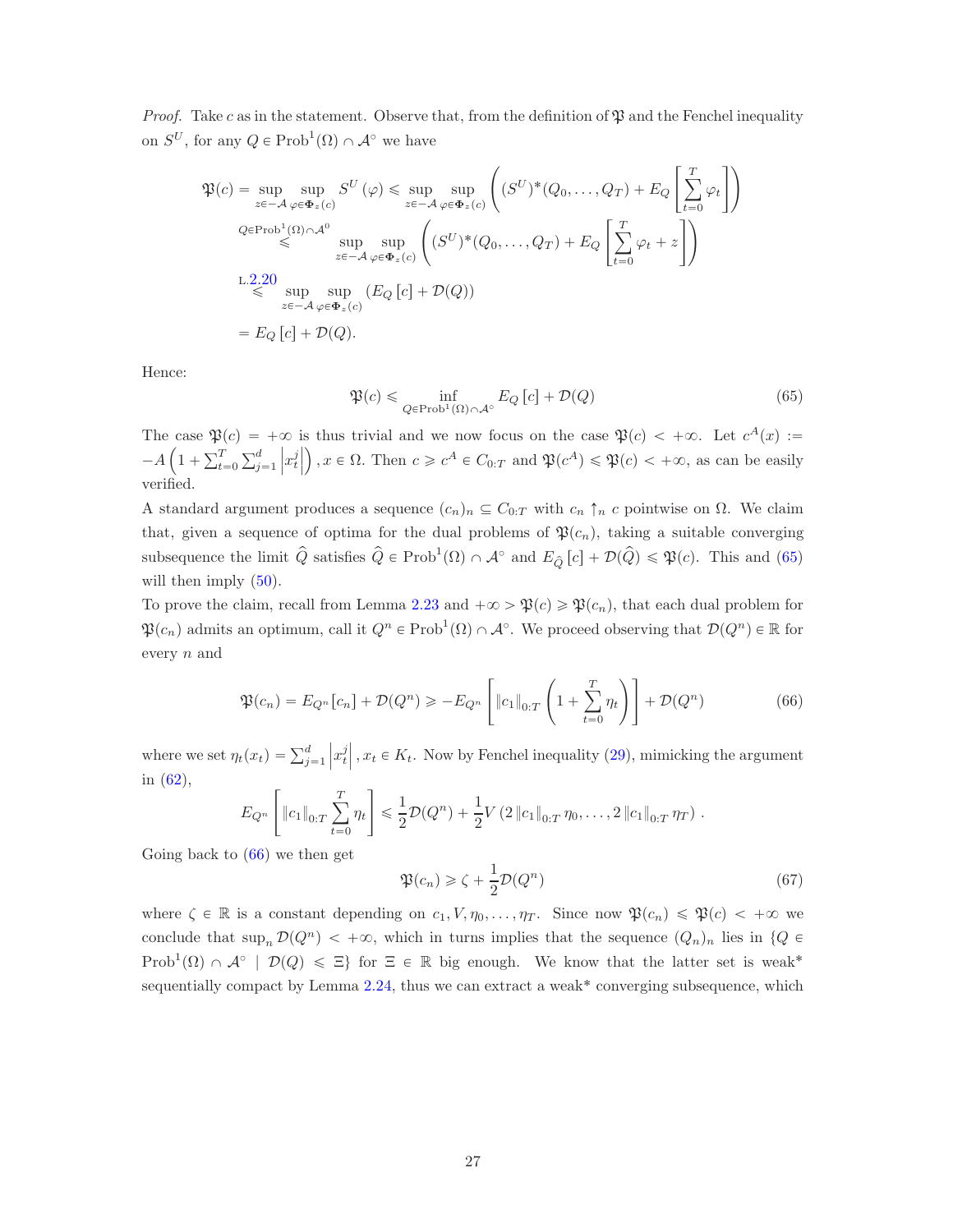*Proof.* Take $c$ as in the statement. Observe that, from the definition of $\mathfrak{P}$ and the Fenchel inequality on $S^U$, for any $Q \in \mathrm{Prob}^1(\Omega) \cap \mathcal{A}^\circ$ we have

$$
\begin{aligned}
\mathfrak{P}(c) &= \sup_{z \in -\mathcal{A}} \sup_{\varphi \in \Phi_z(c)} S^U(\varphi) \leqslant \sup_{z \in -\mathcal{A}} \sup_{\varphi \in \Phi_z(c)} \left( (S^U)^*(Q_0, \dots, Q_T) + E_Q\left[ \sum_{t=0}^T \varphi_t \right] \right) \\
&\overset{Q \in \mathrm{Prob}^1(\Omega) \cap \mathcal{A}^0}{\leqslant} \sup_{z \in -\mathcal{A}} \sup_{\varphi \in \Phi_z(c)} \left( (S^U)^*(Q_0, \dots, Q_T) + E_Q\left[ \sum_{t=0}^T \varphi_t + z \right] \right) \\
&\overset{\text{L.2.20}}{\leqslant} \sup_{z \in -\mathcal{A}} \sup_{\varphi \in \Phi_z(c)} \left( E_Q[c] + \mathcal{D}(Q) \right) \\
&= E_Q[c] + \mathcal{D}(Q).
\end{aligned}
$$

Hence:

$$
\mathfrak{P}(c) \leqslant \inf_{Q \in \mathrm{Prob}^1(\Omega) \cap \mathcal{A}^\circ} E_Q[c] + \mathcal{D}(Q) \tag{65}
$$

The case $\mathfrak{P}(c) = +\infty$ is thus trivial and we now focus on the case $\mathfrak{P}(c) < +\infty$. Let $c^A(x) := -A\left(1 + \sum_{t=0}^T \sum_{j=1}^d \left|x_t^j\right|\right), x \in \Omega$. Then $c \geqslant c^A \in C_{0:T}$ and $\mathfrak{P}(c^A) \leqslant \mathfrak{P}(c) < +\infty$, as can be easily verified.

A standard argument produces a sequence $(c_n)_n \subseteq C_{0:T}$ with $c_n \uparrow_n c$ pointwise on $\Omega$. We claim that, given a sequence of optima for the dual problems of $\mathfrak{P}(c_n)$, taking a suitable converging subsequence the limit $\widehat{Q}$ satisfies $\widehat{Q} \in \mathrm{Prob}^1(\Omega) \cap \mathcal{A}^\circ$ and $E_{\widehat{Q}}[c] + \mathcal{D}(\widehat{Q}) \leqslant \mathfrak{P}(c)$. This and (65) will then imply (50).

To prove the claim, recall from Lemma 2.23 and $+\infty > \mathfrak{P}(c) \geqslant \mathfrak{P}(c_n)$, that each dual problem for $\mathfrak{P}(c_n)$ admits an optimum, call it $Q^n \in \mathrm{Prob}^1(\Omega) \cap \mathcal{A}^\circ$. We proceed observing that $\mathcal{D}(Q^n) \in \mathbb{R}$ for every $n$ and

$$
\mathfrak{P}(c_n) = E_{Q^n}[c_n] + \mathcal{D}(Q^n) \geqslant -E_{Q^n}\left[ \|c_1\|_{0:T} \left(1 + \sum_{t=0}^T \eta_t\right) \right] + \mathcal{D}(Q^n) \tag{66}
$$

where we set $\eta_t(x_t) = \sum_{j=1}^d \left|x_t^j\right|, x_t \in K_t$. Now by Fenchel inequality (29), mimicking the argument in (62),

$$
E_{Q^n}\left[ \|c_1\|_{0:T} \sum_{t=0}^T \eta_t \right] \leqslant \frac{1}{2}\mathcal{D}(Q^n) + \frac{1}{2} V\left(2\|c_1\|_{0:T}\eta_0, \dots, 2\|c_1\|_{0:T}\eta_T\right).
$$

Going back to (66) we then get

$$
\mathfrak{P}(c_n) \geqslant \zeta + \frac{1}{2}\mathcal{D}(Q^n) \tag{67}
$$

where $\zeta \in \mathbb{R}$ is a constant depending on $c_1, V, \eta_0, \dots, \eta_T$. Since now $\mathfrak{P}(c_n) \leqslant \mathfrak{P}(c) < +\infty$ we conclude that $\sup_n \mathcal{D}(Q^n) < +\infty$, which in turns implies that the sequence $(Q_n)_n$ lies in $\{Q \in \mathrm{Prob}^1(\Omega) \cap \mathcal{A}^\circ \mid \mathcal{D}(Q) \leqslant \Xi\}$ for $\Xi \in \mathbb{R}$ big enough. We know that the latter set is weak* sequentially compact by Lemma 2.24, thus we can extract a weak* converging subsequence, which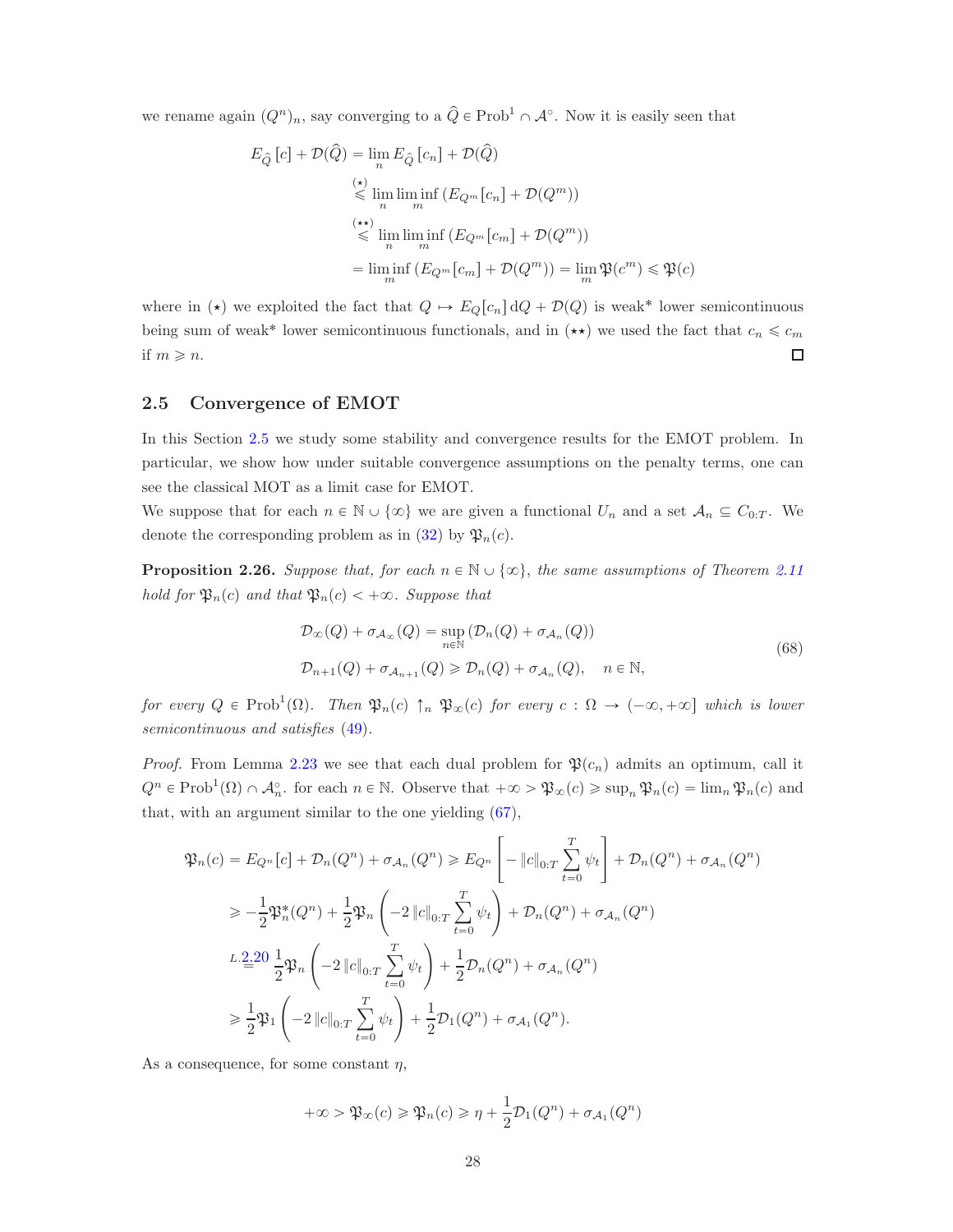we rename again $(Q^n)_n$, say converging to a $\widehat{Q} \in \mathrm{Prob}^1 \cap \mathcal{A}^\circ$. Now it is easily seen that

$$
\begin{aligned}
E_{\widehat{Q}}[c] + \mathcal{D}(\widehat{Q}) &= \lim_n E_{\widehat{Q}}[c_n] + \mathcal{D}(\widehat{Q}) \\
&\overset{(\star)}{\leqslant} \lim_n \liminf_m \left( E_{Q^m}[c_n] + \mathcal{D}(Q^m) \right) \\
&\overset{(\star\star)}{\leqslant} \lim_n \liminf_m \left( E_{Q^m}[c_m] + \mathcal{D}(Q^m) \right) \\
&= \liminf_m \left( E_{Q^m}[c_m] + \mathcal{D}(Q^m) \right) = \lim_m \mathfrak{P}(c^m) \leqslant \mathfrak{P}(c)
\end{aligned}
$$

where in $(\star)$ we exploited the fact that $Q \mapsto E_Q[c_n]\,\mathrm{d}Q + \mathcal{D}(Q)$ is weak* lower semicontinuous being sum of weak* lower semicontinuous functionals, and in $(\star\star)$ we used the fact that $c_n \leqslant c_m$ if $m \geqslant n$. $\square$

## 2.5 Convergence of EMOT

In this Section 2.5 we study some stability and convergence results for the EMOT problem. In particular, we show how under suitable convergence assumptions on the penalty terms, one can see the classical MOT as a limit case for EMOT.

We suppose that for each $n \in \mathbb{N} \cup \{\infty\}$ we are given a functional $U_n$ and a set $\mathcal{A}_n \subseteq C_{0:T}$. We denote the corresponding problem as in (32) by $\mathfrak{P}_n(c)$.

**Proposition 2.26.** *Suppose that, for each $n \in \mathbb{N} \cup \{\infty\}$, the same assumptions of Theorem 2.11 hold for $\mathfrak{P}_n(c)$ and that $\mathfrak{P}_n(c) < +\infty$. Suppose that*

$$
\begin{aligned}
&\mathcal{D}_\infty(Q) + \sigma_{\mathcal{A}_\infty}(Q) = \sup_{n \in \mathbb{N}} \left( \mathcal{D}_n(Q) + \sigma_{\mathcal{A}_n}(Q) \right) \\
&\mathcal{D}_{n+1}(Q) + \sigma_{\mathcal{A}_{n+1}}(Q) \geqslant \mathcal{D}_n(Q) + \sigma_{\mathcal{A}_n}(Q), \quad n \in \mathbb{N},
\end{aligned} \tag{68}
$$

*for every $Q \in \mathrm{Prob}^1(\Omega)$. Then $\mathfrak{P}_n(c) \uparrow_n \mathfrak{P}_\infty(c)$ for every $c : \Omega \to (-\infty, +\infty]$ which is lower semicontinuous and satisfies (49).*

*Proof.* From Lemma 2.23 we see that each dual problem for $\mathfrak{P}(c_n)$ admits an optimum, call it $Q^n \in \mathrm{Prob}^1(\Omega) \cap \mathcal{A}_n^\circ$. for each $n \in \mathbb{N}$. Observe that $+\infty > \mathfrak{P}_\infty(c) \geqslant \sup_n \mathfrak{P}_n(c) = \lim_n \mathfrak{P}_n(c)$ and that, with an argument similar to the one yielding (67),

$$
\begin{aligned}
\mathfrak{P}_n(c) = E_{Q^n}[c] + \mathcal{D}_n(Q^n) + \sigma_{\mathcal{A}_n}(Q^n) &\geqslant E_{Q^n}\left[ -\|c\|_{0:T} \sum_{t=0}^T \psi_t \right] + \mathcal{D}_n(Q^n) + \sigma_{\mathcal{A}_n}(Q^n) \\
&\geqslant -\frac{1}{2}\mathfrak{P}_n^*(Q^n) + \frac{1}{2}\mathfrak{P}_n\left( -2\|c\|_{0:T} \sum_{t=0}^T \psi_t \right) + \mathcal{D}_n(Q^n) + \sigma_{\mathcal{A}_n}(Q^n) \\
&\overset{L.2.20}{=} \frac{1}{2}\mathfrak{P}_n\left( -2\|c\|_{0:T} \sum_{t=0}^T \psi_t \right) + \frac{1}{2}\mathcal{D}_n(Q^n) + \sigma_{\mathcal{A}_n}(Q^n) \\
&\geqslant \frac{1}{2}\mathfrak{P}_1\left( -2\|c\|_{0:T} \sum_{t=0}^T \psi_t \right) + \frac{1}{2}\mathcal{D}_1(Q^n) + \sigma_{\mathcal{A}_1}(Q^n).
\end{aligned}
$$

As a consequence, for some constant $\eta$,

$$
+\infty > \mathfrak{P}_\infty(c) \geqslant \mathfrak{P}_n(c) \geqslant \eta + \frac{1}{2}\mathcal{D}_1(Q^n) + \sigma_{\mathcal{A}_1}(Q^n)
$$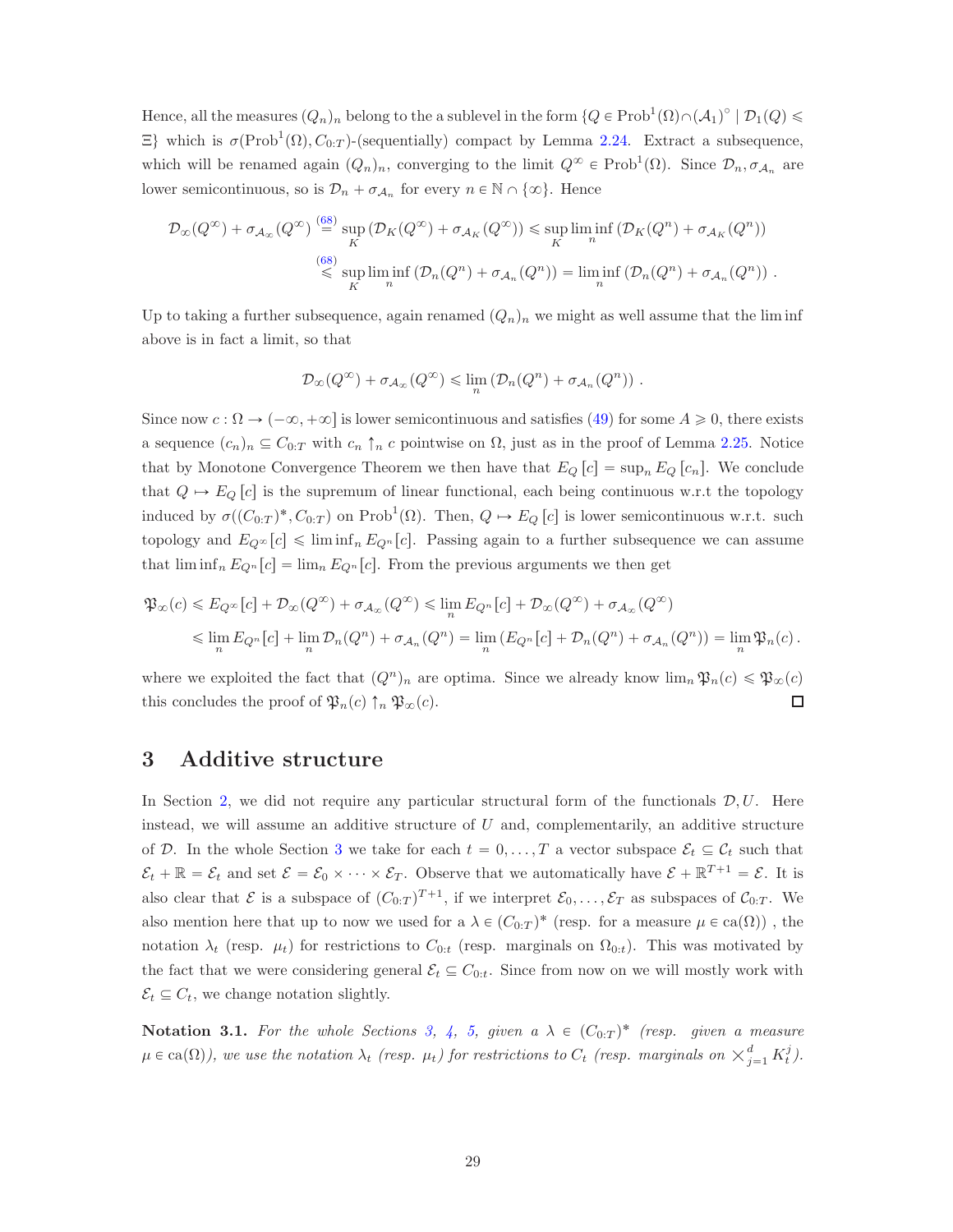Hence, all the measures $(Q_n)_n$ belong to the a sublevel in the form $\{Q \in \mathrm{Prob}^1(\Omega) \cap (\mathcal{A}_1)^\circ \mid \mathcal{D}_1(Q) \leqslant \Xi\}$ which is $\sigma(\mathrm{Prob}^1(\Omega), C_{0:T})$-(sequentially) compact by Lemma 2.24. Extract a subsequence, which will be renamed again $(Q_n)_n$, converging to the limit $Q^\infty \in \mathrm{Prob}^1(\Omega)$. Since $\mathcal{D}_n, \sigma_{\mathcal{A}_n}$ are lower semicontinuous, so is $\mathcal{D}_n + \sigma_{\mathcal{A}_n}$ for every $n \in \mathbb{N} \cap \{\infty\}$. Hence

$$
\begin{aligned}
\mathcal{D}_\infty(Q^\infty) + \sigma_{\mathcal{A}_\infty}(Q^\infty) &\overset{(68)}{=} \sup_K \left(\mathcal{D}_K(Q^\infty) + \sigma_{\mathcal{A}_K}(Q^\infty)\right) \leqslant \sup_K \liminf_n \left(\mathcal{D}_K(Q^n) + \sigma_{\mathcal{A}_K}(Q^n)\right) \\
&\overset{(68)}{\leqslant} \sup_K \liminf_n \left(\mathcal{D}_n(Q^n) + \sigma_{\mathcal{A}_n}(Q^n)\right) = \liminf_n \left(\mathcal{D}_n(Q^n) + \sigma_{\mathcal{A}_n}(Q^n)\right) .
\end{aligned}
$$

Up to taking a further subsequence, again renamed $(Q_n)_n$ we might as well assume that the lim inf above is in fact a limit, so that

$$
\mathcal{D}_\infty(Q^\infty) + \sigma_{\mathcal{A}_\infty}(Q^\infty) \leqslant \lim_n \left(\mathcal{D}_n(Q^n) + \sigma_{\mathcal{A}_n}(Q^n)\right) .
$$

Since now $c : \Omega \to (-\infty, +\infty]$ is lower semicontinuous and satisfies (49) for some $A \geqslant 0$, there exists a sequence $(c_n)_n \subseteq C_{0:T}$ with $c_n \uparrow_n c$ pointwise on $\Omega$, just as in the proof of Lemma 2.25. Notice that by Monotone Convergence Theorem we then have that $E_Q[c] = \sup_n E_Q[c_n]$. We conclude that $Q \mapsto E_Q[c]$ is the supremum of linear functional, each being continuous w.r.t the topology induced by $\sigma((C_{0:T})^*, C_{0:T})$ on $\mathrm{Prob}^1(\Omega)$. Then, $Q \mapsto E_Q[c]$ is lower semicontinuous w.r.t. such topology and $E_{Q^\infty}[c] \leqslant \liminf_n E_{Q^n}[c]$. Passing again to a further subsequence we can assume that $\liminf_n E_{Q^n}[c] = \lim_n E_{Q^n}[c]$. From the previous arguments we then get

$$
\begin{aligned}
\mathfrak{P}_\infty(c) &\leqslant E_{Q^\infty}[c] + \mathcal{D}_\infty(Q^\infty) + \sigma_{\mathcal{A}_\infty}(Q^\infty) \leqslant \lim_n E_{Q^n}[c] + \mathcal{D}_\infty(Q^\infty) + \sigma_{\mathcal{A}_\infty}(Q^\infty) \\
&\leqslant \lim_n E_{Q^n}[c] + \lim_n \mathcal{D}_n(Q^n) + \sigma_{\mathcal{A}_n}(Q^n) = \lim_n \left(E_{Q^n}[c] + \mathcal{D}_n(Q^n) + \sigma_{\mathcal{A}_n}(Q^n)\right) = \lim_n \mathfrak{P}_n(c) .
\end{aligned}
$$

where we exploited the fact that $(Q^n)_n$ are optima. Since we already know $\lim_n \mathfrak{P}_n(c) \leqslant \mathfrak{P}_\infty(c)$ this concludes the proof of $\mathfrak{P}_n(c) \uparrow_n \mathfrak{P}_\infty(c)$. ∎

# 3 Additive structure

In Section 2, we did not require any particular structural form of the functionals $\mathcal{D}, U$. Here instead, we will assume an additive structure of $U$ and, complementarily, an additive structure of $\mathcal{D}$. In the whole Section 3 we take for each $t = 0, \dots, T$ a vector subspace $\mathcal{E}_t \subseteq \mathcal{C}_t$ such that $\mathcal{E}_t + \mathbb{R} = \mathcal{E}_t$ and set $\mathcal{E} = \mathcal{E}_0 \times \cdots \times \mathcal{E}_T$. Observe that we automatically have $\mathcal{E} + \mathbb{R}^{T+1} = \mathcal{E}$. It is also clear that $\mathcal{E}$ is a subspace of $(C_{0:T})^{T+1}$, if we interpret $\mathcal{E}_0, \dots, \mathcal{E}_T$ as subspaces of $\mathcal{C}_{0:T}$. We also mention here that up to now we used for a $\lambda \in (C_{0:T})^*$ (resp. for a measure $\mu \in \mathrm{ca}(\Omega)$) , the notation $\lambda_t$ (resp. $\mu_t$) for restrictions to $C_{0:t}$ (resp. marginals on $\Omega_{0:t}$). This was motivated by the fact that we were considering general $\mathcal{E}_t \subseteq C_{0:t}$. Since from now on we will mostly work with $\mathcal{E}_t \subseteq C_t$, we change notation slightly.

**Notation 3.1.** *For the whole Sections 3, 4, 5, given a $\lambda \in (C_{0:T})^*$ (resp. given a measure $\mu \in \mathrm{ca}(\Omega)$), we use the notation $\lambda_t$ (resp. $\mu_t$) for restrictions to $C_t$ (resp. marginals on $\times_{j=1}^d K_t^j$).*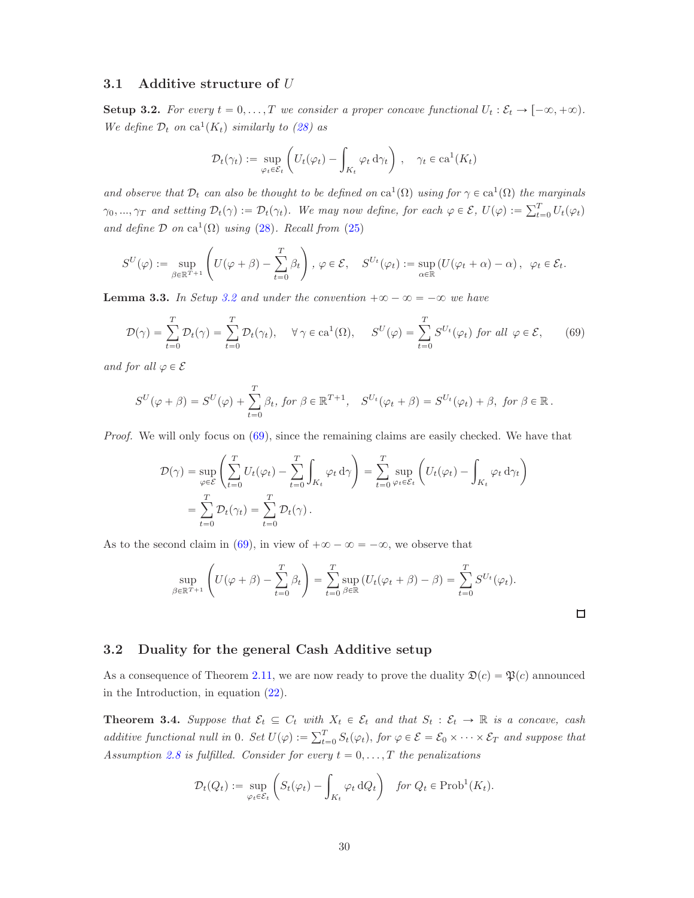## 3.1 Additive structure of $U$

**Setup 3.2.** *For every $t = 0, \dots, T$ we consider a proper concave functional $U_t : \mathcal{E}_t \to [-\infty, +\infty)$. We define $\mathcal{D}_t$ on $\mathrm{ca}^1(K_t)$ similarly to (28) as*

$$\mathcal{D}_t(\gamma_t) := \sup_{\varphi_t \in \mathcal{E}_t} \left( U_t(\varphi_t) - \int_{K_t} \varphi_t \, \mathrm{d}\gamma_t \right), \quad \gamma_t \in \mathrm{ca}^1(K_t)$$

*and observe that $\mathcal{D}_t$ can also be thought to be defined on $\mathrm{ca}^1(\Omega)$ using for $\gamma \in \mathrm{ca}^1(\Omega)$ the marginals $\gamma_0, ..., \gamma_T$ and setting $\mathcal{D}_t(\gamma) := \mathcal{D}_t(\gamma_t)$. We may now define, for each $\varphi \in \mathcal{E}$, $U(\varphi) := \sum_{t=0}^T U_t(\varphi_t)$ and define $\mathcal{D}$ on $\mathrm{ca}^1(\Omega)$ using (28). Recall from (25)*

$$S^U(\varphi) := \sup_{\beta \in \mathbb{R}^{T+1}} \left( U(\varphi + \beta) - \sum_{t=0}^T \beta_t \right), \, \varphi \in \mathcal{E}, \quad S^{U_t}(\varphi_t) := \sup_{\alpha \in \mathbb{R}} \left( U(\varphi_t + \alpha) - \alpha \right), \;\; \varphi_t \in \mathcal{E}_t.$$

**Lemma 3.3.** *In Setup 3.2 and under the convention $+\infty - \infty = -\infty$ we have*

$$\mathcal{D}(\gamma) = \sum_{t=0}^T \mathcal{D}_t(\gamma) = \sum_{t=0}^T \mathcal{D}_t(\gamma_t), \quad \forall \, \gamma \in \mathrm{ca}^1(\Omega), \quad S^U(\varphi) = \sum_{t=0}^T S^{U_t}(\varphi_t) \text{ for all } \varphi \in \mathcal{E}, \tag{69}$$

*and for all $\varphi \in \mathcal{E}$*

$$S^U(\varphi + \beta) = S^U(\varphi) + \sum_{t=0}^T \beta_t, \text{ for } \beta \in \mathbb{R}^{T+1}, \quad S^{U_t}(\varphi_t + \beta) = S^{U_t}(\varphi_t) + \beta, \text{ for } \beta \in \mathbb{R}\,.$$

*Proof.* We will only focus on (69), since the remaining claims are easily checked. We have that

$$\begin{aligned}
\mathcal{D}(\gamma) &= \sup_{\varphi \in \mathcal{E}} \left( \sum_{t=0}^T U_t(\varphi_t) - \sum_{t=0}^T \int_{K_t} \varphi_t \, \mathrm{d}\gamma \right) = \sum_{t=0}^T \sup_{\varphi_t \in \mathcal{E}_t} \left( U_t(\varphi_t) - \int_{K_t} \varphi_t \, \mathrm{d}\gamma_t \right) \\
&= \sum_{t=0}^T \mathcal{D}_t(\gamma_t) = \sum_{t=0}^T \mathcal{D}_t(\gamma)\,.
\end{aligned}$$

As to the second claim in (69), in view of $+\infty - \infty = -\infty$, we observe that

$$\sup_{\beta \in \mathbb{R}^{T+1}} \left( U(\varphi + \beta) - \sum_{t=0}^T \beta_t \right) = \sum_{t=0}^T \sup_{\beta \in \mathbb{R}} \left( U_t(\varphi_t + \beta) - \beta \right) = \sum_{t=0}^T S^{U_t}(\varphi_t).$$

□

## 3.2 Duality for the general Cash Additive setup

As a consequence of Theorem 2.11, we are now ready to prove the duality $\mathfrak{D}(c) = \mathfrak{P}(c)$ announced in the Introduction, in equation (22).

**Theorem 3.4.** *Suppose that $\mathcal{E}_t \subseteq C_t$ with $X_t \in \mathcal{E}_t$ and that $S_t : \mathcal{E}_t \to \mathbb{R}$ is a concave, cash additive functional null in 0. Set $U(\varphi) := \sum_{t=0}^T S_t(\varphi_t)$, for $\varphi \in \mathcal{E} = \mathcal{E}_0 \times \dots \times \mathcal{E}_T$ and suppose that Assumption 2.8 is fulfilled. Consider for every $t = 0, \dots, T$ the penalizations*

$$\mathcal{D}_t(Q_t) := \sup_{\varphi_t \in \mathcal{E}_t} \left( S_t(\varphi_t) - \int_{K_t} \varphi_t \, \mathrm{d}Q_t \right) \quad \text{for } Q_t \in \mathrm{Prob}^1(K_t).$$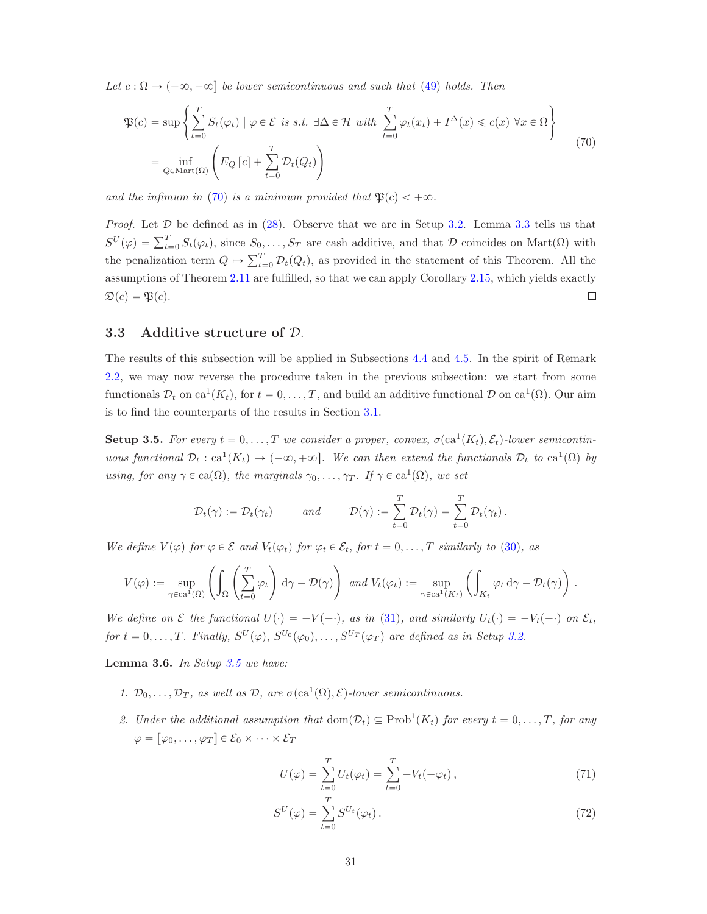*Let $c : \Omega \to (-\infty, +\infty]$ be lower semicontinuous and such that (49) holds. Then*

$$
\begin{aligned}
\mathfrak{P}(c) &= \sup\left\{ \sum_{t=0}^{T} S_t(\varphi_t) \mid \varphi \in \mathcal{E} \text{ is s.t. } \exists \Delta \in \mathcal{H} \text{ with } \sum_{t=0}^{T} \varphi_t(x_t) + I^{\Delta}(x) \leqslant c(x)\ \forall x \in \Omega \right\} \\
&= \inf_{Q \in \mathrm{Mart}(\Omega)} \left( E_Q[c] + \sum_{t=0}^{T} \mathcal{D}_t(Q_t) \right)
\end{aligned}
\tag{70}
$$

*and the infimum in (70) is a minimum provided that $\mathfrak{P}(c) < +\infty$.*

*Proof.* Let $\mathcal{D}$ be defined as in (28). Observe that we are in Setup 3.2. Lemma 3.3 tells us that $S^U(\varphi) = \sum_{t=0}^{T} S_t(\varphi_t)$, since $S_0, \ldots, S_T$ are cash additive, and that $\mathcal{D}$ coincides on $\mathrm{Mart}(\Omega)$ with the penalization term $Q \mapsto \sum_{t=0}^{T} \mathcal{D}_t(Q_t)$, as provided in the statement of this Theorem. All the assumptions of Theorem 2.11 are fulfilled, so that we can apply Corollary 2.15, which yields exactly $\mathfrak{D}(c) = \mathfrak{P}(c)$. $\square$

### 3.3 Additive structure of $\mathcal{D}$.

The results of this subsection will be applied in Subsections 4.4 and 4.5. In the spirit of Remark 2.2, we may now reverse the procedure taken in the previous subsection: we start from some functionals $\mathcal{D}_t$ on $\mathrm{ca}^1(K_t)$, for $t = 0, \ldots, T$, and build an additive functional $\mathcal{D}$ on $\mathrm{ca}^1(\Omega)$. Our aim is to find the counterparts of the results in Section 3.1.

**Setup 3.5.** *For every $t = 0, \ldots, T$ we consider a proper, convex, $\sigma(\mathrm{ca}^1(K_t), \mathcal{E}_t)$-lower semicontinuous functional $\mathcal{D}_t : \mathrm{ca}^1(K_t) \to (-\infty, +\infty]$. We can then extend the functionals $\mathcal{D}_t$ to $\mathrm{ca}^1(\Omega)$ by using, for any $\gamma \in \mathrm{ca}(\Omega)$, the marginals $\gamma_0, \ldots, \gamma_T$. If $\gamma \in \mathrm{ca}^1(\Omega)$, we set*

$$
\mathcal{D}_t(\gamma) := \mathcal{D}_t(\gamma_t) \qquad \text{and} \qquad \mathcal{D}(\gamma) := \sum_{t=0}^{T} \mathcal{D}_t(\gamma) = \sum_{t=0}^{T} \mathcal{D}_t(\gamma_t)\,.
$$

*We define $V(\varphi)$ for $\varphi \in \mathcal{E}$ and $V_t(\varphi_t)$ for $\varphi_t \in \mathcal{E}_t$, for $t = 0, \ldots, T$ similarly to (30), as*

$$
V(\varphi) := \sup_{\gamma \in \mathrm{ca}^1(\Omega)} \left( \int_{\Omega} \left( \sum_{t=0}^{T} \varphi_t \right) \mathrm{d}\gamma - \mathcal{D}(\gamma) \right) \text{ and } V_t(\varphi_t) := \sup_{\gamma \in \mathrm{ca}^1(K_t)} \left( \int_{K_t} \varphi_t \, \mathrm{d}\gamma - \mathcal{D}_t(\gamma) \right).
$$

*We define on $\mathcal{E}$ the functional $U(\cdot) = -V(-\cdot)$, as in (31), and similarly $U_t(\cdot) = -V_t(-\cdot)$ on $\mathcal{E}_t$, for $t = 0, \ldots, T$. Finally, $S^U(\varphi), S^{U_0}(\varphi_0), \ldots, S^{U_T}(\varphi_T)$ are defined as in Setup 3.2.*

**Lemma 3.6.** *In Setup 3.5 we have:*

1. *$\mathcal{D}_0, \ldots, \mathcal{D}_T$, as well as $\mathcal{D}$, are $\sigma(\mathrm{ca}^1(\Omega), \mathcal{E})$-lower semicontinuous.*

2. *Under the additional assumption that $\mathrm{dom}(\mathcal{D}_t) \subseteq \mathrm{Prob}^1(K_t)$ for every $t = 0, \ldots, T$, for any $\varphi = [\varphi_0, \ldots, \varphi_T] \in \mathcal{E}_0 \times \cdots \times \mathcal{E}_T$*

$$
U(\varphi) = \sum_{t=0}^{T} U_t(\varphi_t) = \sum_{t=0}^{T} -V_t(-\varphi_t)\,, \tag{71}
$$

$$
S^U(\varphi) = \sum_{t=0}^{T} S^{U_t}(\varphi_t)\,. \tag{72}
$$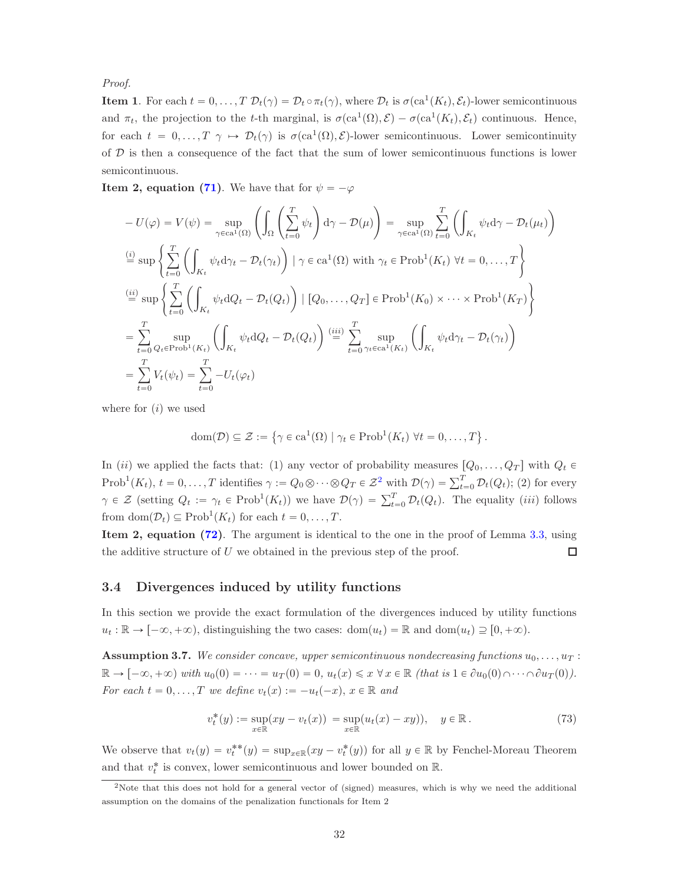*Proof.*

**Item 1**. For each $t = 0, \dots, T$ $\mathcal{D}_t(\gamma) = \mathcal{D}_t \circ \pi_t(\gamma)$, where $\mathcal{D}_t$ is $\sigma(\mathrm{ca}^1(K_t), \mathcal{E}_t)$-lower semicontinuous and $\pi_t$, the projection to the $t$-th marginal, is $\sigma(\mathrm{ca}^1(\Omega), \mathcal{E}) - \sigma(\mathrm{ca}^1(K_t), \mathcal{E}_t)$ continuous. Hence, for each $t = 0, \dots, T$ $\gamma \mapsto \mathcal{D}_t(\gamma)$ is $\sigma(\mathrm{ca}^1(\Omega), \mathcal{E})$-lower semicontinuous. Lower semicontinuity of $\mathcal{D}$ is then a consequence of the fact that the sum of lower semicontinuous functions is lower semicontinuous.

**Item 2, equation (71)**. We have that for $\psi = -\varphi$

$$
\begin{aligned}
-U(\varphi) = V(\psi) &= \sup_{\gamma \in \mathrm{ca}^1(\Omega)} \left( \int_\Omega \left( \sum_{t=0}^T \psi_t \right) \mathrm{d}\gamma - \mathcal{D}(\mu) \right) = \sup_{\gamma \in \mathrm{ca}^1(\Omega)} \sum_{t=0}^T \left( \int_{K_t} \psi_t \mathrm{d}\gamma - \mathcal{D}_t(\mu_t) \right) \\
&\overset{(i)}{=} \sup \left\{ \sum_{t=0}^T \left( \int_{K_t} \psi_t \mathrm{d}\gamma_t - \mathcal{D}_t(\gamma_t) \right) \mid \gamma \in \mathrm{ca}^1(\Omega) \text{ with } \gamma_t \in \mathrm{Prob}^1(K_t) \ \forall t = 0, \dots, T \right\} \\
&\overset{(ii)}{=} \sup \left\{ \sum_{t=0}^T \left( \int_{K_t} \psi_t \mathrm{d}Q_t - \mathcal{D}_t(Q_t) \right) \mid [Q_0, \dots, Q_T] \in \mathrm{Prob}^1(K_0) \times \cdots \times \mathrm{Prob}^1(K_T) \right\} \\
&= \sum_{t=0}^T \sup_{Q_t \in \mathrm{Prob}^1(K_t)} \left( \int_{K_t} \psi_t \mathrm{d}Q_t - \mathcal{D}_t(Q_t) \right) \overset{(iii)}{=} \sum_{t=0}^T \sup_{\gamma_t \in \mathrm{ca}^1(K_t)} \left( \int_{K_t} \psi_t \mathrm{d}\gamma_t - \mathcal{D}_t(\gamma_t) \right) \\
&= \sum_{t=0}^T V_t(\psi_t) = \sum_{t=0}^T -U_t(\varphi_t)
\end{aligned}
$$

where for $(i)$ we used

$$
\mathrm{dom}(\mathcal{D}) \subseteq \mathcal{Z} := \left\{ \gamma \in \mathrm{ca}^1(\Omega) \mid \gamma_t \in \mathrm{Prob}^1(K_t) \ \forall t = 0, \dots, T \right\}.
$$

In $(ii)$ we applied the facts that: (1) any vector of probability measures $[Q_0, \dots, Q_T]$ with $Q_t \in \mathrm{Prob}^1(K_t)$, $t = 0, \dots, T$ identifies $\gamma := Q_0 \otimes \cdots \otimes Q_T \in \mathcal{Z}$[2] with $\mathcal{D}(\gamma) = \sum_{t=0}^T \mathcal{D}_t(Q_t)$; (2) for every $\gamma \in \mathcal{Z}$ (setting $Q_t := \gamma_t \in \mathrm{Prob}^1(K_t)$) we have $\mathcal{D}(\gamma) = \sum_{t=0}^T \mathcal{D}_t(Q_t)$. The equality $(iii)$ follows from $\mathrm{dom}(\mathcal{D}_t) \subseteq \mathrm{Prob}^1(K_t)$ for each $t = 0, \dots, T$.

**Item 2, equation (72)**. The argument is identical to the one in the proof of Lemma 3.3, using the additive structure of $U$ we obtained in the previous step of the proof. □

### 3.4 Divergences induced by utility functions

In this section we provide the exact formulation of the divergences induced by utility functions $u_t : \mathbb{R} \to [-\infty, +\infty)$, distinguishing the two cases: $\mathrm{dom}(u_t) = \mathbb{R}$ and $\mathrm{dom}(u_t) \supseteq [0, +\infty)$.

**Assumption 3.7.** *We consider concave, upper semicontinuous nondecreasing functions $u_0, \dots, u_T : \mathbb{R} \to [-\infty, +\infty)$ with $u_0(0) = \cdots = u_T(0) = 0$, $u_t(x) \leqslant x \ \forall x \in \mathbb{R}$ (that is $1 \in \partial u_0(0) \cap \cdots \cap \partial u_T(0)$). For each $t = 0, \dots, T$ we define $v_t(x) := -u_t(-x)$, $x \in \mathbb{R}$ and*

$$
v_t^*(y) := \sup_{x \in \mathbb{R}} (xy - v_t(x)) = \sup_{x \in \mathbb{R}} (u_t(x) - xy)), \quad y \in \mathbb{R}. \tag{73}
$$

We observe that $v_t(y) = v_t^{**}(y) = \sup_{x \in \mathbb{R}} (xy - v_t^*(y))$ for all $y \in \mathbb{R}$ by Fenchel-Moreau Theorem and that $v_t^*$ is convex, lower semicontinuous and lower bounded on $\mathbb{R}$.

[2] Note that this does not hold for a general vector of (signed) measures, which is why we need the additional assumption on the domains of the penalization functionals for Item 2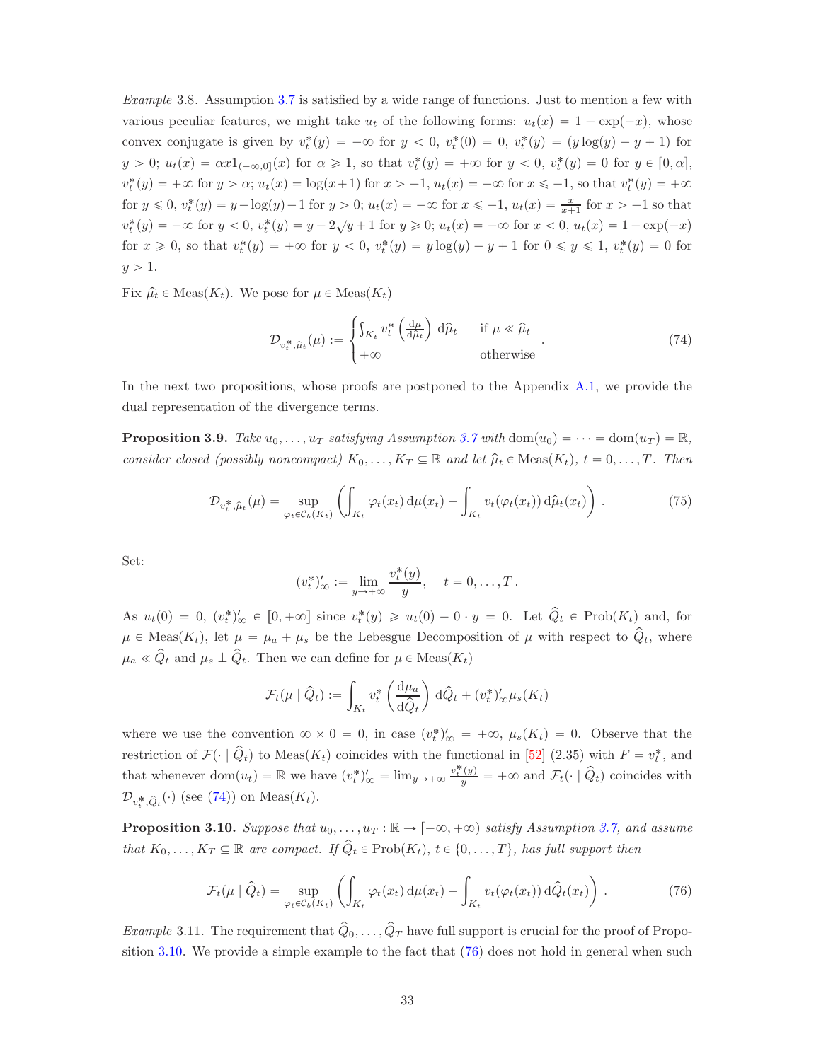*Example* 3.8. Assumption 3.7 is satisfied by a wide range of functions. Just to mention a few with various peculiar features, we might take $u_t$ of the following forms: $u_t(x) = 1 - \exp(-x)$, whose convex conjugate is given by $v_t^*(y) = -\infty$ for $y < 0$, $v_t^*(0) = 0$, $v_t^*(y) = (y\log(y) - y + 1)$ for $y > 0$; $u_t(x) = \alpha x 1_{(-\infty,0]}(x)$ for $\alpha \geqslant 1$, so that $v_t^*(y) = +\infty$ for $y < 0$, $v_t^*(y) = 0$ for $y \in [0, \alpha]$, $v_t^*(y) = +\infty$ for $y > \alpha$; $u_t(x) = \log(x+1)$ for $x > -1$, $u_t(x) = -\infty$ for $x \leqslant -1$, so that $v_t^*(y) = +\infty$ for $y \leqslant 0$, $v_t^*(y) = y - \log(y) - 1$ for $y > 0$; $u_t(x) = -\infty$ for $x \leqslant -1$, $u_t(x) = \frac{x}{x+1}$ for $x > -1$ so that $v_t^*(y) = -\infty$ for $y < 0$, $v_t^*(y) = y - 2\sqrt{y} + 1$ for $y \geqslant 0$; $u_t(x) = -\infty$ for $x < 0$, $u_t(x) = 1 - \exp(-x)$ for $x \geqslant 0$, so that $v_t^*(y) = +\infty$ for $y < 0$, $v_t^*(y) = y\log(y) - y + 1$ for $0 \leqslant y \leqslant 1$, $v_t^*(y) = 0$ for $y > 1$.

Fix $\widehat{\mu}_t \in \mathrm{Meas}(K_t)$. We pose for $\mu \in \mathrm{Meas}(K_t)$

$$\mathcal{D}_{v_t^*,\widehat{\mu}_t}(\mu) := \begin{cases} \int_{K_t} v_t^*\left(\frac{\mathrm{d}\mu}{\mathrm{d}\widehat{\mu}_t}\right) \mathrm{d}\widehat{\mu}_t & \text{if } \mu \ll \widehat{\mu}_t \\ +\infty & \text{otherwise} \end{cases}. \tag{74}$$

In the next two propositions, whose proofs are postponed to the Appendix A.1, we provide the dual representation of the divergence terms.

**Proposition 3.9.** *Take $u_0, \ldots, u_T$ satisfying Assumption 3.7 with $\mathrm{dom}(u_0) = \cdots = \mathrm{dom}(u_T) = \mathbb{R}$, consider closed (possibly noncompact) $K_0, \ldots, K_T \subseteq \mathbb{R}$ and let $\widehat{\mu}_t \in \mathrm{Meas}(K_t)$, $t = 0, \ldots, T$. Then*

$$\mathcal{D}_{v_t^*,\widehat{\mu}_t}(\mu) = \sup_{\varphi_t \in \mathcal{C}_b(K_t)} \left( \int_{K_t} \varphi_t(x_t)\,\mathrm{d}\mu(x_t) - \int_{K_t} v_t(\varphi_t(x_t))\,\mathrm{d}\widehat{\mu}_t(x_t) \right). \tag{75}$$

Set:

$$(v_t^*)'_\infty := \lim_{y \to +\infty} \frac{v_t^*(y)}{y}, \quad t = 0, \ldots, T\,.$$

As $u_t(0) = 0$, $(v_t^*)'_\infty \in [0, +\infty]$ since $v_t^*(y) \geqslant u_t(0) - 0 \cdot y = 0$. Let $\widehat{Q}_t \in \mathrm{Prob}(K_t)$ and, for $\mu \in \mathrm{Meas}(K_t)$, let $\mu = \mu_a + \mu_s$ be the Lebesgue Decomposition of $\mu$ with respect to $\widehat{Q}_t$, where $\mu_a \ll \widehat{Q}_t$ and $\mu_s \perp \widehat{Q}_t$. Then we can define for $\mu \in \mathrm{Meas}(K_t)$

$$\mathcal{F}_t(\mu \mid \widehat{Q}_t) := \int_{K_t} v_t^*\left(\frac{\mathrm{d}\mu_a}{\mathrm{d}\widehat{Q}_t}\right) \mathrm{d}\widehat{Q}_t + (v_t^*)'_\infty \mu_s(K_t)$$

where we use the convention $\infty \times 0 = 0$, in case $(v_t^*)'_\infty = +\infty$, $\mu_s(K_t) = 0$. Observe that the restriction of $\mathcal{F}(\cdot \mid \widehat{Q}_t)$ to $\mathrm{Meas}(K_t)$ coincides with the functional in [52] (2.35) with $F = v_t^*$, and that whenever $\mathrm{dom}(u_t) = \mathbb{R}$ we have $(v_t^*)'_\infty = \lim_{y \to +\infty} \frac{v_t^*(y)}{y} = +\infty$ and $\mathcal{F}_t(\cdot \mid \widehat{Q}_t)$ coincides with $\mathcal{D}_{v_t^*,\widehat{Q}_t}(\cdot)$ (see (74)) on $\mathrm{Meas}(K_t)$.

**Proposition 3.10.** *Suppose that $u_0, \ldots, u_T : \mathbb{R} \to [-\infty, +\infty)$ satisfy Assumption 3.7, and assume that $K_0, \ldots, K_T \subseteq \mathbb{R}$ are compact. If $\widehat{Q}_t \in \mathrm{Prob}(K_t)$, $t \in \{0, \ldots, T\}$, has full support then*

$$\mathcal{F}_t(\mu \mid \widehat{Q}_t) = \sup_{\varphi_t \in \mathcal{C}_b(K_t)} \left( \int_{K_t} \varphi_t(x_t)\,\mathrm{d}\mu(x_t) - \int_{K_t} v_t(\varphi_t(x_t))\,\mathrm{d}\widehat{Q}_t(x_t) \right). \tag{76}$$

*Example* 3.11. The requirement that $\widehat{Q}_0, \ldots, \widehat{Q}_T$ have full support is crucial for the proof of Proposition 3.10. We provide a simple example to the fact that (76) does not hold in general when such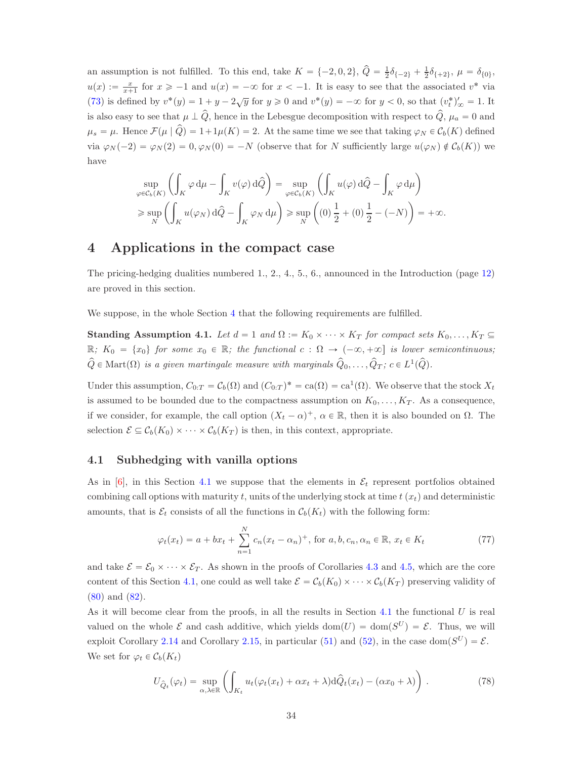an assumption is not fulfilled. To this end, take $K = \{-2, 0, 2\}$, $\widehat{Q} = \frac{1}{2}\delta_{\{-2\}} + \frac{1}{2}\delta_{\{+2\}}$, $\mu = \delta_{\{0\}}$, $u(x) := \frac{x}{x+1}$ for $x \geqslant -1$ and $u(x) = -\infty$ for $x < -1$. It is easy to see that the associated $v^*$ via (73) is defined by $v^*(y) = 1 + y - 2\sqrt{y}$ for $y \geqslant 0$ and $v^*(y) = -\infty$ for $y < 0$, so that $(v_t^*)'_\infty = 1$. It is also easy to see that $\mu \perp \widehat{Q}$, hence in the Lebesgue decomposition with respect to $\widehat{Q}$, $\mu_a = 0$ and $\mu_s = \mu$. Hence $\mathcal{F}(\mu \mid \widehat{Q}) = 1 + 1\mu(K) = 2$. At the same time we see that taking $\varphi_N \in \mathcal{C}_b(K)$ defined via $\varphi_N(-2) = \varphi_N(2) = 0, \varphi_N(0) = -N$ (observe that for $N$ sufficiently large $u(\varphi_N) \notin \mathcal{C}_b(K)$) we have

$$
\begin{aligned}
&\sup_{\varphi \in \mathcal{C}_b(K)} \left( \int_K \varphi \, d\mu - \int_K v(\varphi) \, d\widehat{Q} \right) = \sup_{\varphi \in \mathcal{C}_b(K)} \left( \int_K u(\varphi) \, d\widehat{Q} - \int_K \varphi \, d\mu \right) \\
&\geqslant \sup_N \left( \int_K u(\varphi_N) \, d\widehat{Q} - \int_K \varphi_N \, d\mu \right) \geqslant \sup_N \left( (0)\frac{1}{2} + (0)\frac{1}{2} - (-N) \right) = +\infty.
\end{aligned}
$$

# 4 Applications in the compact case

The pricing-hedging dualities numbered 1., 2., 4., 5., 6., announced in the Introduction (page 12) are proved in this section.

We suppose, in the whole Section 4 that the following requirements are fulfilled.

**Standing Assumption 4.1.** *Let $d = 1$ and $\Omega := K_0 \times \cdots \times K_T$ for compact sets $K_0, \ldots, K_T \subseteq \mathbb{R}$; $K_0 = \{x_0\}$ for some $x_0 \in \mathbb{R}$; the functional $c : \Omega \to (-\infty, +\infty]$ is lower semicontinuous; $\widehat{Q} \in \mathrm{Mart}(\Omega)$ is a given martingale measure with marginals $\widehat{Q}_0, \ldots, \widehat{Q}_T$; $c \in L^1(\widehat{Q})$.*

Under this assumption, $C_{0:T} = \mathcal{C}_b(\Omega)$ and $(C_{0:T})^* = \mathrm{ca}(\Omega) = \mathrm{ca}^1(\Omega)$. We observe that the stock $X_t$ is assumed to be bounded due to the compactness assumption on $K_0, \ldots, K_T$. As a consequence, if we consider, for example, the call option $(X_t - \alpha)^+$, $\alpha \in \mathbb{R}$, then it is also bounded on $\Omega$. The selection $\mathcal{E} \subseteq \mathcal{C}_b(K_0) \times \cdots \times \mathcal{C}_b(K_T)$ is then, in this context, appropriate.

## 4.1 Subhedging with vanilla options

As in [6], in this Section 4.1 we suppose that the elements in $\mathcal{E}_t$ represent portfolios obtained combining call options with maturity $t$, units of the underlying stock at time $t$ ($x_t$) and deterministic amounts, that is $\mathcal{E}_t$ consists of all the functions in $\mathcal{C}_b(K_t)$ with the following form:

$$
\varphi_t(x_t) = a + bx_t + \sum_{n=1}^{N} c_n(x_t - \alpha_n)^+, \text{ for } a, b, c_n, \alpha_n \in \mathbb{R}, \, x_t \in K_t \tag{77}
$$

and take $\mathcal{E} = \mathcal{E}_0 \times \cdots \times \mathcal{E}_T$. As shown in the proofs of Corollaries 4.3 and 4.5, which are the core content of this Section 4.1, one could as well take $\mathcal{E} = \mathcal{C}_b(K_0) \times \cdots \times \mathcal{C}_b(K_T)$ preserving validity of (80) and (82).

As it will become clear from the proofs, in all the results in Section 4.1 the functional $U$ is real valued on the whole $\mathcal{E}$ and cash additive, which yields $\mathrm{dom}(U) = \mathrm{dom}(S^U) = \mathcal{E}$. Thus, we will exploit Corollary 2.14 and Corollary 2.15, in particular (51) and (52), in the case $\mathrm{dom}(S^U) = \mathcal{E}$.

We set for $\varphi_t \in \mathcal{C}_b(K_t)$

$$
U_{\widehat{Q}_t}(\varphi_t) = \sup_{\alpha, \lambda \in \mathbb{R}} \left( \int_{K_t} u_t(\varphi_t(x_t) + \alpha x_t + \lambda) d\widehat{Q}_t(x_t) - (\alpha x_0 + \lambda) \right). \tag{78}
$$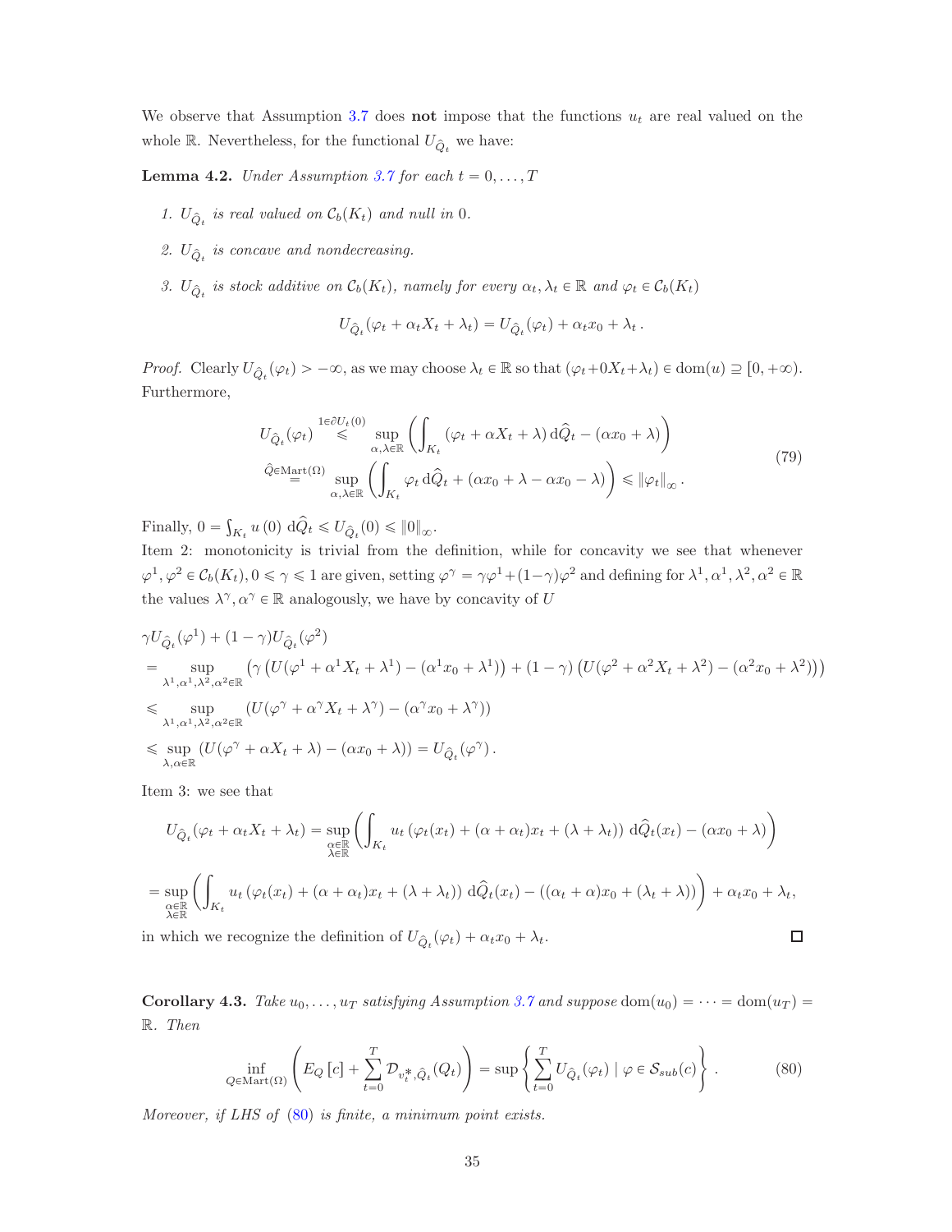We observe that Assumption 3.7 does **not** impose that the functions $u_t$ are real valued on the whole $\mathbb{R}$. Nevertheless, for the functional $U_{\widehat{Q}_t}$ we have:

**Lemma 4.2.** *Under Assumption 3.7 for each $t = 0, \dots, T$*

1. *$U_{\widehat{Q}_t}$ is real valued on $\mathcal{C}_b(K_t)$ and null in 0.*
2. *$U_{\widehat{Q}_t}$ is concave and nondecreasing.*
3. *$U_{\widehat{Q}_t}$ is stock additive on $\mathcal{C}_b(K_t)$, namely for every $\alpha_t, \lambda_t \in \mathbb{R}$ and $\varphi_t \in \mathcal{C}_b(K_t)$*

$$U_{\widehat{Q}_t}(\varphi_t + \alpha_t X_t + \lambda_t) = U_{\widehat{Q}_t}(\varphi_t) + \alpha_t x_0 + \lambda_t .$$

*Proof.* Clearly $U_{\widehat{Q}_t}(\varphi_t) > -\infty$, as we may choose $\lambda_t \in \mathbb{R}$ so that $(\varphi_t + 0X_t + \lambda_t) \in \mathrm{dom}(u) \supseteq [0, +\infty)$. Furthermore,

$$\begin{aligned} U_{\widehat{Q}_t}(\varphi_t) &\overset{1 \in \partial U_t(0)}{\leqslant} \sup_{\alpha, \lambda \in \mathbb{R}} \left( \int_{K_t} (\varphi_t + \alpha X_t + \lambda) \, \mathrm{d}\widehat{Q}_t - (\alpha x_0 + \lambda) \right) \\ &\overset{\widehat{Q} \in \mathrm{Mart}(\Omega)}{=} \sup_{\alpha, \lambda \in \mathbb{R}} \left( \int_{K_t} \varphi_t \, \mathrm{d}\widehat{Q}_t + (\alpha x_0 + \lambda - \alpha x_0 - \lambda) \right) \leqslant \|\varphi_t\|_\infty . \end{aligned} \tag{79}$$

Finally, $0 = \int_{K_t} u(0) \, \mathrm{d}\widehat{Q}_t \leqslant U_{\widehat{Q}_t}(0) \leqslant \|0\|_\infty$.
Item 2: monotonicity is trivial from the definition, while for concavity we see that whenever $\varphi^1, \varphi^2 \in \mathcal{C}_b(K_t), 0 \leqslant \gamma \leqslant 1$ are given, setting $\varphi^\gamma = \gamma\varphi^1 + (1-\gamma)\varphi^2$ and defining for $\lambda^1, \alpha^1, \lambda^2, \alpha^2 \in \mathbb{R}$ the values $\lambda^\gamma, \alpha^\gamma \in \mathbb{R}$ analogously, we have by concavity of $U$

$$\begin{aligned} &\gamma U_{\widehat{Q}_t}(\varphi^1) + (1-\gamma) U_{\widehat{Q}_t}(\varphi^2) \\ &= \sup_{\lambda^1, \alpha^1, \lambda^2, \alpha^2 \in \mathbb{R}} \left( \gamma \left( U(\varphi^1 + \alpha^1 X_t + \lambda^1) - (\alpha^1 x_0 + \lambda^1) \right) + (1-\gamma) \left( U(\varphi^2 + \alpha^2 X_t + \lambda^2) - (\alpha^2 x_0 + \lambda^2) \right) \right) \\ &\leqslant \sup_{\lambda^1, \alpha^1, \lambda^2, \alpha^2 \in \mathbb{R}} \left( U(\varphi^\gamma + \alpha^\gamma X_t + \lambda^\gamma) - (\alpha^\gamma x_0 + \lambda^\gamma) \right) \\ &\leqslant \sup_{\lambda, \alpha \in \mathbb{R}} \left( U(\varphi^\gamma + \alpha X_t + \lambda) - (\alpha x_0 + \lambda) \right) = U_{\widehat{Q}_t}(\varphi^\gamma) . \end{aligned}$$

Item 3: we see that

$$U_{\widehat{Q}_t}(\varphi_t + \alpha_t X_t + \lambda_t) = \sup_{\substack{\alpha \in \mathbb{R} \\ \lambda \in \mathbb{R}}} \left( \int_{K_t} u_t \left( \varphi_t(x_t) + (\alpha + \alpha_t) x_t + (\lambda + \lambda_t) \right) \mathrm{d}\widehat{Q}_t(x_t) - (\alpha x_0 + \lambda) \right)$$

$$= \sup_{\substack{\alpha \in \mathbb{R} \\ \lambda \in \mathbb{R}}} \left( \int_{K_t} u_t \left( \varphi_t(x_t) + (\alpha + \alpha_t) x_t + (\lambda + \lambda_t) \right) \mathrm{d}\widehat{Q}_t(x_t) - \left( (\alpha_t + \alpha) x_0 + (\lambda_t + \lambda) \right) \right) + \alpha_t x_0 + \lambda_t,$$

in which we recognize the definition of $U_{\widehat{Q}_t}(\varphi_t) + \alpha_t x_0 + \lambda_t$. $\square$

**Corollary 4.3.** *Take $u_0, \dots, u_T$ satisfying Assumption 3.7 and suppose $\mathrm{dom}(u_0) = \dots = \mathrm{dom}(u_T) = \mathbb{R}$. Then*

$$\inf_{Q \in \mathrm{Mart}(\Omega)} \left( E_Q[c] + \sum_{t=0}^T \mathcal{D}_{v_t^*, \widehat{Q}_t}(Q_t) \right) = \sup \left\{ \sum_{t=0}^T U_{\widehat{Q}_t}(\varphi_t) \mid \varphi \in \mathcal{S}_{sub}(c) \right\} . \tag{80}$$

*Moreover, if LHS of (80) is finite, a minimum point exists.*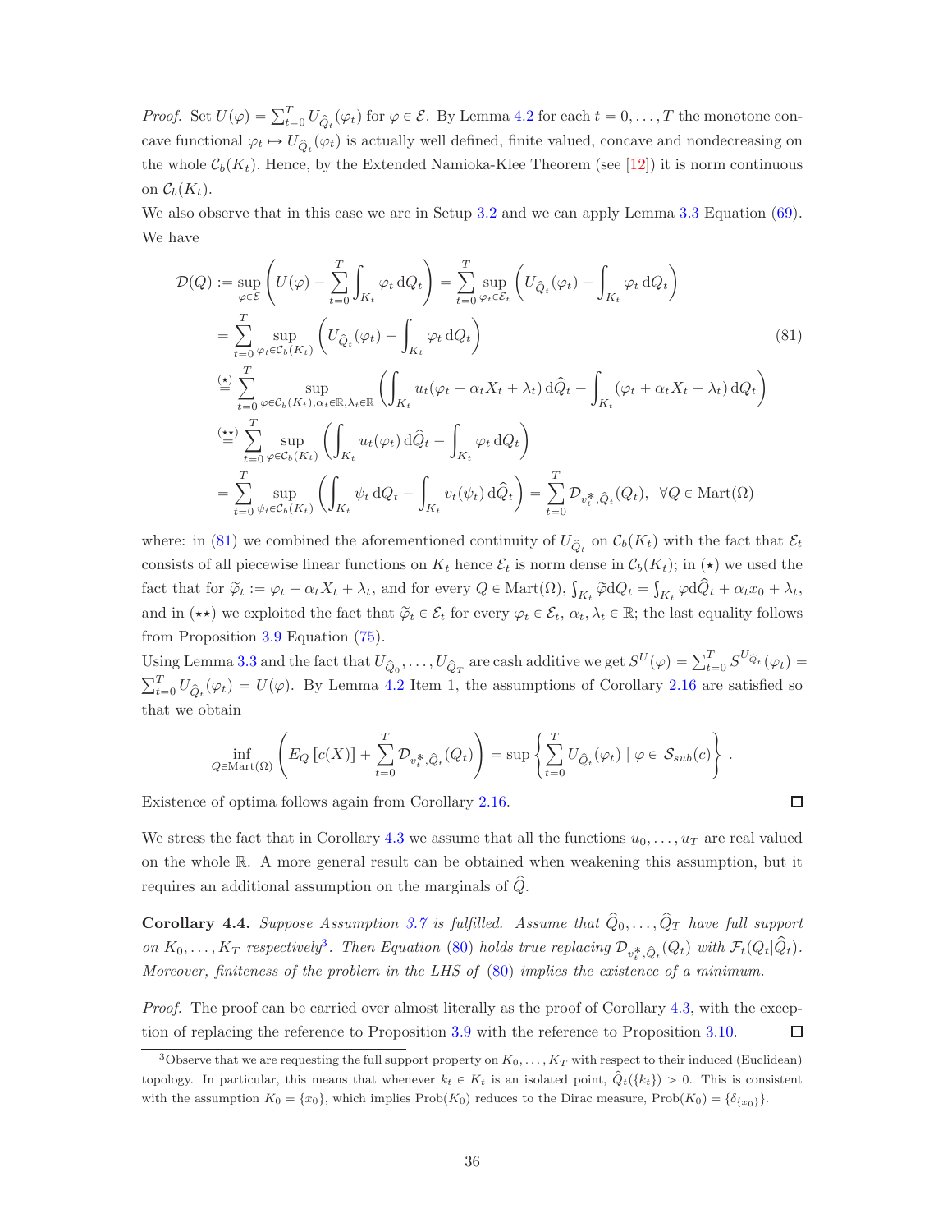*Proof.* Set $U(\varphi) = \sum_{t=0}^T U_{\widehat{Q}_t}(\varphi_t)$ for $\varphi \in \mathcal{E}$. By Lemma 4.2 for each $t = 0, \dots, T$ the monotone concave functional $\varphi_t \mapsto U_{\widehat{Q}_t}(\varphi_t)$ is actually well defined, finite valued, concave and nondecreasing on the whole $\mathcal{C}_b(K_t)$. Hence, by the Extended Namioka-Klee Theorem (see [12]) it is norm continuous on $\mathcal{C}_b(K_t)$.

We also observe that in this case we are in Setup 3.2 and we can apply Lemma 3.3 Equation (69). We have

$$
\begin{aligned}
\mathcal{D}(Q) &:= \sup_{\varphi \in \mathcal{E}} \left( U(\varphi) - \sum_{t=0}^T \int_{K_t} \varphi_t \, \mathrm{d}Q_t \right) = \sum_{t=0}^T \sup_{\varphi_t \in \mathcal{E}_t} \left( U_{\widehat{Q}_t}(\varphi_t) - \int_{K_t} \varphi_t \, \mathrm{d}Q_t \right) \\
&= \sum_{t=0}^T \sup_{\varphi_t \in \mathcal{C}_b(K_t)} \left( U_{\widehat{Q}_t}(\varphi_t) - \int_{K_t} \varphi_t \, \mathrm{d}Q_t \right) \qquad (81) \\
&\overset{(\star)}{=} \sum_{t=0}^T \sup_{\varphi \in \mathcal{C}_b(K_t), \alpha_t \in \mathbb{R}, \lambda_t \in \mathbb{R}} \left( \int_{K_t} u_t(\varphi_t + \alpha_t X_t + \lambda_t) \, \mathrm{d}\widehat{Q}_t - \int_{K_t} (\varphi_t + \alpha_t X_t + \lambda_t) \, \mathrm{d}Q_t \right) \\
&\overset{(\star\star)}{=} \sum_{t=0}^T \sup_{\varphi_t \in \mathcal{C}_b(K_t)} \left( \int_{K_t} u_t(\varphi_t) \, \mathrm{d}\widehat{Q}_t - \int_{K_t} \varphi_t \, \mathrm{d}Q_t \right) \\
&= \sum_{t=0}^T \sup_{\psi_t \in \mathcal{C}_b(K_t)} \left( \int_{K_t} \psi_t \, \mathrm{d}Q_t - \int_{K_t} v_t(\psi_t) \, \mathrm{d}\widehat{Q}_t \right) = \sum_{t=0}^T \mathcal{D}_{v_t^*, \widehat{Q}_t}(Q_t), \quad \forall Q \in \mathrm{Mart}(\Omega)
\end{aligned}
$$

where: in (81) we combined the aforementioned continuity of $U_{\widehat{Q}_t}$ on $\mathcal{C}_b(K_t)$ with the fact that $\mathcal{E}_t$ consists of all piecewise linear functions on $K_t$ hence $\mathcal{E}_t$ is norm dense in $\mathcal{C}_b(K_t)$; in $(\star)$ we used the fact that for $\widetilde{\varphi}_t := \varphi_t + \alpha_t X_t + \lambda_t$, and for every $Q \in \mathrm{Mart}(\Omega)$, $\int_{K_t} \widetilde{\varphi} \mathrm{d}Q_t = \int_{K_t} \varphi \mathrm{d}\widehat{Q}_t + \alpha_t x_0 + \lambda_t$, and in $(\star\star)$ we exploited the fact that $\widetilde{\varphi}_t \in \mathcal{E}_t$ for every $\varphi_t \in \mathcal{E}_t$, $\alpha_t, \lambda_t \in \mathbb{R}$; the last equality follows from Proposition 3.9 Equation (75).

Using Lemma 3.3 and the fact that $U_{\widehat{Q}_0}, \dots, U_{\widehat{Q}_T}$ are cash additive we get $S^U(\varphi) = \sum_{t=0}^T S^{U_{\widehat{Q}_t}}(\varphi_t) = \sum_{t=0}^T U_{\widehat{Q}_t}(\varphi_t) = U(\varphi)$. By Lemma 4.2 Item 1, the assumptions of Corollary 2.16 are satisfied so that we obtain

$$
\inf_{Q \in \mathrm{Mart}(\Omega)} \left( E_Q[c(X)] + \sum_{t=0}^T \mathcal{D}_{v_t^*, \widehat{Q}_t}(Q_t) \right) = \sup \left\{ \sum_{t=0}^T U_{\widehat{Q}_t}(\varphi_t) \mid \varphi \in \mathcal{S}_{sub}(c) \right\}.
$$

Existence of optima follows again from Corollary 2.16. ☐

We stress the fact that in Corollary 4.3 we assume that all the functions $u_0, \dots, u_T$ are real valued on the whole $\mathbb{R}$. A more general result can be obtained when weakening this assumption, but it requires an additional assumption on the marginals of $\widehat{Q}$.

**Corollary 4.4.** *Suppose Assumption 3.7 is fulfilled. Assume that $\widehat{Q}_0, \dots, \widehat{Q}_T$ have full support on $K_0, \dots, K_T$ respectively[3]. Then Equation (80) holds true replacing $\mathcal{D}_{v_t^*, \widehat{Q}_t}(Q_t)$ with $\mathcal{F}_t(Q_t|\widehat{Q}_t)$. Moreover, finiteness of the problem in the LHS of (80) implies the existence of a minimum.*

*Proof.* The proof can be carried over almost literally as the proof of Corollary 4.3, with the exception of replacing the reference to Proposition 3.9 with the reference to Proposition 3.10. ☐

[3] Observe that we are requesting the full support property on $K_0, \dots, K_T$ with respect to their induced (Euclidean) topology. In particular, this means that whenever $k_t \in K_t$ is an isolated point, $\widehat{Q}_t(\{k_t\}) > 0$. This is consistent with the assumption $K_0 = \{x_0\}$, which implies $\mathrm{Prob}(K_0)$ reduces to the Dirac measure, $\mathrm{Prob}(K_0) = \{\delta_{\{x_0\}}\}$.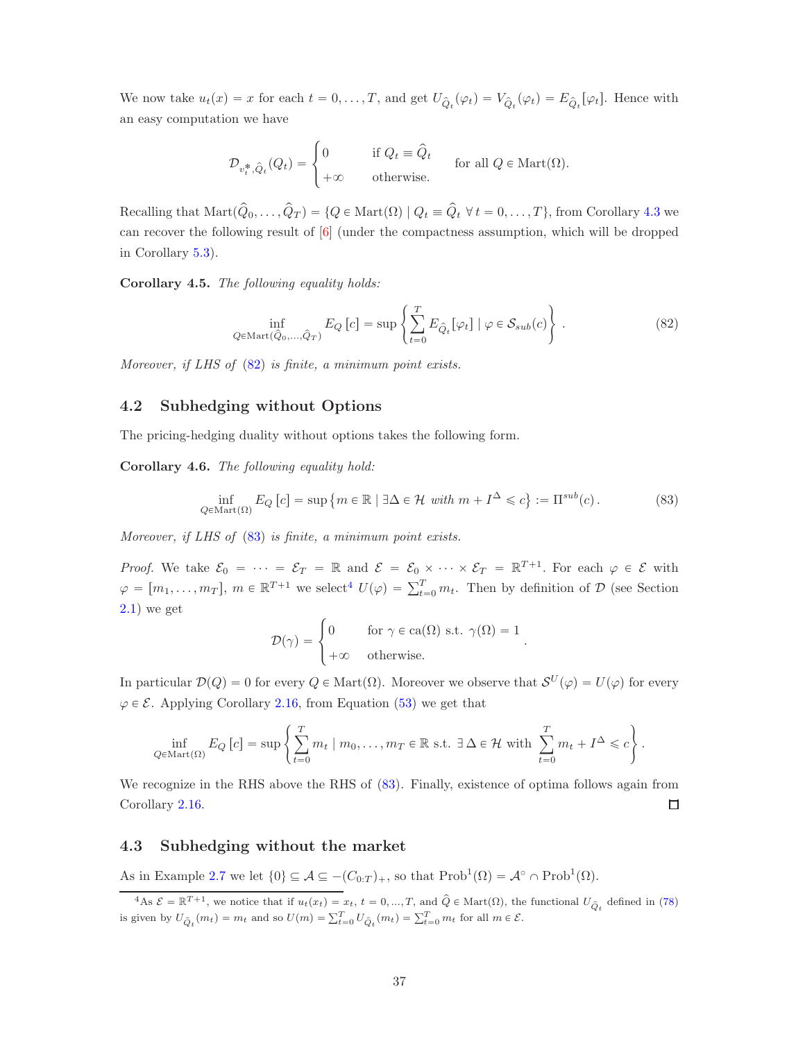We now take $u_t(x) = x$ for each $t = 0, \dots, T$, and get $U_{\widehat{Q}_t}(\varphi_t) = V_{\widehat{Q}_t}(\varphi_t) = E_{\widehat{Q}_t}[\varphi_t]$. Hence with an easy computation we have

$$\mathcal{D}_{v_t^*,\widehat{Q}_t}(Q_t) = \begin{cases} 0 & \text{if } Q_t \equiv \widehat{Q}_t \\ +\infty & \text{otherwise.} \end{cases} \quad \text{for all } Q \in \mathrm{Mart}(\Omega).$$

Recalling that $\mathrm{Mart}(\widehat{Q}_0, \dots, \widehat{Q}_T) = \{Q \in \mathrm{Mart}(\Omega) \mid Q_t \equiv \widehat{Q}_t \ \forall\, t = 0, \dots, T\}$, from Corollary 4.3 we can recover the following result of [6] (under the compactness assumption, which will be dropped in Corollary 5.3).

**Corollary 4.5.** *The following equality holds:*

$$\inf_{Q \in \mathrm{Mart}(\widehat{Q}_0,\dots,\widehat{Q}_T)} E_Q[c] = \sup\left\{ \sum_{t=0}^T E_{\widehat{Q}_t}[\varphi_t] \mid \varphi \in \mathcal{S}_{sub}(c) \right\}. \tag{82}$$

*Moreover, if LHS of (82) is finite, a minimum point exists.*

## 4.2 Subhedging without Options

The pricing-hedging duality without options takes the following form.

**Corollary 4.6.** *The following equality hold:*

$$\inf_{Q \in \mathrm{Mart}(\Omega)} E_Q[c] = \sup\left\{ m \in \mathbb{R} \mid \exists \Delta \in \mathcal{H} \text{ with } m + I^\Delta \leqslant c \right\} := \Pi^{sub}(c). \tag{83}$$

*Moreover, if LHS of (83) is finite, a minimum point exists.*

*Proof.* We take $\mathcal{E}_0 = \dots = \mathcal{E}_T = \mathbb{R}$ and $\mathcal{E} = \mathcal{E}_0 \times \dots \times \mathcal{E}_T = \mathbb{R}^{T+1}$. For each $\varphi \in \mathcal{E}$ with $\varphi = [m_1, \dots, m_T]$, $m \in \mathbb{R}^{T+1}$ we select[4] $U(\varphi) = \sum_{t=0}^T m_t$. Then by definition of $\mathcal{D}$ (see Section 2.1) we get

$$\mathcal{D}(\gamma) = \begin{cases} 0 & \text{for } \gamma \in \mathrm{ca}(\Omega) \text{ s.t. } \gamma(\Omega) = 1 \\ +\infty & \text{otherwise.} \end{cases}.$$

In particular $\mathcal{D}(Q) = 0$ for every $Q \in \mathrm{Mart}(\Omega)$. Moreover we observe that $\mathcal{S}^U(\varphi) = U(\varphi)$ for every $\varphi \in \mathcal{E}$. Applying Corollary 2.16, from Equation (53) we get that

$$\inf_{Q \in \mathrm{Mart}(\Omega)} E_Q[c] = \sup\left\{ \sum_{t=0}^T m_t \mid m_0, \dots, m_T \in \mathbb{R} \text{ s.t. } \exists\, \Delta \in \mathcal{H} \text{ with } \sum_{t=0}^T m_t + I^\Delta \leqslant c \right\}.$$

We recognize in the RHS above the RHS of (83). Finally, existence of optima follows again from Corollary 2.16. $\square$

## 4.3 Subhedging without the market

As in Example 2.7 we let $\{0\} \subseteq \mathcal{A} \subseteq -(C_{0:T})_+$, so that $\mathrm{Prob}^1(\Omega) = \mathcal{A}^\circ \cap \mathrm{Prob}^1(\Omega)$.

---

[4] As $\mathcal{E} = \mathbb{R}^{T+1}$, we notice that if $u_t(x_t) = x_t$, $t = 0, \dots, T$, and $\widehat{Q} \in \mathrm{Mart}(\Omega)$, the functional $U_{\widehat{Q}_t}$ defined in (78) is given by $U_{\widehat{Q}_t}(m_t) = m_t$ and so $U(m) = \sum_{t=0}^T U_{\widehat{Q}_t}(m_t) = \sum_{t=0}^T m_t$ for all $m \in \mathcal{E}$.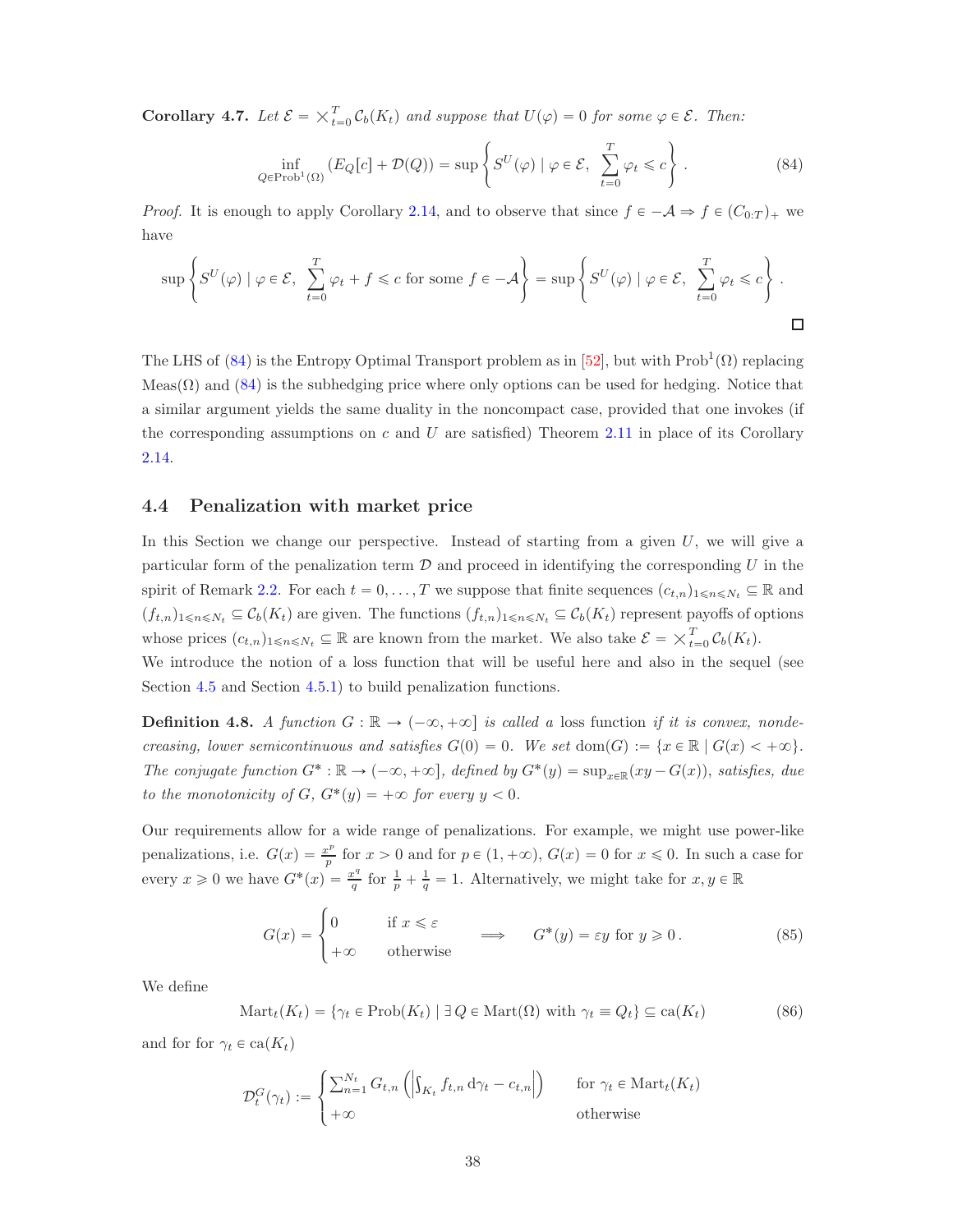**Corollary 4.7.** *Let $\mathcal{E} = \times_{t=0}^{T} \mathcal{C}_b(K_t)$ and suppose that $U(\varphi) = 0$ for some $\varphi \in \mathcal{E}$. Then:*

$$\inf_{Q \in \mathrm{Prob}^1(\Omega)} (E_Q[c] + \mathcal{D}(Q)) = \sup \left\{ S^U(\varphi) \mid \varphi \in \mathcal{E},\ \sum_{t=0}^{T} \varphi_t \leqslant c \right\}. \tag{84}$$

*Proof.* It is enough to apply Corollary 2.14, and to observe that since $f \in -\mathcal{A} \Rightarrow f \in (C_{0:T})_+$ we have

$$\sup \left\{ S^U(\varphi) \mid \varphi \in \mathcal{E},\ \sum_{t=0}^{T} \varphi_t + f \leqslant c \text{ for some } f \in -\mathcal{A} \right\} = \sup \left\{ S^U(\varphi) \mid \varphi \in \mathcal{E},\ \sum_{t=0}^{T} \varphi_t \leqslant c \right\}.$$

□

The LHS of (84) is the Entropy Optimal Transport problem as in [52], but with $\mathrm{Prob}^1(\Omega)$ replacing $\mathrm{Meas}(\Omega)$ and (84) is the subhedging price where only options can be used for hedging. Notice that a similar argument yields the same duality in the noncompact case, provided that one invokes (if the corresponding assumptions on $c$ and $U$ are satisfied) Theorem 2.11 in place of its Corollary 2.14.

## 4.4 Penalization with market price

In this Section we change our perspective. Instead of starting from a given $U$, we will give a particular form of the penalization term $\mathcal{D}$ and proceed in identifying the corresponding $U$ in the spirit of Remark 2.2. For each $t = 0, \dots, T$ we suppose that finite sequences $(c_{t,n})_{1 \leqslant n \leqslant N_t} \subseteq \mathbb{R}$ and $(f_{t,n})_{1 \leqslant n \leqslant N_t} \subseteq \mathcal{C}_b(K_t)$ are given. The functions $(f_{t,n})_{1 \leqslant n \leqslant N_t} \subseteq \mathcal{C}_b(K_t)$ represent payoffs of options whose prices $(c_{t,n})_{1 \leqslant n \leqslant N_t} \subseteq \mathbb{R}$ are known from the market. We also take $\mathcal{E} = \times_{t=0}^{T} \mathcal{C}_b(K_t)$.
We introduce the notion of a loss function that will be useful here and also in the sequel (see Section 4.5 and Section 4.5.1) to build penalization functions.

**Definition 4.8.** *A function $G : \mathbb{R} \to (-\infty, +\infty]$ is called a* loss function *if it is convex, nondecreasing, lower semicontinuous and satisfies $G(0) = 0$. We set $\mathrm{dom}(G) := \{x \in \mathbb{R} \mid G(x) < +\infty\}$. The conjugate function $G^* : \mathbb{R} \to (-\infty, +\infty]$, defined by $G^*(y) = \sup_{x \in \mathbb{R}}(xy - G(x))$, satisfies, due to the monotonicity of $G$, $G^*(y) = +\infty$ for every $y < 0$.*

Our requirements allow for a wide range of penalizations. For example, we might use power-like penalizations, i.e. $G(x) = \frac{x^p}{p}$ for $x > 0$ and for $p \in (1, +\infty)$, $G(x) = 0$ for $x \leqslant 0$. In such a case for every $x \geqslant 0$ we have $G^*(x) = \frac{x^q}{q}$ for $\frac{1}{p} + \frac{1}{q} = 1$. Alternatively, we might take for $x, y \in \mathbb{R}$

$$G(x) = \begin{cases} 0 & \text{if } x \leqslant \varepsilon \\ +\infty & \text{otherwise} \end{cases} \quad \Longrightarrow \quad G^*(y) = \varepsilon y \text{ for } y \geqslant 0\,. \tag{85}$$

We define

$$\mathrm{Mart}_t(K_t) = \{\gamma_t \in \mathrm{Prob}(K_t) \mid \exists\, Q \in \mathrm{Mart}(\Omega) \text{ with } \gamma_t \equiv Q_t\} \subseteq \mathrm{ca}(K_t) \tag{86}$$

and for for $\gamma_t \in \mathrm{ca}(K_t)$

$$\mathcal{D}_t^G(\gamma_t) := \begin{cases} \sum_{n=1}^{N_t} G_{t,n}\left( \left| \int_{K_t} f_{t,n} \, \mathrm{d}\gamma_t - c_{t,n} \right| \right) & \text{for } \gamma_t \in \mathrm{Mart}_t(K_t) \\ +\infty & \text{otherwise} \end{cases}$$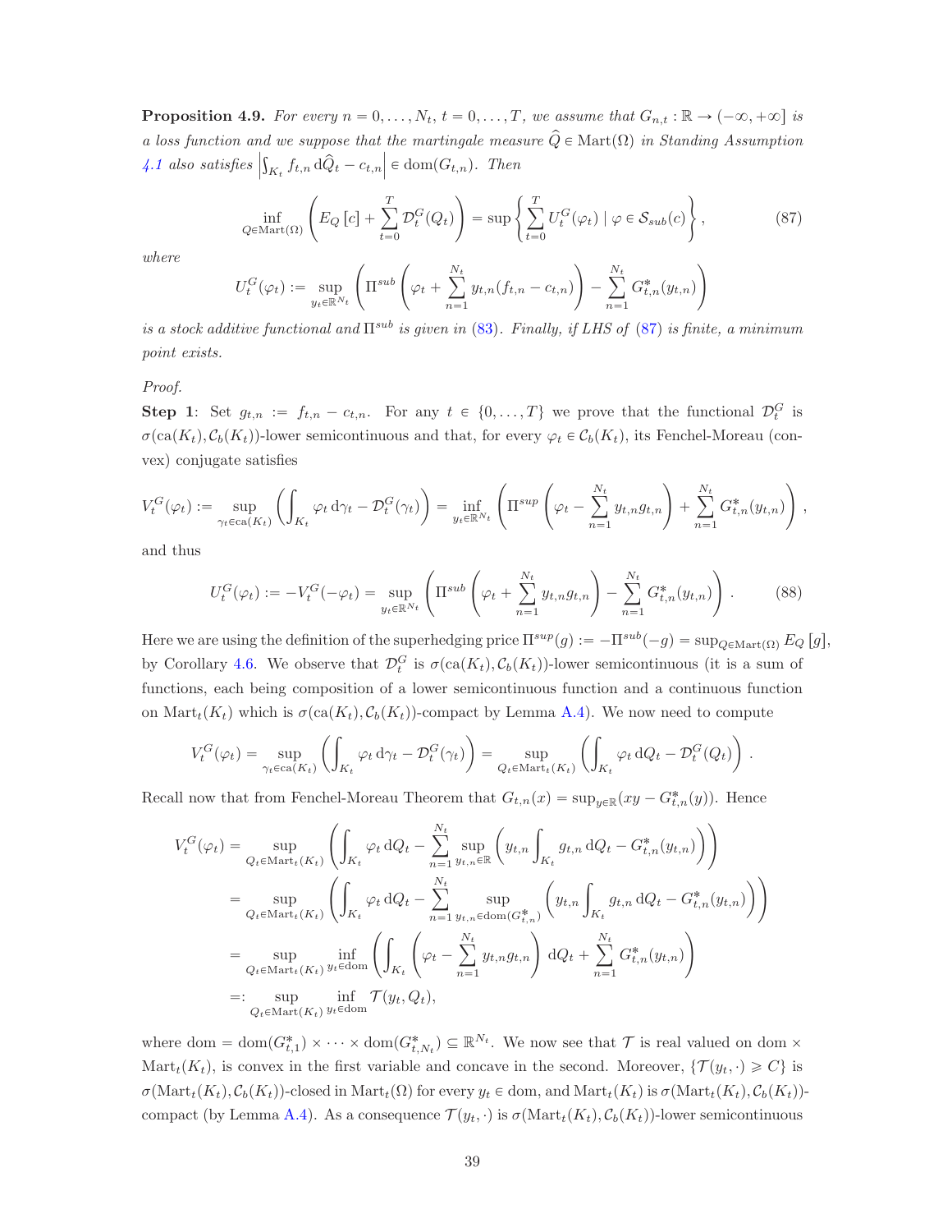**Proposition 4.9.** *For every $n = 0, \ldots, N_t$, $t = 0, \ldots, T$, we assume that $G_{n,t} : \mathbb{R} \to (-\infty, +\infty]$ is a loss function and we suppose that the martingale measure $\widehat{Q} \in \mathrm{Mart}(\Omega)$ in Standing Assumption 4.1 also satisfies $\left|\int_{K_t} f_{t,n} \,\mathrm{d}\widehat{Q}_t - c_{t,n}\right| \in \mathrm{dom}(G_{t,n})$. Then*

$$\inf_{Q \in \mathrm{Mart}(\Omega)} \left( E_Q[c] + \sum_{t=0}^{T} \mathcal{D}_t^G(Q_t) \right) = \sup \left\{ \sum_{t=0}^{T} U_t^G(\varphi_t) \mid \varphi \in \mathcal{S}_{sub}(c) \right\}, \tag{87}$$

*where*

$$U_t^G(\varphi_t) := \sup_{y_t \in \mathbb{R}^{N_t}} \left( \Pi^{sub} \left( \varphi_t + \sum_{n=1}^{N_t} y_{t,n}(f_{t,n} - c_{t,n}) \right) - \sum_{n=1}^{N_t} G_{t,n}^*(y_{t,n}) \right)$$

*is a stock additive functional and $\Pi^{sub}$ is given in (83). Finally, if LHS of (87) is finite, a minimum point exists.*

*Proof.*

**Step 1**: Set $g_{t,n} := f_{t,n} - c_{t,n}$. For any $t \in \{0, \ldots, T\}$ we prove that the functional $\mathcal{D}_t^G$ is $\sigma(\mathrm{ca}(K_t), \mathcal{C}_b(K_t))$-lower semicontinuous and that, for every $\varphi_t \in \mathcal{C}_b(K_t)$, its Fenchel-Moreau (convex) conjugate satisfies

$$V_t^G(\varphi_t) := \sup_{\gamma_t \in \mathrm{ca}(K_t)} \left( \int_{K_t} \varphi_t \,\mathrm{d}\gamma_t - \mathcal{D}_t^G(\gamma_t) \right) = \inf_{y_t \in \mathbb{R}^{N_t}} \left( \Pi^{sup} \left( \varphi_t - \sum_{n=1}^{N_t} y_{t,n} g_{t,n} \right) + \sum_{n=1}^{N_t} G_{t,n}^*(y_{t,n}) \right),$$

and thus

$$U_t^G(\varphi_t) := -V_t^G(-\varphi_t) = \sup_{y_t \in \mathbb{R}^{N_t}} \left( \Pi^{sub} \left( \varphi_t + \sum_{n=1}^{N_t} y_{t,n} g_{t,n} \right) - \sum_{n=1}^{N_t} G_{t,n}^*(y_{t,n}) \right). \tag{88}$$

Here we are using the definition of the superhedging price $\Pi^{sup}(g) := -\Pi^{sub}(-g) = \sup_{Q \in \mathrm{Mart}(\Omega)} E_Q[g]$, by Corollary 4.6. We observe that $\mathcal{D}_t^G$ is $\sigma(\mathrm{ca}(K_t), \mathcal{C}_b(K_t))$-lower semicontinuous (it is a sum of functions, each being composition of a lower semicontinuous function and a continuous function on $\mathrm{Mart}_t(K_t)$ which is $\sigma(\mathrm{ca}(K_t), \mathcal{C}_b(K_t))$-compact by Lemma A.4). We now need to compute

$$V_t^G(\varphi_t) = \sup_{\gamma_t \in \mathrm{ca}(K_t)} \left( \int_{K_t} \varphi_t \,\mathrm{d}\gamma_t - \mathcal{D}_t^G(\gamma_t) \right) = \sup_{Q_t \in \mathrm{Mart}_t(K_t)} \left( \int_{K_t} \varphi_t \,\mathrm{d}Q_t - \mathcal{D}_t^G(Q_t) \right).$$

Recall now that from Fenchel-Moreau Theorem that $G_{t,n}(x) = \sup_{y \in \mathbb{R}}(xy - G_{t,n}^*(y))$. Hence

$$\begin{aligned}
V_t^G(\varphi_t) &= \sup_{Q_t \in \mathrm{Mart}_t(K_t)} \left( \int_{K_t} \varphi_t \,\mathrm{d}Q_t - \sum_{n=1}^{N_t} \sup_{y_{t,n} \in \mathbb{R}} \left( y_{t,n} \int_{K_t} g_{t,n} \,\mathrm{d}Q_t - G_{t,n}^*(y_{t,n}) \right) \right) \\
&= \sup_{Q_t \in \mathrm{Mart}_t(K_t)} \left( \int_{K_t} \varphi_t \,\mathrm{d}Q_t - \sum_{n=1}^{N_t} \sup_{y_{t,n} \in \mathrm{dom}(G_{t,n}^*)} \left( y_{t,n} \int_{K_t} g_{t,n} \,\mathrm{d}Q_t - G_{t,n}^*(y_{t,n}) \right) \right) \\
&= \sup_{Q_t \in \mathrm{Mart}_t(K_t)} \inf_{y_t \in \mathrm{dom}} \left( \int_{K_t} \left( \varphi_t - \sum_{n=1}^{N_t} y_{t,n} g_{t,n} \right) \mathrm{d}Q_t + \sum_{n=1}^{N_t} G_{t,n}^*(y_{t,n}) \right) \\
&=: \sup_{Q_t \in \mathrm{Mart}_t(K_t)} \inf_{y_t \in \mathrm{dom}} \mathcal{T}(y_t, Q_t),
\end{aligned}$$

where $\mathrm{dom} = \mathrm{dom}(G_{t,1}^*) \times \cdots \times \mathrm{dom}(G_{t,N_t}^*) \subseteq \mathbb{R}^{N_t}$. We now see that $\mathcal{T}$ is real valued on $\mathrm{dom} \times \mathrm{Mart}_t(K_t)$, is convex in the first variable and concave in the second. Moreover, $\{\mathcal{T}(y_t, \cdot) \geqslant C\}$ is $\sigma(\mathrm{Mart}_t(K_t), \mathcal{C}_b(K_t))$-closed in $\mathrm{Mart}_t(\Omega)$ for every $y_t \in \mathrm{dom}$, and $\mathrm{Mart}_t(K_t)$ is $\sigma(\mathrm{Mart}_t(K_t), \mathcal{C}_b(K_t))$-compact (by Lemma A.4). As a consequence $\mathcal{T}(y_t, \cdot)$ is $\sigma(\mathrm{Mart}_t(K_t), \mathcal{C}_b(K_t))$-lower semicontinuous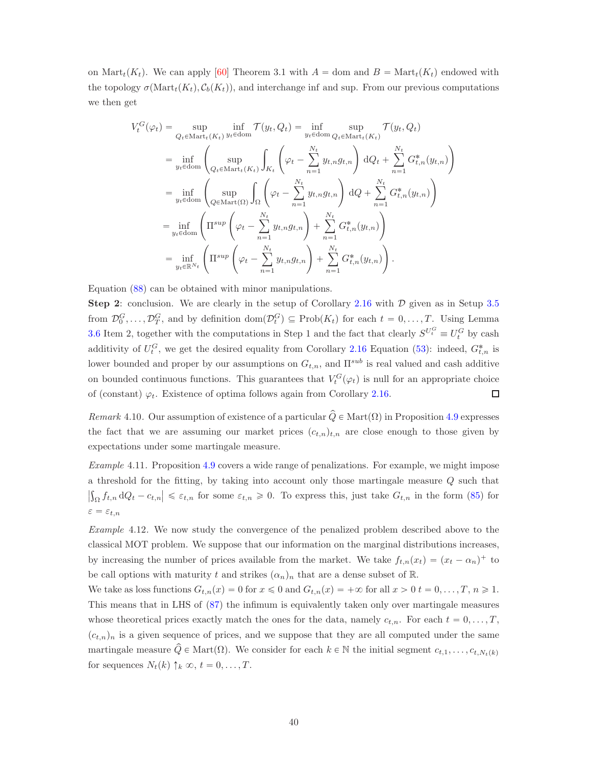on $\mathrm{Mart}_t(K_t)$. We can apply [60] Theorem 3.1 with $A = \mathrm{dom}$ and $B = \mathrm{Mart}_t(K_t)$ endowed with the topology $\sigma(\mathrm{Mart}_t(K_t), \mathcal{C}_b(K_t))$, and interchange inf and sup. From our previous computations we then get

$$
\begin{aligned}
V_t^G(\varphi_t) &= \sup_{Q_t \in \mathrm{Mart}_t(K_t)} \inf_{y_t \in \mathrm{dom}} \mathcal{T}(y_t, Q_t) = \inf_{y_t \in \mathrm{dom}} \sup_{Q_t \in \mathrm{Mart}_t(K_t)} \mathcal{T}(y_t, Q_t) \\
&= \inf_{y_t \in \mathrm{dom}} \left( \sup_{Q_t \in \mathrm{Mart}_t(K_t)} \int_{K_t} \left( \varphi_t - \sum_{n=1}^{N_t} y_{t,n} g_{t,n} \right) \mathrm{d}Q_t + \sum_{n=1}^{N_t} G_{t,n}^*(y_{t,n}) \right) \\
&= \inf_{y_t \in \mathrm{dom}} \left( \sup_{Q \in \mathrm{Mart}(\Omega)} \int_{\Omega} \left( \varphi_t - \sum_{n=1}^{N_t} y_{t,n} g_{t,n} \right) \mathrm{d}Q + \sum_{n=1}^{N_t} G_{t,n}^*(y_{t,n}) \right) \\
&= \inf_{y_t \in \mathrm{dom}} \left( \Pi^{sup} \left( \varphi_t - \sum_{n=1}^{N_t} y_{t,n} g_{t,n} \right) + \sum_{n=1}^{N_t} G_{t,n}^*(y_{t,n}) \right) \\
&= \inf_{y_t \in \mathbb{R}^{N_t}} \left( \Pi^{sup} \left( \varphi_t - \sum_{n=1}^{N_t} y_{t,n} g_{t,n} \right) + \sum_{n=1}^{N_t} G_{t,n}^*(y_{t,n}) \right).
\end{aligned}
$$

Equation (88) can be obtained with minor manipulations.

**Step 2**: conclusion. We are clearly in the setup of Corollary 2.16 with $\mathcal{D}$ given as in Setup 3.5 from $\mathcal{D}_0^G, \dots, \mathcal{D}_T^G$, and by definition $\mathrm{dom}(\mathcal{D}_t^G) \subseteq \mathrm{Prob}(K_t)$ for each $t = 0, \dots, T$. Using Lemma 3.6 Item 2, together with the computations in Step 1 and the fact that clearly $S^{U_t^G} \equiv U_t^G$ by cash additivity of $U_t^G$, we get the desired equality from Corollary 2.16 Equation (53): indeed, $G_{t,n}^*$ is lower bounded and proper by our assumptions on $G_{t,n}$, and $\Pi^{sub}$ is real valued and cash additive on bounded continuous functions. This guarantees that $V_t^G(\varphi_t)$ is null for an appropriate choice of (constant) $\varphi_t$. Existence of optima follows again from Corollary 2.16. □

*Remark* 4.10. Our assumption of existence of a particular $\widehat{Q} \in \mathrm{Mart}(\Omega)$ in Proposition 4.9 expresses the fact that we are assuming our market prices $(c_{t,n})_{t,n}$ are close enough to those given by expectations under some martingale measure.

*Example* 4.11. Proposition 4.9 covers a wide range of penalizations. For example, we might impose a threshold for the fitting, by taking into account only those martingale measure $Q$ such that $\left|\int_\Omega f_{t,n}\,\mathrm{d}Q_t - c_{t,n}\right| \leqslant \varepsilon_{t,n}$ for some $\varepsilon_{t,n} \geqslant 0$. To express this, just take $G_{t,n}$ in the form (85) for $\varepsilon = \varepsilon_{t,n}$

*Example* 4.12. We now study the convergence of the penalized problem described above to the classical MOT problem. We suppose that our information on the marginal distributions increases, by increasing the number of prices available from the market. We take $f_{t,n}(x_t) = (x_t - \alpha_n)^+$ to be call options with maturity $t$ and strikes $(\alpha_n)_n$ that are a dense subset of $\mathbb{R}$.
We take as loss functions $G_{t,n}(x) = 0$ for $x \leqslant 0$ and $G_{t,n}(x) = +\infty$ for all $x > 0$ $t = 0, \dots, T$, $n \geqslant 1$. This means that in LHS of (87) the infimum is equivalently taken only over martingale measures whose theoretical prices exactly match the ones for the data, namely $c_{t,n}$. For each $t = 0, \dots, T$, $(c_{t,n})_n$ is a given sequence of prices, and we suppose that they are all computed under the same martingale measure $\widehat{Q} \in \mathrm{Mart}(\Omega)$. We consider for each $k \in \mathbb{N}$ the initial segment $c_{t,1}, \dots, c_{t,N_t(k)}$ for sequences $N_t(k) \uparrow_k \infty$, $t = 0, \dots, T$.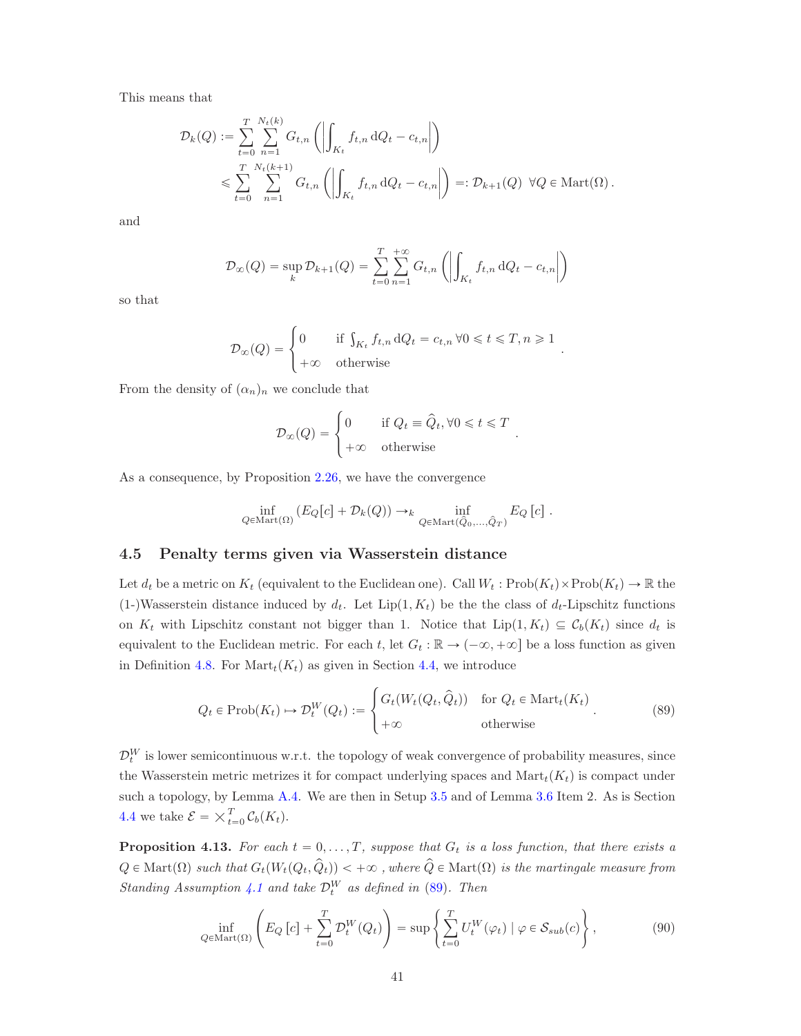This means that

$$\mathcal{D}_k(Q) := \sum_{t=0}^{T} \sum_{n=1}^{N_t(k)} G_{t,n}\left(\left|\int_{K_t} f_{t,n}\,\mathrm{d}Q_t - c_{t,n}\right|\right)$$
$$\leqslant \sum_{t=0}^{T} \sum_{n=1}^{N_t(k+1)} G_{t,n}\left(\left|\int_{K_t} f_{t,n}\,\mathrm{d}Q_t - c_{t,n}\right|\right) =: \mathcal{D}_{k+1}(Q)\ \ \forall Q \in \mathrm{Mart}(\Omega)\,.$$

and

$$\mathcal{D}_\infty(Q) = \sup_k \mathcal{D}_{k+1}(Q) = \sum_{t=0}^{T} \sum_{n=1}^{+\infty} G_{t,n}\left(\left|\int_{K_t} f_{t,n}\,\mathrm{d}Q_t - c_{t,n}\right|\right)$$

so that

$$\mathcal{D}_\infty(Q) = \begin{cases} 0 & \text{if } \int_{K_t} f_{t,n}\,\mathrm{d}Q_t = c_{t,n}\ \forall 0 \leqslant t \leqslant T, n \geqslant 1 \\ +\infty & \text{otherwise} \end{cases}.$$

From the density of $(\alpha_n)_n$ we conclude that

$$\mathcal{D}_\infty(Q) = \begin{cases} 0 & \text{if } Q_t \equiv \widehat{Q}_t, \forall 0 \leqslant t \leqslant T \\ +\infty & \text{otherwise} \end{cases}.$$

As a consequence, by Proposition 2.26, we have the convergence

$$\inf_{Q \in \mathrm{Mart}(\Omega)} \left(E_Q[c] + \mathcal{D}_k(Q)\right) \to_k \inf_{Q \in \mathrm{Mart}(\widehat{Q}_0, \dots, \widehat{Q}_T)} E_Q[c]\,.$$

### 4.5 Penalty terms given via Wasserstein distance

Let $d_t$ be a metric on $K_t$ (equivalent to the Euclidean one). Call $W_t : \mathrm{Prob}(K_t) \times \mathrm{Prob}(K_t) \to \mathbb{R}$ the (1-)Wasserstein distance induced by $d_t$. Let $\mathrm{Lip}(1, K_t)$ be the the class of $d_t$-Lipschitz functions on $K_t$ with Lipschitz constant not bigger than 1. Notice that $\mathrm{Lip}(1, K_t) \subseteq \mathcal{C}_b(K_t)$ since $d_t$ is equivalent to the Euclidean metric. For each $t$, let $G_t : \mathbb{R} \to (-\infty, +\infty]$ be a loss function as given in Definition 4.8. For $\mathrm{Mart}_t(K_t)$ as given in Section 4.4, we introduce

$$Q_t \in \mathrm{Prob}(K_t) \mapsto \mathcal{D}_t^W(Q_t) := \begin{cases} G_t(W_t(Q_t, \widehat{Q}_t)) & \text{for } Q_t \in \mathrm{Mart}_t(K_t) \\ +\infty & \text{otherwise} \end{cases}. \tag{89}$$

$\mathcal{D}_t^W$ is lower semicontinuous w.r.t. the topology of weak convergence of probability measures, since the Wasserstein metric metrizes it for compact underlying spaces and $\mathrm{Mart}_t(K_t)$ is compact under such a topology, by Lemma A.4. We are then in Setup 3.5 and of Lemma 3.6 Item 2. As is Section 4.4 we take $\mathcal{E} = \times_{t=0}^{T} \mathcal{C}_b(K_t)$.

**Proposition 4.13.** *For each $t = 0, \dots, T$, suppose that $G_t$ is a loss function, that there exists a $Q \in \mathrm{Mart}(\Omega)$ such that $G_t(W_t(Q_t, \widehat{Q}_t)) < +\infty$ , where $\widehat{Q} \in \mathrm{Mart}(\Omega)$ is the martingale measure from Standing Assumption 4.1 and take $\mathcal{D}_t^W$ as defined in (89). Then*

$$\inf_{Q \in \mathrm{Mart}(\Omega)} \left(E_Q[c] + \sum_{t=0}^{T} \mathcal{D}_t^W(Q_t)\right) = \sup\left\{\sum_{t=0}^{T} U_t^W(\varphi_t) \mid \varphi \in \mathcal{S}_{sub}(c)\right\}, \tag{90}$$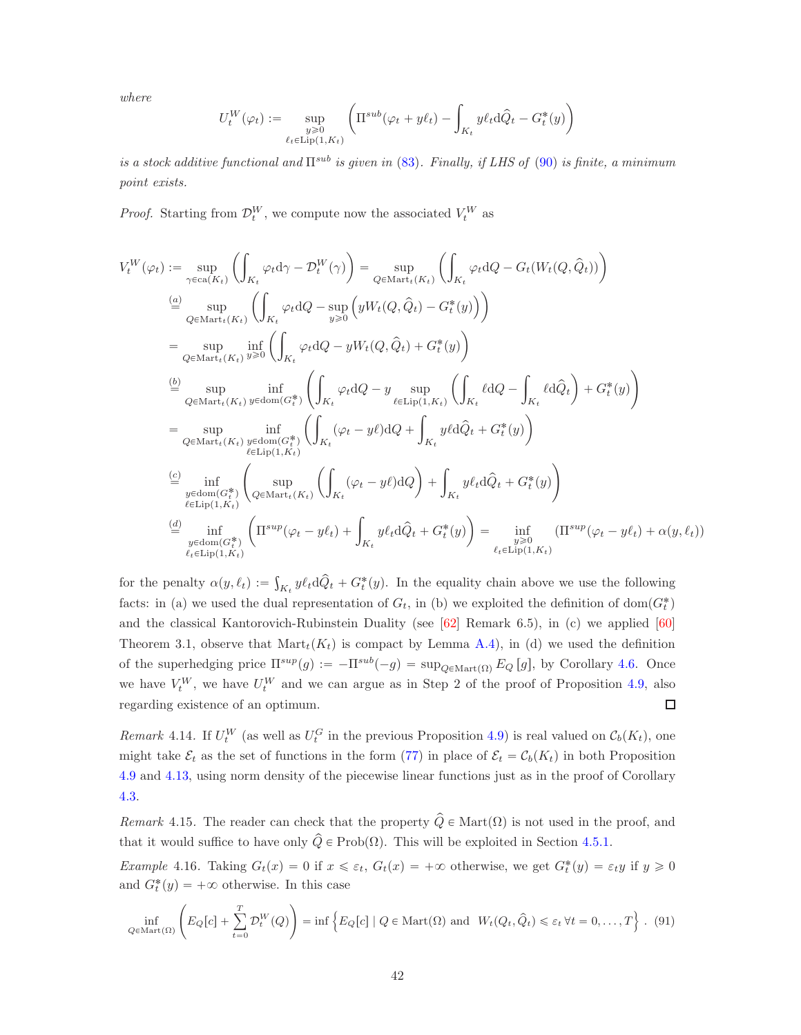*where*

$$U_t^W(\varphi_t) := \sup_{\substack{y \geqslant 0 \\ \ell_t \in \mathrm{Lip}(1,K_t)}} \left( \Pi^{sub}(\varphi_t + y\ell_t) - \int_{K_t} y\ell_t \mathrm{d}\widehat{Q}_t - G_t^*(y) \right)$$

*is a stock additive functional and* $\Pi^{sub}$ *is given in* (83)*. Finally, if LHS of* (90) *is finite, a minimum point exists.*

*Proof.* Starting from $\mathcal{D}_t^W$, we compute now the associated $V_t^W$ as

$$
\begin{aligned}
V_t^W(\varphi_t) &:= \sup_{\gamma \in \mathrm{ca}(K_t)} \left( \int_{K_t} \varphi_t \mathrm{d}\gamma - \mathcal{D}_t^W(\gamma) \right) = \sup_{Q \in \mathrm{Mart}_t(K_t)} \left( \int_{K_t} \varphi_t \mathrm{d}Q - G_t(W_t(Q, \widehat{Q}_t)) \right) \\
&\overset{(a)}{=} \sup_{Q \in \mathrm{Mart}_t(K_t)} \left( \int_{K_t} \varphi_t \mathrm{d}Q - \sup_{y \geqslant 0} \left( y W_t(Q, \widehat{Q}_t) - G_t^*(y) \right) \right) \\
&= \sup_{Q \in \mathrm{Mart}_t(K_t)} \inf_{y \geqslant 0} \left( \int_{K_t} \varphi_t \mathrm{d}Q - y W_t(Q, \widehat{Q}_t) + G_t^*(y) \right) \\
&\overset{(b)}{=} \sup_{Q \in \mathrm{Mart}_t(K_t)} \inf_{y \in \mathrm{dom}(G_t^*)} \left( \int_{K_t} \varphi_t \mathrm{d}Q - y \sup_{\ell \in \mathrm{Lip}(1,K_t)} \left( \int_{K_t} \ell \mathrm{d}Q - \int_{K_t} \ell \mathrm{d}\widehat{Q}_t \right) + G_t^*(y) \right) \\
&= \sup_{Q \in \mathrm{Mart}_t(K_t)} \inf_{\substack{y \in \mathrm{dom}(G_t^*) \\ \ell \in \mathrm{Lip}(1,K_t)}} \left( \int_{K_t} (\varphi_t - y\ell) \mathrm{d}Q + \int_{K_t} y\ell \mathrm{d}\widehat{Q}_t + G_t^*(y) \right) \\
&\overset{(c)}{=} \inf_{\substack{y \in \mathrm{dom}(G_t^*) \\ \ell \in \mathrm{Lip}(1,K_t)}} \left( \sup_{Q \in \mathrm{Mart}_t(K_t)} \left( \int_{K_t} (\varphi_t - y\ell) \mathrm{d}Q \right) + \int_{K_t} y\ell_t \mathrm{d}\widehat{Q}_t + G_t^*(y) \right) \\
&\overset{(d)}{=} \inf_{\substack{y \in \mathrm{dom}(G_t^*) \\ \ell_t \in \mathrm{Lip}(1,K_t)}} \left( \Pi^{sup}(\varphi_t - y\ell_t) + \int_{K_t} y\ell_t \mathrm{d}\widehat{Q}_t + G_t^*(y) \right) = \inf_{\substack{y \geqslant 0 \\ \ell_t \in \mathrm{Lip}(1,K_t)}} \left( \Pi^{sup}(\varphi_t - y\ell_t) + \alpha(y, \ell_t) \right)
\end{aligned}
$$

for the penalty $\alpha(y,\ell_t) := \int_{K_t} y\ell_t \mathrm{d}\widehat{Q}_t + G_t^*(y)$. In the equality chain above we use the following facts: in (a) we used the dual representation of $G_t$, in (b) we exploited the definition of $\mathrm{dom}(G_t^*)$ and the classical Kantorovich-Rubinstein Duality (see [62] Remark 6.5), in (c) we applied [60] Theorem 3.1, observe that $\mathrm{Mart}_t(K_t)$ is compact by Lemma A.4), in (d) we used the definition of the superhedging price $\Pi^{sup}(g) := -\Pi^{sub}(-g) = \sup_{Q \in \mathrm{Mart}(\Omega)} E_Q[g]$, by Corollary 4.6. Once we have $V_t^W$, we have $U_t^W$ and we can argue as in Step 2 of the proof of Proposition 4.9, also regarding existence of an optimum. □

*Remark* 4.14. If $U_t^W$ (as well as $U_t^G$ in the previous Proposition 4.9) is real valued on $\mathcal{C}_b(K_t)$, one might take $\mathcal{E}_t$ as the set of functions in the form (77) in place of $\mathcal{E}_t = \mathcal{C}_b(K_t)$ in both Proposition 4.9 and 4.13, using norm density of the piecewise linear functions just as in the proof of Corollary 4.3.

*Remark* 4.15. The reader can check that the property $\widehat{Q} \in \mathrm{Mart}(\Omega)$ is not used in the proof, and that it would suffice to have only $\widehat{Q} \in \mathrm{Prob}(\Omega)$. This will be exploited in Section 4.5.1.

*Example* 4.16. Taking $G_t(x) = 0$ if $x \leqslant \varepsilon_t$, $G_t(x) = +\infty$ otherwise, we get $G_t^*(y) = \varepsilon_t y$ if $y \geqslant 0$ and $G_t^*(y) = +\infty$ otherwise. In this case

$$\inf_{Q \in \mathrm{Mart}(\Omega)} \left( E_Q[c] + \sum_{t=0}^{T} \mathcal{D}_t^W(Q) \right) = \inf \left\{ E_Q[c] \mid Q \in \mathrm{Mart}(\Omega) \text{ and } W_t(Q_t, \widehat{Q}_t) \leqslant \varepsilon_t \; \forall t = 0, \dots, T \right\}. \quad (91)$$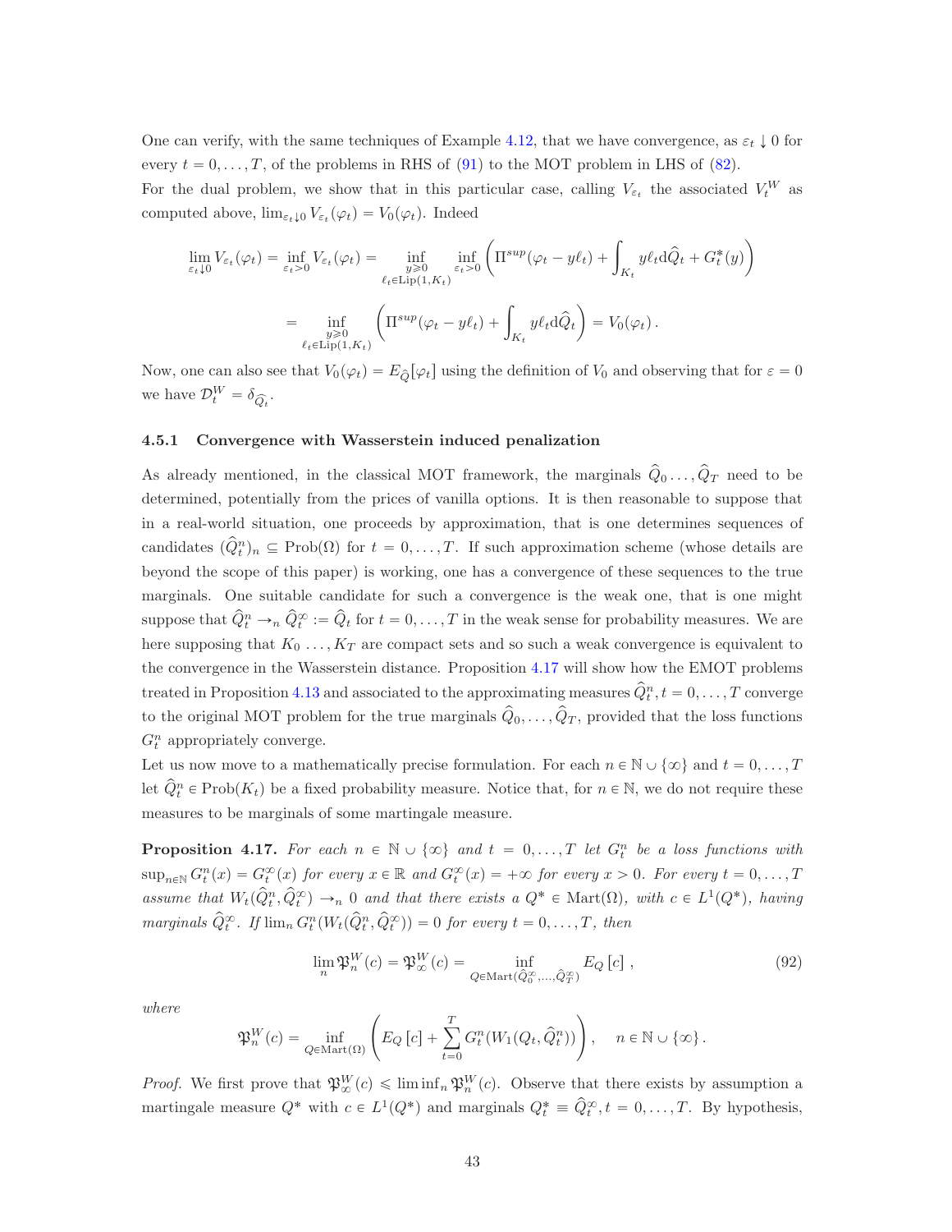One can verify, with the same techniques of Example 4.12, that we have convergence, as $\varepsilon_t \downarrow 0$ for every $t = 0, \dots, T$, of the problems in RHS of (91) to the MOT problem in LHS of (82).

For the dual problem, we show that in this particular case, calling $V_{\varepsilon_t}$ the associated $V_t^W$ as computed above, $\lim_{\varepsilon_t \downarrow 0} V_{\varepsilon_t}(\varphi_t) = V_0(\varphi_t)$. Indeed

$$
\begin{aligned}
\lim_{\varepsilon_t \downarrow 0} V_{\varepsilon_t}(\varphi_t) = \inf_{\varepsilon_t > 0} V_{\varepsilon_t}(\varphi_t) &= \inf_{\substack{y \geqslant 0 \\ \ell_t \in \mathrm{Lip}(1, K_t)}} \inf_{\varepsilon_t > 0} \left( \Pi^{sup}(\varphi_t - y\ell_t) + \int_{K_t} y\ell_t \mathrm{d}\widehat{Q}_t + G_t^*(y) \right) \\
&= \inf_{\substack{y \geqslant 0 \\ \ell_t \in \mathrm{Lip}(1, K_t)}} \left( \Pi^{sup}(\varphi_t - y\ell_t) + \int_{K_t} y\ell_t \mathrm{d}\widehat{Q}_t \right) = V_0(\varphi_t) \,.
\end{aligned}
$$

Now, one can also see that $V_0(\varphi_t) = E_{\widehat{Q}}[\varphi_t]$ using the definition of $V_0$ and observing that for $\varepsilon = 0$ we have $\mathcal{D}_t^W = \delta_{\widehat{Q}_t}$.

### 4.5.1 Convergence with Wasserstein induced penalization

As already mentioned, in the classical MOT framework, the marginals $\widehat{Q}_0 \dots, \widehat{Q}_T$ need to be determined, potentially from the prices of vanilla options. It is then reasonable to suppose that in a real-world situation, one proceeds by approximation, that is one determines sequences of candidates $(\widehat{Q}_t^n)_n \subseteq \mathrm{Prob}(\Omega)$ for $t = 0, \dots, T$. If such approximation scheme (whose details are beyond the scope of this paper) is working, one has a convergence of these sequences to the true marginals. One suitable candidate for such a convergence is the weak one, that is one might suppose that $\widehat{Q}_t^n \to_n \widehat{Q}_t^\infty := \widehat{Q}_t$ for $t = 0, \dots, T$ in the weak sense for probability measures. We are here supposing that $K_0 \dots, K_T$ are compact sets and so such a weak convergence is equivalent to the convergence in the Wasserstein distance. Proposition 4.17 will show how the EMOT problems treated in Proposition 4.13 and associated to the approximating measures $\widehat{Q}_t^n, t = 0, \dots, T$ converge to the original MOT problem for the true marginals $\widehat{Q}_0, \dots, \widehat{Q}_T$, provided that the loss functions $G_t^n$ appropriately converge.

Let us now move to a mathematically precise formulation. For each $n \in \mathbb{N} \cup \{\infty\}$ and $t = 0, \dots, T$ let $\widehat{Q}_t^n \in \mathrm{Prob}(K_t)$ be a fixed probability measure. Notice that, for $n \in \mathbb{N}$, we do not require these measures to be marginals of some martingale measure.

**Proposition 4.17.** *For each $n \in \mathbb{N} \cup \{\infty\}$ and $t = 0, \dots, T$ let $G_t^n$ be a loss functions with $\sup_{n \in \mathbb{N}} G_t^n(x) = G_t^\infty(x)$ for every $x \in \mathbb{R}$ and $G_t^\infty(x) = +\infty$ for every $x > 0$. For every $t = 0, \dots, T$ assume that $W_t(\widehat{Q}_t^n, \widehat{Q}_t^\infty) \to_n 0$ and that there exists a $Q^* \in \mathrm{Mart}(\Omega)$, with $c \in L^1(Q^*)$, having marginals $\widehat{Q}_t^\infty$. If $\lim_n G_t^n(W_t(\widehat{Q}_t^n, \widehat{Q}_t^\infty)) = 0$ for every $t = 0, \dots, T$, then*

$$
\lim_n \mathfrak{P}_n^W(c) = \mathfrak{P}_\infty^W(c) = \inf_{Q \in \mathrm{Mart}(\widehat{Q}_0^\infty, \dots, \widehat{Q}_T^\infty)} E_Q\left[c\right] , \tag{92}
$$

*where*

$$
\mathfrak{P}_n^W(c) = \inf_{Q \in \mathrm{Mart}(\Omega)} \left( E_Q\left[c\right] + \sum_{t=0}^T G_t^n(W_1(Q_t, \widehat{Q}_t^n)) \right), \quad n \in \mathbb{N} \cup \{\infty\} \,.
$$

*Proof.* We first prove that $\mathfrak{P}_\infty^W(c) \leqslant \liminf_n \mathfrak{P}_n^W(c)$. Observe that there exists by assumption a martingale measure $Q^*$ with $c \in L^1(Q^*)$ and marginals $Q_t^* \equiv \widehat{Q}_t^\infty, t = 0, \dots, T$. By hypothesis,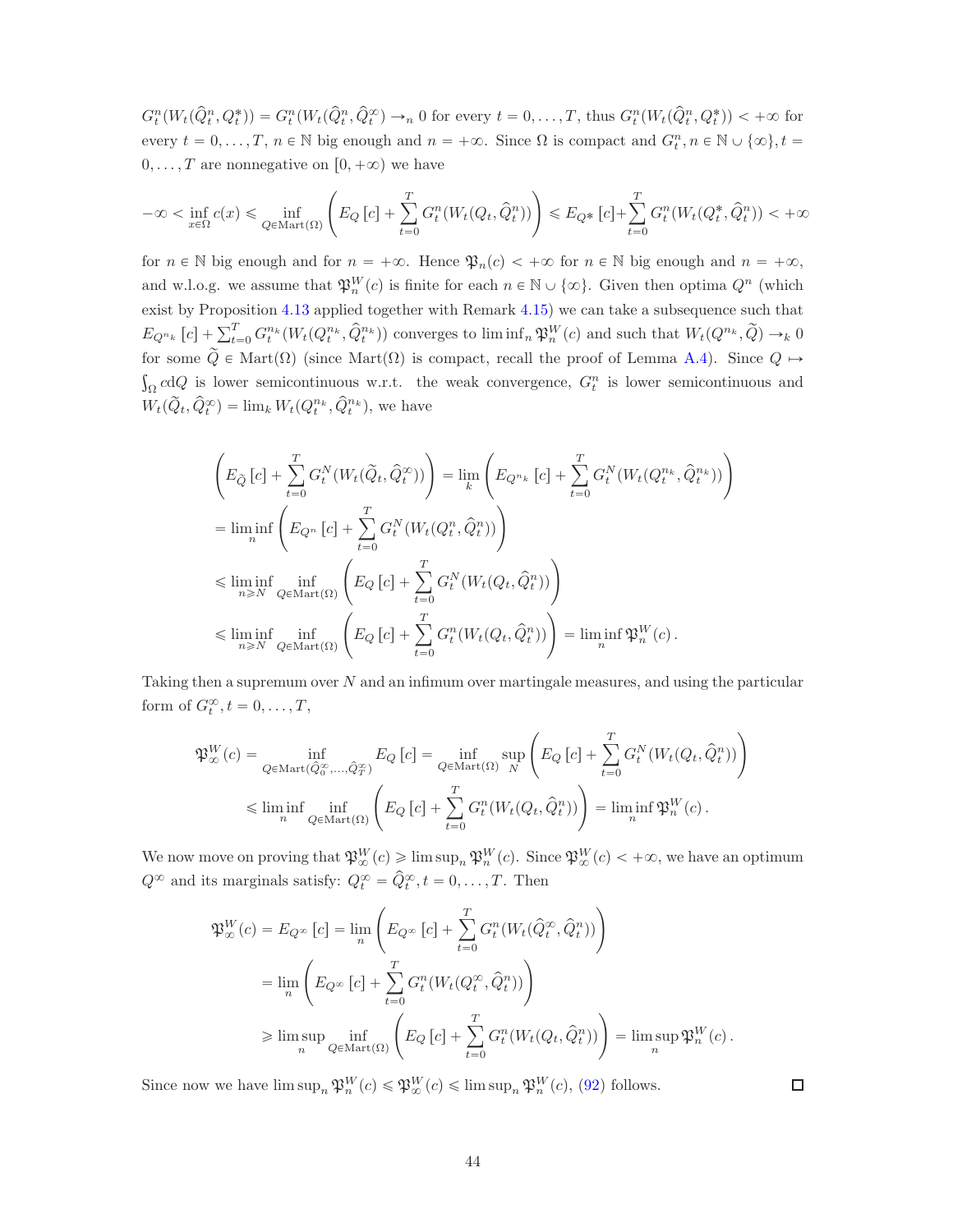$G_t^n(W_t(\widehat{Q}_t^n, Q_t^*)) = G_t^n(W_t(\widehat{Q}_t^n, \widehat{Q}_t^\infty) \to_n 0$ for every $t = 0, \ldots, T$, thus $G_t^n(W_t(\widehat{Q}_t^n, Q_t^*)) < +\infty$ for every $t = 0, \ldots, T$, $n \in \mathbb{N}$ big enough and $n = +\infty$. Since $\Omega$ is compact and $G_t^n, n \in \mathbb{N} \cup \{\infty\}, t = 0, \ldots, T$ are nonnegative on $[0, +\infty)$ we have

$$-\infty < \inf_{x \in \Omega} c(x) \leqslant \inf_{Q \in \mathrm{Mart}(\Omega)} \left( E_Q[c] + \sum_{t=0}^T G_t^n(W_t(Q_t, \widehat{Q}_t^n)) \right) \leqslant E_{Q^*}[c] + \sum_{t=0}^T G_t^n(W_t(Q_t^*, \widehat{Q}_t^n)) < +\infty$$

for $n \in \mathbb{N}$ big enough and for $n = +\infty$. Hence $\mathfrak{P}_n(c) < +\infty$ for $n \in \mathbb{N}$ big enough and $n = +\infty$, and w.l.o.g. we assume that $\mathfrak{P}_n^W(c)$ is finite for each $n \in \mathbb{N} \cup \{\infty\}$. Given then optima $Q^n$ (which exist by Proposition 4.13 applied together with Remark 4.15) we can take a subsequence such that $E_{Q^{n_k}}[c] + \sum_{t=0}^T G_t^{n_k}(W_t(Q_t^{n_k}, \widehat{Q}_t^{n_k}))$ converges to $\liminf_n \mathfrak{P}_n^W(c)$ and such that $W_t(Q^{n_k}, \widetilde{Q}) \to_k 0$ for some $\widetilde{Q} \in \mathrm{Mart}(\Omega)$ (since $\mathrm{Mart}(\Omega)$ is compact, recall the proof of Lemma A.4). Since $Q \mapsto \int_\Omega c \mathrm{d}Q$ is lower semicontinuous w.r.t. the weak convergence, $G_t^n$ is lower semicontinuous and $W_t(\widetilde{Q}_t, \widehat{Q}_t^\infty) = \lim_k W_t(Q_t^{n_k}, \widehat{Q}_t^{n_k})$, we have

$$\begin{aligned}
&\left( E_{\widetilde{Q}}[c] + \sum_{t=0}^T G_t^N(W_t(\widetilde{Q}_t, \widehat{Q}_t^\infty)) \right) = \lim_k \left( E_{Q^{n_k}}[c] + \sum_{t=0}^T G_t^N(W_t(Q_t^{n_k}, \widehat{Q}_t^{n_k})) \right) \\
&= \liminf_n \left( E_{Q^n}[c] + \sum_{t=0}^T G_t^N(W_t(Q_t^n, \widehat{Q}_t^n)) \right) \\
&\leqslant \liminf_{n \geqslant N} \inf_{Q \in \mathrm{Mart}(\Omega)} \left( E_Q[c] + \sum_{t=0}^T G_t^N(W_t(Q_t, \widehat{Q}_t^n)) \right) \\
&\leqslant \liminf_{n \geqslant N} \inf_{Q \in \mathrm{Mart}(\Omega)} \left( E_Q[c] + \sum_{t=0}^T G_t^n(W_t(Q_t, \widehat{Q}_t^n)) \right) = \liminf_n \mathfrak{P}_n^W(c).
\end{aligned}$$

Taking then a supremum over $N$ and an infimum over martingale measures, and using the particular form of $G_t^\infty, t = 0, \ldots, T$,

$$\begin{aligned}
\mathfrak{P}_\infty^W(c) &= \inf_{Q \in \mathrm{Mart}(\widehat{Q}_0^\infty, \ldots, \widehat{Q}_T^\infty)} E_Q[c] = \inf_{Q \in \mathrm{Mart}(\Omega)} \sup_N \left( E_Q[c] + \sum_{t=0}^T G_t^N(W_t(Q_t, \widehat{Q}_t^n)) \right) \\
&\leqslant \liminf_n \inf_{Q \in \mathrm{Mart}(\Omega)} \left( E_Q[c] + \sum_{t=0}^T G_t^n(W_t(Q_t, \widehat{Q}_t^n)) \right) = \liminf_n \mathfrak{P}_n^W(c).
\end{aligned}$$

We now move on proving that $\mathfrak{P}_\infty^W(c) \geqslant \limsup_n \mathfrak{P}_n^W(c)$. Since $\mathfrak{P}_\infty^W(c) < +\infty$, we have an optimum $Q^\infty$ and its marginals satisfy: $Q_t^\infty = \widehat{Q}_t^\infty, t = 0, \ldots, T$. Then

$$\begin{aligned}
\mathfrak{P}_\infty^W(c) = E_{Q^\infty}[c] &= \lim_n \left( E_{Q^\infty}[c] + \sum_{t=0}^T G_t^n(W_t(\widehat{Q}_t^\infty, \widehat{Q}_t^n)) \right) \\
&= \lim_n \left( E_{Q^\infty}[c] + \sum_{t=0}^T G_t^n(W_t(Q_t^\infty, \widehat{Q}_t^n)) \right) \\
&\geqslant \limsup_n \inf_{Q \in \mathrm{Mart}(\Omega)} \left( E_Q[c] + \sum_{t=0}^T G_t^n(W_t(Q_t, \widehat{Q}_t^n)) \right) = \limsup_n \mathfrak{P}_n^W(c).
\end{aligned}$$

Since now we have $\limsup_n \mathfrak{P}_n^W(c) \leqslant \mathfrak{P}_\infty^W(c) \leqslant \limsup_n \mathfrak{P}_n^W(c)$, (92) follows. ☐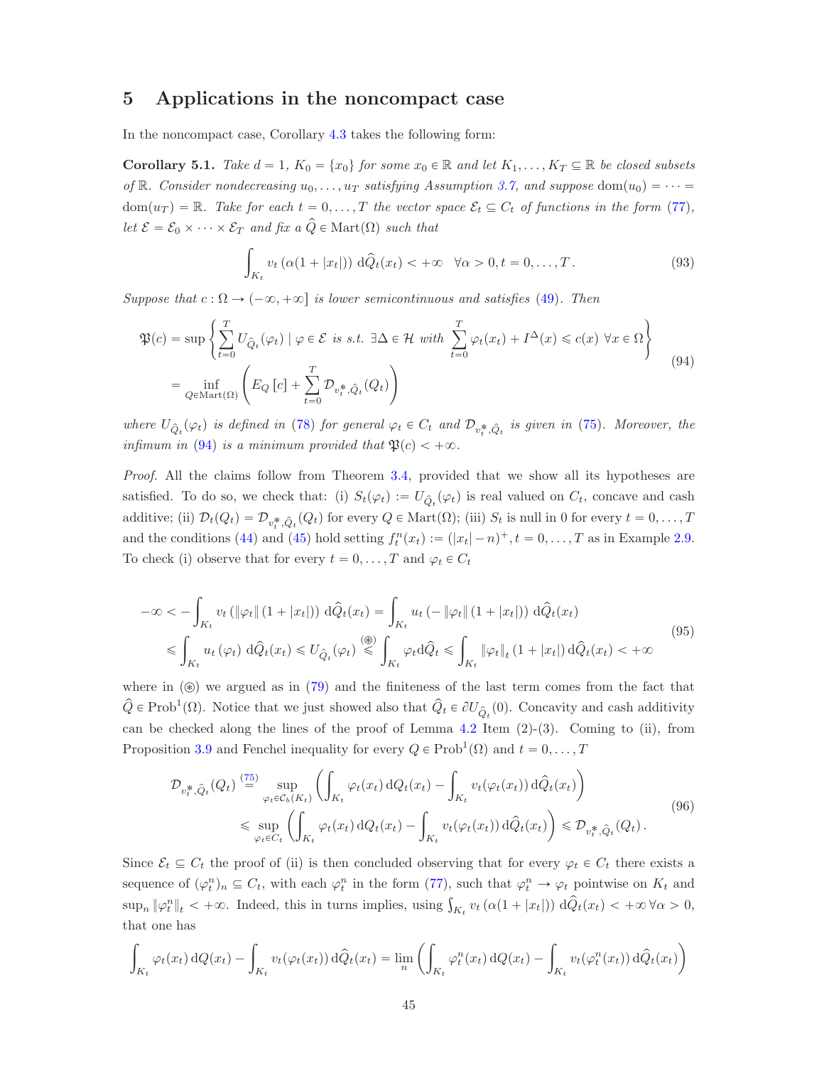# 5 Applications in the noncompact case

In the noncompact case, Corollary 4.3 takes the following form:

**Corollary 5.1.** *Take $d = 1$, $K_0 = \{x_0\}$ for some $x_0 \in \mathbb{R}$ and let $K_1, \dots, K_T \subseteq \mathbb{R}$ be closed subsets of $\mathbb{R}$. Consider nondecreasing $u_0, \dots, u_T$ satisfying Assumption 3.7, and suppose $\mathrm{dom}(u_0) = \cdots = \mathrm{dom}(u_T) = \mathbb{R}$. Take for each $t = 0, \dots, T$ the vector space $\mathcal{E}_t \subseteq C_t$ of functions in the form (77), let $\mathcal{E} = \mathcal{E}_0 \times \cdots \times \mathcal{E}_T$ and fix a $\widehat{Q} \in \mathrm{Mart}(\Omega)$ such that*

$$\int_{K_t} v_t\left(\alpha(1 + |x_t|)\right) \mathrm{d}\widehat{Q}_t(x_t) < +\infty \quad \forall \alpha > 0, t = 0, \dots, T\,. \tag{93}$$

*Suppose that $c : \Omega \to (-\infty, +\infty]$ is lower semicontinuous and satisfies (49). Then*

$$\begin{aligned}
\mathfrak{P}(c) &= \sup\left\{\sum_{t=0}^T U_{\widehat{Q}_t}(\varphi_t) \mid \varphi \in \mathcal{E} \text{ is s.t. } \exists \Delta \in \mathcal{H} \text{ with } \sum_{t=0}^T \varphi_t(x_t) + I^\Delta(x) \leqslant c(x)\ \forall x \in \Omega\right\} \\
&= \inf_{Q \in \mathrm{Mart}(\Omega)} \left(E_Q[c] + \sum_{t=0}^T \mathcal{D}_{v_t^*, \widehat{Q}_t}(Q_t)\right)
\end{aligned} \tag{94}$$

*where $U_{\widehat{Q}_t}(\varphi_t)$ is defined in (78) for general $\varphi_t \in C_t$ and $\mathcal{D}_{v_t^*, \widehat{Q}_t}$ is given in (75). Moreover, the infimum in (94) is a minimum provided that $\mathfrak{P}(c) < +\infty$.*

*Proof.* All the claims follow from Theorem 3.4, provided that we show all its hypotheses are satisfied. To do so, we check that: (i) $S_t(\varphi_t) := U_{\widehat{Q}_t}(\varphi_t)$ is real valued on $C_t$, concave and cash additive; (ii) $\mathcal{D}_t(Q_t) = \mathcal{D}_{v_t^*, \widehat{Q}_t}(Q_t)$ for every $Q \in \mathrm{Mart}(\Omega)$; (iii) $S_t$ is null in 0 for every $t = 0, \dots, T$ and the conditions (44) and (45) hold setting $f_t^n(x_t) := (|x_t| - n)^+, t = 0, \dots, T$ as in Example 2.9. To check (i) observe that for every $t = 0, \dots, T$ and $\varphi_t \in C_t$

$$\begin{aligned}
-\infty &< -\int_{K_t} v_t\left(\|\varphi_t\|(1 + |x_t|)\right) \mathrm{d}\widehat{Q}_t(x_t) = \int_{K_t} u_t\left(-\|\varphi_t\|(1 + |x_t|)\right) \mathrm{d}\widehat{Q}_t(x_t) \\
&\leqslant \int_{K_t} u_t(\varphi_t)\, \mathrm{d}\widehat{Q}_t(x_t) \leqslant U_{\widehat{Q}_t}(\varphi_t) \overset{(\circledast)}{\leqslant} \int_{K_t} \varphi_t \mathrm{d}\widehat{Q}_t \leqslant \int_{K_t} \|\varphi_t\|_t (1 + |x_t|)\, \mathrm{d}\widehat{Q}_t(x_t) < +\infty
\end{aligned} \tag{95}$$

where in ($\circledast$) we argued as in (79) and the finiteness of the last term comes from the fact that $\widehat{Q} \in \mathrm{Prob}^1(\Omega)$. Notice that we just showed also that $\widehat{Q}_t \in \partial U_{\widehat{Q}_t}(0)$. Concavity and cash additivity can be checked along the lines of the proof of Lemma 4.2 Item (2)-(3). Coming to (ii), from Proposition 3.9 and Fenchel inequality for every $Q \in \mathrm{Prob}^1(\Omega)$ and $t = 0, \dots, T$

$$\begin{aligned}
\mathcal{D}_{v_t^*, \widehat{Q}_t}(Q_t) &\overset{(75)}{=} \sup_{\varphi_t \in \mathcal{C}_b(K_t)} \left(\int_{K_t} \varphi_t(x_t)\, \mathrm{d}Q_t(x_t) - \int_{K_t} v_t(\varphi_t(x_t))\, \mathrm{d}\widehat{Q}_t(x_t)\right) \\
&\leqslant \sup_{\varphi_t \in C_t} \left(\int_{K_t} \varphi_t(x_t)\, \mathrm{d}Q_t(x_t) - \int_{K_t} v_t(\varphi_t(x_t))\, \mathrm{d}\widehat{Q}_t(x_t)\right) \leqslant \mathcal{D}_{v_t^*, \widehat{Q}_t}(Q_t)\,.
\end{aligned} \tag{96}$$

Since $\mathcal{E}_t \subseteq C_t$ the proof of (ii) is then concluded observing that for every $\varphi_t \in C_t$ there exists a sequence of $(\varphi_t^n)_n \subseteq C_t$, with each $\varphi_t^n$ in the form (77), such that $\varphi_t^n \to \varphi_t$ pointwise on $K_t$ and $\sup_n \|\varphi_t^n\|_t < +\infty$. Indeed, this in turns implies, using $\int_{K_t} v_t\left(\alpha(1 + |x_t|)\right) \mathrm{d}\widehat{Q}_t(x_t) < +\infty\, \forall \alpha > 0$, that one has

$$\int_{K_t} \varphi_t(x_t)\, \mathrm{d}Q(x_t) - \int_{K_t} v_t(\varphi_t(x_t))\, \mathrm{d}\widehat{Q}_t(x_t) = \lim_n \left(\int_{K_t} \varphi_t^n(x_t)\, \mathrm{d}Q(x_t) - \int_{K_t} v_t(\varphi_t^n(x_t))\, \mathrm{d}\widehat{Q}_t(x_t)\right)$$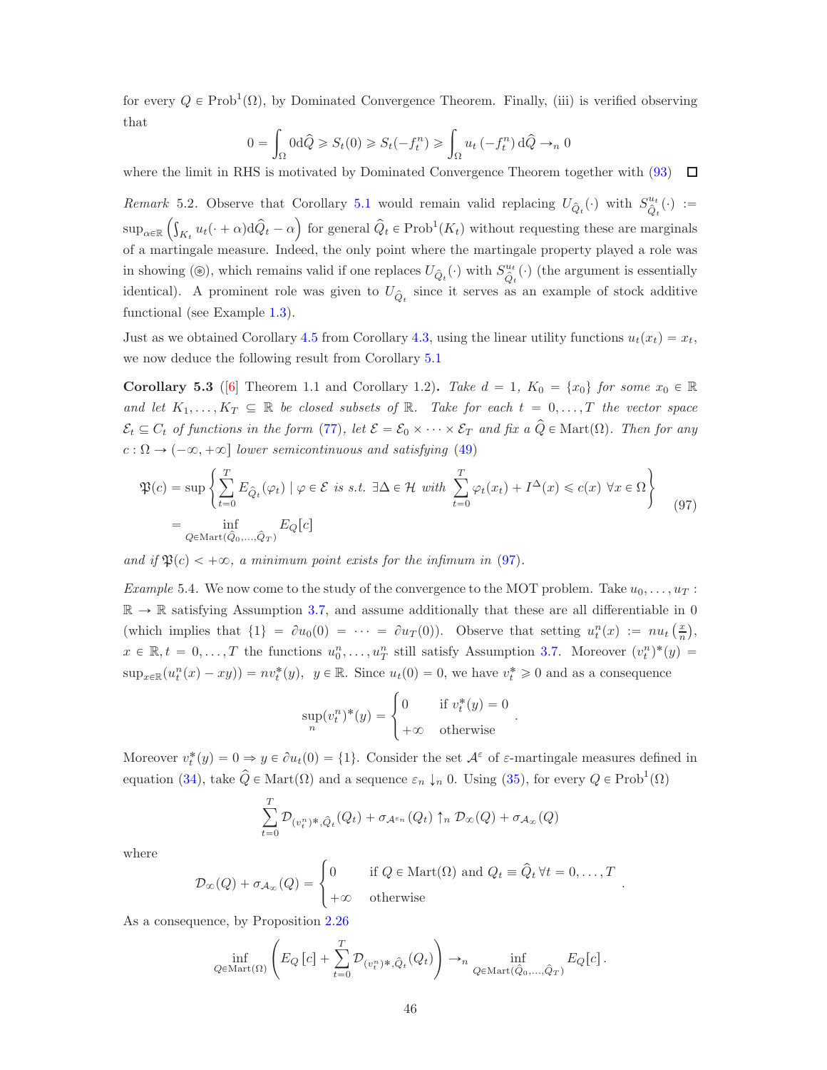for every $Q \in \text{Prob}^1(\Omega)$, by Dominated Convergence Theorem. Finally, (iii) is verified observing that

$$0 = \int_\Omega 0 \mathrm{d}\widehat{Q} \geqslant S_t(0) \geqslant S_t(-f_t^n) \geqslant \int_\Omega u_t\left(-f_t^n\right) \mathrm{d}\widehat{Q} \to_n 0$$

where the limit in RHS is motivated by Dominated Convergence Theorem together with (93) ☐

*Remark* 5.2. Observe that Corollary 5.1 would remain valid replacing $U_{\widehat{Q}_t}(\cdot)$ with $S^{u_t}_{\widehat{Q}_t}(\cdot) := \sup_{\alpha\in\mathbb{R}}\left(\int_{K_t} u_t(\cdot+\alpha)\mathrm{d}\widehat{Q}_t - \alpha\right)$ for general $\widehat{Q}_t \in \text{Prob}^1(K_t)$ without requesting these are marginals of a martingale measure. Indeed, the only point where the martingale property played a role was in showing (⊛), which remains valid if one replaces $U_{\widehat{Q}_t}(\cdot)$ with $S^{u_t}_{\widehat{Q}_t}(\cdot)$ (the argument is essentially identical). A prominent role was given to $U_{\widehat{Q}_t}$ since it serves as an example of stock additive functional (see Example 1.3).

Just as we obtained Corollary 4.5 from Corollary 4.3, using the linear utility functions $u_t(x_t) = x_t$, we now deduce the following result from Corollary 5.1

**Corollary 5.3** ([6] Theorem 1.1 and Corollary 1.2)**.** *Take $d = 1$, $K_0 = \{x_0\}$ for some $x_0 \in \mathbb{R}$ and let $K_1, \dots, K_T \subseteq \mathbb{R}$ be closed subsets of $\mathbb{R}$. Take for each $t = 0, \dots, T$ the vector space $\mathcal{E}_t \subseteq C_t$ of functions in the form (77), let $\mathcal{E} = \mathcal{E}_0 \times \cdots \times \mathcal{E}_T$ and fix a $\widehat{Q} \in \text{Mart}(\Omega)$. Then for any $c : \Omega \to (-\infty, +\infty]$ lower semicontinuous and satisfying (49)*

$$\begin{aligned}\mathfrak{P}(c) &= \sup\left\{\sum_{t=0}^T E_{\widehat{Q}_t}(\varphi_t) \mid \varphi \in \mathcal{E} \text{ is s.t. } \exists \Delta \in \mathcal{H} \text{ with } \sum_{t=0}^T \varphi_t(x_t) + I^\Delta(x) \leqslant c(x)\ \forall x \in \Omega\right\} \\ &= \inf_{Q\in \text{Mart}(\widehat{Q}_0,\dots,\widehat{Q}_T)} E_Q[c]\end{aligned} \tag{97}$$

*and if $\mathfrak{P}(c) < +\infty$, a minimum point exists for the infimum in (97).*

*Example* 5.4. We now come to the study of the convergence to the MOT problem. Take $u_0, \dots, u_T : \mathbb{R} \to \mathbb{R}$ satisfying Assumption 3.7, and assume additionally that these are all differentiable in 0 (which implies that $\{1\} = \partial u_0(0) = \cdots = \partial u_T(0)$). Observe that setting $u_t^n(x) := nu_t\left(\frac{x}{n}\right)$, $x \in \mathbb{R}, t = 0, \dots, T$ the functions $u_0^n, \dots, u_T^n$ still satisfy Assumption 3.7. Moreover $(v_t^n)^*(y) = \sup_{x\in\mathbb{R}}(u_t^n(x) - xy)) = nv_t^*(y)$, $y \in \mathbb{R}$. Since $u_t(0) = 0$, we have $v_t^* \geqslant 0$ and as a consequence

$$\sup_n (v_t^n)^*(y) = \begin{cases} 0 & \text{if } v_t^*(y) = 0 \\ +\infty & \text{otherwise}\end{cases}.$$

Moreover $v_t^*(y) = 0 \Rightarrow y \in \partial u_t(0) = \{1\}$. Consider the set $\mathcal{A}^\varepsilon$ of $\varepsilon$-martingale measures defined in equation (34), take $\widehat{Q} \in \text{Mart}(\Omega)$ and a sequence $\varepsilon_n \downarrow_n 0$. Using (35), for every $Q \in \text{Prob}^1(\Omega)$

$$\sum_{t=0}^T \mathcal{D}_{(v_t^n)^*,\widehat{Q}_t}(Q_t) + \sigma_{\mathcal{A}^{\varepsilon_n}}(Q_t) \uparrow_n \mathcal{D}_\infty(Q) + \sigma_{\mathcal{A}_\infty}(Q)$$

where

$$\mathcal{D}_\infty(Q) + \sigma_{\mathcal{A}_\infty}(Q) = \begin{cases} 0 & \text{if } Q \in \text{Mart}(\Omega) \text{ and } Q_t \equiv \widehat{Q}_t\ \forall t = 0, \dots, T \\ +\infty & \text{otherwise}\end{cases}.$$

As a consequence, by Proposition 2.26

$$\inf_{Q\in\text{Mart}(\Omega)}\left(E_Q[c] + \sum_{t=0}^T \mathcal{D}_{(v_t^n)^*,\widehat{Q}_t}(Q_t)\right) \to_n \inf_{Q\in\text{Mart}(\widehat{Q}_0,\dots,\widehat{Q}_T)} E_Q[c].$$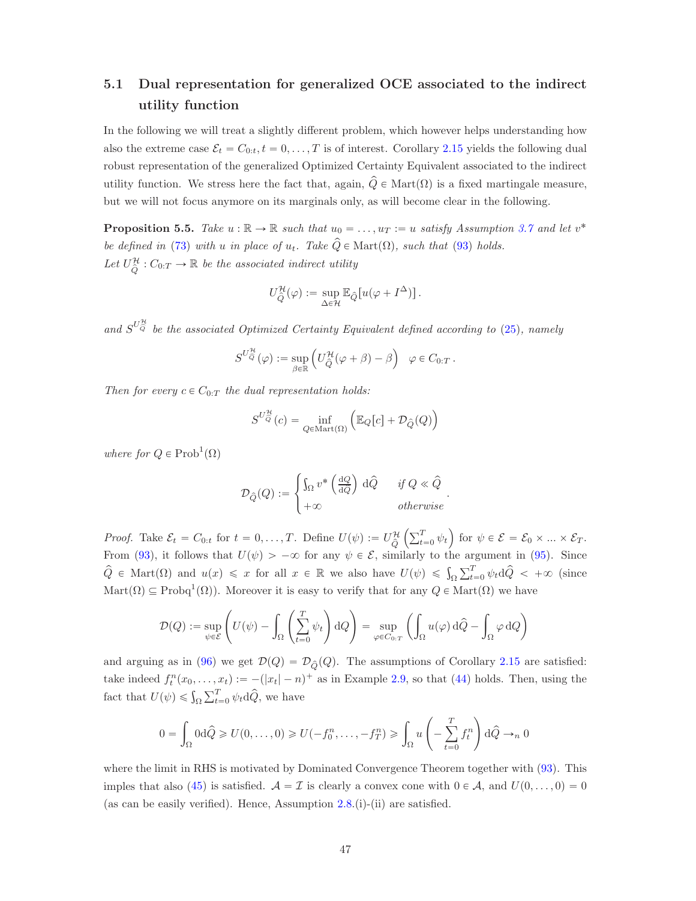### 5.1 Dual representation for generalized OCE associated to the indirect utility function

In the following we will treat a slightly different problem, which however helps understanding how also the extreme case $\mathcal{E}_t = C_{0:t}, t = 0, \dots, T$ is of interest. Corollary 2.15 yields the following dual robust representation of the generalized Optimized Certainty Equivalent associated to the indirect utility function. We stress here the fact that, again, $\widehat{Q} \in \mathrm{Mart}(\Omega)$ is a fixed martingale measure, but we will not focus anymore on its marginals only, as will become clear in the following.

**Proposition 5.5.** *Take $u : \mathbb{R} \to \mathbb{R}$ such that $u_0 = \dots, u_T := u$ satisfy Assumption 3.7 and let $v^*$ be defined in (73) with $u$ in place of $u_t$. Take $\widehat{Q} \in \mathrm{Mart}(\Omega)$, such that (93) holds.*
*Let $U^{\mathcal{H}}_{\widehat{Q}} : C_{0:T} \to \mathbb{R}$ be the associated indirect utility*

$$U^{\mathcal{H}}_{\widehat{Q}}(\varphi) := \sup_{\Delta \in \mathcal{H}} \mathbb{E}_{\widehat{Q}}[u(\varphi + I^{\Delta})] .$$

*and $S^{U^{\mathcal{H}}_{\widehat{Q}}}$ be the associated Optimized Certainty Equivalent defined according to (25), namely*

$$S^{U^{\mathcal{H}}_{\widehat{Q}}}(\varphi) := \sup_{\beta \in \mathbb{R}} \left( U^{\mathcal{H}}_{\widehat{Q}}(\varphi + \beta) - \beta \right) \quad \varphi \in C_{0:T} .$$

*Then for every $c \in C_{0:T}$ the dual representation holds:*

$$S^{U^{\mathcal{H}}_{\widehat{Q}}}(c) = \inf_{Q \in \mathrm{Mart}(\Omega)} \left( \mathbb{E}_Q[c] + \mathcal{D}_{\widehat{Q}}(Q) \right)$$

*where for $Q \in \mathrm{Prob}^1(\Omega)$*

$$\mathcal{D}_{\widehat{Q}}(Q) := \begin{cases} \int_\Omega v^* \left( \frac{\mathrm{d}Q}{\mathrm{d}\widehat{Q}} \right) \mathrm{d}\widehat{Q} & \text{if } Q \ll \widehat{Q} \\ +\infty & \text{otherwise} \end{cases} .$$

*Proof.* Take $\mathcal{E}_t = C_{0:t}$ for $t = 0, \dots, T$. Define $U(\psi) := U^{\mathcal{H}}_{\widehat{Q}} \left( \sum_{t=0}^T \psi_t \right)$ for $\psi \in \mathcal{E} = \mathcal{E}_0 \times \dots \times \mathcal{E}_T$. From (93), it follows that $U(\psi) > -\infty$ for any $\psi \in \mathcal{E}$, similarly to the argument in (95). Since $\widehat{Q} \in \mathrm{Mart}(\Omega)$ and $u(x) \leqslant x$ for all $x \in \mathbb{R}$ we also have $U(\psi) \leqslant \int_\Omega \sum_{t=0}^T \psi_t \mathrm{d}\widehat{Q} < +\infty$ (since $\mathrm{Mart}(\Omega) \subseteq \mathrm{Probq}^1(\Omega)$). Moreover it is easy to verify that for any $Q \in \mathrm{Mart}(\Omega)$ we have

$$\mathcal{D}(Q) := \sup_{\psi \in \mathcal{E}} \left( U(\psi) - \int_\Omega \left( \sum_{t=0}^T \psi_t \right) \mathrm{d}Q \right) = \sup_{\varphi \in C_{0:T}} \left( \int_\Omega u(\varphi) \, \mathrm{d}\widehat{Q} - \int_\Omega \varphi \, \mathrm{d}Q \right)$$

and arguing as in (96) we get $\mathcal{D}(Q) = \mathcal{D}_{\widehat{Q}}(Q)$. The assumptions of Corollary 2.15 are satisfied: take indeed $f^n_t(x_0, \dots, x_t) := -(|x_t| - n)^+$ as in Example 2.9, so that (44) holds. Then, using the fact that $U(\psi) \leqslant \int_\Omega \sum_{t=0}^T \psi_t \mathrm{d}\widehat{Q}$, we have

$$0 = \int_\Omega 0 \mathrm{d}\widehat{Q} \geqslant U(0, \dots, 0) \geqslant U(-f^n_0, \dots, -f^n_T) \geqslant \int_\Omega u \left( - \sum_{t=0}^T f^n_t \right) \mathrm{d}\widehat{Q} \to_n 0$$

where the limit in RHS is motivated by Dominated Convergence Theorem together with (93). This imples that also (45) is satisfied. $\mathcal{A} = \mathcal{I}$ is clearly a convex cone with $0 \in \mathcal{A}$, and $U(0, \dots, 0) = 0$ (as can be easily verified). Hence, Assumption 2.8.(i)-(ii) are satisfied.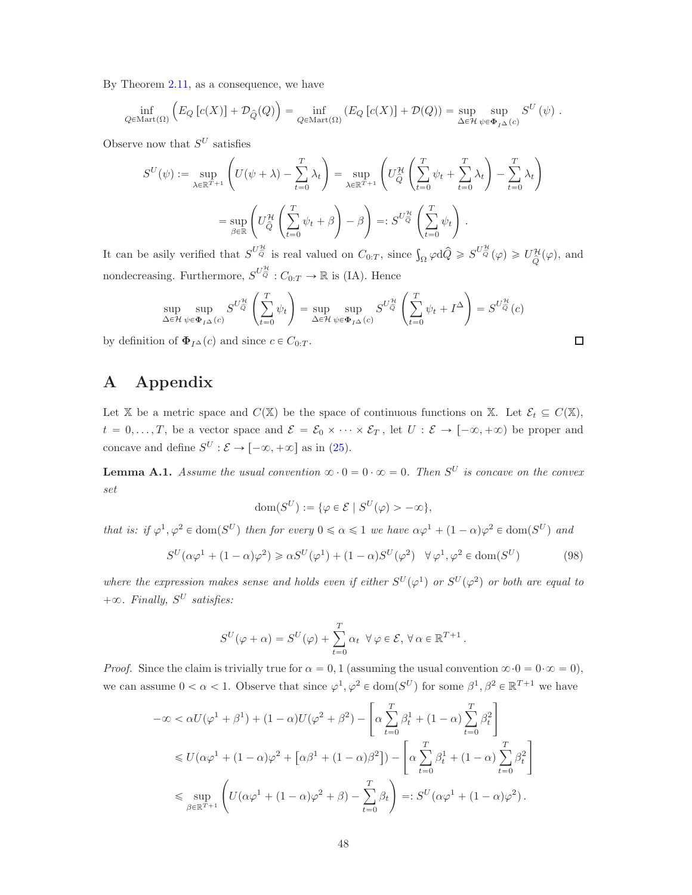By Theorem 2.11, as a consequence, we have

$$\inf_{Q\in \mathrm{Mart}(\Omega)} \left(E_Q\left[c(X)\right] + \mathcal{D}_{\widehat{Q}}(Q)\right) = \inf_{Q\in \mathrm{Mart}(\Omega)} \left(E_Q\left[c(X)\right] + \mathcal{D}(Q)\right) = \sup_{\Delta\in\mathcal{H}} \sup_{\psi\in\mathbf{\Phi}_{I^\Delta}(c)} S^U(\psi)\,.$$

Observe now that $S^U$ satisfies

$$S^U(\psi) := \sup_{\lambda\in\mathbb{R}^{T+1}} \left(U(\psi+\lambda) - \sum_{t=0}^T \lambda_t\right) = \sup_{\lambda\in\mathbb{R}^{T+1}} \left(U^{\mathcal{H}}_{\widehat{Q}}\left(\sum_{t=0}^T \psi_t + \sum_{t=0}^T \lambda_t\right) - \sum_{t=0}^T \lambda_t\right)$$

$$= \sup_{\beta\in\mathbb{R}} \left(U^{\mathcal{H}}_{\widehat{Q}}\left(\sum_{t=0}^T \psi_t + \beta\right) - \beta\right) =: S^{U^{\mathcal{H}}_{\widehat{Q}}}\left(\sum_{t=0}^T \psi_t\right).$$

It can be asily verified that $S^{U^{\mathcal{H}}_{\widehat{Q}}}$ is real valued on $C_{0:T}$, since $\int_\Omega \varphi \mathrm{d}\widehat{Q} \geqslant S^{U^{\mathcal{H}}_{\widehat{Q}}}(\varphi) \geqslant U^{\mathcal{H}}_{\widehat{Q}}(\varphi)$, and nondecreasing. Furthermore, $S^{U^{\mathcal{H}}_{\widehat{Q}}}: C_{0:T} \to \mathbb{R}$ is (IA). Hence

$$\sup_{\Delta\in\mathcal{H}} \sup_{\psi\in\mathbf{\Phi}_{I^\Delta}(c)} S^{U^{\mathcal{H}}_{\widehat{Q}}}\left(\sum_{t=0}^T \psi_t\right) = \sup_{\Delta\in\mathcal{H}} \sup_{\psi\in\mathbf{\Phi}_{I^\Delta}(c)} S^{U^{\mathcal{H}}_{\widehat{Q}}}\left(\sum_{t=0}^T \psi_t + I^\Delta\right) = S^{U^{\mathcal{H}}_{\widehat{Q}}}(c)$$

by definition of $\mathbf{\Phi}_{I^\Delta}(c)$ and since $c \in C_{0:T}$. $\square$

# A Appendix

Let $\mathbb{X}$ be a metric space and $C(\mathbb{X})$ be the space of continuous functions on $\mathbb{X}$. Let $\mathcal{E}_t \subseteq C(\mathbb{X})$, $t = 0,\dots,T$, be a vector space and $\mathcal{E} = \mathcal{E}_0 \times \dots \times \mathcal{E}_T$, let $U : \mathcal{E} \to [-\infty, +\infty)$ be proper and concave and define $S^U : \mathcal{E} \to [-\infty, +\infty]$ as in (25).

**Lemma A.1.** *Assume the usual convention $\infty \cdot 0 = 0 \cdot \infty = 0$. Then $S^U$ is concave on the convex set*

$$\mathrm{dom}(S^U) := \{\varphi \in \mathcal{E} \mid S^U(\varphi) > -\infty\},$$

*that is: if $\varphi^1, \varphi^2 \in \mathrm{dom}(S^U)$ then for every $0 \leqslant \alpha \leqslant 1$ we have $\alpha\varphi^1 + (1-\alpha)\varphi^2 \in \mathrm{dom}(S^U)$ and*

$$S^U(\alpha\varphi^1 + (1-\alpha)\varphi^2) \geqslant \alpha S^U(\varphi^1) + (1-\alpha)S^U(\varphi^2) \quad \forall\, \varphi^1, \varphi^2 \in \mathrm{dom}(S^U) \tag{98}$$

*where the expression makes sense and holds even if either $S^U(\varphi^1)$ or $S^U(\varphi^2)$ or both are equal to $+\infty$. Finally, $S^U$ satisfies:*

$$S^U(\varphi + \alpha) = S^U(\varphi) + \sum_{t=0}^T \alpha_t \;\; \forall\, \varphi \in \mathcal{E},\, \forall\, \alpha \in \mathbb{R}^{T+1}.$$

*Proof.* Since the claim is trivially true for $\alpha = 0, 1$ (assuming the usual convention $\infty \cdot 0 = 0 \cdot \infty = 0$), we can assume $0 < \alpha < 1$. Observe that since $\varphi^1, \varphi^2 \in \mathrm{dom}(S^U)$ for some $\beta^1, \beta^2 \in \mathbb{R}^{T+1}$ we have

$$\begin{aligned}
-\infty &< \alpha U(\varphi^1 + \beta^1) + (1-\alpha)U(\varphi^2 + \beta^2) - \left[\alpha \sum_{t=0}^T \beta^1_t + (1-\alpha)\sum_{t=0}^T \beta^2_t\right] \\
&\leqslant U(\alpha\varphi^1 + (1-\alpha)\varphi^2 + \left[\alpha\beta^1 + (1-\alpha)\beta^2\right]) - \left[\alpha \sum_{t=0}^T \beta^1_t + (1-\alpha)\sum_{t=0}^T \beta^2_t\right] \\
&\leqslant \sup_{\beta\in\mathbb{R}^{T+1}} \left(U(\alpha\varphi^1 + (1-\alpha)\varphi^2 + \beta) - \sum_{t=0}^T \beta_t\right) =: S^U(\alpha\varphi^1 + (1-\alpha)\varphi^2).
\end{aligned}$$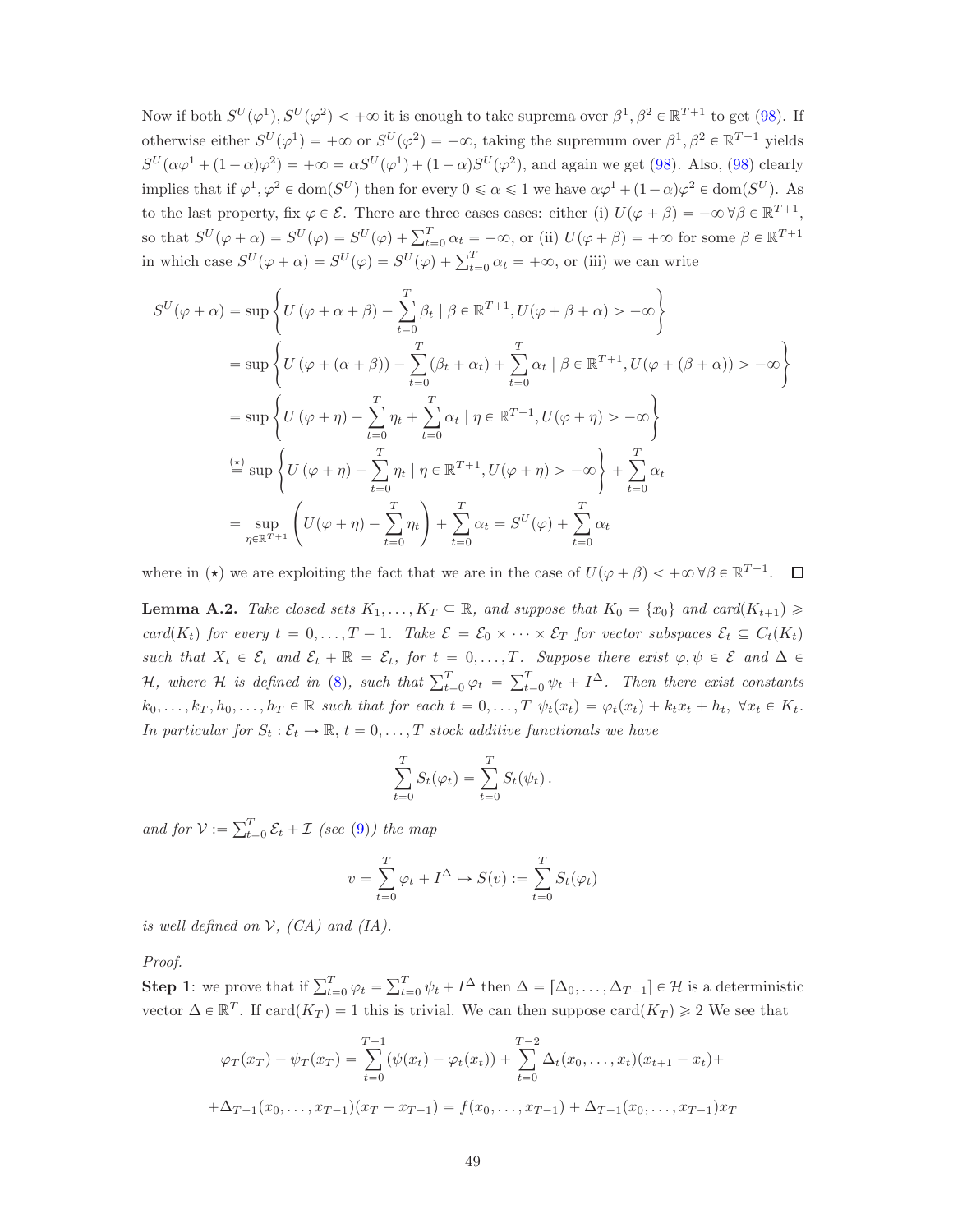Now if both $S^U(\varphi^1), S^U(\varphi^2) < +\infty$ it is enough to take suprema over $\beta^1, \beta^2 \in \mathbb{R}^{T+1}$ to get (98). If otherwise either $S^U(\varphi^1) = +\infty$ or $S^U(\varphi^2) = +\infty$, taking the supremum over $\beta^1, \beta^2 \in \mathbb{R}^{T+1}$ yields $S^U(\alpha\varphi^1 + (1-\alpha)\varphi^2) = +\infty = \alpha S^U(\varphi^1) + (1-\alpha)S^U(\varphi^2)$, and again we get (98). Also, (98) clearly implies that if $\varphi^1, \varphi^2 \in \text{dom}(S^U)$ then for every $0 \leqslant \alpha \leqslant 1$ we have $\alpha\varphi^1 + (1-\alpha)\varphi^2 \in \text{dom}(S^U)$. As to the last property, fix $\varphi \in \mathcal{E}$. There are three cases cases: either (i) $U(\varphi + \beta) = -\infty \,\forall \beta \in \mathbb{R}^{T+1}$, so that $S^U(\varphi + \alpha) = S^U(\varphi) = S^U(\varphi) + \sum_{t=0}^T \alpha_t = -\infty$, or (ii) $U(\varphi + \beta) = +\infty$ for some $\beta \in \mathbb{R}^{T+1}$ in which case $S^U(\varphi + \alpha) = S^U(\varphi) = S^U(\varphi) + \sum_{t=0}^T \alpha_t = +\infty$, or (iii) we can write

$$
\begin{aligned}
S^U(\varphi + \alpha) &= \sup \left\{ U(\varphi + \alpha + \beta) - \sum_{t=0}^T \beta_t \mid \beta \in \mathbb{R}^{T+1}, U(\varphi + \beta + \alpha) > -\infty \right\} \\
&= \sup \left\{ U(\varphi + (\alpha + \beta)) - \sum_{t=0}^T (\beta_t + \alpha_t) + \sum_{t=0}^T \alpha_t \mid \beta \in \mathbb{R}^{T+1}, U(\varphi + (\beta + \alpha)) > -\infty \right\} \\
&= \sup \left\{ U(\varphi + \eta) - \sum_{t=0}^T \eta_t + \sum_{t=0}^T \alpha_t \mid \eta \in \mathbb{R}^{T+1}, U(\varphi + \eta) > -\infty \right\} \\
&\overset{(\star)}{=} \sup \left\{ U(\varphi + \eta) - \sum_{t=0}^T \eta_t \mid \eta \in \mathbb{R}^{T+1}, U(\varphi + \eta) > -\infty \right\} + \sum_{t=0}^T \alpha_t \\
&= \sup_{\eta \in \mathbb{R}^{T+1}} \left( U(\varphi + \eta) - \sum_{t=0}^T \eta_t \right) + \sum_{t=0}^T \alpha_t = S^U(\varphi) + \sum_{t=0}^T \alpha_t
\end{aligned}
$$

where in $(\star)$ we are exploiting the fact that we are in the case of $U(\varphi + \beta) < +\infty \,\forall \beta \in \mathbb{R}^{T+1}$. $\square$

**Lemma A.2.** *Take closed sets $K_1, \dots, K_T \subseteq \mathbb{R}$, and suppose that $K_0 = \{x_0\}$ and card$(K_{t+1}) \geqslant$ card$(K_t)$ for every $t = 0, \dots, T-1$. Take $\mathcal{E} = \mathcal{E}_0 \times \cdots \times \mathcal{E}_T$ for vector subspaces $\mathcal{E}_t \subseteq C_t(K_t)$ such that $X_t \in \mathcal{E}_t$ and $\mathcal{E}_t + \mathbb{R} = \mathcal{E}_t$, for $t = 0, \dots, T$. Suppose there exist $\varphi, \psi \in \mathcal{E}$ and $\Delta \in \mathcal{H}$, where $\mathcal{H}$ is defined in (8), such that $\sum_{t=0}^T \varphi_t = \sum_{t=0}^T \psi_t + I^\Delta$. Then there exist constants $k_0, \dots, k_T, h_0, \dots, h_T \in \mathbb{R}$ such that for each $t = 0, \dots, T$ $\psi_t(x_t) = \varphi_t(x_t) + k_t x_t + h_t$, $\forall x_t \in K_t$. In particular for $S_t : \mathcal{E}_t \to \mathbb{R}$, $t = 0, \dots, T$ stock additive functionals we have*

$$
\sum_{t=0}^T S_t(\varphi_t) = \sum_{t=0}^T S_t(\psi_t)\,.
$$

*and for $\mathcal{V} := \sum_{t=0}^T \mathcal{E}_t + \mathcal{I}$ (see (9)) the map*

$$
v = \sum_{t=0}^T \varphi_t + I^\Delta \mapsto S(v) := \sum_{t=0}^T S_t(\varphi_t)
$$

*is well defined on $\mathcal{V}$, (CA) and (IA).*

*Proof.*
**Step 1**: we prove that if $\sum_{t=0}^T \varphi_t = \sum_{t=0}^T \psi_t + I^\Delta$ then $\Delta = [\Delta_0, \dots, \Delta_{T-1}] \in \mathcal{H}$ is a deterministic vector $\Delta \in \mathbb{R}^T$. If card$(K_T) = 1$ this is trivial. We can then suppose card$(K_T) \geqslant 2$ We see that

$$
\varphi_T(x_T) - \psi_T(x_T) = \sum_{t=0}^{T-1} (\psi(x_t) - \varphi_t(x_t)) + \sum_{t=0}^{T-2} \Delta_t(x_0, \dots, x_t)(x_{t+1} - x_t) +
$$

$$
+ \Delta_{T-1}(x_0, \dots, x_{T-1})(x_T - x_{T-1}) = f(x_0, \dots, x_{T-1}) + \Delta_{T-1}(x_0, \dots, x_{T-1}) x_T
$$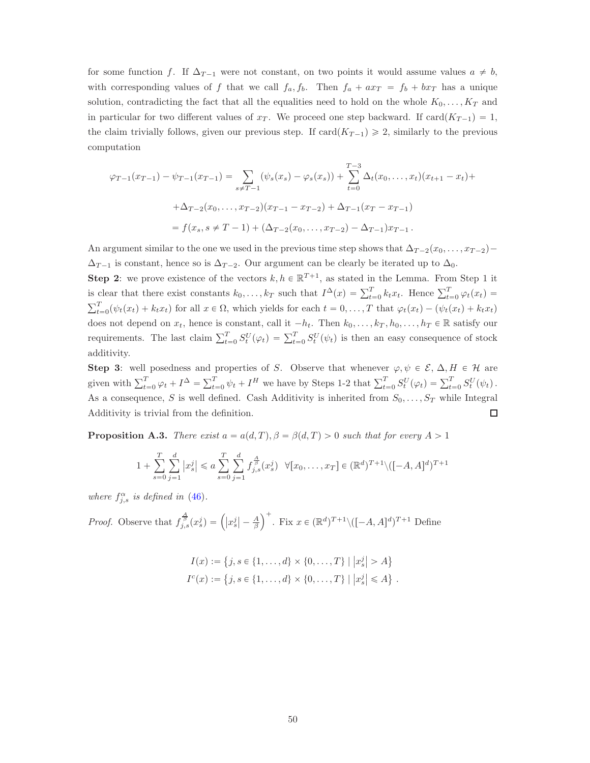for some function $f$. If $\Delta_{T-1}$ were not constant, on two points it would assume values $a \neq b$, with corresponding values of $f$ that we call $f_a, f_b$. Then $f_a + ax_T = f_b + bx_T$ has a unique solution, contradicting the fact that all the equalities need to hold on the whole $K_0, \dots, K_T$ and in particular for two different values of $x_T$. We proceed one step backward. If $\text{card}(K_{T-1}) = 1$, the claim trivially follows, given our previous step. If $\text{card}(K_{T-1}) \geqslant 2$, similarly to the previous computation

$$
\begin{aligned}
\varphi_{T-1}(x_{T-1}) - \psi_{T-1}(x_{T-1}) &= \sum_{s \neq T-1} (\psi_s(x_s) - \varphi_s(x_s)) + \sum_{t=0}^{T-3} \Delta_t(x_0, \dots, x_t)(x_{t+1} - x_t) + \\
&\quad + \Delta_{T-2}(x_0, \dots, x_{T-2})(x_{T-1} - x_{T-2}) + \Delta_{T-1}(x_T - x_{T-1}) \\
&= f(x_s, s \neq T-1) + (\Delta_{T-2}(x_0, \dots, x_{T-2}) - \Delta_{T-1})x_{T-1} .
\end{aligned}
$$

An argument similar to the one we used in the previous time step shows that $\Delta_{T-2}(x_0, \dots, x_{T-2}) - \Delta_{T-1}$ is constant, hence so is $\Delta_{T-2}$. Our argument can be clearly be iterated up to $\Delta_0$.

**Step 2**: we prove existence of the vectors $k, h \in \mathbb{R}^{T+1}$, as stated in the Lemma. From Step 1 it is clear that there exist constants $k_0, \dots, k_T$ such that $I^\Delta(x) = \sum_{t=0}^T k_t x_t$. Hence $\sum_{t=0}^T \varphi_t(x_t) = \sum_{t=0}^T (\psi_t(x_t) + k_t x_t)$ for all $x \in \Omega$, which yields for each $t = 0, \dots, T$ that $\varphi_t(x_t) - (\psi_t(x_t) + k_t x_t)$ does not depend on $x_t$, hence is constant, call it $-h_t$. Then $k_0, \dots, k_T, h_0, \dots, h_T \in \mathbb{R}$ satisfy our requirements. The last claim $\sum_{t=0}^T S_t^U(\varphi_t) = \sum_{t=0}^T S_t^U(\psi_t)$ is then an easy consequence of stock additivity.

**Step 3**: well posedness and properties of $S$. Observe that whenever $\varphi, \psi \in \mathcal{E}$, $\Delta, H \in \mathcal{H}$ are given with $\sum_{t=0}^T \varphi_t + I^\Delta = \sum_{t=0}^T \psi_t + I^H$ we have by Steps 1-2 that $\sum_{t=0}^T S_t^U(\varphi_t) = \sum_{t=0}^T S_t^U(\psi_t)$. As a consequence, $S$ is well defined. Cash Additivity is inherited from $S_0, \dots, S_T$ while Integral Additivity is trivial from the definition. $\square$

**Proposition A.3.** *There exist $a = a(d,T), \beta = \beta(d,T) > 0$ such that for every $A > 1$*

$$
1 + \sum_{s=0}^T \sum_{j=1}^d |x_s^j| \leqslant a \sum_{s=0}^T \sum_{j=1}^d f_{j,s}^{\frac{A}{\beta}}(x_s^j) \quad \forall [x_0, \dots, x_T] \in (\mathbb{R}^d)^{T+1} \setminus ([-A, A]^d)^{T+1}
$$

*where $f_{j,s}^\alpha$ is defined in (46).*

*Proof.* Observe that $f_{j,s}^{\frac{A}{\beta}}(x_s^j) = \left(|x_s^j| - \frac{A}{\beta}\right)^+$. Fix $x \in (\mathbb{R}^d)^{T+1} \setminus ([-A, A]^d)^{T+1}$ Define

$$
\begin{aligned}
I(x) &:= \left\{ j, s \in \{1, \dots, d\} \times \{0, \dots, T\} \mid |x_s^j| > A \right\} \\
I^c(x) &:= \left\{ j, s \in \{1, \dots, d\} \times \{0, \dots, T\} \mid |x_s^j| \leqslant A \right\} .
\end{aligned}
$$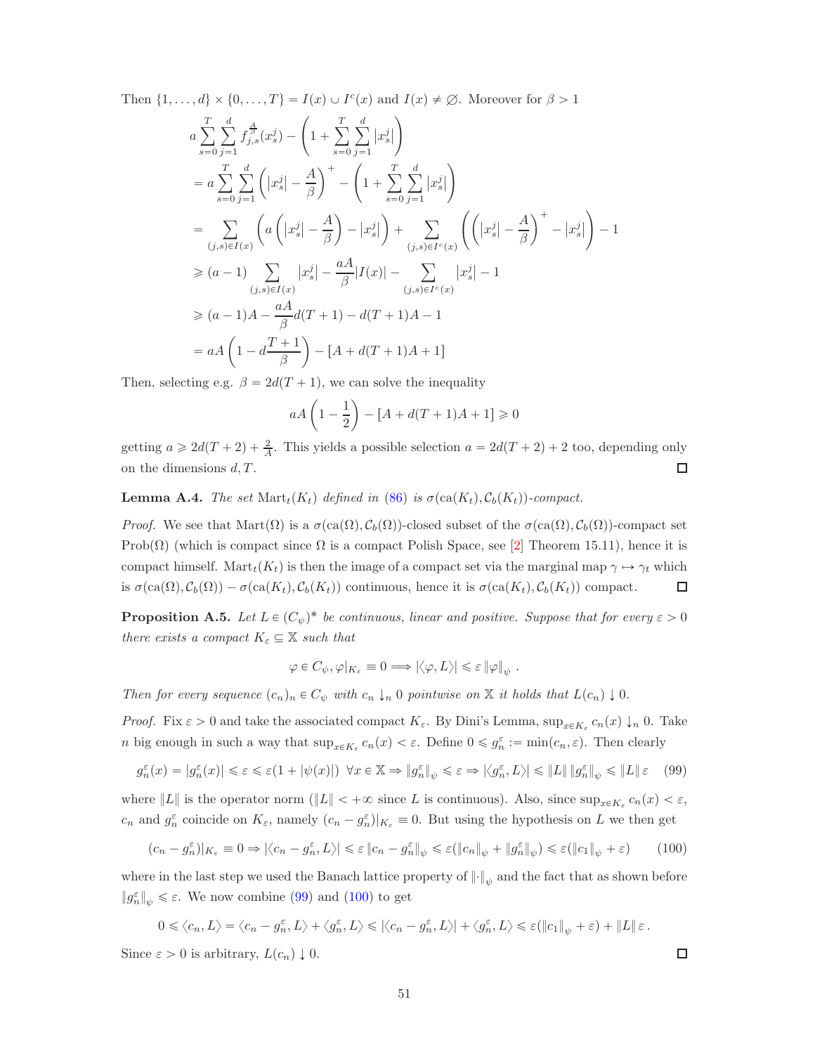Then $\{1,\dots,d\}\times\{0,\dots,T\} = I(x)\cup I^c(x)$ and $I(x)\neq\varnothing$. Moreover for $\beta>1$

$$
\begin{aligned}
& a\sum_{s=0}^{T}\sum_{j=1}^{d} f_{j,s}^{\frac{A}{\beta}}(x_s^j) - \left(1+\sum_{s=0}^{T}\sum_{j=1}^{d}|x_s^j|\right) \\
&= a\sum_{s=0}^{T}\sum_{j=1}^{d}\left(|x_s^j|-\frac{A}{\beta}\right)^+ - \left(1+\sum_{s=0}^{T}\sum_{j=1}^{d}|x_s^j|\right) \\
&= \sum_{(j,s)\in I(x)}\left(a\left(|x_s^j|-\frac{A}{\beta}\right)-|x_s^j|\right) + \sum_{(j,s)\in I^c(x)}\left(\left(|x_s^j|-\frac{A}{\beta}\right)^+-|x_s^j|\right)-1 \\
&\geqslant (a-1)\sum_{(j,s)\in I(x)}|x_s^j| - \frac{aA}{\beta}|I(x)| - \sum_{(j,s)\in I^c(x)}|x_s^j| - 1 \\
&\geqslant (a-1)A - \frac{aA}{\beta}d(T+1) - d(T+1)A - 1 \\
&= aA\left(1-d\frac{T+1}{\beta}\right) - [A+d(T+1)A+1]
\end{aligned}
$$

Then, selecting e.g. $\beta = 2d(T+1)$, we can solve the inequality

$$
aA\left(1-\frac{1}{2}\right) - [A+d(T+1)A+1] \geqslant 0
$$

getting $a \geqslant 2d(T+2)+\frac{2}{A}$. This yields a possible selection $a = 2d(T+2)+2$ too, depending only on the dimensions $d, T$. ◻

**Lemma A.4.** *The set $\mathrm{Mart}_t(K_t)$ defined in (86) is $\sigma(\mathrm{ca}(K_t),\mathcal{C}_b(K_t))$-compact.*

*Proof.* We see that $\mathrm{Mart}(\Omega)$ is a $\sigma(\mathrm{ca}(\Omega),\mathcal{C}_b(\Omega))$-closed subset of the $\sigma(\mathrm{ca}(\Omega),\mathcal{C}_b(\Omega))$-compact set $\mathrm{Prob}(\Omega)$ (which is compact since $\Omega$ is a compact Polish Space, see [2] Theorem 15.11), hence it is compact himself. $\mathrm{Mart}_t(K_t)$ is then the image of a compact set via the marginal map $\gamma\mapsto\gamma_t$ which is $\sigma(\mathrm{ca}(\Omega),\mathcal{C}_b(\Omega))-\sigma(\mathrm{ca}(K_t),\mathcal{C}_b(K_t))$ continuous, hence it is $\sigma(\mathrm{ca}(K_t),\mathcal{C}_b(K_t))$ compact. ◻

**Proposition A.5.** *Let $L\in(C_\psi)^*$ be continuous, linear and positive. Suppose that for every $\varepsilon>0$ there exists a compact $K_\varepsilon\subseteq\mathbb{X}$ such that*

$$
\varphi\in C_\psi, \varphi|_{K_\varepsilon}\equiv 0 \Longrightarrow |\langle\varphi,L\rangle|\leqslant\varepsilon\|\varphi\|_\psi\,.
$$

*Then for every sequence $(c_n)_n\in C_\psi$ with $c_n\downarrow_n 0$ pointwise on $\mathbb{X}$ it holds that $L(c_n)\downarrow 0$.*

*Proof.* Fix $\varepsilon>0$ and take the associated compact $K_\varepsilon$. By Dini's Lemma, $\sup_{x\in K_\varepsilon}c_n(x)\downarrow_n 0$. Take $n$ big enough in such a way that $\sup_{x\in K_\varepsilon}c_n(x)<\varepsilon$. Define $0\leqslant g_n^\varepsilon:=\min(c_n,\varepsilon)$. Then clearly

$$
g_n^\varepsilon(x)=|g_n^\varepsilon(x)|\leqslant\varepsilon\leqslant\varepsilon(1+|\psi(x)|)\ \ \forall x\in\mathbb{X}\Rightarrow\|g_n^\varepsilon\|_\psi\leqslant\varepsilon\Rightarrow|\langle g_n^\varepsilon,L\rangle|\leqslant\|L\|\,\|g_n^\varepsilon\|_\psi\leqslant\|L\|\,\varepsilon \tag{99}
$$

where $\|L\|$ is the operator norm ($\|L\|<+\infty$ since $L$ is continuous). Also, since $\sup_{x\in K_\varepsilon}c_n(x)<\varepsilon$, $c_n$ and $g_n^\varepsilon$ coincide on $K_\varepsilon$, namely $(c_n-g_n^\varepsilon)|_{K_\varepsilon}\equiv 0$. But using the hypothesis on $L$ we then get

$$
(c_n-g_n^\varepsilon)|_{K_\varepsilon}\equiv 0\Rightarrow|\langle c_n-g_n^\varepsilon,L\rangle|\leqslant\varepsilon\,\|c_n-g_n^\varepsilon\|_\psi\leqslant\varepsilon(\|c_n\|_\psi+\|g_n^\varepsilon\|_\psi)\leqslant\varepsilon(\|c_1\|_\psi+\varepsilon) \tag{100}
$$

where in the last step we used the Banach lattice property of $\|\cdot\|_\psi$ and the fact that as shown before $\|g_n^\varepsilon\|_\psi\leqslant\varepsilon$. We now combine (99) and (100) to get

$$
0\leqslant\langle c_n,L\rangle=\langle c_n-g_n^\varepsilon,L\rangle+\langle g_n^\varepsilon,L\rangle\leqslant|\langle c_n-g_n^\varepsilon,L\rangle|+\langle g_n^\varepsilon,L\rangle\leqslant\varepsilon(\|c_1\|_\psi+\varepsilon)+\|L\|\,\varepsilon\,.
$$

Since $\varepsilon>0$ is arbitrary, $L(c_n)\downarrow 0$. ◻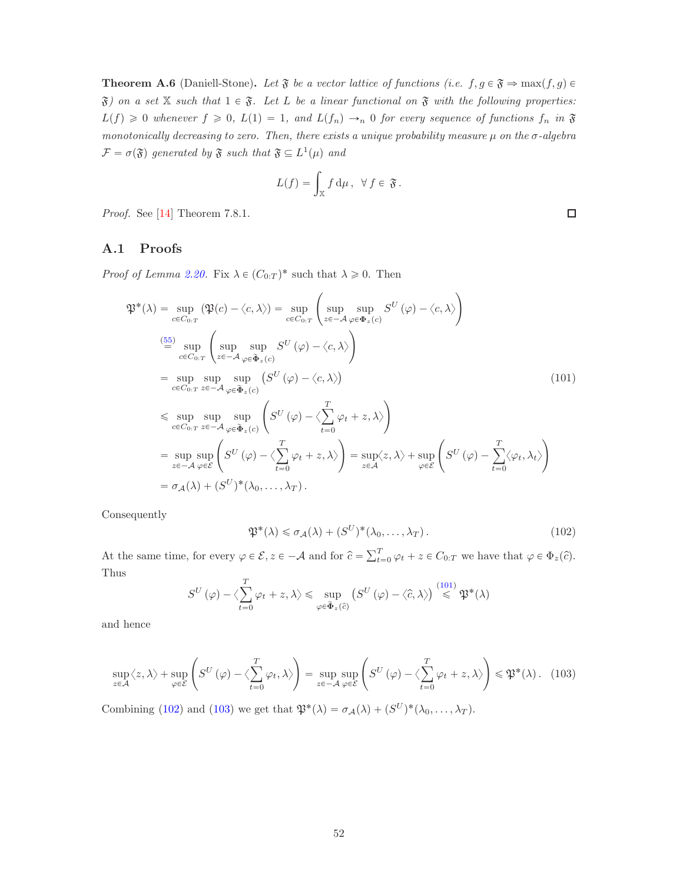**Theorem A.6** (Daniell-Stone)**.** *Let $\mathfrak{F}$ be a vector lattice of functions (i.e. $f, g \in \mathfrak{F} \Rightarrow \max(f,g) \in \mathfrak{F}$) on a set $\mathbb{X}$ such that $1 \in \mathfrak{F}$. Let $L$ be a linear functional on $\mathfrak{F}$ with the following properties: $L(f) \geqslant 0$ whenever $f \geqslant 0$, $L(1) = 1$, and $L(f_n) \to_n 0$ for every sequence of functions $f_n$ in $\mathfrak{F}$ monotonically decreasing to zero. Then, there exists a unique probability measure $\mu$ on the $\sigma$-algebra $\mathcal{F} = \sigma(\mathfrak{F})$ generated by $\mathfrak{F}$ such that $\mathfrak{F} \subseteq L^1(\mu)$ and*

$$L(f) = \int_{\mathbb{X}} f \,\mathrm{d}\mu\,, \ \ \forall\, f \in \mathfrak{F}\,.$$

*Proof.* See [14] Theorem 7.8.1. □

## A.1 Proofs

*Proof of Lemma 2.20.* Fix $\lambda \in (C_{0:T})^*$ such that $\lambda \geqslant 0$. Then

$$\begin{aligned}
\mathfrak{P}^*(\lambda) &= \sup_{c \in C_{0:T}} \left(\mathfrak{P}(c) - \langle c, \lambda\rangle\right) = \sup_{c \in C_{0:T}} \left( \sup_{z \in -\mathcal{A}} \sup_{\varphi \in \Phi_z(c)} S^U(\varphi) - \langle c, \lambda \rangle \right) \\
&\overset{(55)}{=} \sup_{c \in C_{0:T}} \left( \sup_{z \in -\mathcal{A}} \sup_{\varphi \in \widetilde{\Phi}_z(c)} S^U(\varphi) - \langle c, \lambda \rangle \right) \\
&= \sup_{c \in C_{0:T}} \sup_{z \in -\mathcal{A}} \sup_{\varphi \in \widetilde{\Phi}_z(c)} \left( S^U(\varphi) - \langle c, \lambda \rangle \right) \\
&\leqslant \sup_{c \in C_{0:T}} \sup_{z \in -\mathcal{A}} \sup_{\varphi \in \widetilde{\Phi}_z(c)} \left( S^U(\varphi) - \langle \sum_{t=0}^T \varphi_t + z, \lambda \rangle \right) \\
&= \sup_{z \in -\mathcal{A}} \sup_{\varphi \in \mathcal{E}} \left( S^U(\varphi) - \langle \sum_{t=0}^T \varphi_t + z, \lambda \rangle \right) = \sup_{z \in \mathcal{A}} \langle z, \lambda \rangle + \sup_{\varphi \in \mathcal{E}} \left( S^U(\varphi) - \sum_{t=0}^T \langle \varphi_t, \lambda_t \rangle \right) \\
&= \sigma_{\mathcal{A}}(\lambda) + (S^U)^*(\lambda_0, \dots, \lambda_T)\,.
\end{aligned} \tag{101}$$

Consequently

$$\mathfrak{P}^*(\lambda) \leqslant \sigma_{\mathcal{A}}(\lambda) + (S^U)^*(\lambda_0, \dots, \lambda_T)\,. \tag{102}$$

At the same time, for every $\varphi \in \mathcal{E}$, $z \in -\mathcal{A}$ and for $\widehat{c} = \sum_{t=0}^T \varphi_t + z \in C_{0:T}$ we have that $\varphi \in \Phi_z(\widehat{c})$. Thus

$$S^U(\varphi) - \langle \sum_{t=0}^T \varphi_t + z, \lambda \rangle \leqslant \sup_{\varphi \in \widetilde{\Phi}_z(\widehat{c})} \left( S^U(\varphi) - \langle \widehat{c}, \lambda \rangle \right) \overset{(101)}{\leqslant} \mathfrak{P}^*(\lambda)$$

and hence

$$\sup_{z \in \mathcal{A}} \langle z, \lambda \rangle + \sup_{\varphi \in \mathcal{E}} \left( S^U(\varphi) - \langle \sum_{t=0}^T \varphi_t, \lambda \rangle \right) = \sup_{z \in -\mathcal{A}} \sup_{\varphi \in \mathcal{E}} \left( S^U(\varphi) - \langle \sum_{t=0}^T \varphi_t + z, \lambda \rangle \right) \leqslant \mathfrak{P}^*(\lambda)\,. \tag{103}$$

Combining (102) and (103) we get that $\mathfrak{P}^*(\lambda) = \sigma_{\mathcal{A}}(\lambda) + (S^U)^*(\lambda_0, \dots, \lambda_T)$.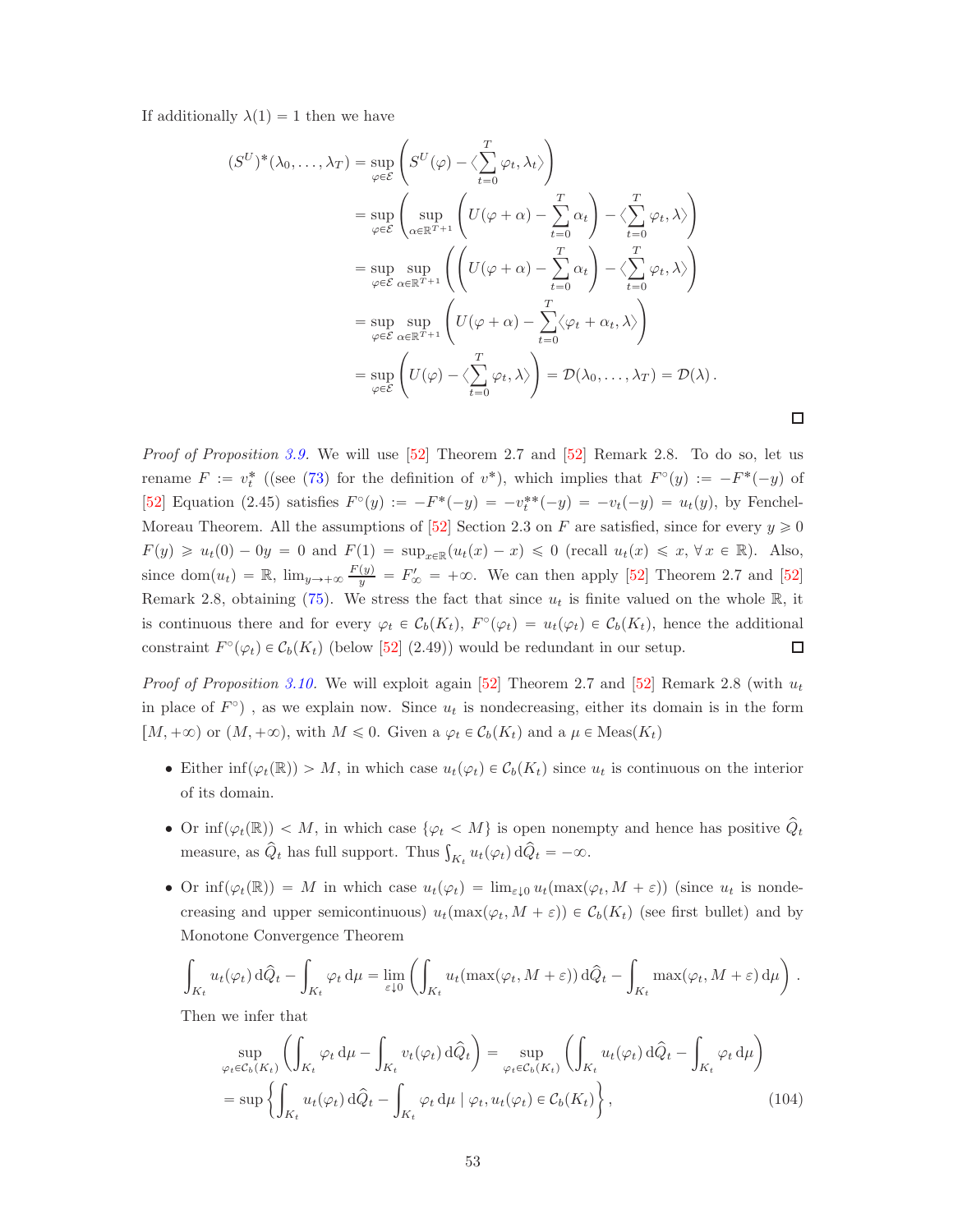If additionally $\lambda(1) = 1$ then we have

$$
\begin{aligned}
(S^U)^*(\lambda_0, \dots, \lambda_T) &= \sup_{\varphi \in \mathcal{E}} \left( S^U(\varphi) - \langle \sum_{t=0}^T \varphi_t, \lambda_t \rangle \right) \\
&= \sup_{\varphi \in \mathcal{E}} \left( \sup_{\alpha \in \mathbb{R}^{T+1}} \left( U(\varphi + \alpha) - \sum_{t=0}^T \alpha_t \right) - \langle \sum_{t=0}^T \varphi_t, \lambda \rangle \right) \\
&= \sup_{\varphi \in \mathcal{E}} \sup_{\alpha \in \mathbb{R}^{T+1}} \left( \left( U(\varphi + \alpha) - \sum_{t=0}^T \alpha_t \right) - \langle \sum_{t=0}^T \varphi_t, \lambda \rangle \right) \\
&= \sup_{\varphi \in \mathcal{E}} \sup_{\alpha \in \mathbb{R}^{T+1}} \left( U(\varphi + \alpha) - \sum_{t=0}^T \langle \varphi_t + \alpha_t, \lambda \rangle \right) \\
&= \sup_{\varphi \in \mathcal{E}} \left( U(\varphi) - \langle \sum_{t=0}^T \varphi_t, \lambda \rangle \right) = \mathcal{D}(\lambda_0, \dots, \lambda_T) = \mathcal{D}(\lambda) \,.
\end{aligned}
$$

□

*Proof of Proposition 3.9.* We will use [52] Theorem 2.7 and [52] Remark 2.8. To do so, let us rename $F := v_t^*$ ((see (73) for the definition of $v^*$), which implies that $F^\circ(y) := -F^*(-y)$ of [52] Equation (2.45) satisfies $F^\circ(y) := -F^*(-y) = -v_t^{**}(-y) = -v_t(-y) = u_t(y)$, by Fenchel-Moreau Theorem. All the assumptions of [52] Section 2.3 on $F$ are satisfied, since for every $y \geqslant 0$ $F(y) \geqslant u_t(0) - 0y = 0$ and $F(1) = \sup_{x \in \mathbb{R}} (u_t(x) - x) \leqslant 0$ (recall $u_t(x) \leqslant x, \forall\, x \in \mathbb{R}$). Also, since $\mathrm{dom}(u_t) = \mathbb{R}$, $\lim_{y \to +\infty} \frac{F(y)}{y} = F'_\infty = +\infty$. We can then apply [52] Theorem 2.7 and [52] Remark 2.8, obtaining (75). We stress the fact that since $u_t$ is finite valued on the whole $\mathbb{R}$, it is continuous there and for every $\varphi_t \in \mathcal{C}_b(K_t)$, $F^\circ(\varphi_t) = u_t(\varphi_t) \in \mathcal{C}_b(K_t)$, hence the additional constraint $F^\circ(\varphi_t) \in \mathcal{C}_b(K_t)$ (below [52] (2.49)) would be redundant in our setup. □

*Proof of Proposition 3.10.* We will exploit again [52] Theorem 2.7 and [52] Remark 2.8 (with $u_t$ in place of $F^\circ$) , as we explain now. Since $u_t$ is nondecreasing, either its domain is in the form $[M, +\infty)$ or $(M, +\infty)$, with $M \leqslant 0$. Given a $\varphi_t \in \mathcal{C}_b(K_t)$ and a $\mu \in \mathrm{Meas}(K_t)$

- Either $\inf(\varphi_t(\mathbb{R})) > M$, in which case $u_t(\varphi_t) \in \mathcal{C}_b(K_t)$ since $u_t$ is continuous on the interior of its domain.
- Or $\inf(\varphi_t(\mathbb{R})) < M$, in which case $\{\varphi_t < M\}$ is open nonempty and hence has positive $\widehat{Q}_t$ measure, as $\widehat{Q}_t$ has full support. Thus $\int_{K_t} u_t(\varphi_t)\,\mathrm{d}\widehat{Q}_t = -\infty$.
- Or $\inf(\varphi_t(\mathbb{R})) = M$ in which case $u_t(\varphi_t) = \lim_{\varepsilon \downarrow 0} u_t(\max(\varphi_t, M + \varepsilon))$ (since $u_t$ is nondecreasing and upper semicontinuous) $u_t(\max(\varphi_t, M + \varepsilon)) \in \mathcal{C}_b(K_t)$ (see first bullet) and by Monotone Convergence Theorem

$$
\int_{K_t} u_t(\varphi_t)\,\mathrm{d}\widehat{Q}_t - \int_{K_t} \varphi_t\,\mathrm{d}\mu = \lim_{\varepsilon \downarrow 0} \left( \int_{K_t} u_t(\max(\varphi_t, M + \varepsilon))\,\mathrm{d}\widehat{Q}_t - \int_{K_t} \max(\varphi_t, M + \varepsilon)\,\mathrm{d}\mu \right).
$$

Then we infer that

$$
\begin{aligned}
&\sup_{\varphi_t \in \mathcal{C}_b(K_t)} \left( \int_{K_t} \varphi_t\,\mathrm{d}\mu - \int_{K_t} v_t(\varphi_t)\,\mathrm{d}\widehat{Q}_t \right) = \sup_{\varphi_t \in \mathcal{C}_b(K_t)} \left( \int_{K_t} u_t(\varphi_t)\,\mathrm{d}\widehat{Q}_t - \int_{K_t} \varphi_t\,\mathrm{d}\mu \right) \\
&= \sup \left\{ \int_{K_t} u_t(\varphi_t)\,\mathrm{d}\widehat{Q}_t - \int_{K_t} \varphi_t\,\mathrm{d}\mu \mid \varphi_t, u_t(\varphi_t) \in \mathcal{C}_b(K_t) \right\},
\end{aligned} \tag{104}
$$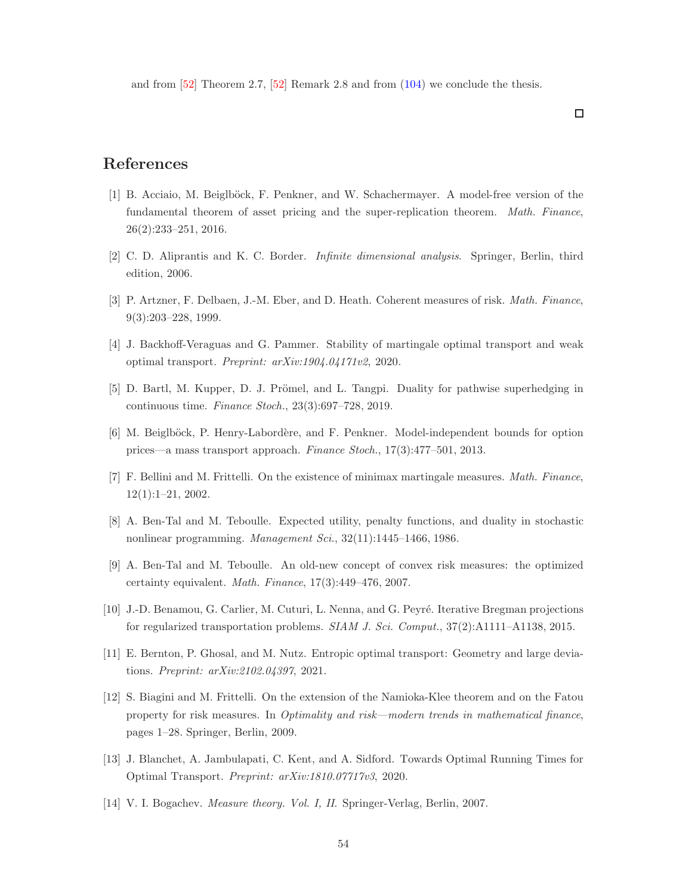and from [52] Theorem 2.7, [52] Remark 2.8 and from (104) we conclude the thesis.

□

# References

[1] B. Acciaio, M. Beiglböck, F. Penkner, and W. Schachermayer. A model-free version of the fundamental theorem of asset pricing and the super-replication theorem. *Math. Finance*, 26(2):233–251, 2016.

[2] C. D. Aliprantis and K. C. Border. *Infinite dimensional analysis*. Springer, Berlin, third edition, 2006.

[3] P. Artzner, F. Delbaen, J.-M. Eber, and D. Heath. Coherent measures of risk. *Math. Finance*, 9(3):203–228, 1999.

[4] J. Backhoff-Veraguas and G. Pammer. Stability of martingale optimal transport and weak optimal transport. *Preprint: arXiv:1904.04171v2*, 2020.

[5] D. Bartl, M. Kupper, D. J. Prömel, and L. Tangpi. Duality for pathwise superhedging in continuous time. *Finance Stoch.*, 23(3):697–728, 2019.

[6] M. Beiglböck, P. Henry-Labordère, and F. Penkner. Model-independent bounds for option prices—a mass transport approach. *Finance Stoch.*, 17(3):477–501, 2013.

[7] F. Bellini and M. Frittelli. On the existence of minimax martingale measures. *Math. Finance*, 12(1):1–21, 2002.

[8] A. Ben-Tal and M. Teboulle. Expected utility, penalty functions, and duality in stochastic nonlinear programming. *Management Sci.*, 32(11):1445–1466, 1986.

[9] A. Ben-Tal and M. Teboulle. An old-new concept of convex risk measures: the optimized certainty equivalent. *Math. Finance*, 17(3):449–476, 2007.

[10] J.-D. Benamou, G. Carlier, M. Cuturi, L. Nenna, and G. Peyré. Iterative Bregman projections for regularized transportation problems. *SIAM J. Sci. Comput.*, 37(2):A1111–A1138, 2015.

[11] E. Bernton, P. Ghosal, and M. Nutz. Entropic optimal transport: Geometry and large deviations. *Preprint: arXiv:2102.04397*, 2021.

[12] S. Biagini and M. Frittelli. On the extension of the Namioka-Klee theorem and on the Fatou property for risk measures. In *Optimality and risk—modern trends in mathematical finance*, pages 1–28. Springer, Berlin, 2009.

[13] J. Blanchet, A. Jambulapati, C. Kent, and A. Sidford. Towards Optimal Running Times for Optimal Transport. *Preprint: arXiv:1810.07717v3*, 2020.

[14] V. I. Bogachev. *Measure theory. Vol. I, II.* Springer-Verlag, Berlin, 2007.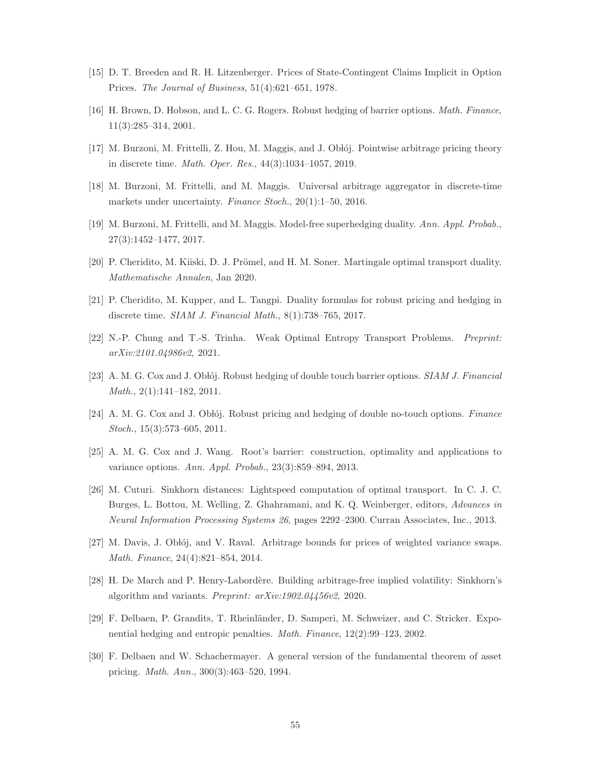[15] D. T. Breeden and R. H. Litzenberger. Prices of State-Contingent Claims Implicit in Option Prices. *The Journal of Business*, 51(4):621–651, 1978.

[16] H. Brown, D. Hobson, and L. C. G. Rogers. Robust hedging of barrier options. *Math. Finance*, 11(3):285–314, 2001.

[17] M. Burzoni, M. Frittelli, Z. Hou, M. Maggis, and J. Obłój. Pointwise arbitrage pricing theory in discrete time. *Math. Oper. Res.*, 44(3):1034–1057, 2019.

[18] M. Burzoni, M. Frittelli, and M. Maggis. Universal arbitrage aggregator in discrete-time markets under uncertainty. *Finance Stoch.*, 20(1):1–50, 2016.

[19] M. Burzoni, M. Frittelli, and M. Maggis. Model-free superhedging duality. *Ann. Appl. Probab.*, 27(3):1452–1477, 2017.

[20] P. Cheridito, M. Kiiski, D. J. Prömel, and H. M. Soner. Martingale optimal transport duality. *Mathematische Annalen*, Jan 2020.

[21] P. Cheridito, M. Kupper, and L. Tangpi. Duality formulas for robust pricing and hedging in discrete time. *SIAM J. Financial Math.*, 8(1):738–765, 2017.

[22] N.-P. Chung and T.-S. Trinha. Weak Optimal Entropy Transport Problems. *Preprint: arXiv:2101.04986v2*, 2021.

[23] A. M. G. Cox and J. Obłój. Robust hedging of double touch barrier options. *SIAM J. Financial Math.*, 2(1):141–182, 2011.

[24] A. M. G. Cox and J. Obłój. Robust pricing and hedging of double no-touch options. *Finance Stoch.*, 15(3):573–605, 2011.

[25] A. M. G. Cox and J. Wang. Root's barrier: construction, optimality and applications to variance options. *Ann. Appl. Probab.*, 23(3):859–894, 2013.

[26] M. Cuturi. Sinkhorn distances: Lightspeed computation of optimal transport. In C. J. C. Burges, L. Bottou, M. Welling, Z. Ghahramani, and K. Q. Weinberger, editors, *Advances in Neural Information Processing Systems 26*, pages 2292–2300. Curran Associates, Inc., 2013.

[27] M. Davis, J. Obłój, and V. Raval. Arbitrage bounds for prices of weighted variance swaps. *Math. Finance*, 24(4):821–854, 2014.

[28] H. De March and P. Henry-Labordère. Building arbitrage-free implied volatility: Sinkhorn's algorithm and variants. *Preprint: arXiv:1902.04456v2*, 2020.

[29] F. Delbaen, P. Grandits, T. Rheinländer, D. Samperi, M. Schweizer, and C. Stricker. Exponential hedging and entropic penalties. *Math. Finance*, 12(2):99–123, 2002.

[30] F. Delbaen and W. Schachermayer. A general version of the fundamental theorem of asset pricing. *Math. Ann.*, 300(3):463–520, 1994.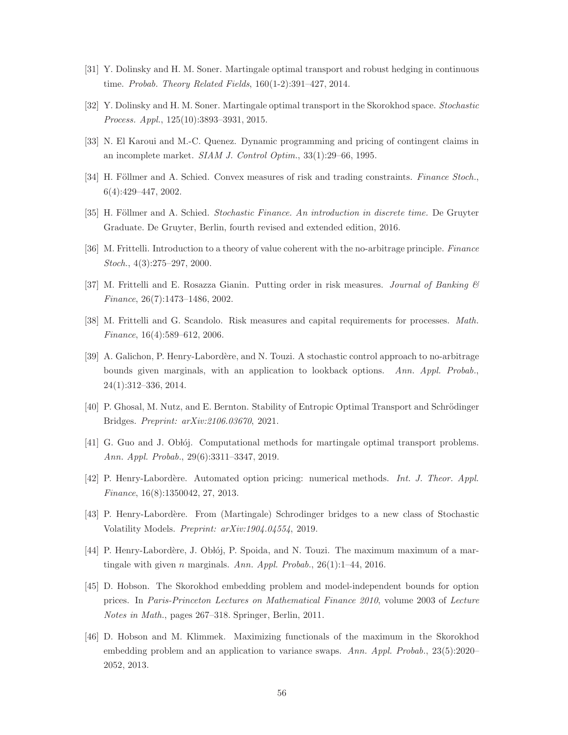[31] Y. Dolinsky and H. M. Soner. Martingale optimal transport and robust hedging in continuous time. *Probab. Theory Related Fields*, 160(1-2):391–427, 2014.

[32] Y. Dolinsky and H. M. Soner. Martingale optimal transport in the Skorokhod space. *Stochastic Process. Appl.*, 125(10):3893–3931, 2015.

[33] N. El Karoui and M.-C. Quenez. Dynamic programming and pricing of contingent claims in an incomplete market. *SIAM J. Control Optim.*, 33(1):29–66, 1995.

[34] H. Föllmer and A. Schied. Convex measures of risk and trading constraints. *Finance Stoch.*, 6(4):429–447, 2002.

[35] H. Föllmer and A. Schied. *Stochastic Finance. An introduction in discrete time.* De Gruyter Graduate. De Gruyter, Berlin, fourth revised and extended edition, 2016.

[36] M. Frittelli. Introduction to a theory of value coherent with the no-arbitrage principle. *Finance Stoch.*, 4(3):275–297, 2000.

[37] M. Frittelli and E. Rosazza Gianin. Putting order in risk measures. *Journal of Banking & Finance*, 26(7):1473–1486, 2002.

[38] M. Frittelli and G. Scandolo. Risk measures and capital requirements for processes. *Math. Finance*, 16(4):589–612, 2006.

[39] A. Galichon, P. Henry-Labordère, and N. Touzi. A stochastic control approach to no-arbitrage bounds given marginals, with an application to lookback options. *Ann. Appl. Probab.*, 24(1):312–336, 2014.

[40] P. Ghosal, M. Nutz, and E. Bernton. Stability of Entropic Optimal Transport and Schrödinger Bridges. *Preprint: arXiv:2106.03670*, 2021.

[41] G. Guo and J. Obłój. Computational methods for martingale optimal transport problems. *Ann. Appl. Probab.*, 29(6):3311–3347, 2019.

[42] P. Henry-Labordère. Automated option pricing: numerical methods. *Int. J. Theor. Appl. Finance*, 16(8):1350042, 27, 2013.

[43] P. Henry-Labordère. From (Martingale) Schrodinger bridges to a new class of Stochastic Volatility Models. *Preprint: arXiv:1904.04554*, 2019.

[44] P. Henry-Labordère, J. Obłój, P. Spoida, and N. Touzi. The maximum maximum of a martingale with given $n$ marginals. *Ann. Appl. Probab.*, 26(1):1–44, 2016.

[45] D. Hobson. The Skorokhod embedding problem and model-independent bounds for option prices. In *Paris-Princeton Lectures on Mathematical Finance 2010*, volume 2003 of *Lecture Notes in Math.*, pages 267–318. Springer, Berlin, 2011.

[46] D. Hobson and M. Klimmek. Maximizing functionals of the maximum in the Skorokhod embedding problem and an application to variance swaps. *Ann. Appl. Probab.*, 23(5):2020–2052, 2013.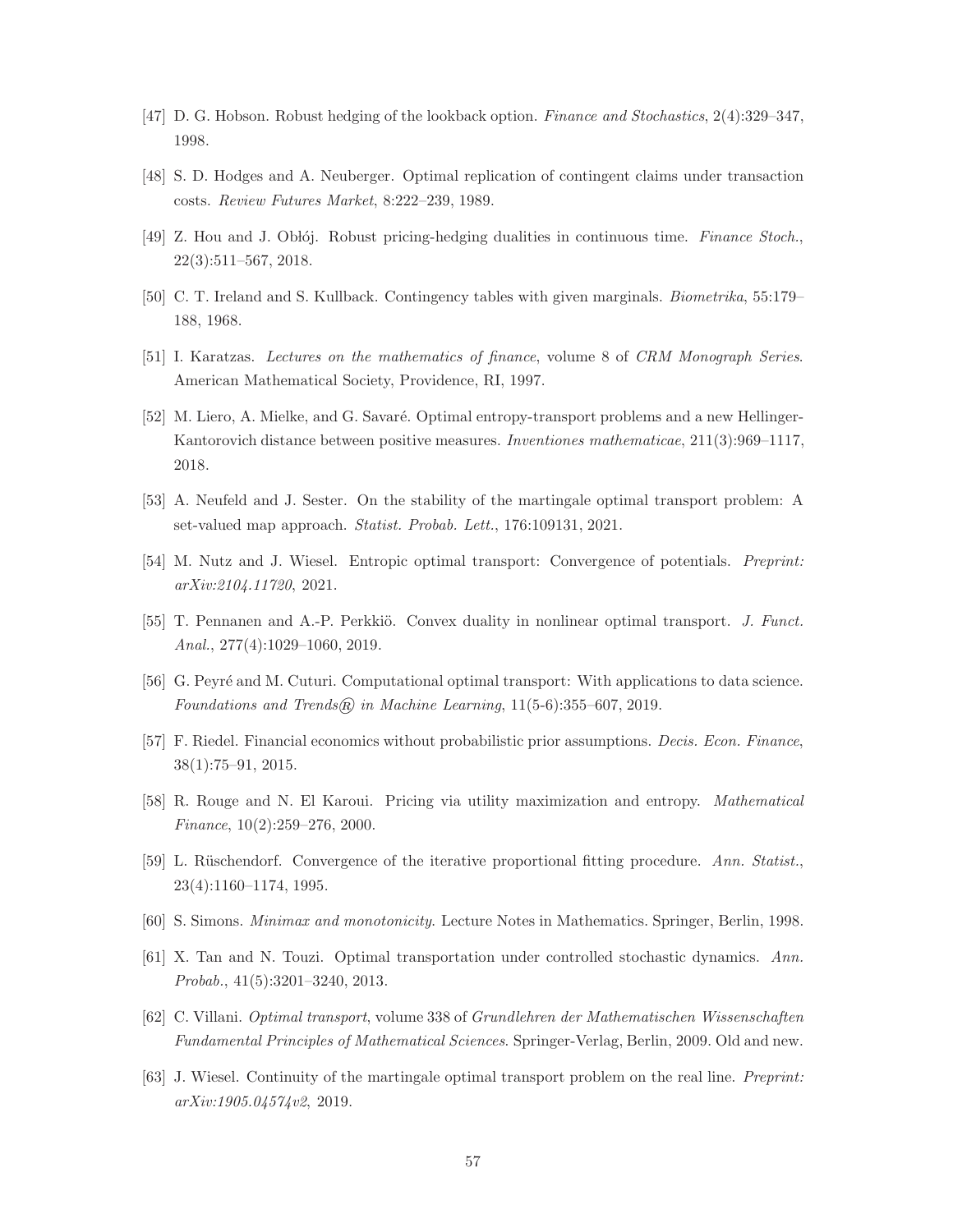[47] D. G. Hobson. Robust hedging of the lookback option. *Finance and Stochastics*, 2(4):329–347, 1998.

[48] S. D. Hodges and A. Neuberger. Optimal replication of contingent claims under transaction costs. *Review Futures Market*, 8:222–239, 1989.

[49] Z. Hou and J. Obłój. Robust pricing-hedging dualities in continuous time. *Finance Stoch.*, 22(3):511–567, 2018.

[50] C. T. Ireland and S. Kullback. Contingency tables with given marginals. *Biometrika*, 55:179–188, 1968.

[51] I. Karatzas. *Lectures on the mathematics of finance*, volume 8 of *CRM Monograph Series*. American Mathematical Society, Providence, RI, 1997.

[52] M. Liero, A. Mielke, and G. Savaré. Optimal entropy-transport problems and a new Hellinger-Kantorovich distance between positive measures. *Inventiones mathematicae*, 211(3):969–1117, 2018.

[53] A. Neufeld and J. Sester. On the stability of the martingale optimal transport problem: A set-valued map approach. *Statist. Probab. Lett.*, 176:109131, 2021.

[54] M. Nutz and J. Wiesel. Entropic optimal transport: Convergence of potentials. *Preprint: arXiv:2104.11720*, 2021.

[55] T. Pennanen and A.-P. Perkkiö. Convex duality in nonlinear optimal transport. *J. Funct. Anal.*, 277(4):1029–1060, 2019.

[56] G. Peyré and M. Cuturi. Computational optimal transport: With applications to data science. *Foundations and Trends® in Machine Learning*, 11(5-6):355–607, 2019.

[57] F. Riedel. Financial economics without probabilistic prior assumptions. *Decis. Econ. Finance*, 38(1):75–91, 2015.

[58] R. Rouge and N. El Karoui. Pricing via utility maximization and entropy. *Mathematical Finance*, 10(2):259–276, 2000.

[59] L. Rüschendorf. Convergence of the iterative proportional fitting procedure. *Ann. Statist.*, 23(4):1160–1174, 1995.

[60] S. Simons. *Minimax and monotonicity*. Lecture Notes in Mathematics. Springer, Berlin, 1998.

[61] X. Tan and N. Touzi. Optimal transportation under controlled stochastic dynamics. *Ann. Probab.*, 41(5):3201–3240, 2013.

[62] C. Villani. *Optimal transport*, volume 338 of *Grundlehren der Mathematischen Wissenschaften Fundamental Principles of Mathematical Sciences*. Springer-Verlag, Berlin, 2009. Old and new.

[63] J. Wiesel. Continuity of the martingale optimal transport problem on the real line. *Preprint: arXiv:1905.04574v2*, 2019.